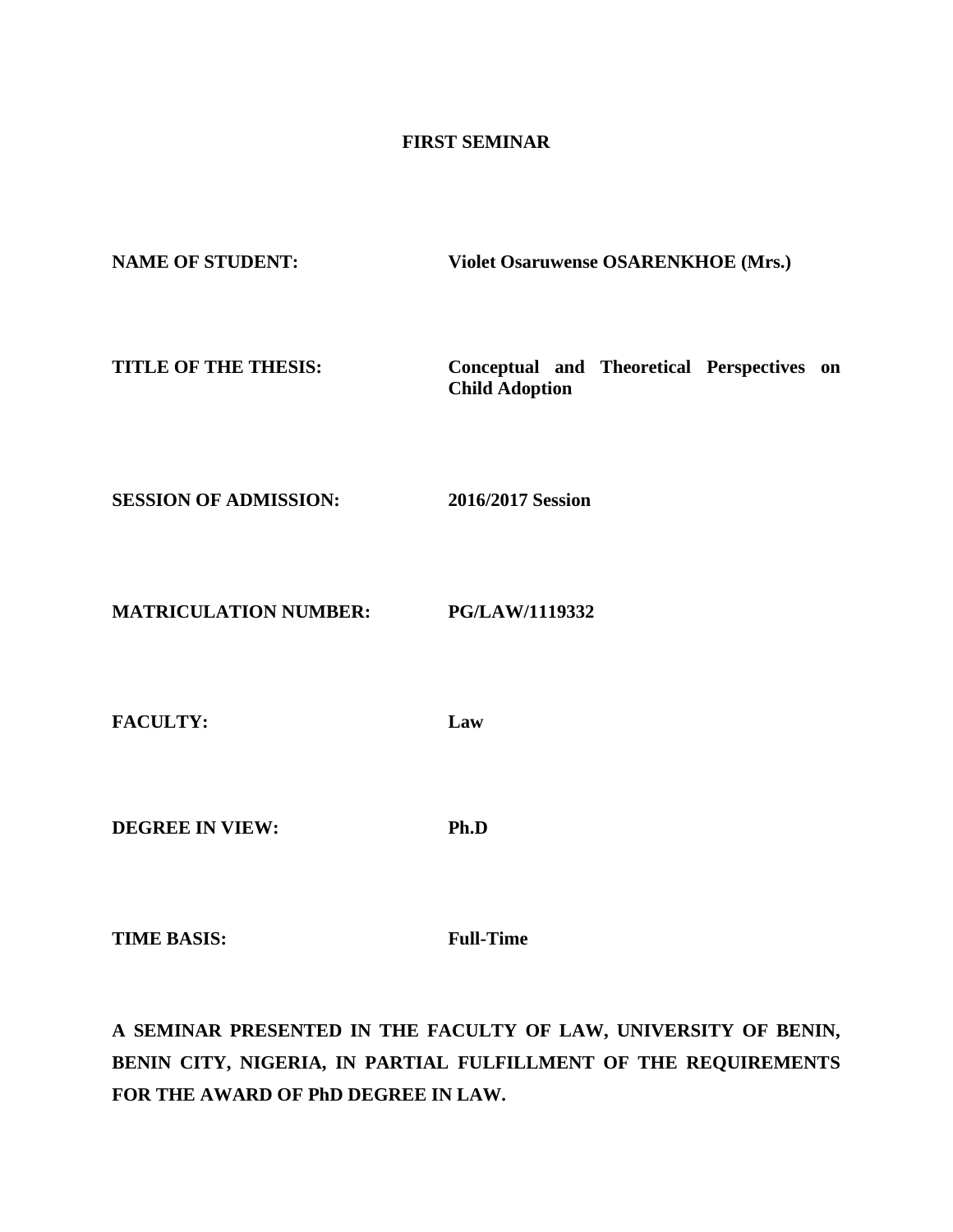# FIRST SEMINAR

**NAME OF STUDENT:** **Violet Osaruwense OSARENKHOE (Mrs.)**

**TITLE OF THE THESIS:** **Conceptual and Theoretical Perspectives on Child Adoption**

**SESSION OF ADMISSION:** **2016/2017 Session**

**MATRICULATION NUMBER:** **PG/LAW/1119332**

**FACULTY:** **Law**

**DEGREE IN VIEW:** **Ph.D**

**TIME BASIS:** **Full-Time**

**A SEMINAR PRESENTED IN THE FACULTY OF LAW, UNIVERSITY OF BENIN, BENIN CITY, NIGERIA, IN PARTIAL FULFILLMENT OF THE REQUIREMENTS FOR THE AWARD OF PhD DEGREE IN LAW.**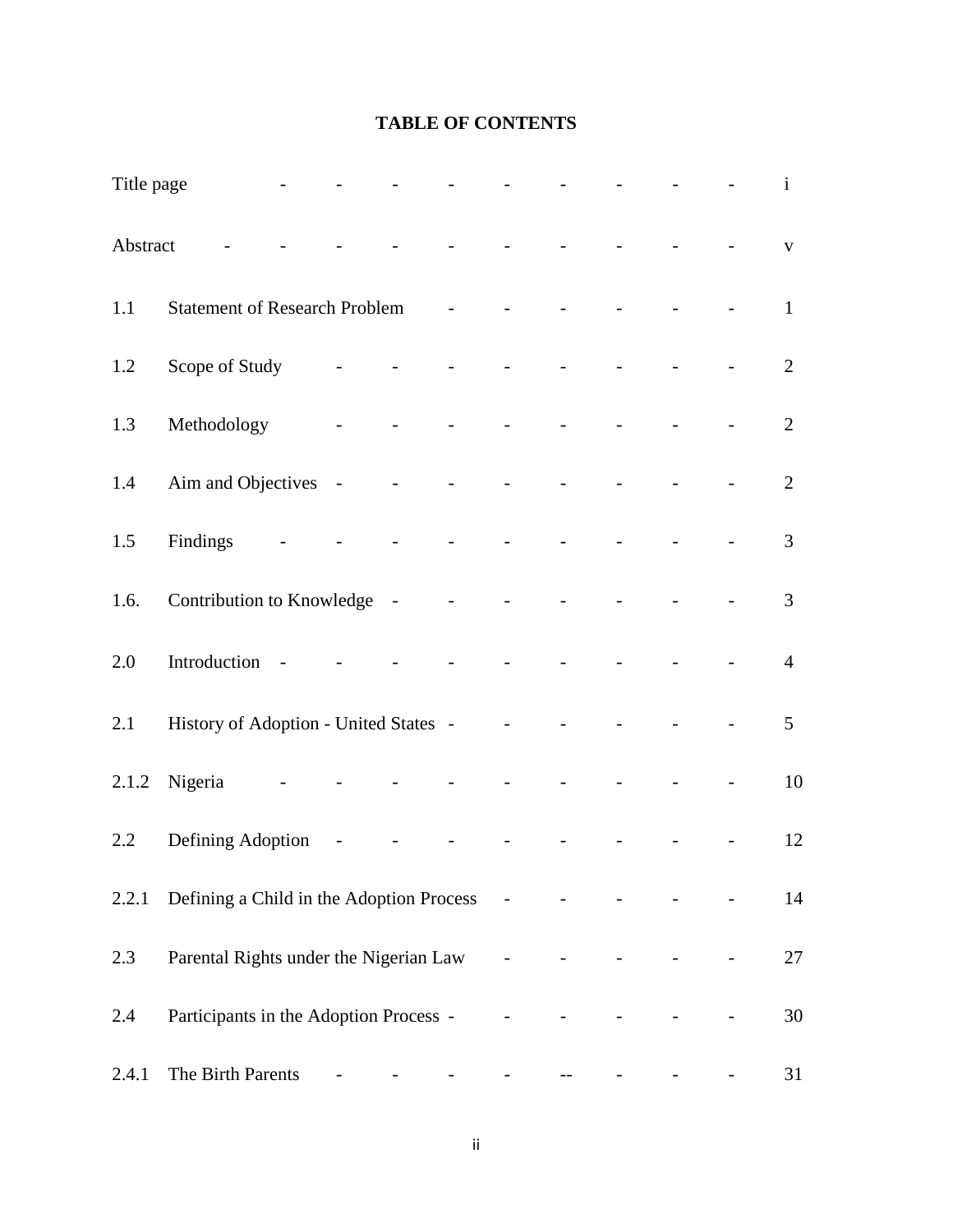# TABLE OF CONTENTS

| | | |
|---|---|---|
| Title page | | i |
| Abstract | | v |
| 1.1 | Statement of Research Problem | 1 |
| 1.2 | Scope of Study | 2 |
| 1.3 | Methodology | 2 |
| 1.4 | Aim and Objectives | 2 |
| 1.5 | Findings | 3 |
| 1.6. | Contribution to Knowledge | 3 |
| 2.0 | Introduction | 4 |
| 2.1 | History of Adoption - United States | 5 |
| 2.1.2 | Nigeria | 10 |
| 2.2 | Defining Adoption | 12 |
| 2.2.1 | Defining a Child in the Adoption Process | 14 |
| 2.3 | Parental Rights under the Nigerian Law | 27 |
| 2.4 | Participants in the Adoption Process | 30 |
| 2.4.1 | The Birth Parents | 31 |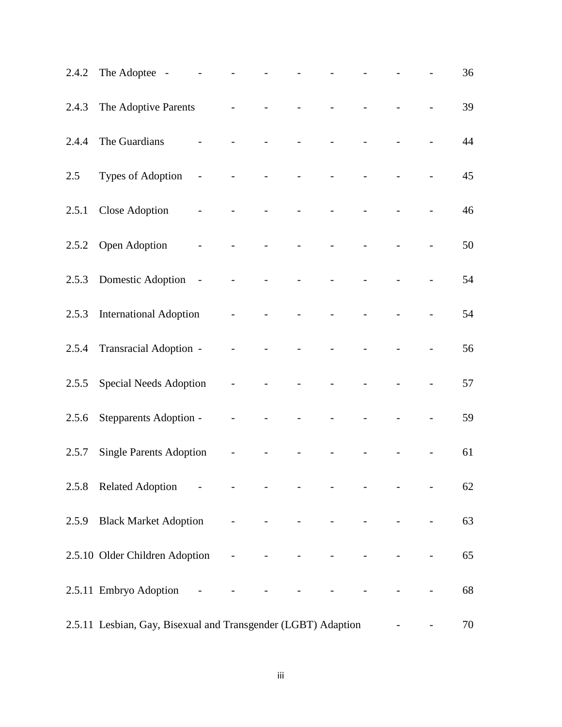| | | |
|---|---|---|
| 2.4.2 | The Adoptee | 36 |
| 2.4.3 | The Adoptive Parents | 39 |
| 2.4.4 | The Guardians | 44 |
| 2.5 | Types of Adoption | 45 |
| 2.5.1 | Close Adoption | 46 |
| 2.5.2 | Open Adoption | 50 |
| 2.5.3 | Domestic Adoption | 54 |
| 2.5.3 | International Adoption | 54 |
| 2.5.4 | Transracial Adoption | 56 |
| 2.5.5 | Special Needs Adoption | 57 |
| 2.5.6 | Stepparents Adoption | 59 |
| 2.5.7 | Single Parents Adoption | 61 |
| 2.5.8 | Related Adoption | 62 |
| 2.5.9 | Black Market Adoption | 63 |
| 2.5.10 | Older Children Adoption | 65 |
| 2.5.11 | Embryo Adoption | 68 |
| 2.5.11 | Lesbian, Gay, Bisexual and Transgender (LGBT) Adaption | 70 |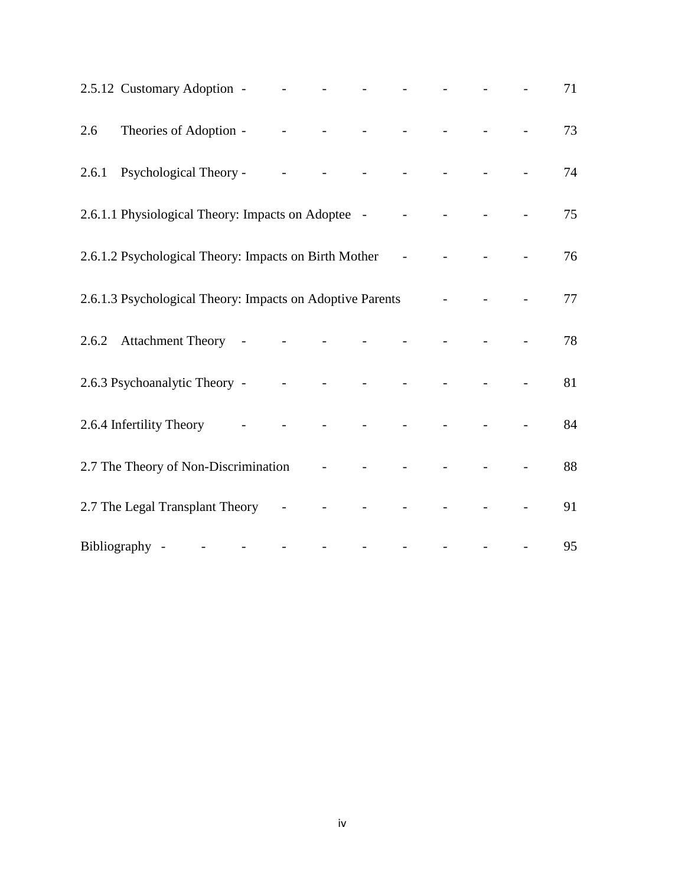| | |
|---|---|
| 2.5.12 Customary Adoption | 71 |
| 2.6 Theories of Adoption | 73 |
| 2.6.1 Psychological Theory | 74 |
| 2.6.1.1 Physiological Theory: Impacts on Adoptee | 75 |
| 2.6.1.2 Psychological Theory: Impacts on Birth Mother | 76 |
| 2.6.1.3 Psychological Theory: Impacts on Adoptive Parents | 77 |
| 2.6.2 Attachment Theory | 78 |
| 2.6.3 Psychoanalytic Theory | 81 |
| 2.6.4 Infertility Theory | 84 |
| 2.7 The Theory of Non-Discrimination | 88 |
| 2.7 The Legal Transplant Theory | 91 |
| Bibliography | 95 |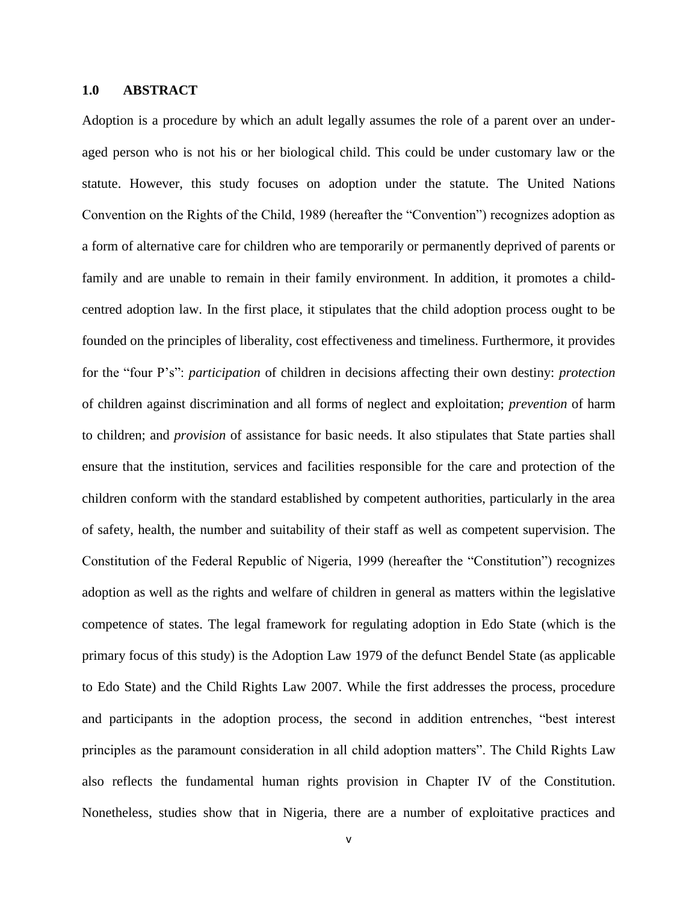## 1.0 ABSTRACT

Adoption is a procedure by which an adult legally assumes the role of a parent over an under-aged person who is not his or her biological child. This could be under customary law or the statute. However, this study focuses on adoption under the statute. The United Nations Convention on the Rights of the Child, 1989 (hereafter the "Convention") recognizes adoption as a form of alternative care for children who are temporarily or permanently deprived of parents or family and are unable to remain in their family environment. In addition, it promotes a child-centred adoption law. In the first place, it stipulates that the child adoption process ought to be founded on the principles of liberality, cost effectiveness and timeliness. Furthermore, it provides for the "four P's": *participation* of children in decisions affecting their own destiny: *protection* of children against discrimination and all forms of neglect and exploitation; *prevention* of harm to children; and *provision* of assistance for basic needs. It also stipulates that State parties shall ensure that the institution, services and facilities responsible for the care and protection of the children conform with the standard established by competent authorities, particularly in the area of safety, health, the number and suitability of their staff as well as competent supervision. The Constitution of the Federal Republic of Nigeria, 1999 (hereafter the "Constitution") recognizes adoption as well as the rights and welfare of children in general as matters within the legislative competence of states. The legal framework for regulating adoption in Edo State (which is the primary focus of this study) is the Adoption Law 1979 of the defunct Bendel State (as applicable to Edo State) and the Child Rights Law 2007. While the first addresses the process, procedure and participants in the adoption process, the second in addition entrenches, "best interest principles as the paramount consideration in all child adoption matters". The Child Rights Law also reflects the fundamental human rights provision in Chapter IV of the Constitution. Nonetheless, studies show that in Nigeria, there are a number of exploitative practices and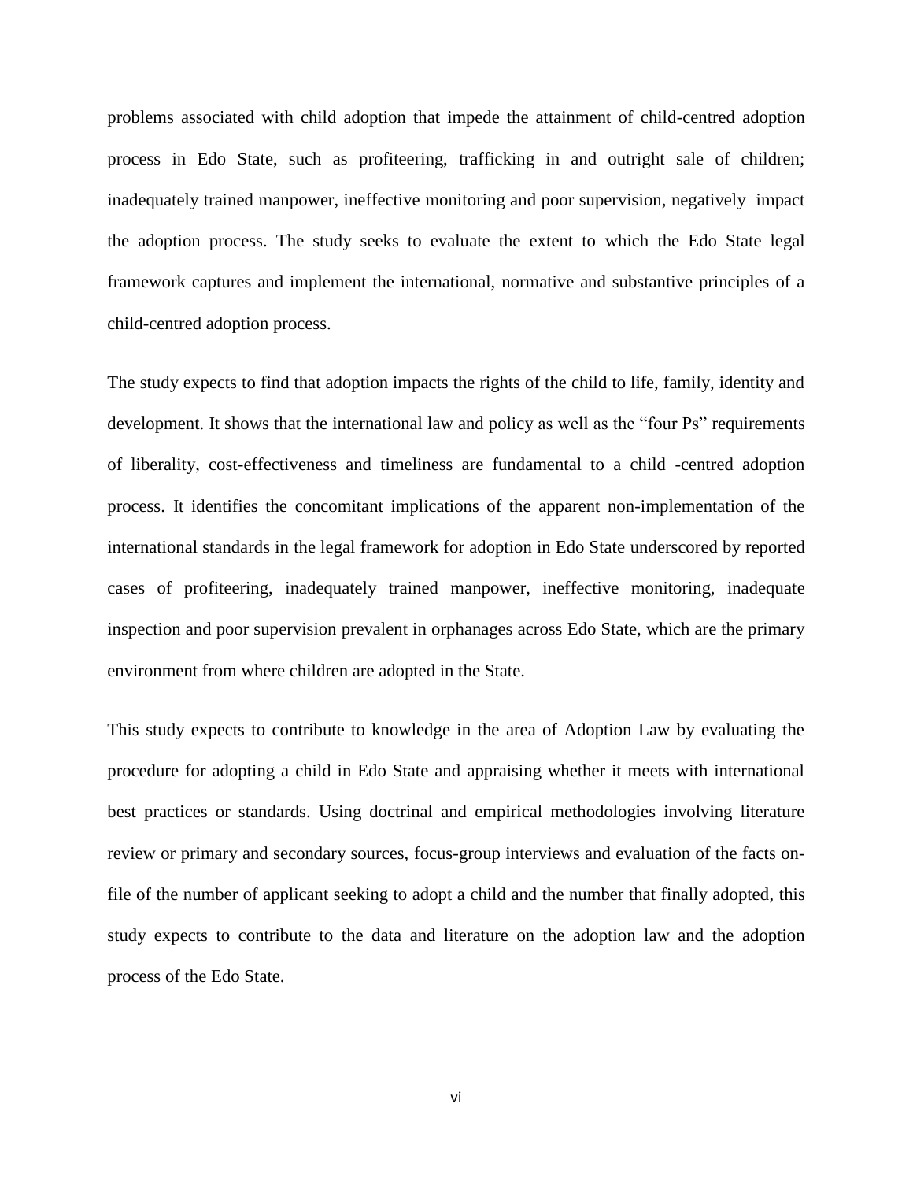problems associated with child adoption that impede the attainment of child-centred adoption process in Edo State, such as profiteering, trafficking in and outright sale of children; inadequately trained manpower, ineffective monitoring and poor supervision, negatively impact the adoption process. The study seeks to evaluate the extent to which the Edo State legal framework captures and implement the international, normative and substantive principles of a child-centred adoption process.

The study expects to find that adoption impacts the rights of the child to life, family, identity and development. It shows that the international law and policy as well as the "four Ps" requirements of liberality, cost-effectiveness and timeliness are fundamental to a child -centred adoption process. It identifies the concomitant implications of the apparent non-implementation of the international standards in the legal framework for adoption in Edo State underscored by reported cases of profiteering, inadequately trained manpower, ineffective monitoring, inadequate inspection and poor supervision prevalent in orphanages across Edo State, which are the primary environment from where children are adopted in the State.

This study expects to contribute to knowledge in the area of Adoption Law by evaluating the procedure for adopting a child in Edo State and appraising whether it meets with international best practices or standards. Using doctrinal and empirical methodologies involving literature review or primary and secondary sources, focus-group interviews and evaluation of the facts on-file of the number of applicant seeking to adopt a child and the number that finally adopted, this study expects to contribute to the data and literature on the adoption law and the adoption process of the Edo State.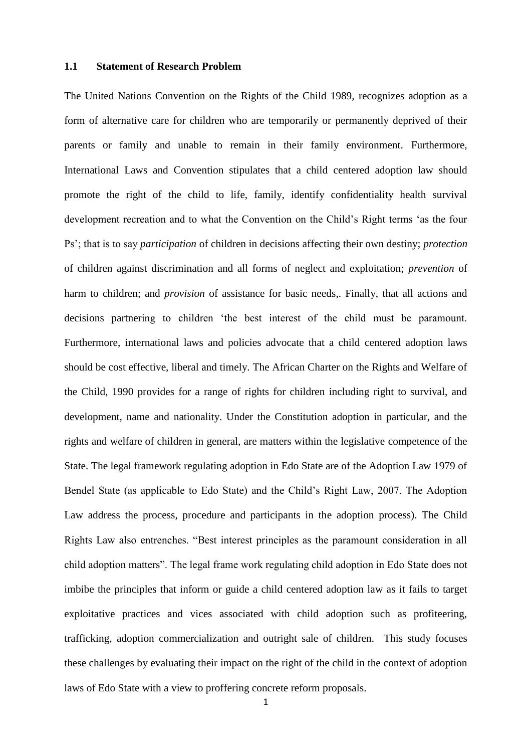### 1.1 Statement of Research Problem

The United Nations Convention on the Rights of the Child 1989, recognizes adoption as a form of alternative care for children who are temporarily or permanently deprived of their parents or family and unable to remain in their family environment. Furthermore, International Laws and Convention stipulates that a child centered adoption law should promote the right of the child to life, family, identify confidentiality health survival development recreation and to what the Convention on the Child's Right terms 'as the four Ps'; that is to say *participation* of children in decisions affecting their own destiny; *protection* of children against discrimination and all forms of neglect and exploitation; *prevention* of harm to children; and *provision* of assistance for basic needs,. Finally, that all actions and decisions partnering to children 'the best interest of the child must be paramount. Furthermore, international laws and policies advocate that a child centered adoption laws should be cost effective, liberal and timely. The African Charter on the Rights and Welfare of the Child, 1990 provides for a range of rights for children including right to survival, and development, name and nationality. Under the Constitution adoption in particular, and the rights and welfare of children in general, are matters within the legislative competence of the State. The legal framework regulating adoption in Edo State are of the Adoption Law 1979 of Bendel State (as applicable to Edo State) and the Child's Right Law, 2007. The Adoption Law address the process, procedure and participants in the adoption process). The Child Rights Law also entrenches. "Best interest principles as the paramount consideration in all child adoption matters". The legal frame work regulating child adoption in Edo State does not imbibe the principles that inform or guide a child centered adoption law as it fails to target exploitative practices and vices associated with child adoption such as profiteering, trafficking, adoption commercialization and outright sale of children. This study focuses these challenges by evaluating their impact on the right of the child in the context of adoption laws of Edo State with a view to proffering concrete reform proposals.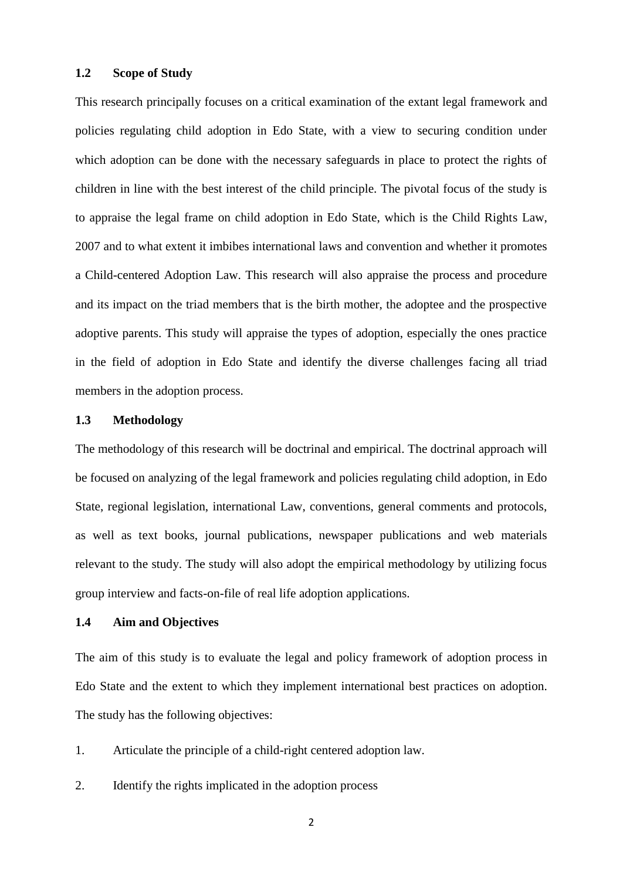### 1.2 Scope of Study

This research principally focuses on a critical examination of the extant legal framework and policies regulating child adoption in Edo State, with a view to securing condition under which adoption can be done with the necessary safeguards in place to protect the rights of children in line with the best interest of the child principle. The pivotal focus of the study is to appraise the legal frame on child adoption in Edo State, which is the Child Rights Law, 2007 and to what extent it imbibes international laws and convention and whether it promotes a Child-centered Adoption Law. This research will also appraise the process and procedure and its impact on the triad members that is the birth mother, the adoptee and the prospective adoptive parents. This study will appraise the types of adoption, especially the ones practice in the field of adoption in Edo State and identify the diverse challenges facing all triad members in the adoption process.

### 1.3 Methodology

The methodology of this research will be doctrinal and empirical. The doctrinal approach will be focused on analyzing of the legal framework and policies regulating child adoption, in Edo State, regional legislation, international Law, conventions, general comments and protocols, as well as text books, journal publications, newspaper publications and web materials relevant to the study. The study will also adopt the empirical methodology by utilizing focus group interview and facts-on-file of real life adoption applications.

### 1.4 Aim and Objectives

The aim of this study is to evaluate the legal and policy framework of adoption process in Edo State and the extent to which they implement international best practices on adoption. The study has the following objectives:

1. Articulate the principle of a child-right centered adoption law.
2. Identify the rights implicated in the adoption process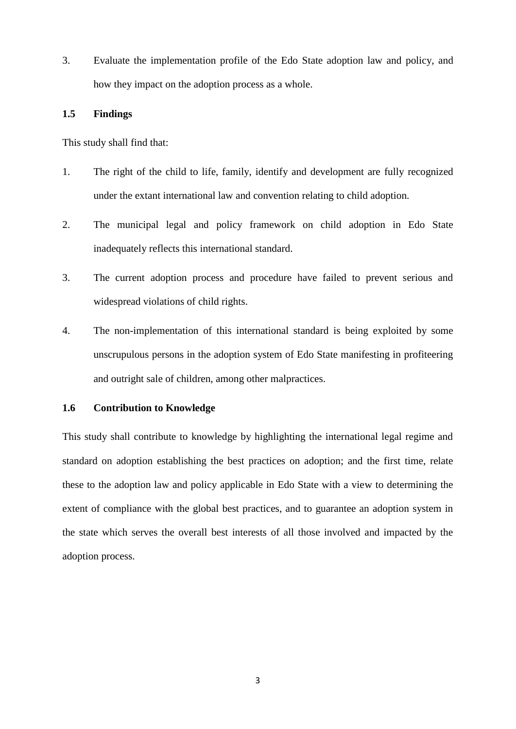3. Evaluate the implementation profile of the Edo State adoption law and policy, and how they impact on the adoption process as a whole.

### 1.5 Findings

This study shall find that:

1. The right of the child to life, family, identify and development are fully recognized under the extant international law and convention relating to child adoption.
2. The municipal legal and policy framework on child adoption in Edo State inadequately reflects this international standard.
3. The current adoption process and procedure have failed to prevent serious and widespread violations of child rights.
4. The non-implementation of this international standard is being exploited by some unscrupulous persons in the adoption system of Edo State manifesting in profiteering and outright sale of children, among other malpractices.

### 1.6 Contribution to Knowledge

This study shall contribute to knowledge by highlighting the international legal regime and standard on adoption establishing the best practices on adoption; and the first time, relate these to the adoption law and policy applicable in Edo State with a view to determining the extent of compliance with the global best practices, and to guarantee an adoption system in the state which serves the overall best interests of all those involved and impacted by the adoption process.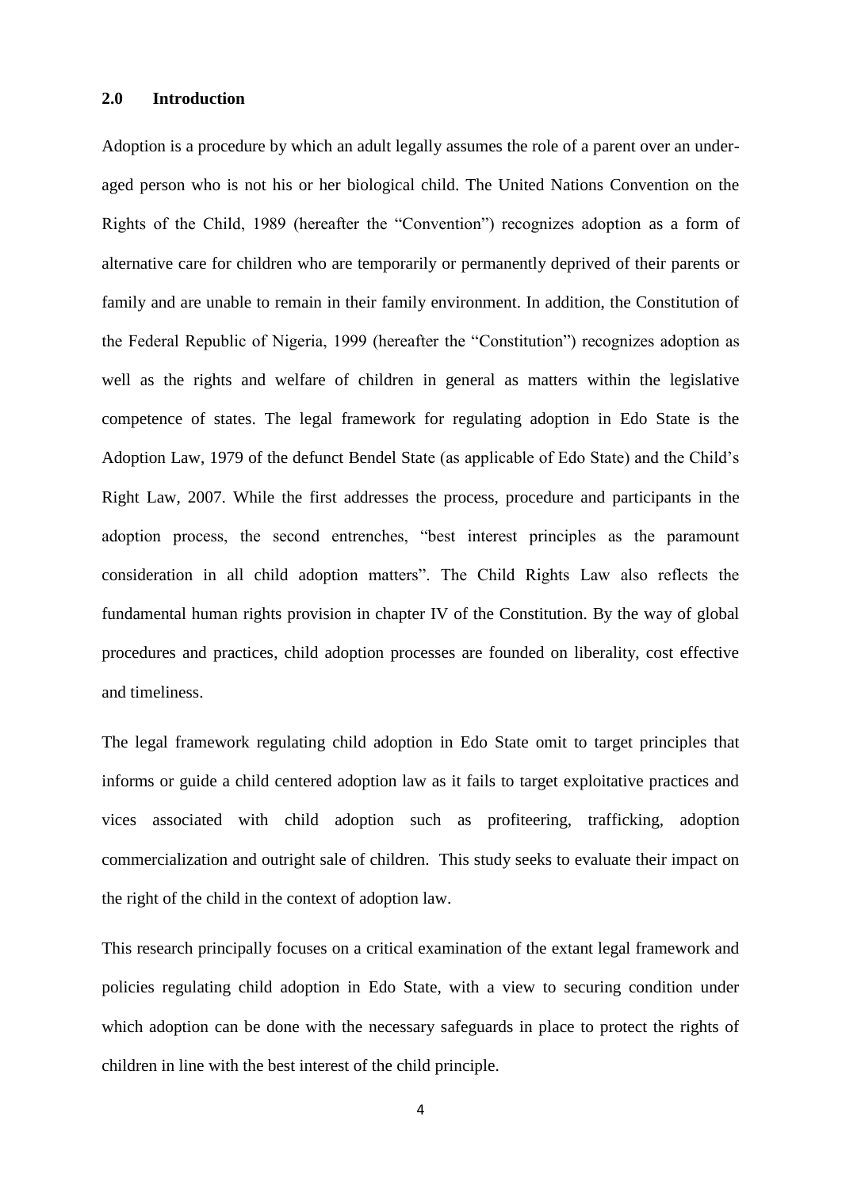## 2.0 Introduction

Adoption is a procedure by which an adult legally assumes the role of a parent over an under-aged person who is not his or her biological child. The United Nations Convention on the Rights of the Child, 1989 (hereafter the "Convention") recognizes adoption as a form of alternative care for children who are temporarily or permanently deprived of their parents or family and are unable to remain in their family environment. In addition, the Constitution of the Federal Republic of Nigeria, 1999 (hereafter the "Constitution") recognizes adoption as well as the rights and welfare of children in general as matters within the legislative competence of states. The legal framework for regulating adoption in Edo State is the Adoption Law, 1979 of the defunct Bendel State (as applicable of Edo State) and the Child's Right Law, 2007. While the first addresses the process, procedure and participants in the adoption process, the second entrenches, "best interest principles as the paramount consideration in all child adoption matters". The Child Rights Law also reflects the fundamental human rights provision in chapter IV of the Constitution. By the way of global procedures and practices, child adoption processes are founded on liberality, cost effective and timeliness.

The legal framework regulating child adoption in Edo State omit to target principles that informs or guide a child centered adoption law as it fails to target exploitative practices and vices associated with child adoption such as profiteering, trafficking, adoption commercialization and outright sale of children. This study seeks to evaluate their impact on the right of the child in the context of adoption law.

This research principally focuses on a critical examination of the extant legal framework and policies regulating child adoption in Edo State, with a view to securing condition under which adoption can be done with the necessary safeguards in place to protect the rights of children in line with the best interest of the child principle.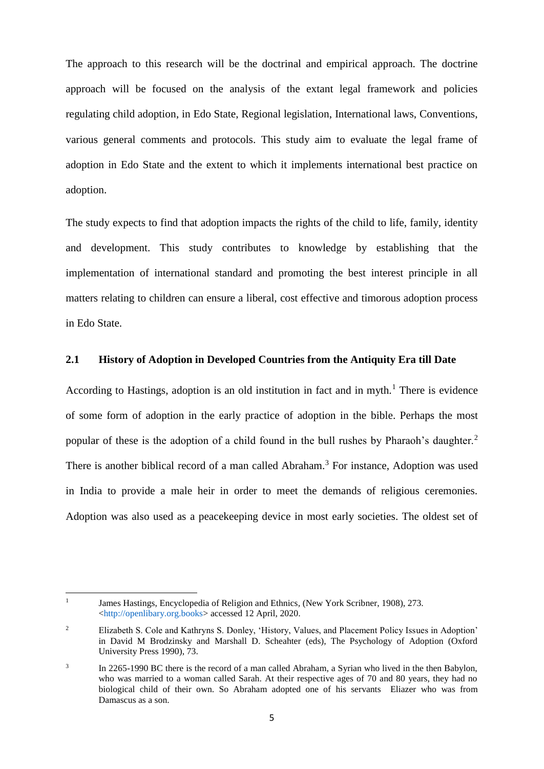The approach to this research will be the doctrinal and empirical approach. The doctrine approach will be focused on the analysis of the extant legal framework and policies regulating child adoption, in Edo State, Regional legislation, International laws, Conventions, various general comments and protocols. This study aim to evaluate the legal frame of adoption in Edo State and the extent to which it implements international best practice on adoption.

The study expects to find that adoption impacts the rights of the child to life, family, identity and development. This study contributes to knowledge by establishing that the implementation of international standard and promoting the best interest principle in all matters relating to children can ensure a liberal, cost effective and timorous adoption process in Edo State.

## 2.1 History of Adoption in Developed Countries from the Antiquity Era till Date

According to Hastings, adoption is an old institution in fact and in myth.[1] There is evidence of some form of adoption in the early practice of adoption in the bible. Perhaps the most popular of these is the adoption of a child found in the bull rushes by Pharaoh's daughter.[2] There is another biblical record of a man called Abraham.[3] For instance, Adoption was used in India to provide a male heir in order to meet the demands of religious ceremonies. Adoption was also used as a peacekeeping device in most early societies. The oldest set of

---

[1] James Hastings, Encyclopedia of Religion and Ethnics, (New York Scribner, 1908), 273. <http://openlibary.org.books> accessed 12 April, 2020.

[2] Elizabeth S. Cole and Kathryns S. Donley, 'History, Values, and Placement Policy Issues in Adoption' in David M Brodzinsky and Marshall D. Scheahter (eds), The Psychology of Adoption (Oxford University Press 1990), 73.

[3] In 2265-1990 BC there is the record of a man called Abraham, a Syrian who lived in the then Babylon, who was married to a woman called Sarah. At their respective ages of 70 and 80 years, they had no biological child of their own. So Abraham adopted one of his servants Eliazer who was from Damascus as a son.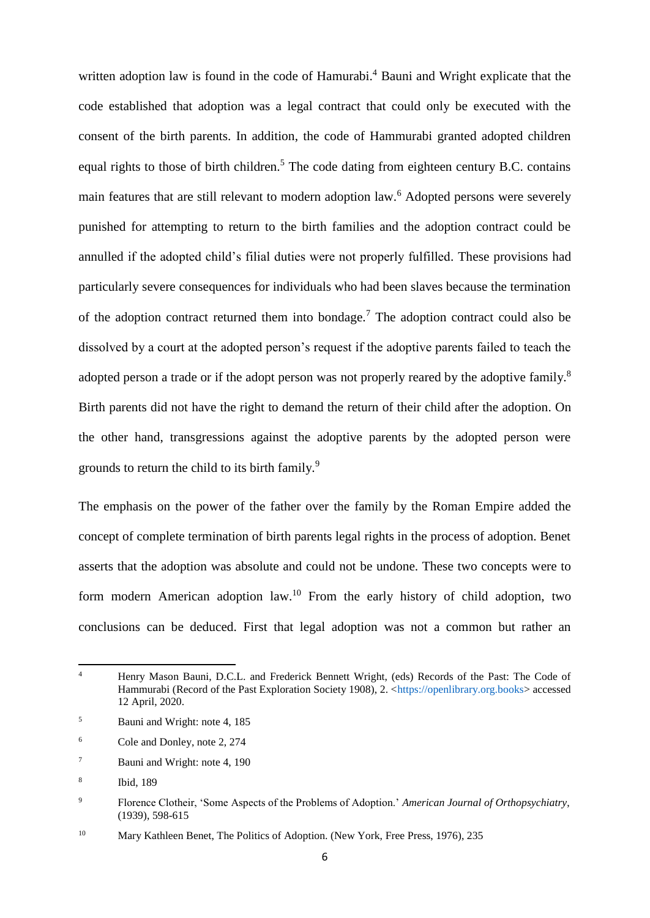written adoption law is found in the code of Hamurabi.[4] Bauni and Wright explicate that the code established that adoption was a legal contract that could only be executed with the consent of the birth parents. In addition, the code of Hammurabi granted adopted children equal rights to those of birth children.[5] The code dating from eighteen century B.C. contains main features that are still relevant to modern adoption law.[6] Adopted persons were severely punished for attempting to return to the birth families and the adoption contract could be annulled if the adopted child's filial duties were not properly fulfilled. These provisions had particularly severe consequences for individuals who had been slaves because the termination of the adoption contract returned them into bondage.[7] The adoption contract could also be dissolved by a court at the adopted person's request if the adoptive parents failed to teach the adopted person a trade or if the adopt person was not properly reared by the adoptive family.[8] Birth parents did not have the right to demand the return of their child after the adoption. On the other hand, transgressions against the adoptive parents by the adopted person were grounds to return the child to its birth family.[9]

The emphasis on the power of the father over the family by the Roman Empire added the concept of complete termination of birth parents legal rights in the process of adoption. Benet asserts that the adoption was absolute and could not be undone. These two concepts were to form modern American adoption law.[10] From the early history of child adoption, two conclusions can be deduced. First that legal adoption was not a common but rather an

---

[4] Henry Mason Bauni, D.C.L. and Frederick Bennett Wright, (eds) Records of the Past: The Code of Hammurabi (Record of the Past Exploration Society 1908), 2. <https://openlibrary.org.books> accessed 12 April, 2020.

[5] Bauni and Wright: note 4, 185

[6] Cole and Donley, note 2, 274

[7] Bauni and Wright: note 4, 190

[8] Ibid, 189

[9] Florence Clotheir, 'Some Aspects of the Problems of Adoption.' *American Journal of Orthopsychiatry*, (1939), 598-615

[10] Mary Kathleen Benet, The Politics of Adoption. (New York, Free Press, 1976), 235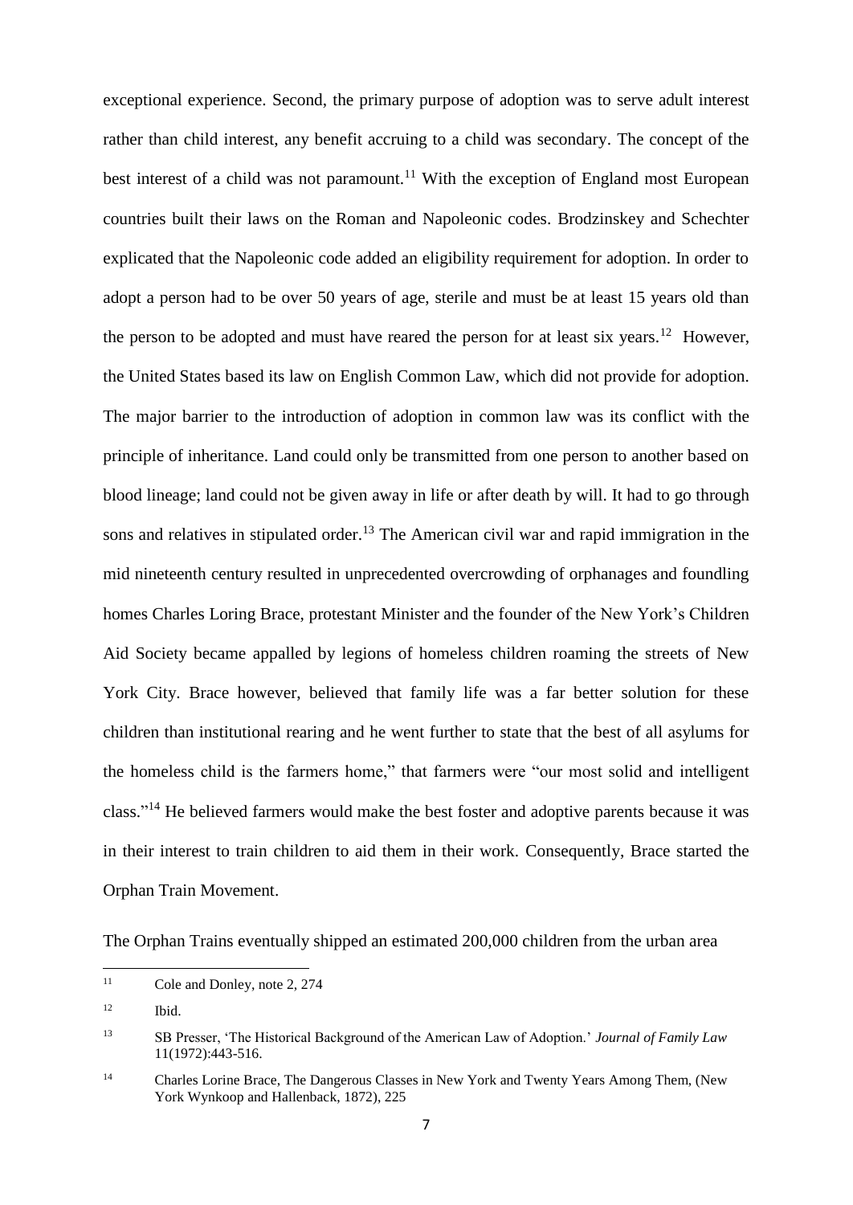exceptional experience. Second, the primary purpose of adoption was to serve adult interest rather than child interest, any benefit accruing to a child was secondary. The concept of the best interest of a child was not paramount.[11] With the exception of England most European countries built their laws on the Roman and Napoleonic codes. Brodzinskey and Schechter explicated that the Napoleonic code added an eligibility requirement for adoption. In order to adopt a person had to be over 50 years of age, sterile and must be at least 15 years old than the person to be adopted and must have reared the person for at least six years.[12] However, the United States based its law on English Common Law, which did not provide for adoption. The major barrier to the introduction of adoption in common law was its conflict with the principle of inheritance. Land could only be transmitted from one person to another based on blood lineage; land could not be given away in life or after death by will. It had to go through sons and relatives in stipulated order.[13] The American civil war and rapid immigration in the mid nineteenth century resulted in unprecedented overcrowding of orphanages and foundling homes Charles Loring Brace, protestant Minister and the founder of the New York's Children Aid Society became appalled by legions of homeless children roaming the streets of New York City. Brace however, believed that family life was a far better solution for these children than institutional rearing and he went further to state that the best of all asylums for the homeless child is the farmers home," that farmers were "our most solid and intelligent class."[14] He believed farmers would make the best foster and adoptive parents because it was in their interest to train children to aid them in their work. Consequently, Brace started the Orphan Train Movement.

The Orphan Trains eventually shipped an estimated 200,000 children from the urban area

---

[11] Cole and Donley, note 2, 274

[12] Ibid.

[13] SB Presser, 'The Historical Background of the American Law of Adoption.' *Journal of Family Law* 11(1972):443-516.

[14] Charles Lorine Brace, The Dangerous Classes in New York and Twenty Years Among Them, (New York Wynkoop and Hallenback, 1872), 225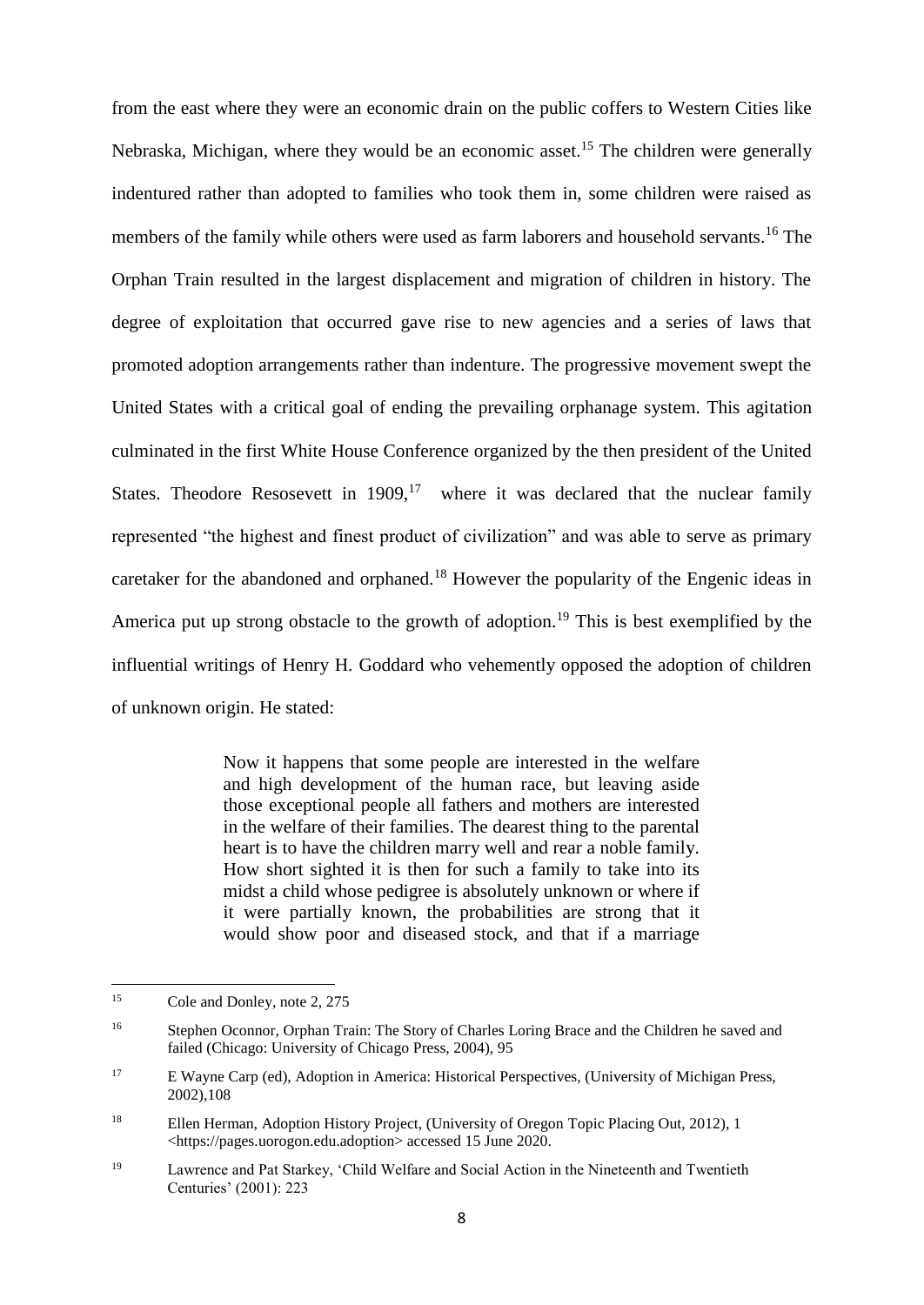from the east where they were an economic drain on the public coffers to Western Cities like Nebraska, Michigan, where they would be an economic asset.[15] The children were generally indentured rather than adopted to families who took them in, some children were raised as members of the family while others were used as farm laborers and household servants.[16] The Orphan Train resulted in the largest displacement and migration of children in history. The degree of exploitation that occurred gave rise to new agencies and a series of laws that promoted adoption arrangements rather than indenture. The progressive movement swept the United States with a critical goal of ending the prevailing orphanage system. This agitation culminated in the first White House Conference organized by the then president of the United States. Theodore Resosevett in 1909,[17] where it was declared that the nuclear family represented "the highest and finest product of civilization" and was able to serve as primary caretaker for the abandoned and orphaned.[18] However the popularity of the Engenic ideas in America put up strong obstacle to the growth of adoption.[19] This is best exemplified by the influential writings of Henry H. Goddard who vehemently opposed the adoption of children of unknown origin. He stated:

> Now it happens that some people are interested in the welfare and high development of the human race, but leaving aside those exceptional people all fathers and mothers are interested in the welfare of their families. The dearest thing to the parental heart is to have the children marry well and rear a noble family. How short sighted it is then for such a family to take into its midst a child whose pedigree is absolutely unknown or where if it were partially known, the probabilities are strong that it would show poor and diseased stock, and that if a marriage

---

[15] Cole and Donley, note 2, 275

[16] Stephen Oconnor, Orphan Train: The Story of Charles Loring Brace and the Children he saved and failed (Chicago: University of Chicago Press, 2004), 95

[17] E Wayne Carp (ed), Adoption in America: Historical Perspectives, (University of Michigan Press, 2002),108

[18] Ellen Herman, Adoption History Project, (University of Oregon Topic Placing Out, 2012), 1 <https://pages.uorogon.edu.adoption> accessed 15 June 2020.

[19] Lawrence and Pat Starkey, 'Child Welfare and Social Action in the Nineteenth and Twentieth Centuries' (2001): 223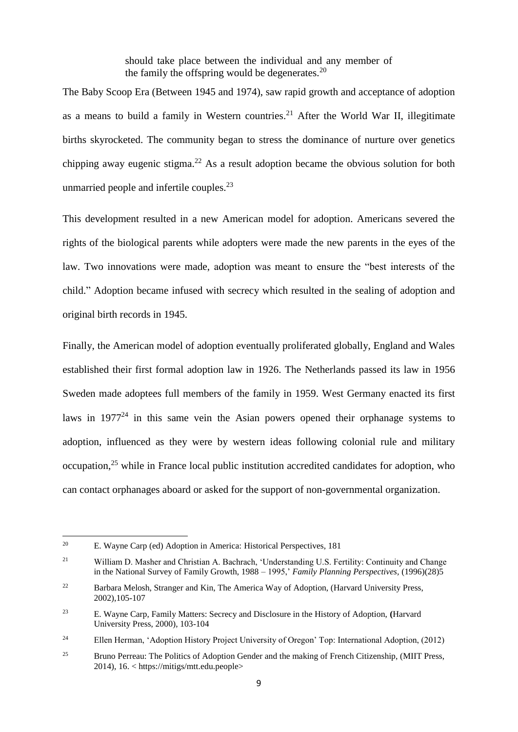> should take place between the individual and any member of the family the offspring would be degenerates.[20]

The Baby Scoop Era (Between 1945 and 1974), saw rapid growth and acceptance of adoption as a means to build a family in Western countries.[21] After the World War II, illegitimate births skyrocketed. The community began to stress the dominance of nurture over genetics chipping away eugenic stigma.[22] As a result adoption became the obvious solution for both unmarried people and infertile couples.[23]

This development resulted in a new American model for adoption. Americans severed the rights of the biological parents while adopters were made the new parents in the eyes of the law. Two innovations were made, adoption was meant to ensure the "best interests of the child." Adoption became infused with secrecy which resulted in the sealing of adoption and original birth records in 1945.

Finally, the American model of adoption eventually proliferated globally, England and Wales established their first formal adoption law in 1926. The Netherlands passed its law in 1956 Sweden made adoptees full members of the family in 1959. West Germany enacted its first laws in 1977[24] in this same vein the Asian powers opened their orphanage systems to adoption, influenced as they were by western ideas following colonial rule and military occupation,[25] while in France local public institution accredited candidates for adoption, who can contact orphanages aboard or asked for the support of non-governmental organization.

---

[20] E. Wayne Carp (ed) Adoption in America: Historical Perspectives, 181

[21] William D. Masher and Christian A. Bachrach, 'Understanding U.S. Fertility: Continuity and Change in the National Survey of Family Growth, 1988 – 1995,' *Family Planning Perspectives*, (1996)(28)5

[22] Barbara Melosh, Stranger and Kin, The America Way of Adoption, (Harvard University Press, 2002),105-107

[23] E. Wayne Carp, Family Matters: Secrecy and Disclosure in the History of Adoption, (Harvard University Press, 2000), 103-104

[24] Ellen Herman, 'Adoption History Project University of Oregon' Top: International Adoption, (2012)

[25] Bruno Perreau: The Politics of Adoption Gender and the making of French Citizenship, (MIIT Press, 2014), 16. < https://mitigs/mtt.edu.people>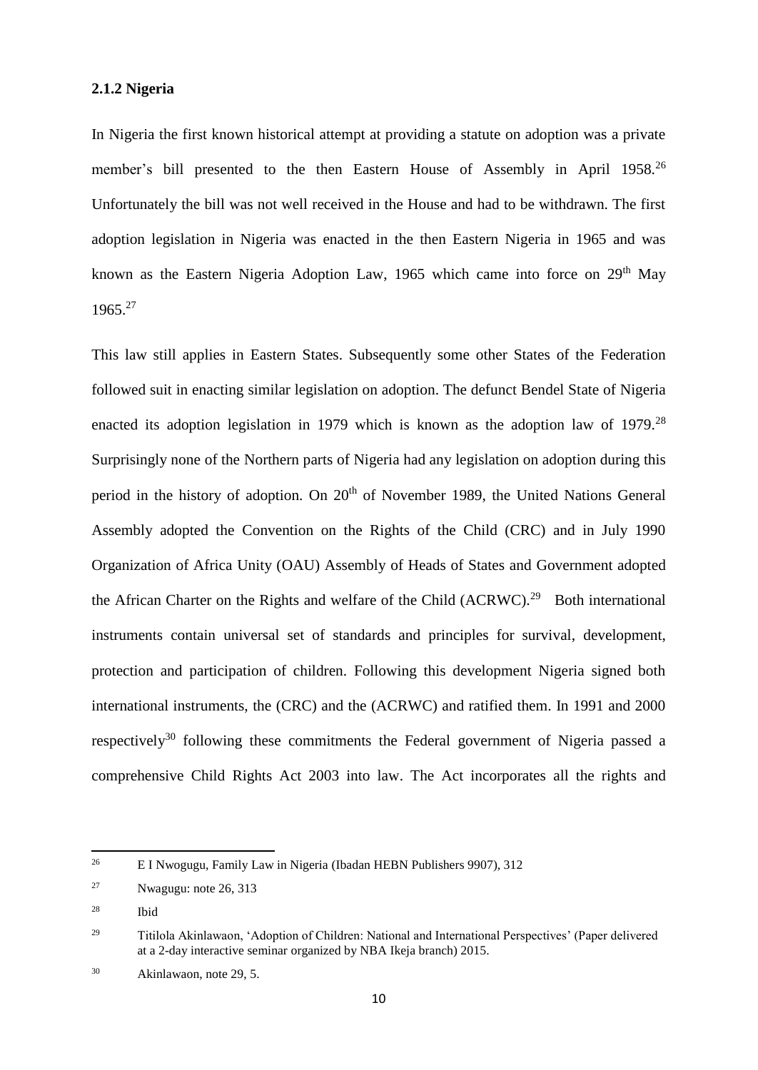### 2.1.2 Nigeria

In Nigeria the first known historical attempt at providing a statute on adoption was a private member's bill presented to the then Eastern House of Assembly in April 1958.[26] Unfortunately the bill was not well received in the House and had to be withdrawn. The first adoption legislation in Nigeria was enacted in the then Eastern Nigeria in 1965 and was known as the Eastern Nigeria Adoption Law, 1965 which came into force on 29th May 1965.[27]

This law still applies in Eastern States. Subsequently some other States of the Federation followed suit in enacting similar legislation on adoption. The defunct Bendel State of Nigeria enacted its adoption legislation in 1979 which is known as the adoption law of 1979.[28] Surprisingly none of the Northern parts of Nigeria had any legislation on adoption during this period in the history of adoption. On 20th of November 1989, the United Nations General Assembly adopted the Convention on the Rights of the Child (CRC) and in July 1990 Organization of Africa Unity (OAU) Assembly of Heads of States and Government adopted the African Charter on the Rights and welfare of the Child (ACRWC).[29] Both international instruments contain universal set of standards and principles for survival, development, protection and participation of children. Following this development Nigeria signed both international instruments, the (CRC) and the (ACRWC) and ratified them. In 1991 and 2000 respectively[30] following these commitments the Federal government of Nigeria passed a comprehensive Child Rights Act 2003 into law. The Act incorporates all the rights and

---

[26] E I Nwogugu, Family Law in Nigeria (Ibadan HEBN Publishers 9907), 312

[27] Nwagugu: note 26, 313

[28] Ibid

[29] Titilola Akinlawaon, 'Adoption of Children: National and International Perspectives' (Paper delivered at a 2-day interactive seminar organized by NBA Ikeja branch) 2015.

[30] Akinlawaon, note 29, 5.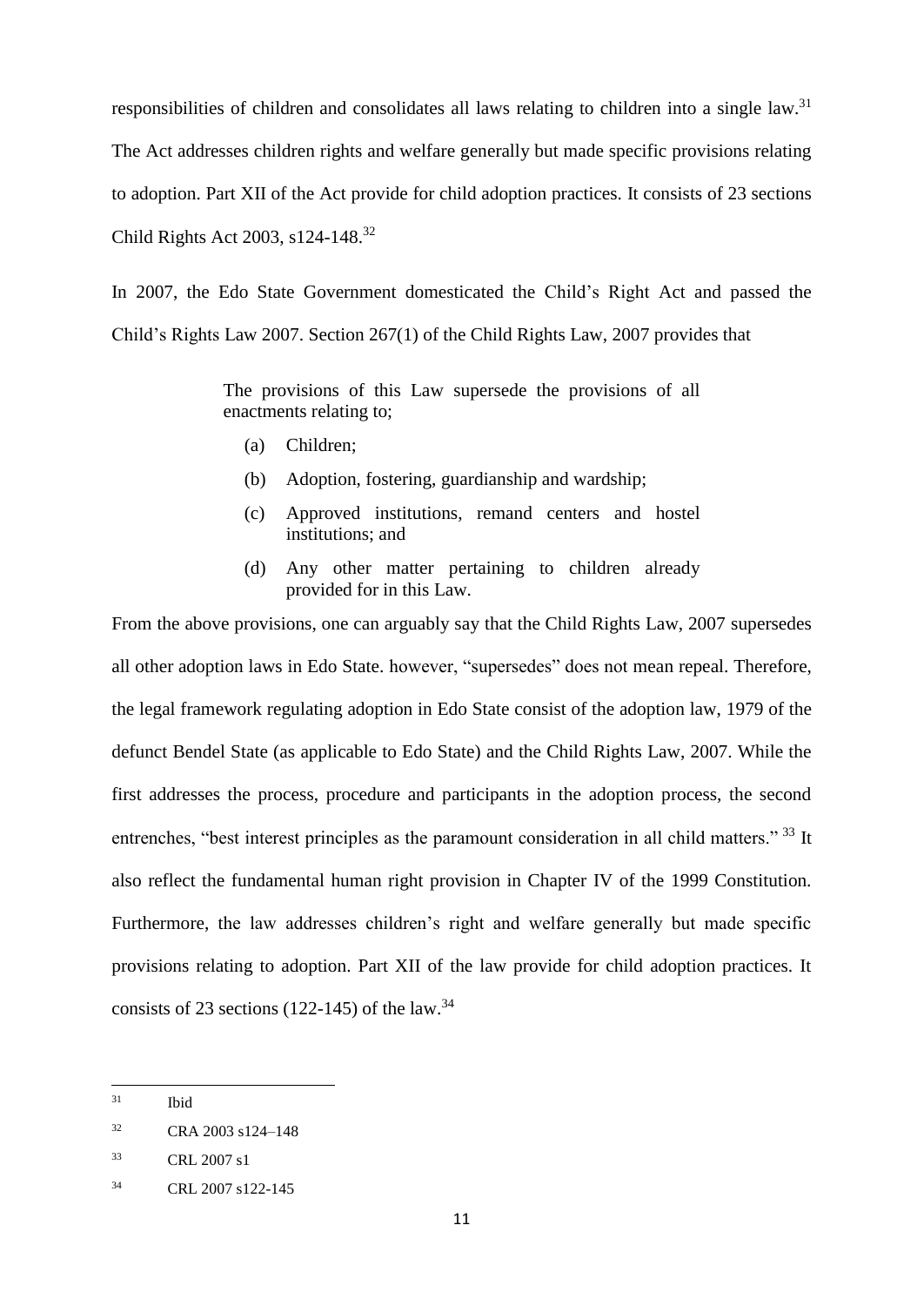responsibilities of children and consolidates all laws relating to children into a single law.[31] The Act addresses children rights and welfare generally but made specific provisions relating to adoption. Part XII of the Act provide for child adoption practices. It consists of 23 sections Child Rights Act 2003, s124-148.[32]

In 2007, the Edo State Government domesticated the Child's Right Act and passed the Child's Rights Law 2007. Section 267(1) of the Child Rights Law, 2007 provides that

> The provisions of this Law supersede the provisions of all enactments relating to;
>
> (a) Children;
>
> (b) Adoption, fostering, guardianship and wardship;
>
> (c) Approved institutions, remand centers and hostel institutions; and
>
> (d) Any other matter pertaining to children already provided for in this Law.

From the above provisions, one can arguably say that the Child Rights Law, 2007 supersedes all other adoption laws in Edo State. however, "supersedes" does not mean repeal. Therefore, the legal framework regulating adoption in Edo State consist of the adoption law, 1979 of the defunct Bendel State (as applicable to Edo State) and the Child Rights Law, 2007. While the first addresses the process, procedure and participants in the adoption process, the second entrenches, "best interest principles as the paramount consideration in all child matters." [33] It also reflect the fundamental human right provision in Chapter IV of the 1999 Constitution. Furthermore, the law addresses children's right and welfare generally but made specific provisions relating to adoption. Part XII of the law provide for child adoption practices. It consists of 23 sections (122-145) of the law.[34]

---

[31] Ibid

[32] CRA 2003 s124–148

[33] CRL 2007 s1

[34] CRL 2007 s122-145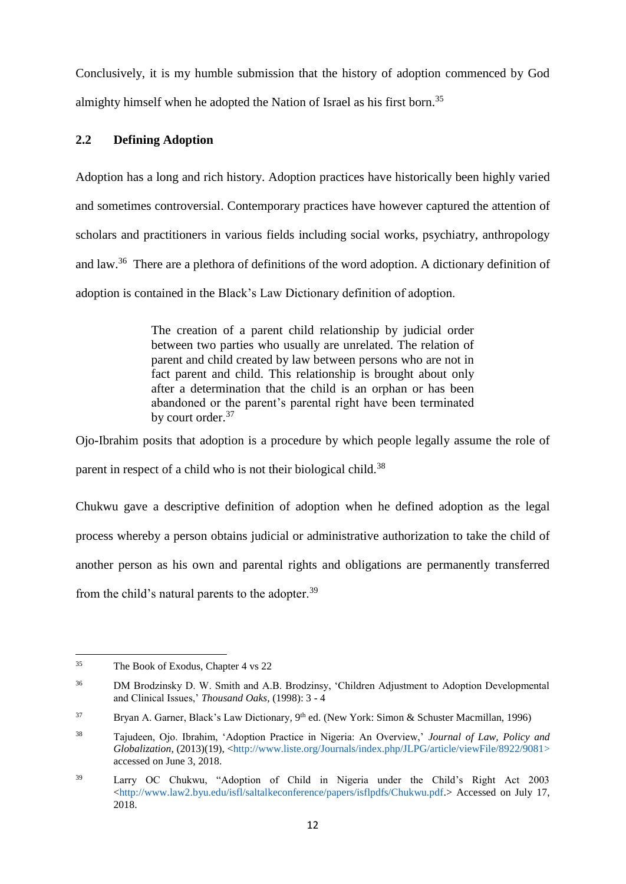Conclusively, it is my humble submission that the history of adoption commenced by God almighty himself when he adopted the Nation of Israel as his first born.[35]

## 2.2 Defining Adoption

Adoption has a long and rich history. Adoption practices have historically been highly varied and sometimes controversial. Contemporary practices have however captured the attention of scholars and practitioners in various fields including social works, psychiatry, anthropology and law.[36] There are a plethora of definitions of the word adoption. A dictionary definition of adoption is contained in the Black's Law Dictionary definition of adoption.

> The creation of a parent child relationship by judicial order between two parties who usually are unrelated. The relation of parent and child created by law between persons who are not in fact parent and child. This relationship is brought about only after a determination that the child is an orphan or has been abandoned or the parent's parental right have been terminated by court order.[37]

Ojo-Ibrahim posits that adoption is a procedure by which people legally assume the role of parent in respect of a child who is not their biological child.[38]

Chukwu gave a descriptive definition of adoption when he defined adoption as the legal process whereby a person obtains judicial or administrative authorization to take the child of another person as his own and parental rights and obligations are permanently transferred from the child's natural parents to the adopter.[39]

---

[35] The Book of Exodus, Chapter 4 vs 22

[36] DM Brodzinsky D. W. Smith and A.B. Brodzinsy, 'Children Adjustment to Adoption Developmental and Clinical Issues,' *Thousand Oaks*, (1998): 3 - 4

[37] Bryan A. Garner, Black's Law Dictionary, 9th ed. (New York: Simon & Schuster Macmillan, 1996)

[38] Tajudeen, Ojo. Ibrahim, 'Adoption Practice in Nigeria: An Overview,' *Journal of Law, Policy and Globalization*, (2013)(19), <http://www.liste.org/Journals/index.php/JLPG/article/viewFile/8922/9081> accessed on June 3, 2018.

[39] Larry OC Chukwu, "Adoption of Child in Nigeria under the Child's Right Act 2003 <http://www.law2.byu.edu/isfl/saltalkeconference/papers/isflpdfs/Chukwu.pdf.> Accessed on July 17, 2018.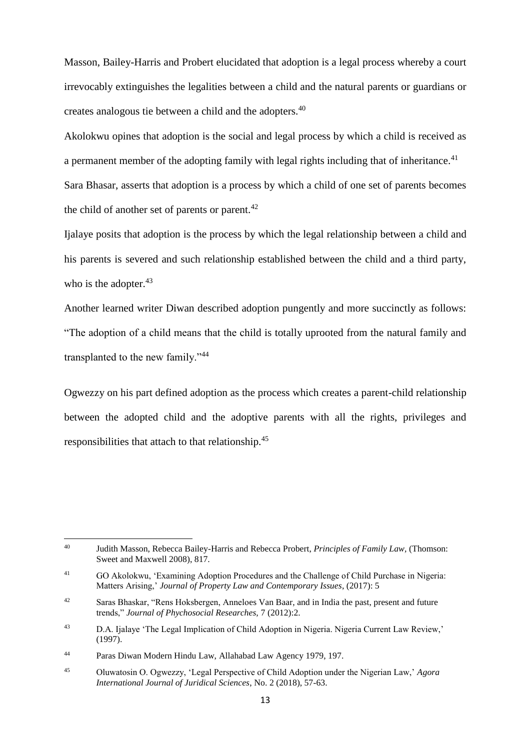Masson, Bailey-Harris and Probert elucidated that adoption is a legal process whereby a court irrevocably extinguishes the legalities between a child and the natural parents or guardians or creates analogous tie between a child and the adopters.[40]

Akolokwu opines that adoption is the social and legal process by which a child is received as a permanent member of the adopting family with legal rights including that of inheritance.[41]

Sara Bhasar, asserts that adoption is a process by which a child of one set of parents becomes the child of another set of parents or parent.[42]

Ijalaye posits that adoption is the process by which the legal relationship between a child and his parents is severed and such relationship established between the child and a third party, who is the adopter.[43]

Another learned writer Diwan described adoption pungently and more succinctly as follows: "The adoption of a child means that the child is totally uprooted from the natural family and transplanted to the new family."[44]

Ogwezzy on his part defined adoption as the process which creates a parent-child relationship between the adopted child and the adoptive parents with all the rights, privileges and responsibilities that attach to that relationship.[45]

---

[40] Judith Masson, Rebecca Bailey-Harris and Rebecca Probert, *Principles of Family Law*, (Thomson: Sweet and Maxwell 2008), 817.

[41] GO Akolokwu, 'Examining Adoption Procedures and the Challenge of Child Purchase in Nigeria: Matters Arising,' *Journal of Property Law and Contemporary Issues*, (2017): 5

[42] Saras Bhaskar, "Rens Hoksbergen, Anneloes Van Baar, and in India the past, present and future trends," *Journal of Phychosocial Researches*, 7 (2012):2.

[43] D.A. Ijalaye 'The Legal Implication of Child Adoption in Nigeria. Nigeria Current Law Review,' (1997).

[44] Paras Diwan Modern Hindu Law, Allahabad Law Agency 1979, 197.

[45] Oluwatosin O. Ogwezzy, 'Legal Perspective of Child Adoption under the Nigerian Law,' *Agora International Journal of Juridical Sciences*, No. 2 (2018), 57-63.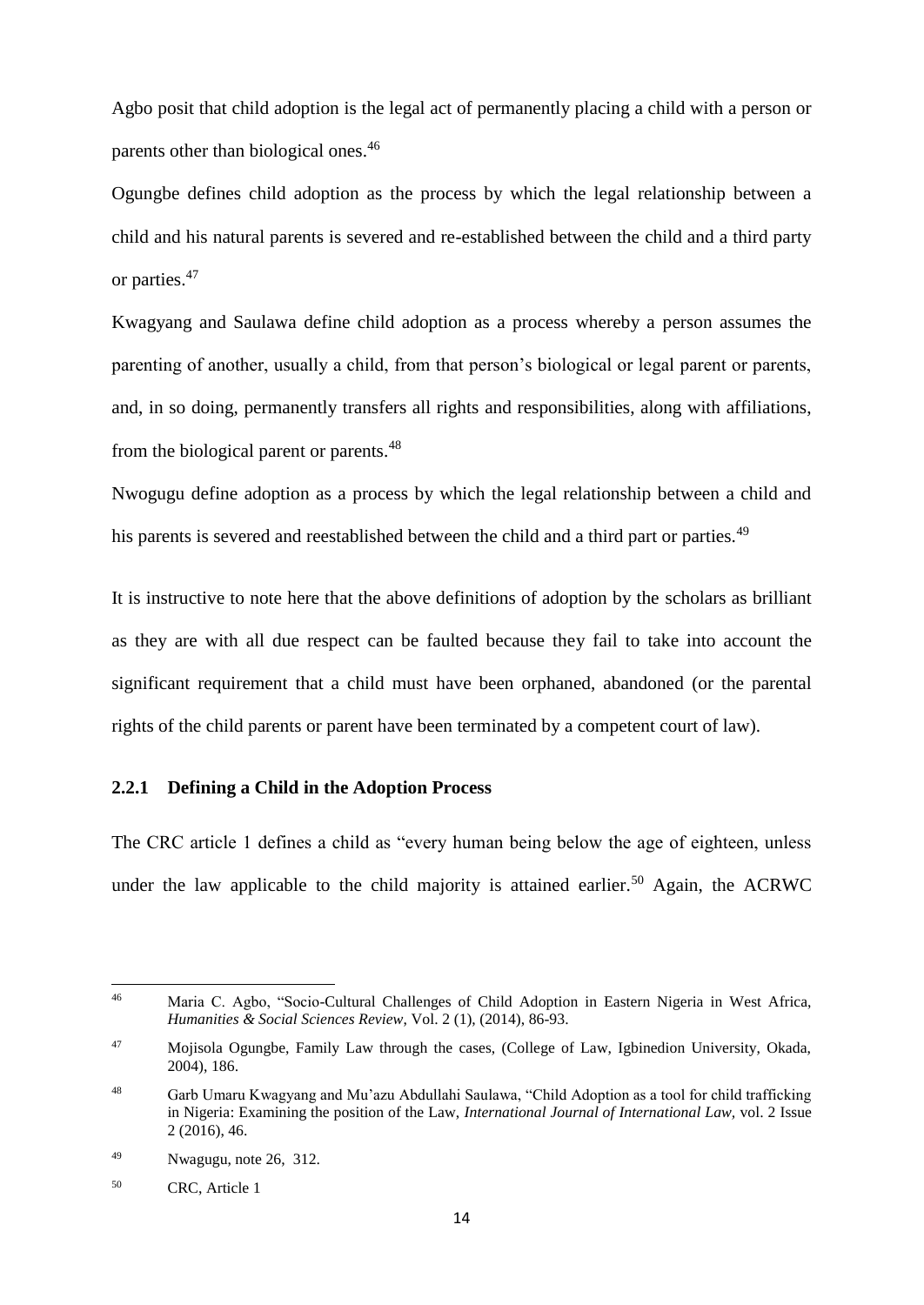Agbo posit that child adoption is the legal act of permanently placing a child with a person or parents other than biological ones.[46]

Ogungbe defines child adoption as the process by which the legal relationship between a child and his natural parents is severed and re-established between the child and a third party or parties.[47]

Kwagyang and Saulawa define child adoption as a process whereby a person assumes the parenting of another, usually a child, from that person's biological or legal parent or parents, and, in so doing, permanently transfers all rights and responsibilities, along with affiliations, from the biological parent or parents.[48]

Nwogugu define adoption as a process by which the legal relationship between a child and his parents is severed and reestablished between the child and a third part or parties.[49]

It is instructive to note here that the above definitions of adoption by the scholars as brilliant as they are with all due respect can be faulted because they fail to take into account the significant requirement that a child must have been orphaned, abandoned (or the parental rights of the child parents or parent have been terminated by a competent court of law).

### 2.2.1 Defining a Child in the Adoption Process

The CRC article 1 defines a child as "every human being below the age of eighteen, unless under the law applicable to the child majority is attained earlier.[50] Again, the ACRWC

---

[46] Maria C. Agbo, "Socio-Cultural Challenges of Child Adoption in Eastern Nigeria in West Africa, *Humanities & Social Sciences Review*, Vol. 2 (1), (2014), 86-93.

[47] Mojisola Ogungbe, Family Law through the cases, (College of Law, Igbinedion University, Okada, 2004), 186.

[48] Garb Umaru Kwagyang and Mu'azu Abdullahi Saulawa, "Child Adoption as a tool for child trafficking in Nigeria: Examining the position of the Law, *International Journal of International Law,* vol. 2 Issue 2 (2016), 46.

[49] Nwagugu, note 26, 312.

[50] CRC, Article 1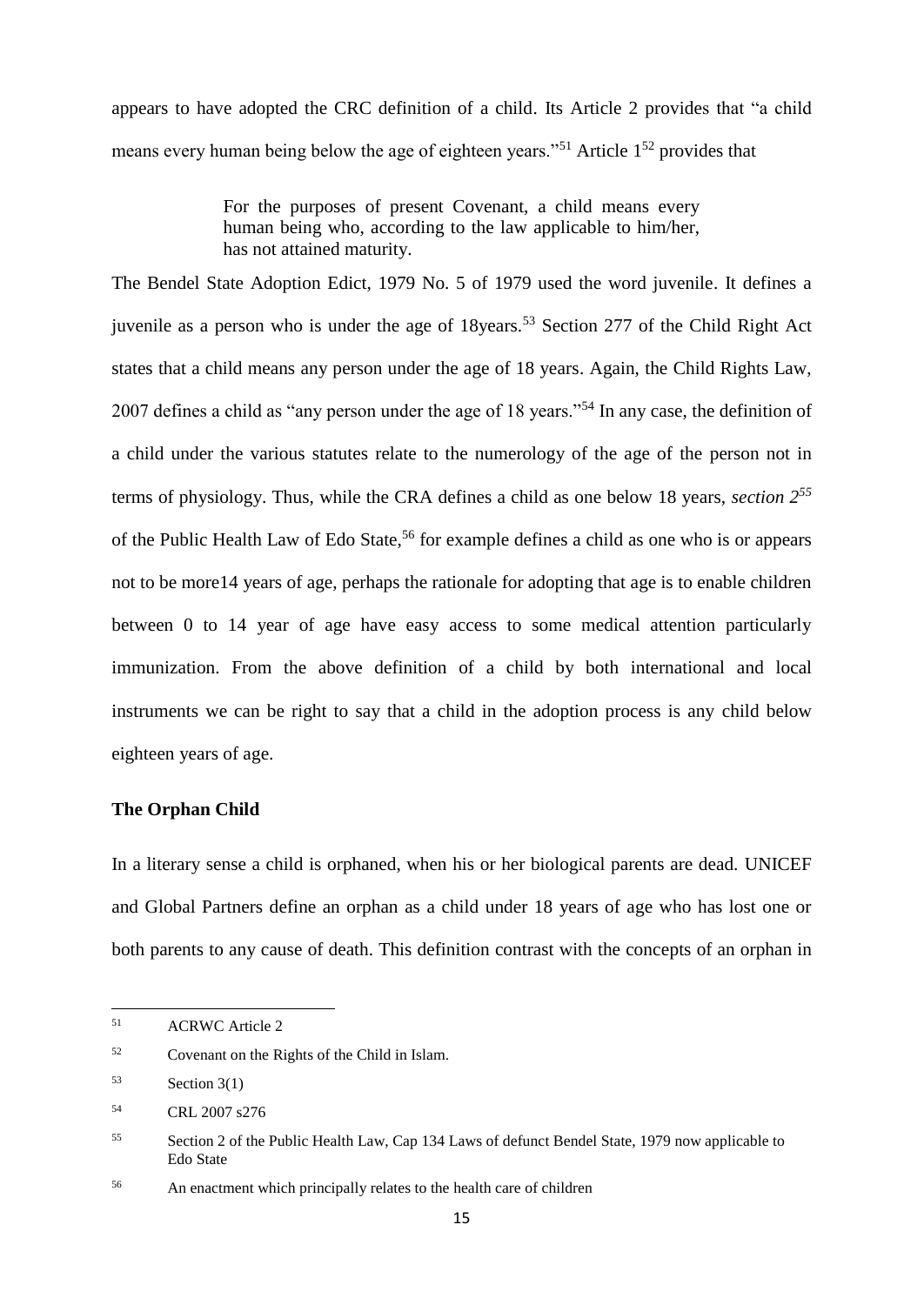appears to have adopted the CRC definition of a child. Its Article 2 provides that "a child means every human being below the age of eighteen years."[51] Article 1[52] provides that

> For the purposes of present Covenant, a child means every human being who, according to the law applicable to him/her, has not attained maturity.

The Bendel State Adoption Edict, 1979 No. 5 of 1979 used the word juvenile. It defines a juvenile as a person who is under the age of 18years.[53] Section 277 of the Child Right Act states that a child means any person under the age of 18 years. Again, the Child Rights Law, 2007 defines a child as "any person under the age of 18 years."[54] In any case, the definition of a child under the various statutes relate to the numerology of the age of the person not in terms of physiology. Thus, while the CRA defines a child as one below 18 years, *section 2*[55] of the Public Health Law of Edo State,[56] for example defines a child as one who is or appears not to be more14 years of age, perhaps the rationale for adopting that age is to enable children between 0 to 14 year of age have easy access to some medical attention particularly immunization. From the above definition of a child by both international and local instruments we can be right to say that a child in the adoption process is any child below eighteen years of age.

**The Orphan Child**

In a literary sense a child is orphaned, when his or her biological parents are dead. UNICEF and Global Partners define an orphan as a child under 18 years of age who has lost one or both parents to any cause of death. This definition contrast with the concepts of an orphan in

---

[51] ACRWC Article 2

[52] Covenant on the Rights of the Child in Islam.

[53] Section 3(1)

[54] CRL 2007 s276

[55] Section 2 of the Public Health Law, Cap 134 Laws of defunct Bendel State, 1979 now applicable to Edo State

[56] An enactment which principally relates to the health care of children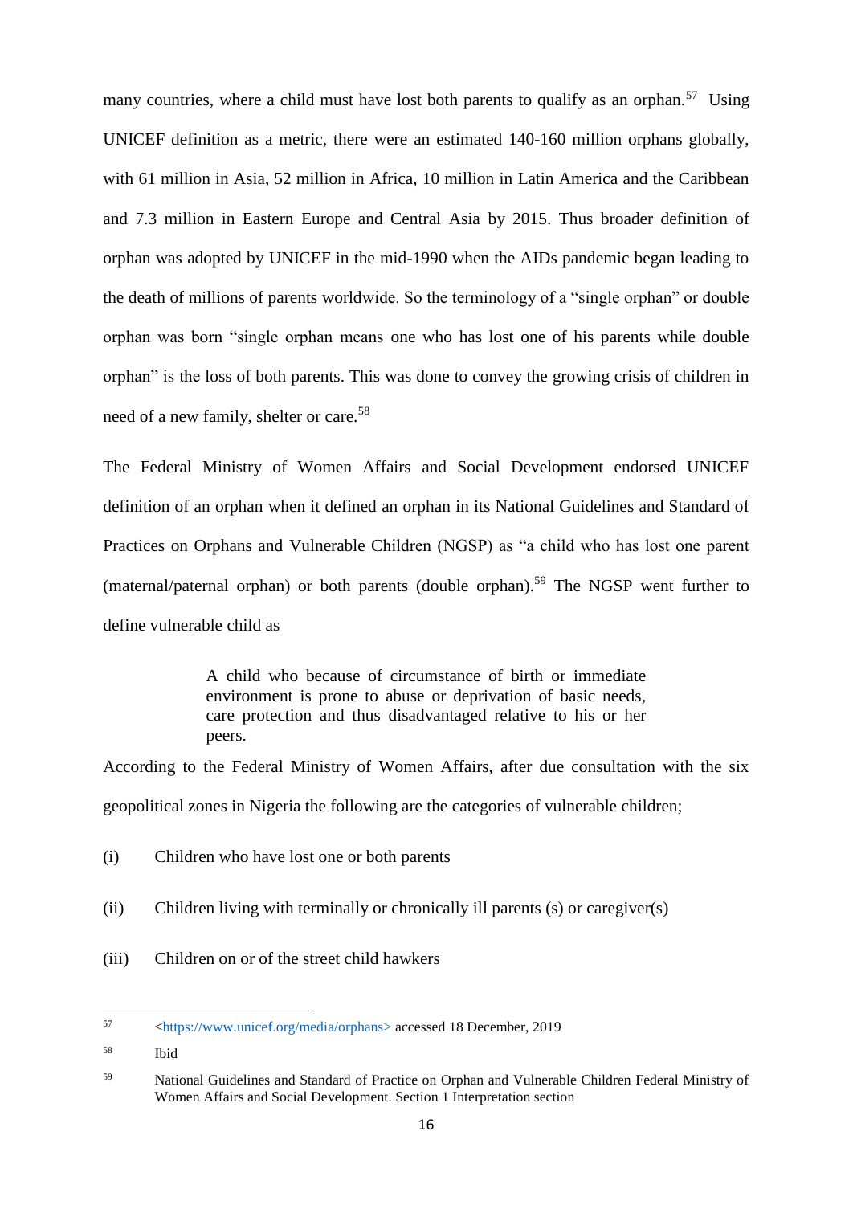many countries, where a child must have lost both parents to qualify as an orphan.[57] Using UNICEF definition as a metric, there were an estimated 140-160 million orphans globally, with 61 million in Asia, 52 million in Africa, 10 million in Latin America and the Caribbean and 7.3 million in Eastern Europe and Central Asia by 2015. Thus broader definition of orphan was adopted by UNICEF in the mid-1990 when the AIDs pandemic began leading to the death of millions of parents worldwide. So the terminology of a "single orphan" or double orphan was born "single orphan means one who has lost one of his parents while double orphan" is the loss of both parents. This was done to convey the growing crisis of children in need of a new family, shelter or care.[58]

The Federal Ministry of Women Affairs and Social Development endorsed UNICEF definition of an orphan when it defined an orphan in its National Guidelines and Standard of Practices on Orphans and Vulnerable Children (NGSP) as "a child who has lost one parent (maternal/paternal orphan) or both parents (double orphan).[59] The NGSP went further to define vulnerable child as

> A child who because of circumstance of birth or immediate environment is prone to abuse or deprivation of basic needs, care protection and thus disadvantaged relative to his or her peers.

According to the Federal Ministry of Women Affairs, after due consultation with the six geopolitical zones in Nigeria the following are the categories of vulnerable children;

(i) Children who have lost one or both parents

(ii) Children living with terminally or chronically ill parents (s) or caregiver(s)

(iii) Children on or of the street child hawkers

---

[57] <https://www.unicef.org/media/orphans> accessed 18 December, 2019

[58] Ibid

[59] National Guidelines and Standard of Practice on Orphan and Vulnerable Children Federal Ministry of Women Affairs and Social Development. Section 1 Interpretation section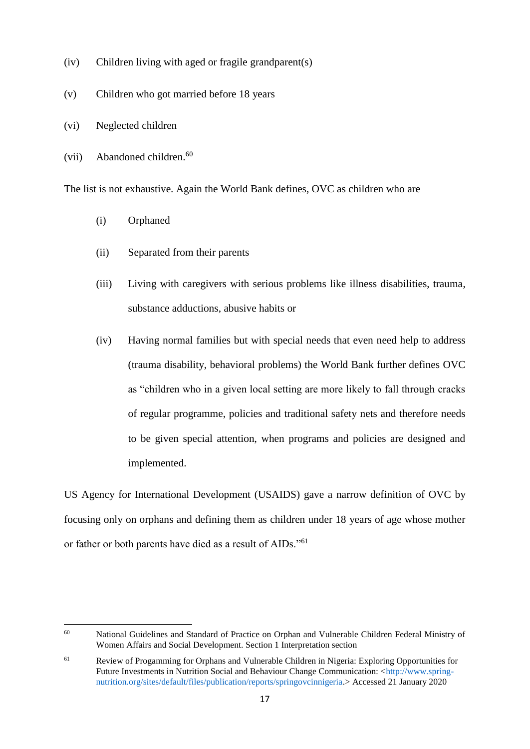(iv) Children living with aged or fragile grandparent(s)

(v) Children who got married before 18 years

(vi) Neglected children

(vii) Abandoned children.[60]

The list is not exhaustive. Again the World Bank defines, OVC as children who are

(i) Orphaned

(ii) Separated from their parents

(iii) Living with caregivers with serious problems like illness disabilities, trauma, substance adductions, abusive habits or

(iv) Having normal families but with special needs that even need help to address (trauma disability, behavioral problems) the World Bank further defines OVC as "children who in a given local setting are more likely to fall through cracks of regular programme, policies and traditional safety nets and therefore needs to be given special attention, when programs and policies are designed and implemented.

US Agency for International Development (USAIDS) gave a narrow definition of OVC by focusing only on orphans and defining them as children under 18 years of age whose mother or father or both parents have died as a result of AIDs."[61]

---

[60] National Guidelines and Standard of Practice on Orphan and Vulnerable Children Federal Ministry of Women Affairs and Social Development. Section 1 Interpretation section

[61] Review of Progamming for Orphans and Vulnerable Children in Nigeria: Exploring Opportunities for Future Investments in Nutrition Social and Behaviour Change Communication: <http://www.spring-nutrition.org/sites/default/files/publication/reports/springovcinnigeria.> Accessed 21 January 2020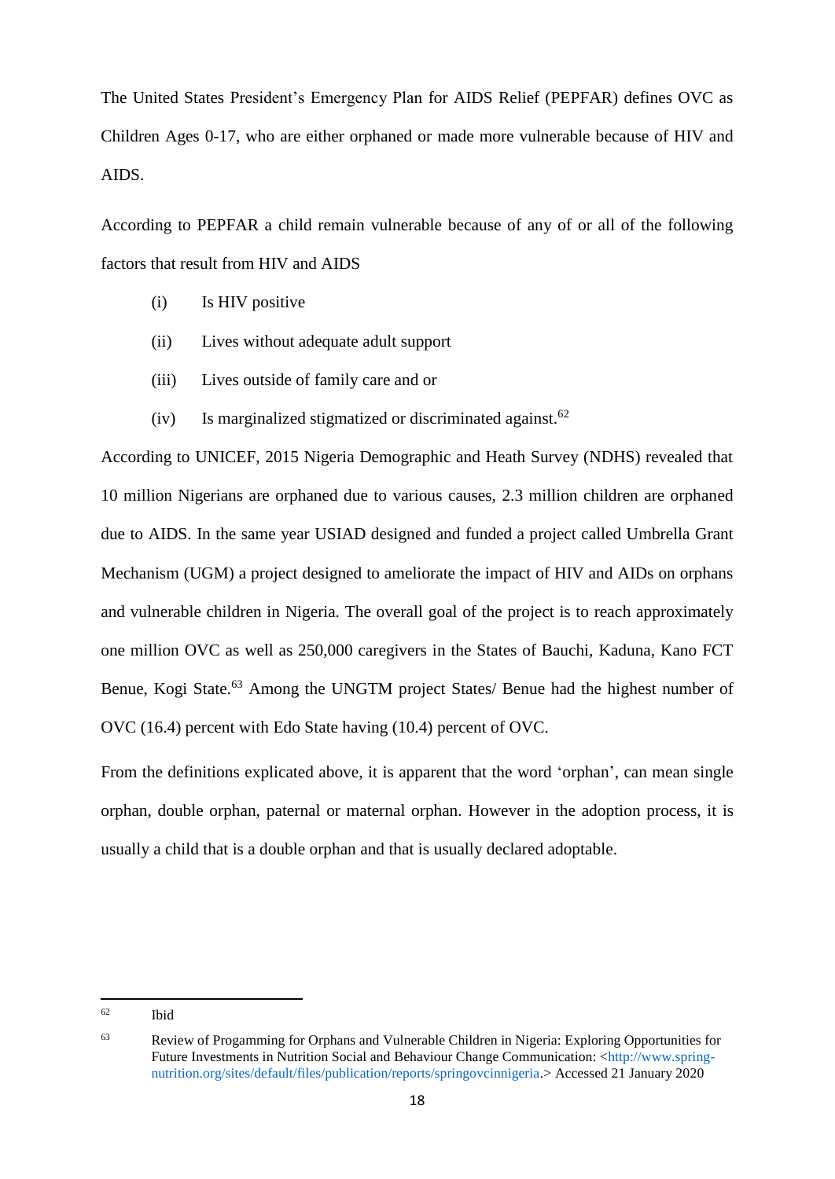The United States President's Emergency Plan for AIDS Relief (PEPFAR) defines OVC as Children Ages 0-17, who are either orphaned or made more vulnerable because of HIV and AIDS.

According to PEPFAR a child remain vulnerable because of any of or all of the following factors that result from HIV and AIDS

(i) Is HIV positive

(ii) Lives without adequate adult support

(iii) Lives outside of family care and or

(iv) Is marginalized stigmatized or discriminated against.[62]

According to UNICEF, 2015 Nigeria Demographic and Heath Survey (NDHS) revealed that 10 million Nigerians are orphaned due to various causes, 2.3 million children are orphaned due to AIDS. In the same year USIAD designed and funded a project called Umbrella Grant Mechanism (UGM) a project designed to ameliorate the impact of HIV and AIDs on orphans and vulnerable children in Nigeria. The overall goal of the project is to reach approximately one million OVC as well as 250,000 caregivers in the States of Bauchi, Kaduna, Kano FCT Benue, Kogi State.[63] Among the UNGTM project States/ Benue had the highest number of OVC (16.4) percent with Edo State having (10.4) percent of OVC.

From the definitions explicated above, it is apparent that the word 'orphan', can mean single orphan, double orphan, paternal or maternal orphan. However in the adoption process, it is usually a child that is a double orphan and that is usually declared adoptable.

---

[62] Ibid

[63] Review of Progamming for Orphans and Vulnerable Children in Nigeria: Exploring Opportunities for Future Investments in Nutrition Social and Behaviour Change Communication: <http://www.spring-nutrition.org/sites/default/files/publication/reports/springovcinnigeria.> Accessed 21 January 2020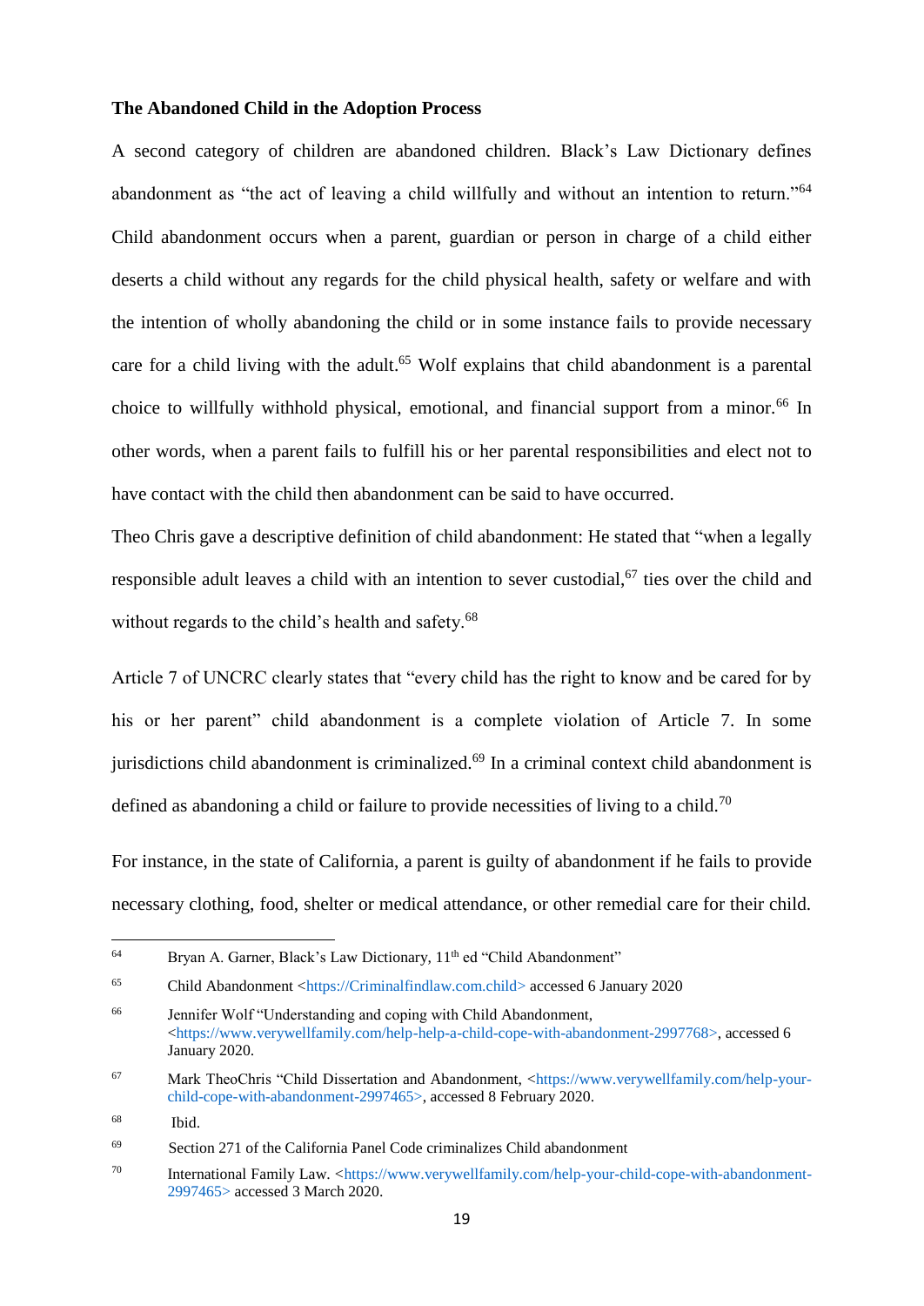**The Abandoned Child in the Adoption Process**

A second category of children are abandoned children. Black's Law Dictionary defines abandonment as "the act of leaving a child willfully and without an intention to return."[64] Child abandonment occurs when a parent, guardian or person in charge of a child either deserts a child without any regards for the child physical health, safety or welfare and with the intention of wholly abandoning the child or in some instance fails to provide necessary care for a child living with the adult.[65] Wolf explains that child abandonment is a parental choice to willfully withhold physical, emotional, and financial support from a minor.[66] In other words, when a parent fails to fulfill his or her parental responsibilities and elect not to have contact with the child then abandonment can be said to have occurred.

Theo Chris gave a descriptive definition of child abandonment: He stated that "when a legally responsible adult leaves a child with an intention to sever custodial,[67] ties over the child and without regards to the child's health and safety.[68]

Article 7 of UNCRC clearly states that "every child has the right to know and be cared for by his or her parent" child abandonment is a complete violation of Article 7. In some jurisdictions child abandonment is criminalized.[69] In a criminal context child abandonment is defined as abandoning a child or failure to provide necessities of living to a child.[70]

For instance, in the state of California, a parent is guilty of abandonment if he fails to provide necessary clothing, food, shelter or medical attendance, or other remedial care for their child.

---

[64] Bryan A. Garner, Black's Law Dictionary, 11th ed "Child Abandonment"

[65] Child Abandonment <https://Criminalfindlaw.com.child> accessed 6 January 2020

[66] Jennifer Wolf "Understanding and coping with Child Abandonment, <https://www.verywellfamily.com/help-help-a-child-cope-with-abandonment-2997768>, accessed 6 January 2020.

[67] Mark TheoChris "Child Dissertation and Abandonment, <https://www.verywellfamily.com/help-your-child-cope-with-abandonment-2997465>, accessed 8 February 2020.

[68] Ibid.

[69] Section 271 of the California Panel Code criminalizes Child abandonment

[70] International Family Law. <https://www.verywellfamily.com/help-your-child-cope-with-abandonment-2997465> accessed 3 March 2020.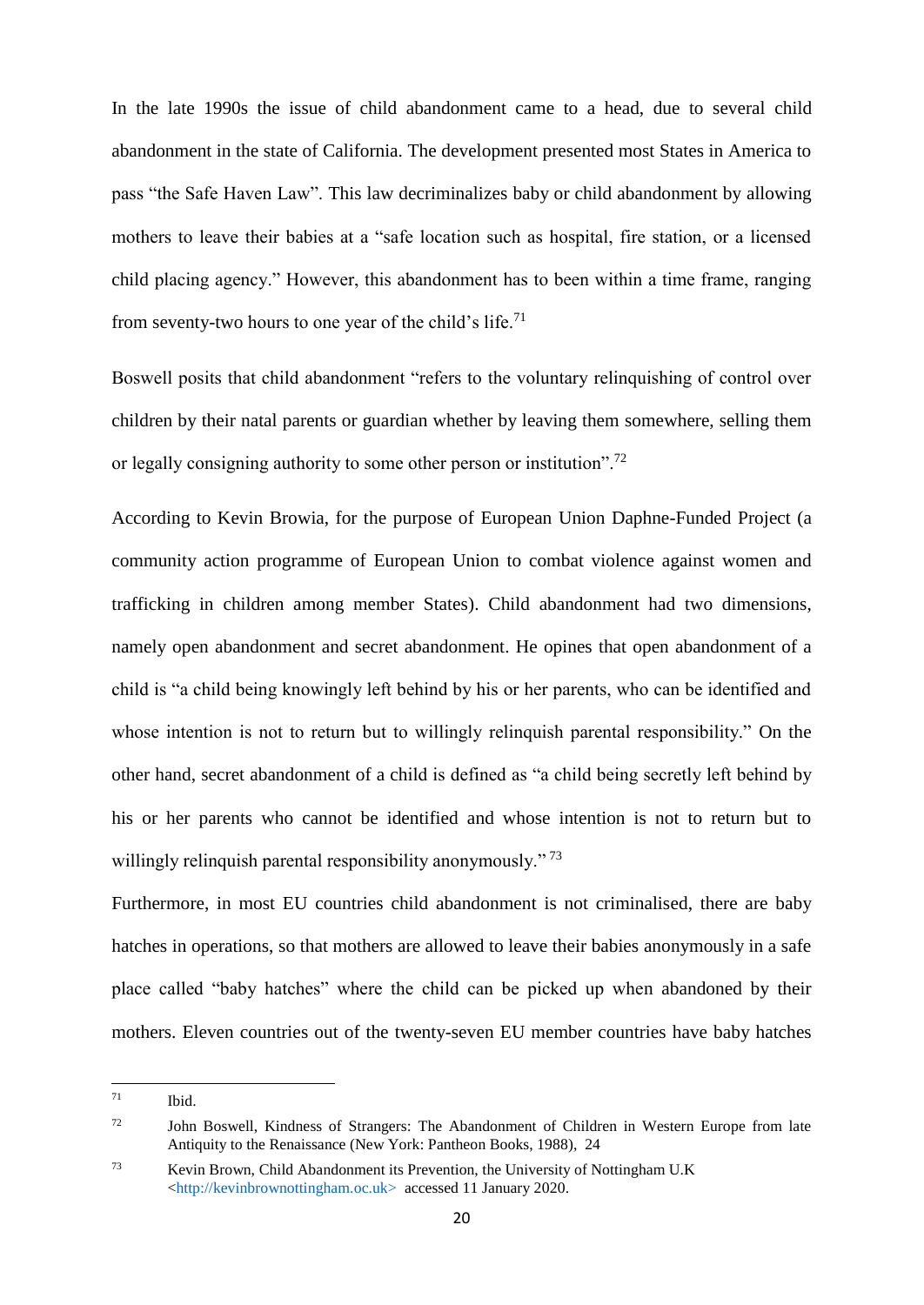In the late 1990s the issue of child abandonment came to a head, due to several child abandonment in the state of California. The development presented most States in America to pass "the Safe Haven Law". This law decriminalizes baby or child abandonment by allowing mothers to leave their babies at a "safe location such as hospital, fire station, or a licensed child placing agency." However, this abandonment has to been within a time frame, ranging from seventy-two hours to one year of the child's life.[71]

Boswell posits that child abandonment "refers to the voluntary relinquishing of control over children by their natal parents or guardian whether by leaving them somewhere, selling them or legally consigning authority to some other person or institution".[72]

According to Kevin Browia, for the purpose of European Union Daphne-Funded Project (a community action programme of European Union to combat violence against women and trafficking in children among member States). Child abandonment had two dimensions, namely open abandonment and secret abandonment. He opines that open abandonment of a child is "a child being knowingly left behind by his or her parents, who can be identified and whose intention is not to return but to willingly relinquish parental responsibility." On the other hand, secret abandonment of a child is defined as "a child being secretly left behind by his or her parents who cannot be identified and whose intention is not to return but to willingly relinquish parental responsibility anonymously." [73]

Furthermore, in most EU countries child abandonment is not criminalised, there are baby hatches in operations, so that mothers are allowed to leave their babies anonymously in a safe place called "baby hatches" where the child can be picked up when abandoned by their mothers. Eleven countries out of the twenty-seven EU member countries have baby hatches

---

[71] Ibid.

[72] John Boswell, Kindness of Strangers: The Abandonment of Children in Western Europe from late Antiquity to the Renaissance (New York: Pantheon Books, 1988), 24

[73] Kevin Brown, Child Abandonment its Prevention, the University of Nottingham U.K <http://kevinbrownottingham.oc.uk> accessed 11 January 2020.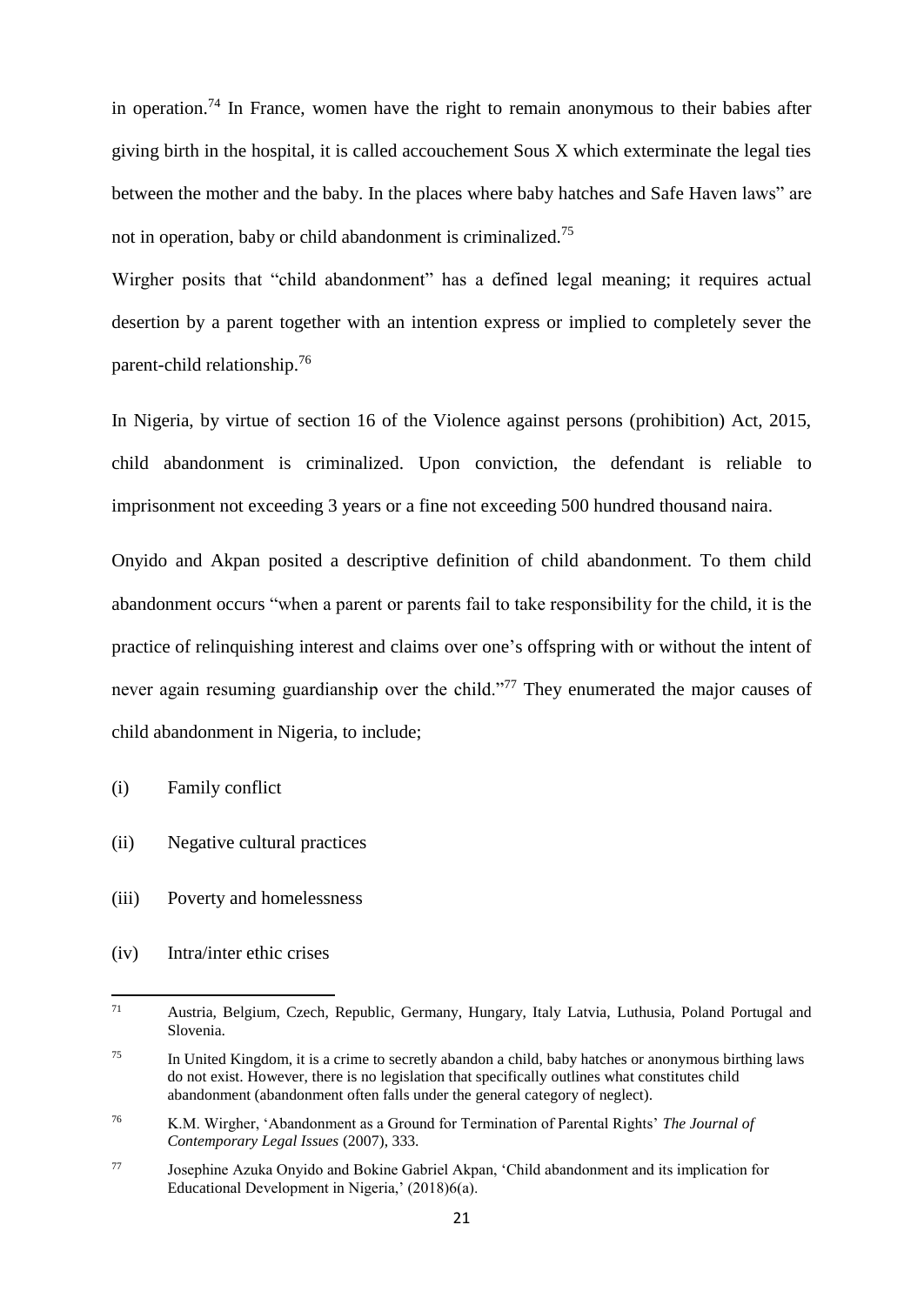in operation.[74] In France, women have the right to remain anonymous to their babies after giving birth in the hospital, it is called accouchement Sous X which exterminate the legal ties between the mother and the baby. In the places where baby hatches and Safe Haven laws" are not in operation, baby or child abandonment is criminalized.[75]

Wirgher posits that "child abandonment" has a defined legal meaning; it requires actual desertion by a parent together with an intention express or implied to completely sever the parent-child relationship.[76]

In Nigeria, by virtue of section 16 of the Violence against persons (prohibition) Act, 2015, child abandonment is criminalized. Upon conviction, the defendant is reliable to imprisonment not exceeding 3 years or a fine not exceeding 500 hundred thousand naira.

Onyido and Akpan posited a descriptive definition of child abandonment. To them child abandonment occurs "when a parent or parents fail to take responsibility for the child, it is the practice of relinquishing interest and claims over one's offspring with or without the intent of never again resuming guardianship over the child."[77] They enumerated the major causes of child abandonment in Nigeria, to include;

(i) Family conflict

(ii) Negative cultural practices

(iii) Poverty and homelessness

(iv) Intra/inter ethic crises

---

[71] Austria, Belgium, Czech, Republic, Germany, Hungary, Italy Latvia, Luthusia, Poland Portugal and Slovenia.

[75] In United Kingdom, it is a crime to secretly abandon a child, baby hatches or anonymous birthing laws do not exist. However, there is no legislation that specifically outlines what constitutes child abandonment (abandonment often falls under the general category of neglect).

[76] K.M. Wirgher, 'Abandonment as a Ground for Termination of Parental Rights' *The Journal of Contemporary Legal Issues* (2007), 333.

[77] Josephine Azuka Onyido and Bokine Gabriel Akpan, 'Child abandonment and its implication for Educational Development in Nigeria,' (2018)6(a).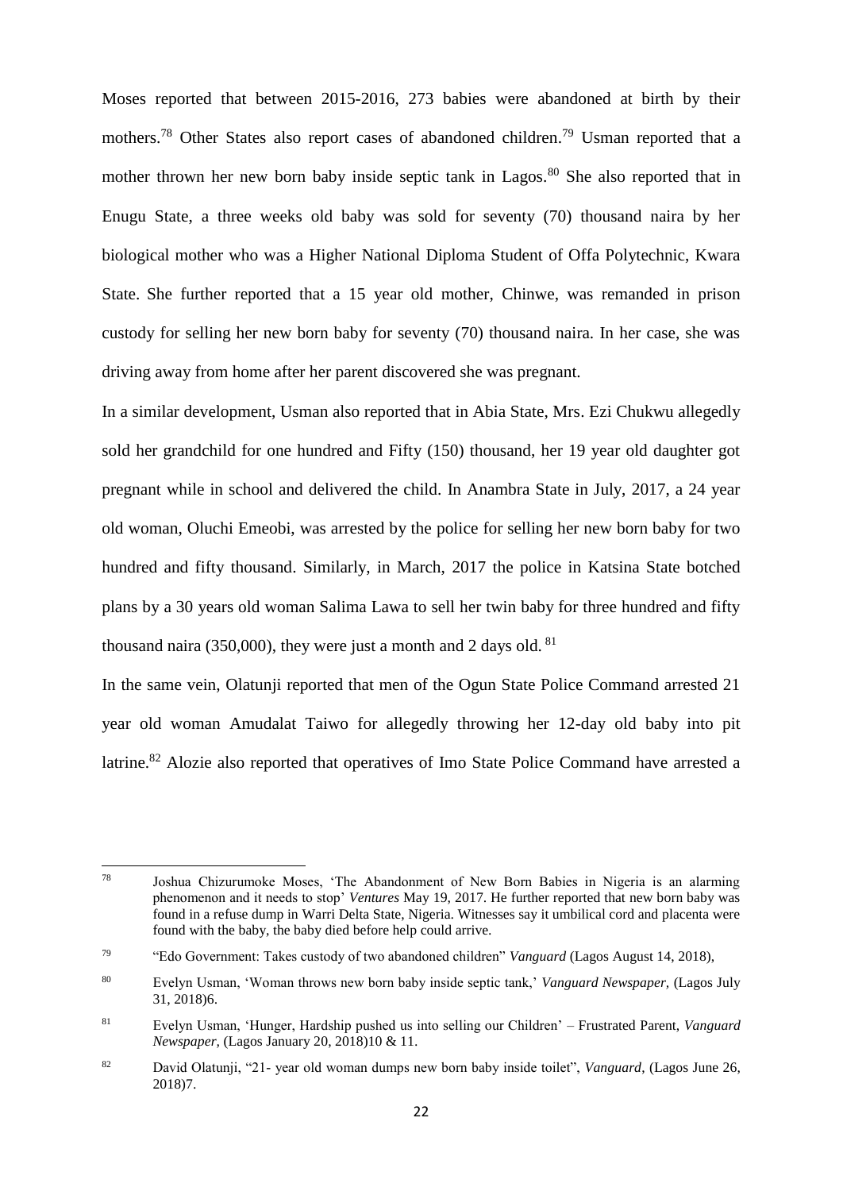Moses reported that between 2015-2016, 273 babies were abandoned at birth by their mothers.[78] Other States also report cases of abandoned children.[79] Usman reported that a mother thrown her new born baby inside septic tank in Lagos.[80] She also reported that in Enugu State, a three weeks old baby was sold for seventy (70) thousand naira by her biological mother who was a Higher National Diploma Student of Offa Polytechnic, Kwara State. She further reported that a 15 year old mother, Chinwe, was remanded in prison custody for selling her new born baby for seventy (70) thousand naira. In her case, she was driving away from home after her parent discovered she was pregnant.

In a similar development, Usman also reported that in Abia State, Mrs. Ezi Chukwu allegedly sold her grandchild for one hundred and Fifty (150) thousand, her 19 year old daughter got pregnant while in school and delivered the child. In Anambra State in July, 2017, a 24 year old woman, Oluchi Emeobi, was arrested by the police for selling her new born baby for two hundred and fifty thousand. Similarly, in March, 2017 the police in Katsina State botched plans by a 30 years old woman Salima Lawa to sell her twin baby for three hundred and fifty thousand naira (350,000), they were just a month and 2 days old. [81]

In the same vein, Olatunji reported that men of the Ogun State Police Command arrested 21 year old woman Amudalat Taiwo for allegedly throwing her 12-day old baby into pit latrine.[82] Alozie also reported that operatives of Imo State Police Command have arrested a

---

[78] Joshua Chizurumoke Moses, 'The Abandonment of New Born Babies in Nigeria is an alarming phenomenon and it needs to stop' *Ventures* May 19, 2017. He further reported that new born baby was found in a refuse dump in Warri Delta State, Nigeria. Witnesses say it umbilical cord and placenta were found with the baby, the baby died before help could arrive.

[79] "Edo Government: Takes custody of two abandoned children" *Vanguard* (Lagos August 14, 2018),

[80] Evelyn Usman, 'Woman throws new born baby inside septic tank,' *Vanguard Newspaper,* (Lagos July 31, 2018)6.

[81] Evelyn Usman, 'Hunger, Hardship pushed us into selling our Children' – Frustrated Parent, *Vanguard Newspaper,* (Lagos January 20, 2018)10 & 11.

[82] David Olatunji, "21- year old woman dumps new born baby inside toilet", *Vanguard*, (Lagos June 26, 2018)7.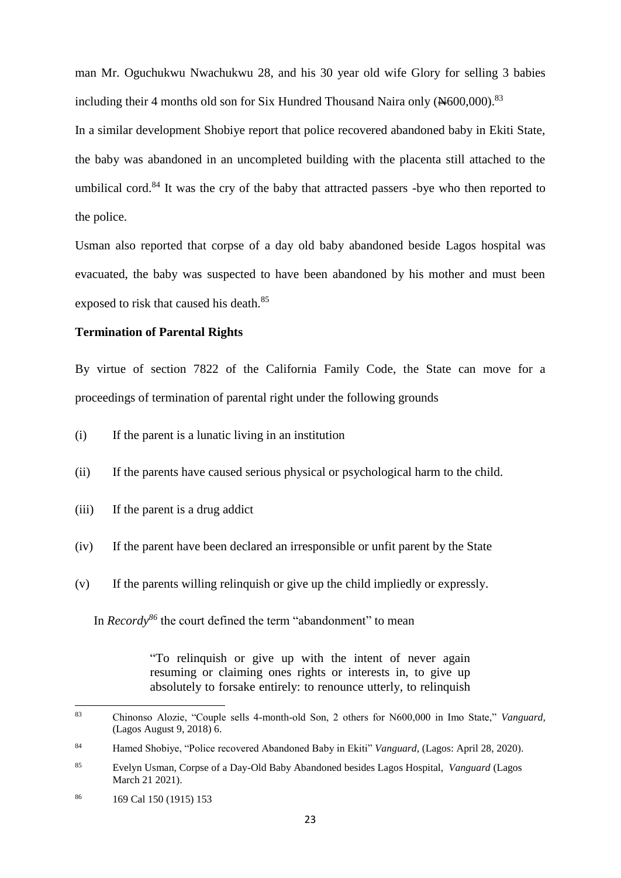man Mr. Oguchukwu Nwachukwu 28, and his 30 year old wife Glory for selling 3 babies including their 4 months old son for Six Hundred Thousand Naira only (₦600,000).[83]

In a similar development Shobiye report that police recovered abandoned baby in Ekiti State, the baby was abandoned in an uncompleted building with the placenta still attached to the umbilical cord.[84] It was the cry of the baby that attracted passers -bye who then reported to the police.

Usman also reported that corpse of a day old baby abandoned beside Lagos hospital was evacuated, the baby was suspected to have been abandoned by his mother and must been exposed to risk that caused his death.[85]

**Termination of Parental Rights**

By virtue of section 7822 of the California Family Code, the State can move for a proceedings of termination of parental right under the following grounds

(i) If the parent is a lunatic living in an institution

(ii) If the parents have caused serious physical or psychological harm to the child.

(iii) If the parent is a drug addict

(iv) If the parent have been declared an irresponsible or unfit parent by the State

(v) If the parents willing relinquish or give up the child impliedly or expressly.

In *Recordy*[86] the court defined the term "abandonment" to mean

> "To relinquish or give up with the intent of never again resuming or claiming ones rights or interests in, to give up absolutely to forsake entirely: to renounce utterly, to relinquish

---

[83] Chinonso Alozie, "Couple sells 4-month-old Son, 2 others for N600,000 in Imo State," *Vanguard,* (Lagos August 9, 2018) 6.

[84] Hamed Shobiye, "Police recovered Abandoned Baby in Ekiti" *Vanguard,* (Lagos: April 28, 2020).

[85] Evelyn Usman, Corpse of a Day-Old Baby Abandoned besides Lagos Hospital, *Vanguard* (Lagos March 21 2021).

[86] 169 Cal 150 (1915) 153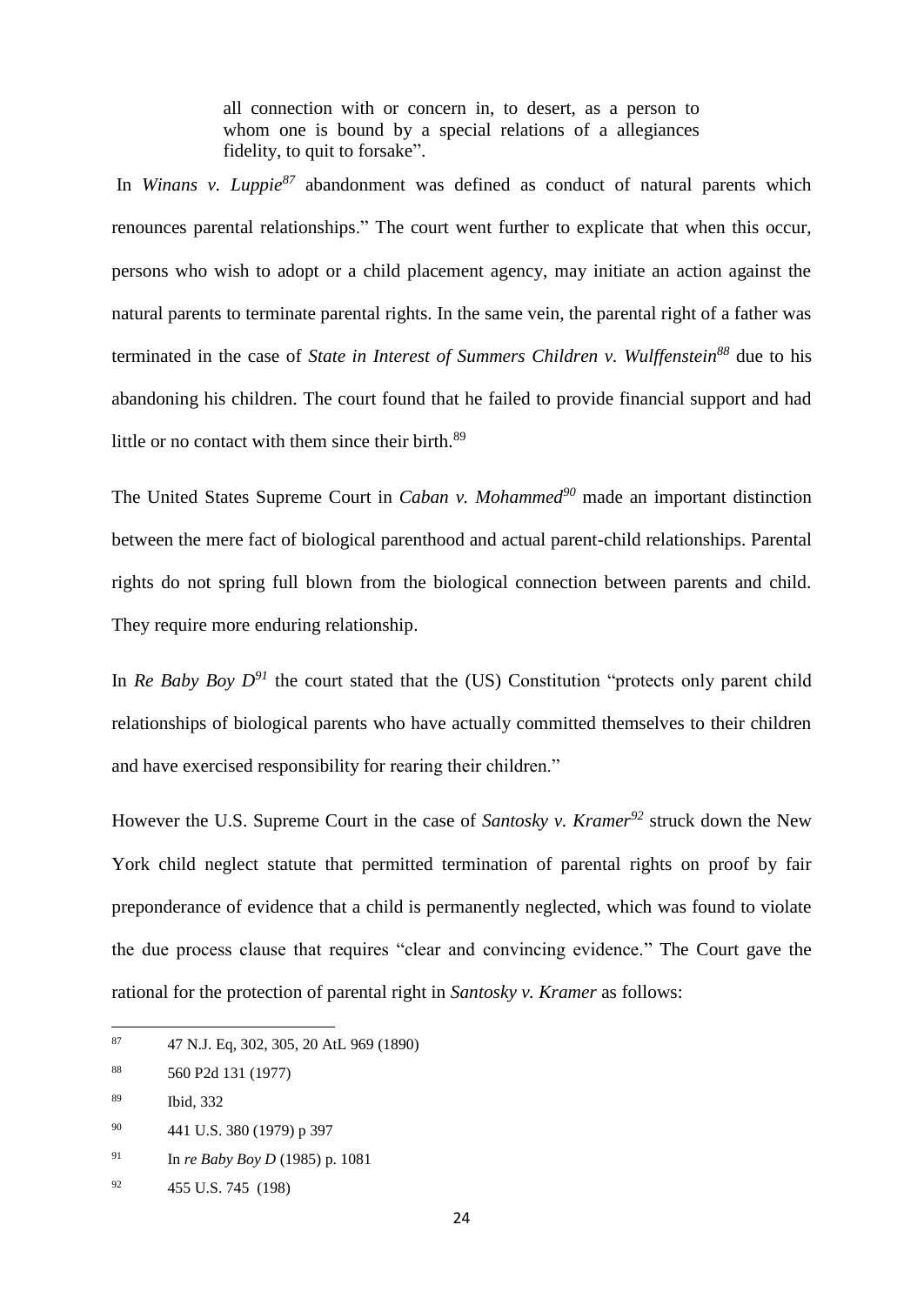> all connection with or concern in, to desert, as a person to whom one is bound by a special relations of a allegiances fidelity, to quit to forsake".

In *Winans v. Luppie*[87] abandonment was defined as conduct of natural parents which renounces parental relationships." The court went further to explicate that when this occur, persons who wish to adopt or a child placement agency, may initiate an action against the natural parents to terminate parental rights. In the same vein, the parental right of a father was terminated in the case of *State in Interest of Summers Children v. Wulffenstein*[88] due to his abandoning his children. The court found that he failed to provide financial support and had little or no contact with them since their birth.[89]

The United States Supreme Court in *Caban v. Mohammed*[90] made an important distinction between the mere fact of biological parenthood and actual parent-child relationships. Parental rights do not spring full blown from the biological connection between parents and child. They require more enduring relationship.

In *Re Baby Boy D*[91] the court stated that the (US) Constitution "protects only parent child relationships of biological parents who have actually committed themselves to their children and have exercised responsibility for rearing their children."

However the U.S. Supreme Court in the case of *Santosky v. Kramer*[92] struck down the New York child neglect statute that permitted termination of parental rights on proof by fair preponderance of evidence that a child is permanently neglected, which was found to violate the due process clause that requires "clear and convincing evidence." The Court gave the rational for the protection of parental right in *Santosky v. Kramer* as follows:

---

87 47 N.J. Eq, 302, 305, 20 AtL 969 (1890)

88 560 P2d 131 (1977)

89 Ibid, 332

90 441 U.S. 380 (1979) p 397

91 In *re Baby Boy D* (1985) p. 1081

92 455 U.S. 745 (198)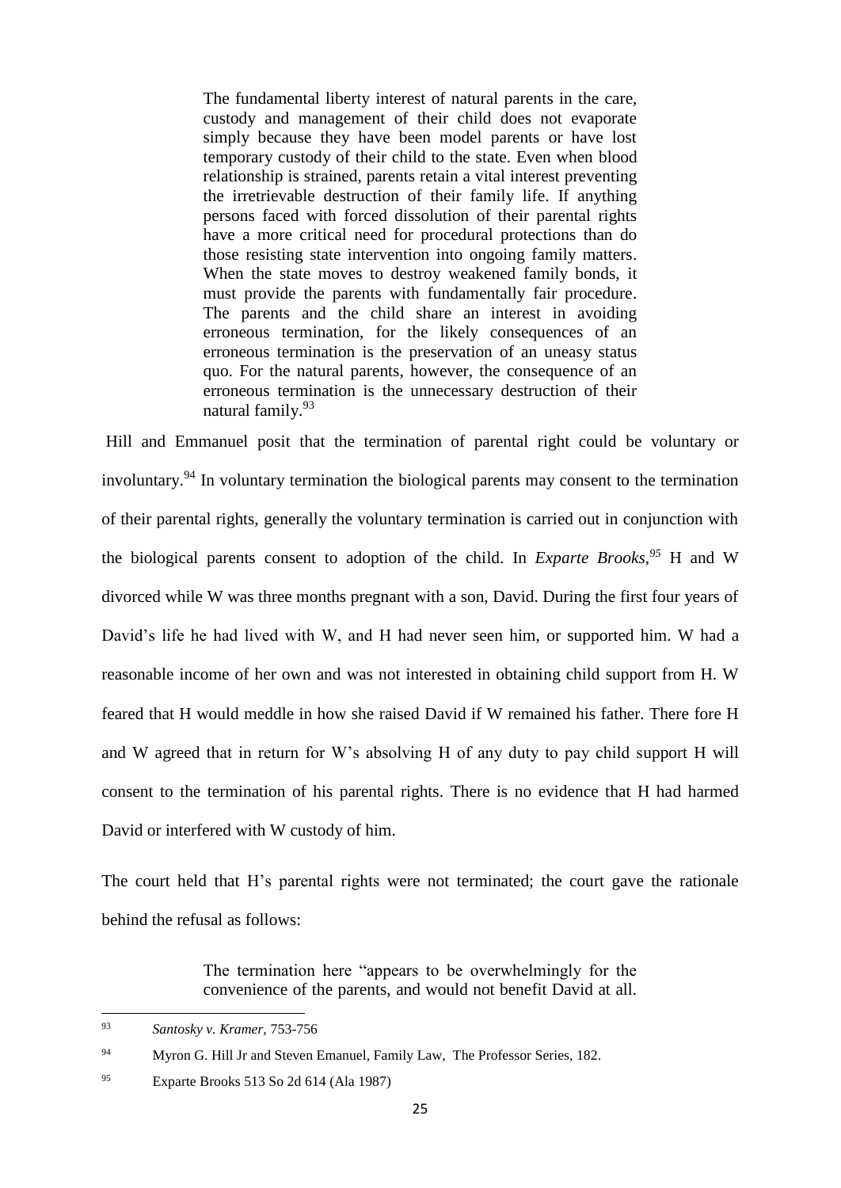> The fundamental liberty interest of natural parents in the care, custody and management of their child does not evaporate simply because they have been model parents or have lost temporary custody of their child to the state. Even when blood relationship is strained, parents retain a vital interest preventing the irretrievable destruction of their family life. If anything persons faced with forced dissolution of their parental rights have a more critical need for procedural protections than do those resisting state intervention into ongoing family matters. When the state moves to destroy weakened family bonds, it must provide the parents with fundamentally fair procedure. The parents and the child share an interest in avoiding erroneous termination, for the likely consequences of an erroneous termination is the preservation of an uneasy status quo. For the natural parents, however, the consequence of an erroneous termination is the unnecessary destruction of their natural family.[93]

Hill and Emmanuel posit that the termination of parental right could be voluntary or involuntary.[94] In voluntary termination the biological parents may consent to the termination of their parental rights, generally the voluntary termination is carried out in conjunction with the biological parents consent to adoption of the child. In *Exparte Brooks*,[95] H and W divorced while W was three months pregnant with a son, David. During the first four years of David's life he had lived with W, and H had never seen him, or supported him. W had a reasonable income of her own and was not interested in obtaining child support from H. W feared that H would meddle in how she raised David if W remained his father. There fore H and W agreed that in return for W's absolving H of any duty to pay child support H will consent to the termination of his parental rights. There is no evidence that H had harmed David or interfered with W custody of him.

The court held that H's parental rights were not terminated; the court gave the rationale behind the refusal as follows:

> The termination here "appears to be overwhelmingly for the convenience of the parents, and would not benefit David at all.

---

[93] *Santosky v. Kramer,* 753-756

[94] Myron G. Hill Jr and Steven Emanuel, Family Law, The Professor Series, 182.

[95] Exparte Brooks 513 So 2d 614 (Ala 1987)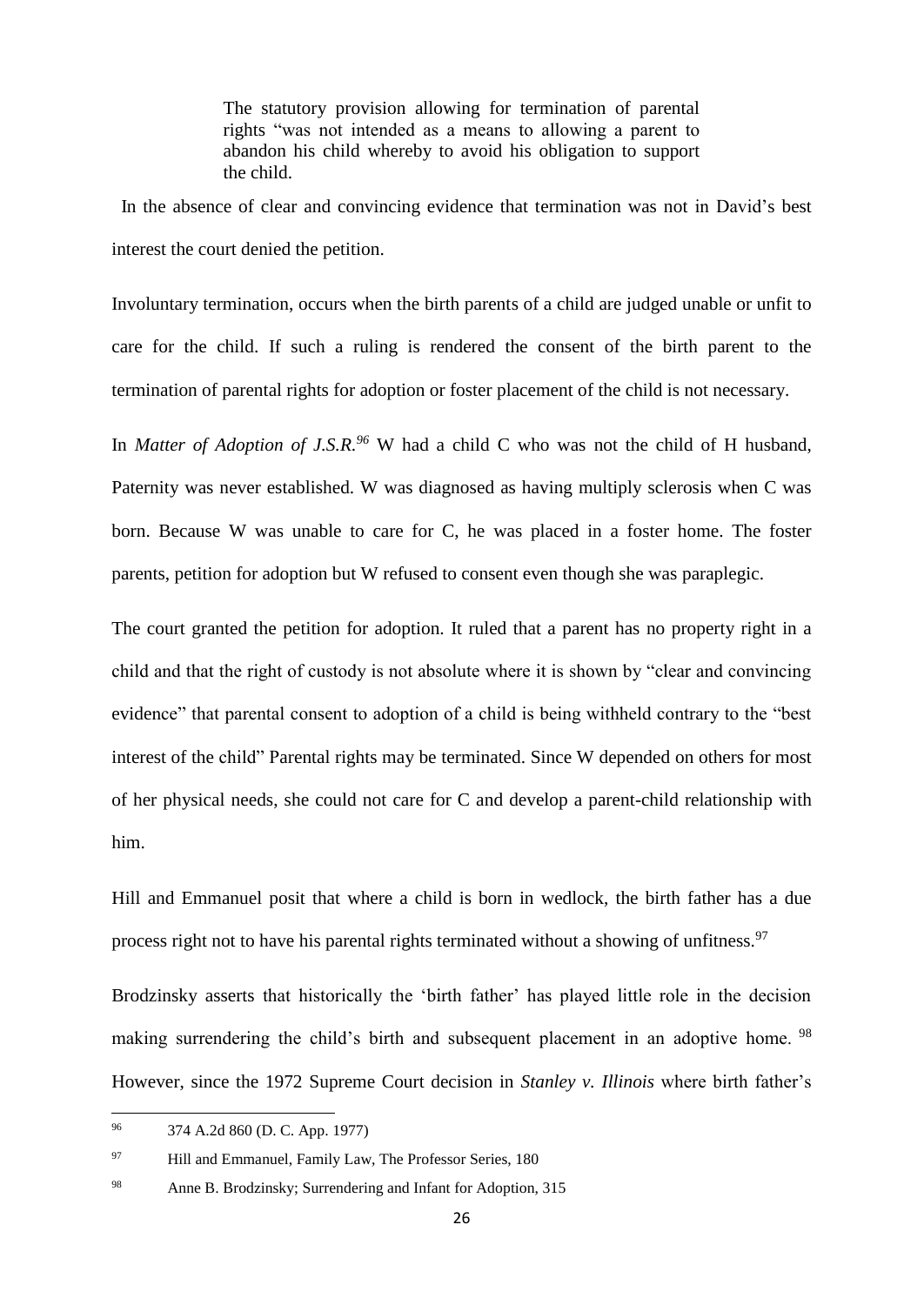> The statutory provision allowing for termination of parental rights "was not intended as a means to allowing a parent to abandon his child whereby to avoid his obligation to support the child.

In the absence of clear and convincing evidence that termination was not in David's best interest the court denied the petition.

Involuntary termination, occurs when the birth parents of a child are judged unable or unfit to care for the child. If such a ruling is rendered the consent of the birth parent to the termination of parental rights for adoption or foster placement of the child is not necessary.

In *Matter of Adoption of J.S.R.*[96] W had a child C who was not the child of H husband, Paternity was never established. W was diagnosed as having multiply sclerosis when C was born. Because W was unable to care for C, he was placed in a foster home. The foster parents, petition for adoption but W refused to consent even though she was paraplegic.

The court granted the petition for adoption. It ruled that a parent has no property right in a child and that the right of custody is not absolute where it is shown by "clear and convincing evidence" that parental consent to adoption of a child is being withheld contrary to the "best interest of the child" Parental rights may be terminated. Since W depended on others for most of her physical needs, she could not care for C and develop a parent-child relationship with him.

Hill and Emmanuel posit that where a child is born in wedlock, the birth father has a due process right not to have his parental rights terminated without a showing of unfitness.[97]

Brodzinsky asserts that historically the 'birth father' has played little role in the decision making surrendering the child's birth and subsequent placement in an adoptive home.[98] However, since the 1972 Supreme Court decision in *Stanley v. Illinois* where birth father's

---

[96] 374 A.2d 860 (D. C. App. 1977)

[97] Hill and Emmanuel, Family Law, The Professor Series, 180

[98] Anne B. Brodzinsky; Surrendering and Infant for Adoption, 315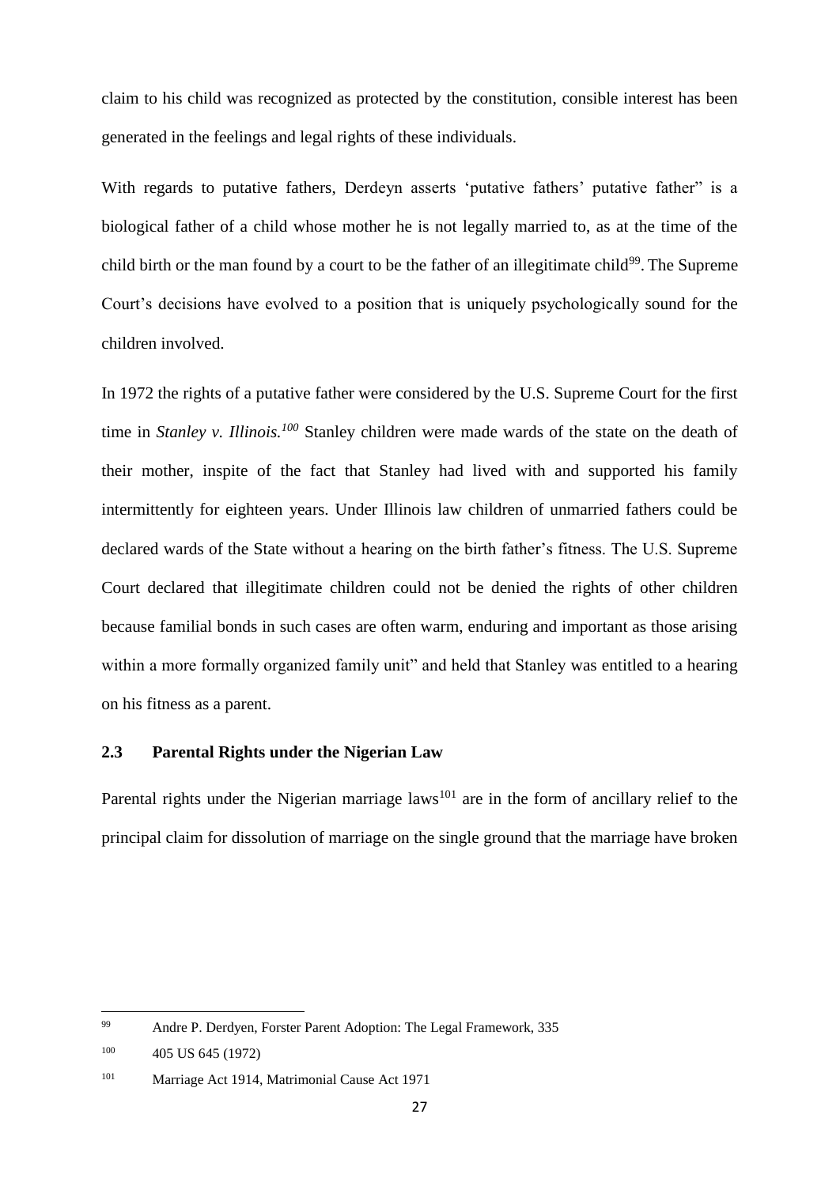claim to his child was recognized as protected by the constitution, consible interest has been generated in the feelings and legal rights of these individuals.

With regards to putative fathers, Derdeyn asserts 'putative fathers' putative father" is a biological father of a child whose mother he is not legally married to, as at the time of the child birth or the man found by a court to be the father of an illegitimate child[99]. The Supreme Court's decisions have evolved to a position that is uniquely psychologically sound for the children involved.

In 1972 the rights of a putative father were considered by the U.S. Supreme Court for the first time in *Stanley v. Illinois.*[100] Stanley children were made wards of the state on the death of their mother, inspite of the fact that Stanley had lived with and supported his family intermittently for eighteen years. Under Illinois law children of unmarried fathers could be declared wards of the State without a hearing on the birth father's fitness. The U.S. Supreme Court declared that illegitimate children could not be denied the rights of other children because familial bonds in such cases are often warm, enduring and important as those arising within a more formally organized family unit" and held that Stanley was entitled to a hearing on his fitness as a parent.

## 2.3 Parental Rights under the Nigerian Law

Parental rights under the Nigerian marriage laws[101] are in the form of ancillary relief to the principal claim for dissolution of marriage on the single ground that the marriage have broken

---

[99] Andre P. Derdyen, Forster Parent Adoption: The Legal Framework, 335

[100] 405 US 645 (1972)

[101] Marriage Act 1914, Matrimonial Cause Act 1971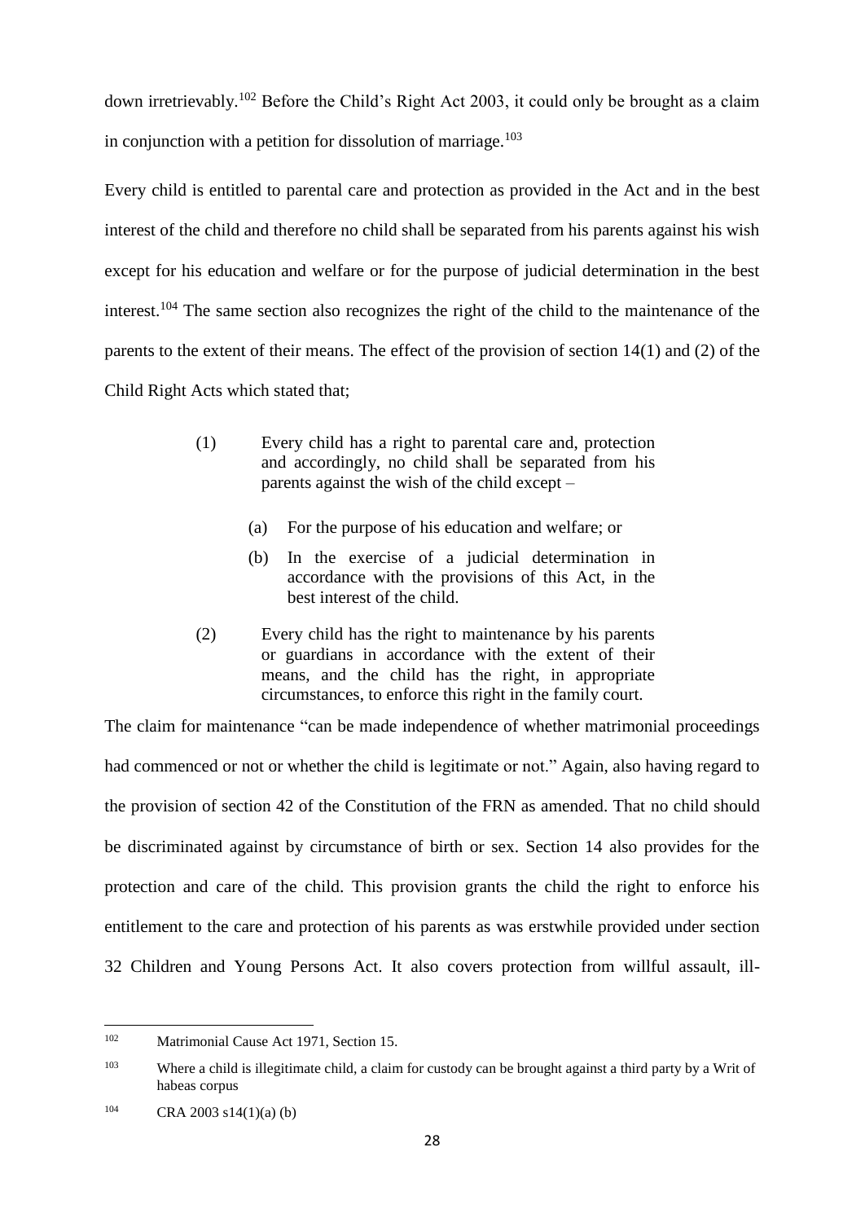down irretrievably.[102] Before the Child's Right Act 2003, it could only be brought as a claim in conjunction with a petition for dissolution of marriage.[103]

Every child is entitled to parental care and protection as provided in the Act and in the best interest of the child and therefore no child shall be separated from his parents against his wish except for his education and welfare or for the purpose of judicial determination in the best interest.[104] The same section also recognizes the right of the child to the maintenance of the parents to the extent of their means. The effect of the provision of section 14(1) and (2) of the Child Right Acts which stated that;

> (1) Every child has a right to parental care and, protection and accordingly, no child shall be separated from his parents against the wish of the child except –
>
> (a) For the purpose of his education and welfare; or
>
> (b) In the exercise of a judicial determination in accordance with the provisions of this Act, in the best interest of the child.
>
> (2) Every child has the right to maintenance by his parents or guardians in accordance with the extent of their means, and the child has the right, in appropriate circumstances, to enforce this right in the family court.

The claim for maintenance "can be made independence of whether matrimonial proceedings had commenced or not or whether the child is legitimate or not." Again, also having regard to the provision of section 42 of the Constitution of the FRN as amended. That no child should be discriminated against by circumstance of birth or sex. Section 14 also provides for the protection and care of the child. This provision grants the child the right to enforce his entitlement to the care and protection of his parents as was erstwhile provided under section 32 Children and Young Persons Act. It also covers protection from willful assault, ill-

---

[102] Matrimonial Cause Act 1971, Section 15.

[103] Where a child is illegitimate child, a claim for custody can be brought against a third party by a Writ of habeas corpus

[104] CRA 2003 s14(1)(a) (b)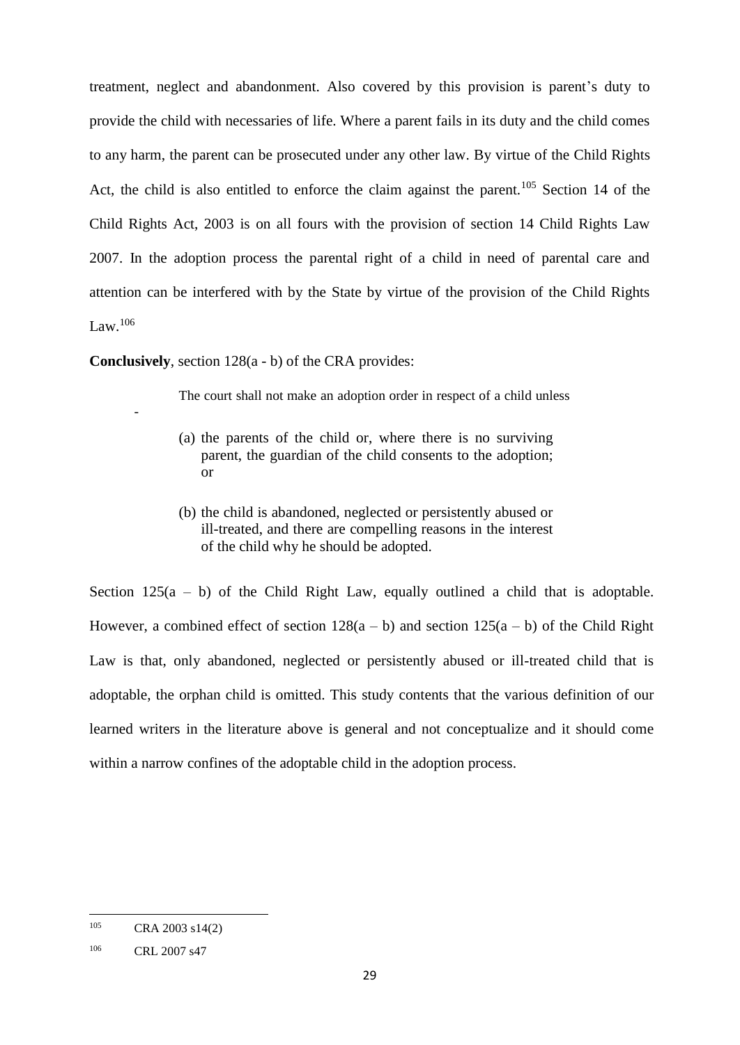treatment, neglect and abandonment. Also covered by this provision is parent's duty to provide the child with necessaries of life. Where a parent fails in its duty and the child comes to any harm, the parent can be prosecuted under any other law. By virtue of the Child Rights Act, the child is also entitled to enforce the claim against the parent.[105] Section 14 of the Child Rights Act, 2003 is on all fours with the provision of section 14 Child Rights Law 2007. In the adoption process the parental right of a child in need of parental care and attention can be interfered with by the State by virtue of the provision of the Child Rights Law.[106]

**Conclusively**, section 128(a - b) of the CRA provides:

> The court shall not make an adoption order in respect of a child unless -
>
> (a) the parents of the child or, where there is no surviving parent, the guardian of the child consents to the adoption; or
>
> (b) the child is abandoned, neglected or persistently abused or ill-treated, and there are compelling reasons in the interest of the child why he should be adopted.

Section 125(a – b) of the Child Right Law, equally outlined a child that is adoptable. However, a combined effect of section 128(a – b) and section 125(a – b) of the Child Right Law is that, only abandoned, neglected or persistently abused or ill-treated child that is adoptable, the orphan child is omitted. This study contents that the various definition of our learned writers in the literature above is general and not conceptualize and it should come within a narrow confines of the adoptable child in the adoption process.

---

[105] CRA 2003 s14(2)

[106] CRL 2007 s47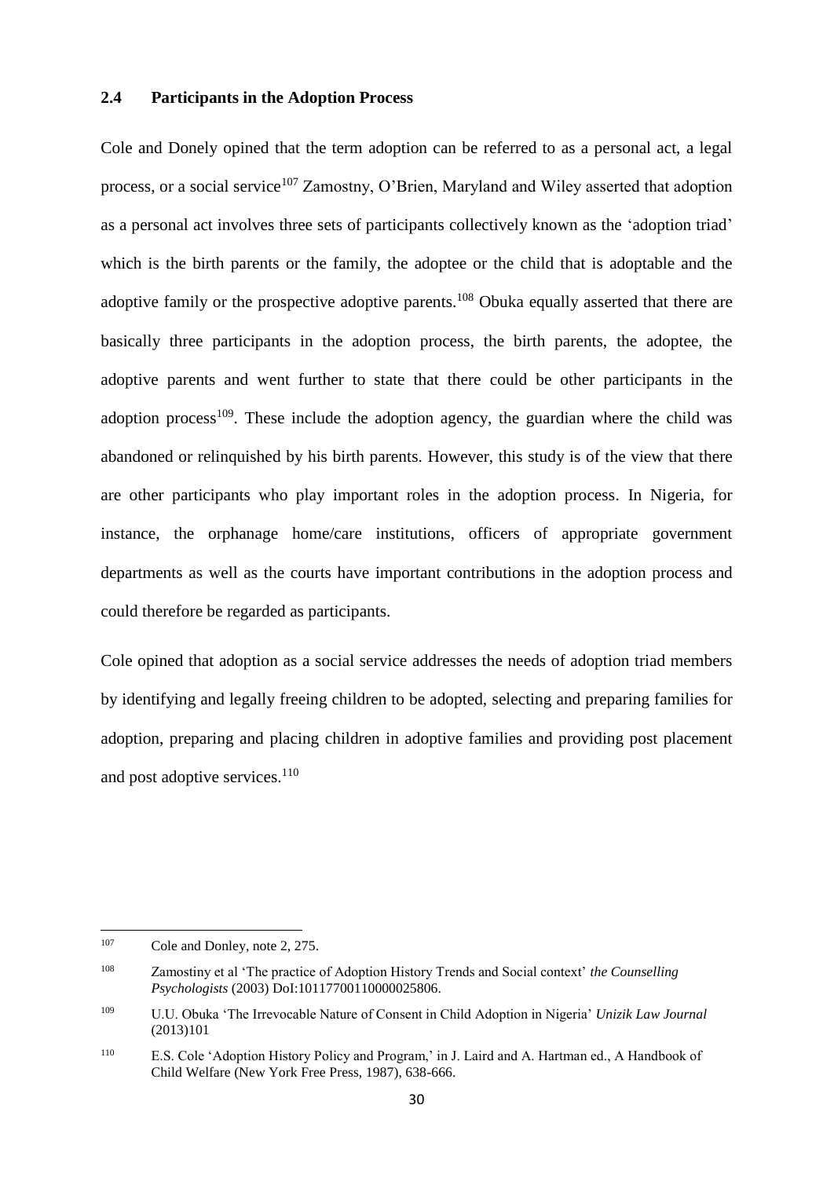## 2.4 Participants in the Adoption Process

Cole and Donely opined that the term adoption can be referred to as a personal act, a legal process, or a social service[107] Zamostny, O'Brien, Maryland and Wiley asserted that adoption as a personal act involves three sets of participants collectively known as the 'adoption triad' which is the birth parents or the family, the adoptee or the child that is adoptable and the adoptive family or the prospective adoptive parents.[108] Obuka equally asserted that there are basically three participants in the adoption process, the birth parents, the adoptee, the adoptive parents and went further to state that there could be other participants in the adoption process[109]. These include the adoption agency, the guardian where the child was abandoned or relinquished by his birth parents. However, this study is of the view that there are other participants who play important roles in the adoption process. In Nigeria, for instance, the orphanage home/care institutions, officers of appropriate government departments as well as the courts have important contributions in the adoption process and could therefore be regarded as participants.

Cole opined that adoption as a social service addresses the needs of adoption triad members by identifying and legally freeing children to be adopted, selecting and preparing families for adoption, preparing and placing children in adoptive families and providing post placement and post adoptive services.[110]

---

[107] Cole and Donley, note 2, 275.

[108] Zamostiny et al 'The practice of Adoption History Trends and Social context' *the Counselling Psychologists* (2003) DoI:10117700110000025806.

[109] U.U. Obuka 'The Irrevocable Nature of Consent in Child Adoption in Nigeria' *Unizik Law Journal* (2013)101

[110] E.S. Cole 'Adoption History Policy and Program,' in J. Laird and A. Hartman ed., A Handbook of Child Welfare (New York Free Press, 1987), 638-666.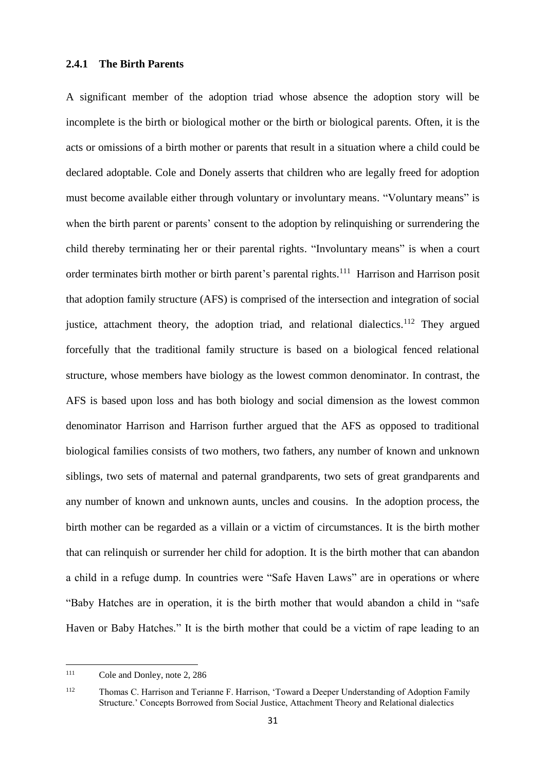### 2.4.1 The Birth Parents

A significant member of the adoption triad whose absence the adoption story will be incomplete is the birth or biological mother or the birth or biological parents. Often, it is the acts or omissions of a birth mother or parents that result in a situation where a child could be declared adoptable. Cole and Donely asserts that children who are legally freed for adoption must become available either through voluntary or involuntary means. "Voluntary means" is when the birth parent or parents' consent to the adoption by relinquishing or surrendering the child thereby terminating her or their parental rights. "Involuntary means" is when a court order terminates birth mother or birth parent's parental rights.[111] Harrison and Harrison posit that adoption family structure (AFS) is comprised of the intersection and integration of social justice, attachment theory, the adoption triad, and relational dialectics.[112] They argued forcefully that the traditional family structure is based on a biological fenced relational structure, whose members have biology as the lowest common denominator. In contrast, the AFS is based upon loss and has both biology and social dimension as the lowest common denominator Harrison and Harrison further argued that the AFS as opposed to traditional biological families consists of two mothers, two fathers, any number of known and unknown siblings, two sets of maternal and paternal grandparents, two sets of great grandparents and any number of known and unknown aunts, uncles and cousins. In the adoption process, the birth mother can be regarded as a villain or a victim of circumstances. It is the birth mother that can relinquish or surrender her child for adoption. It is the birth mother that can abandon a child in a refuge dump. In countries were "Safe Haven Laws" are in operations or where "Baby Hatches are in operation, it is the birth mother that would abandon a child in "safe Haven or Baby Hatches." It is the birth mother that could be a victim of rape leading to an

---

[111] Cole and Donley, note 2, 286

[112] Thomas C. Harrison and Terianne F. Harrison, 'Toward a Deeper Understanding of Adoption Family Structure.' Concepts Borrowed from Social Justice, Attachment Theory and Relational dialectics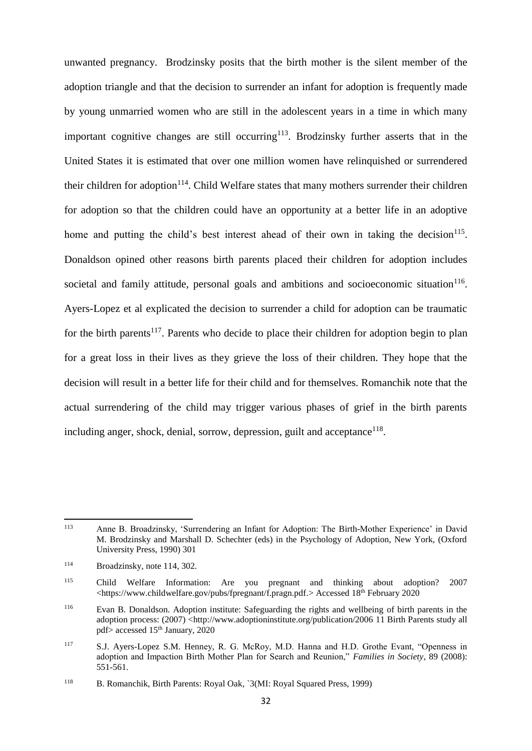unwanted pregnancy. Brodzinsky posits that the birth mother is the silent member of the adoption triangle and that the decision to surrender an infant for adoption is frequently made by young unmarried women who are still in the adolescent years in a time in which many important cognitive changes are still occurring[113]. Brodzinsky further asserts that in the United States it is estimated that over one million women have relinquished or surrendered their children for adoption[114]. Child Welfare states that many mothers surrender their children for adoption so that the children could have an opportunity at a better life in an adoptive home and putting the child's best interest ahead of their own in taking the decision[115]. Donaldson opined other reasons birth parents placed their children for adoption includes societal and family attitude, personal goals and ambitions and socioeconomic situation[116]. Ayers-Lopez et al explicated the decision to surrender a child for adoption can be traumatic for the birth parents[117]. Parents who decide to place their children for adoption begin to plan for a great loss in their lives as they grieve the loss of their children. They hope that the decision will result in a better life for their child and for themselves. Romanchik note that the actual surrendering of the child may trigger various phases of grief in the birth parents including anger, shock, denial, sorrow, depression, guilt and acceptance[118].

---

[113] Anne B. Broadzinsky, 'Surrendering an Infant for Adoption: The Birth-Mother Experience' in David M. Brodzinsky and Marshall D. Schechter (eds) in the Psychology of Adoption, New York, (Oxford University Press, 1990) 301

[114] Broadzinsky, note 114, 302.

[115] Child Welfare Information: Are you pregnant and thinking about adoption? 2007 <https://www.childwelfare.gov/pubs/fpregnant/f.pragn.pdf.> Accessed 18th February 2020

[116] Evan B. Donaldson. Adoption institute: Safeguarding the rights and wellbeing of birth parents in the adoption process: (2007) <http://www.adoptioninstitute.org/publication/2006 11 Birth Parents study all pdf> accessed 15th January, 2020

[117] S.J. Ayers-Lopez S.M. Henney, R. G. McRoy, M.D. Hanna and H.D. Grothe Evant, "Openness in adoption and Impaction Birth Mother Plan for Search and Reunion," *Families in Society*, 89 (2008): 551-561.

[118] B. Romanchik, Birth Parents: Royal Oak, `3(MI: Royal Squared Press, 1999)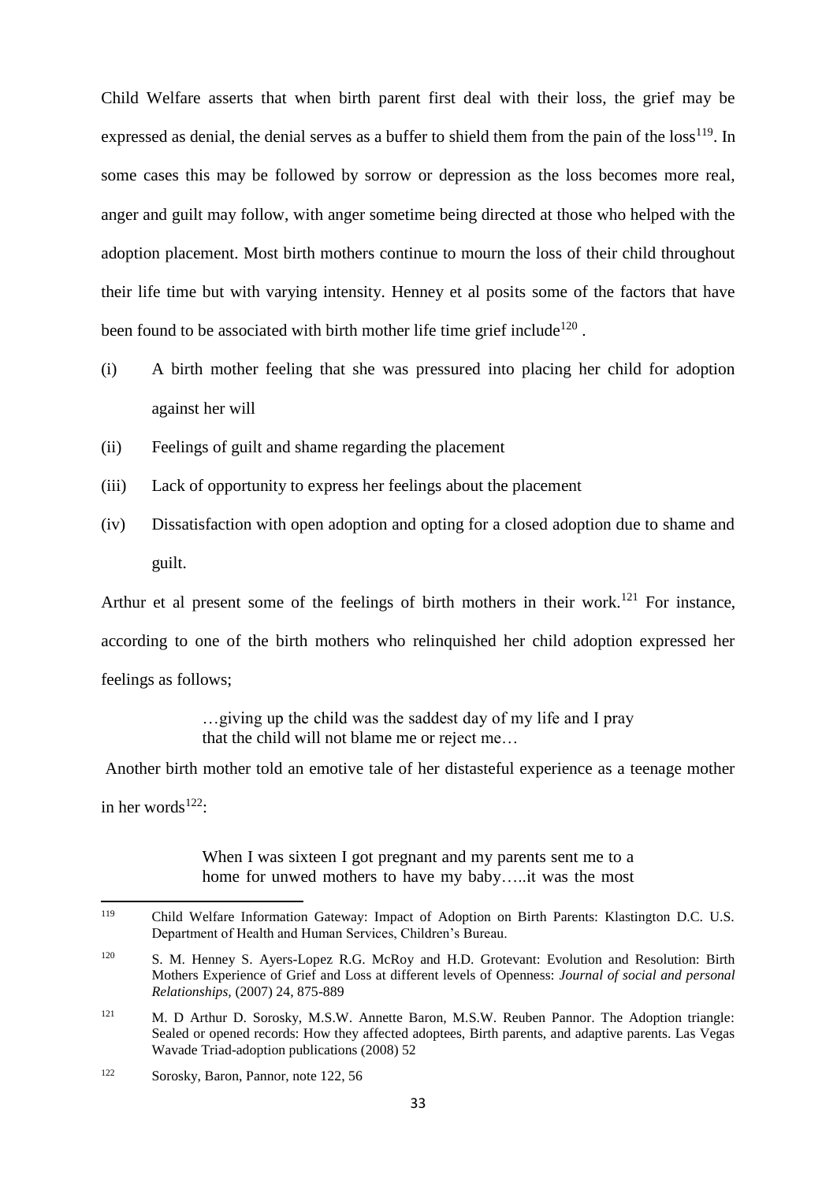Child Welfare asserts that when birth parent first deal with their loss, the grief may be expressed as denial, the denial serves as a buffer to shield them from the pain of the loss[119]. In some cases this may be followed by sorrow or depression as the loss becomes more real, anger and guilt may follow, with anger sometime being directed at those who helped with the adoption placement. Most birth mothers continue to mourn the loss of their child throughout their life time but with varying intensity. Henney et al posits some of the factors that have been found to be associated with birth mother life time grief include[120] .

(i) A birth mother feeling that she was pressured into placing her child for adoption against her will

(ii) Feelings of guilt and shame regarding the placement

(iii) Lack of opportunity to express her feelings about the placement

(iv) Dissatisfaction with open adoption and opting for a closed adoption due to shame and guilt.

Arthur et al present some of the feelings of birth mothers in their work.[121] For instance, according to one of the birth mothers who relinquished her child adoption expressed her feelings as follows;

> …giving up the child was the saddest day of my life and I pray that the child will not blame me or reject me…

Another birth mother told an emotive tale of her distasteful experience as a teenage mother in her words[122]:

> When I was sixteen I got pregnant and my parents sent me to a home for unwed mothers to have my baby…..it was the most

---

[119] Child Welfare Information Gateway: Impact of Adoption on Birth Parents: Klastington D.C. U.S. Department of Health and Human Services, Children's Bureau.

[120] S. M. Henney S. Ayers-Lopez R.G. McRoy and H.D. Grotevant: Evolution and Resolution: Birth Mothers Experience of Grief and Loss at different levels of Openness: *Journal of social and personal Relationships,* (2007) 24, 875-889

[121] M. D Arthur D. Sorosky, M.S.W. Annette Baron, M.S.W. Reuben Pannor. The Adoption triangle: Sealed or opened records: How they affected adoptees, Birth parents, and adaptive parents. Las Vegas Wavade Triad-adoption publications (2008) 52

[122] Sorosky, Baron, Pannor, note 122, 56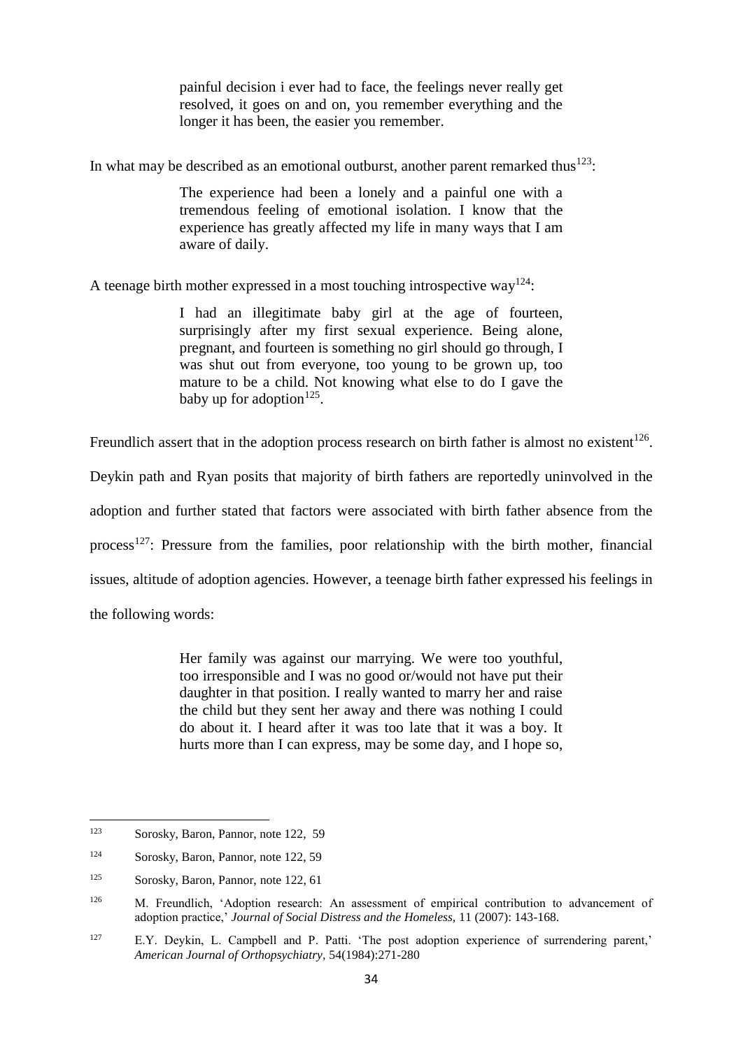> painful decision i ever had to face, the feelings never really get resolved, it goes on and on, you remember everything and the longer it has been, the easier you remember.

In what may be described as an emotional outburst, another parent remarked thus[123]:

> The experience had been a lonely and a painful one with a tremendous feeling of emotional isolation. I know that the experience has greatly affected my life in many ways that I am aware of daily.

A teenage birth mother expressed in a most touching introspective way[124]:

> I had an illegitimate baby girl at the age of fourteen, surprisingly after my first sexual experience. Being alone, pregnant, and fourteen is something no girl should go through, I was shut out from everyone, too young to be grown up, too mature to be a child. Not knowing what else to do I gave the baby up for adoption[125].

Freundlich assert that in the adoption process research on birth father is almost no existent[126]. Deykin path and Ryan posits that majority of birth fathers are reportedly uninvolved in the adoption and further stated that factors were associated with birth father absence from the process[127]: Pressure from the families, poor relationship with the birth mother, financial issues, altitude of adoption agencies. However, a teenage birth father expressed his feelings in the following words:

> Her family was against our marrying. We were too youthful, too irresponsible and I was no good or/would not have put their daughter in that position. I really wanted to marry her and raise the child but they sent her away and there was nothing I could do about it. I heard after it was too late that it was a boy. It hurts more than I can express, may be some day, and I hope so,

---

[123] Sorosky, Baron, Pannor, note 122, 59

[124] Sorosky, Baron, Pannor, note 122, 59

[125] Sorosky, Baron, Pannor, note 122, 61

[126] M. Freundlich, 'Adoption research: An assessment of empirical contribution to advancement of adoption practice,' *Journal of Social Distress and the Homeless,* 11 (2007): 143-168.

[127] E.Y. Deykin, L. Campbell and P. Patti. 'The post adoption experience of surrendering parent,' *American Journal of Orthopsychiatry*, 54(1984):271-280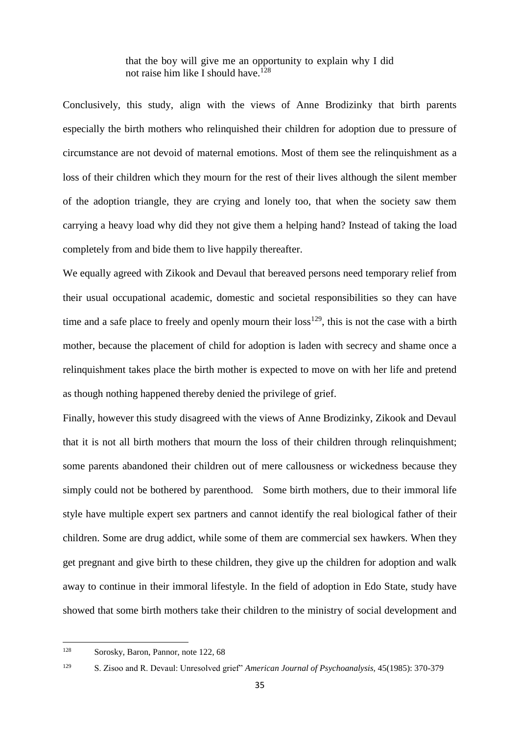> that the boy will give me an opportunity to explain why I did not raise him like I should have.[128]

Conclusively, this study, align with the views of Anne Brodizinky that birth parents especially the birth mothers who relinquished their children for adoption due to pressure of circumstance are not devoid of maternal emotions. Most of them see the relinquishment as a loss of their children which they mourn for the rest of their lives although the silent member of the adoption triangle, they are crying and lonely too, that when the society saw them carrying a heavy load why did they not give them a helping hand? Instead of taking the load completely from and bide them to live happily thereafter.

We equally agreed with Zikook and Devaul that bereaved persons need temporary relief from their usual occupational academic, domestic and societal responsibilities so they can have time and a safe place to freely and openly mourn their loss[129], this is not the case with a birth mother, because the placement of child for adoption is laden with secrecy and shame once a relinquishment takes place the birth mother is expected to move on with her life and pretend as though nothing happened thereby denied the privilege of grief.

Finally, however this study disagreed with the views of Anne Brodizinky, Zikook and Devaul that it is not all birth mothers that mourn the loss of their children through relinquishment; some parents abandoned their children out of mere callousness or wickedness because they simply could not be bothered by parenthood. Some birth mothers, due to their immoral life style have multiple expert sex partners and cannot identify the real biological father of their children. Some are drug addict, while some of them are commercial sex hawkers. When they get pregnant and give birth to these children, they give up the children for adoption and walk away to continue in their immoral lifestyle. In the field of adoption in Edo State, study have showed that some birth mothers take their children to the ministry of social development and

---

[128] Sorosky, Baron, Pannor, note 122, 68

[129] S. Zisoo and R. Devaul: Unresolved grief" *American Journal of Psychoanalysis,* 45(1985): 370-379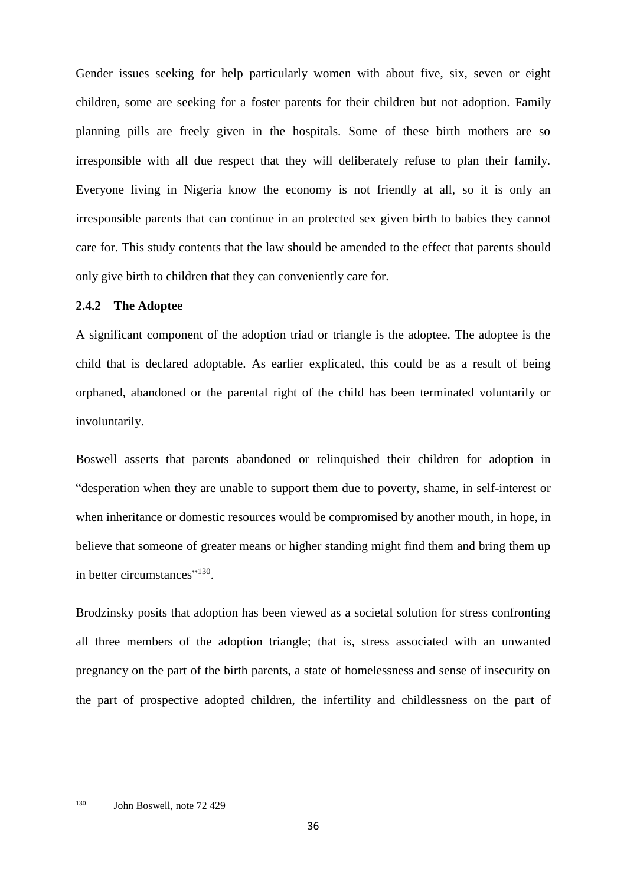Gender issues seeking for help particularly women with about five, six, seven or eight children, some are seeking for a foster parents for their children but not adoption. Family planning pills are freely given in the hospitals. Some of these birth mothers are so irresponsible with all due respect that they will deliberately refuse to plan their family. Everyone living in Nigeria know the economy is not friendly at all, so it is only an irresponsible parents that can continue in an protected sex given birth to babies they cannot care for. This study contents that the law should be amended to the effect that parents should only give birth to children that they can conveniently care for.

### 2.4.2 The Adoptee

A significant component of the adoption triad or triangle is the adoptee. The adoptee is the child that is declared adoptable. As earlier explicated, this could be as a result of being orphaned, abandoned or the parental right of the child has been terminated voluntarily or involuntarily.

Boswell asserts that parents abandoned or relinquished their children for adoption in "desperation when they are unable to support them due to poverty, shame, in self-interest or when inheritance or domestic resources would be compromised by another mouth, in hope, in believe that someone of greater means or higher standing might find them and bring them up in better circumstances"[130].

Brodzinsky posits that adoption has been viewed as a societal solution for stress confronting all three members of the adoption triangle; that is, stress associated with an unwanted pregnancy on the part of the birth parents, a state of homelessness and sense of insecurity on the part of prospective adopted children, the infertility and childlessness on the part of

---

[130] John Boswell, note 72 429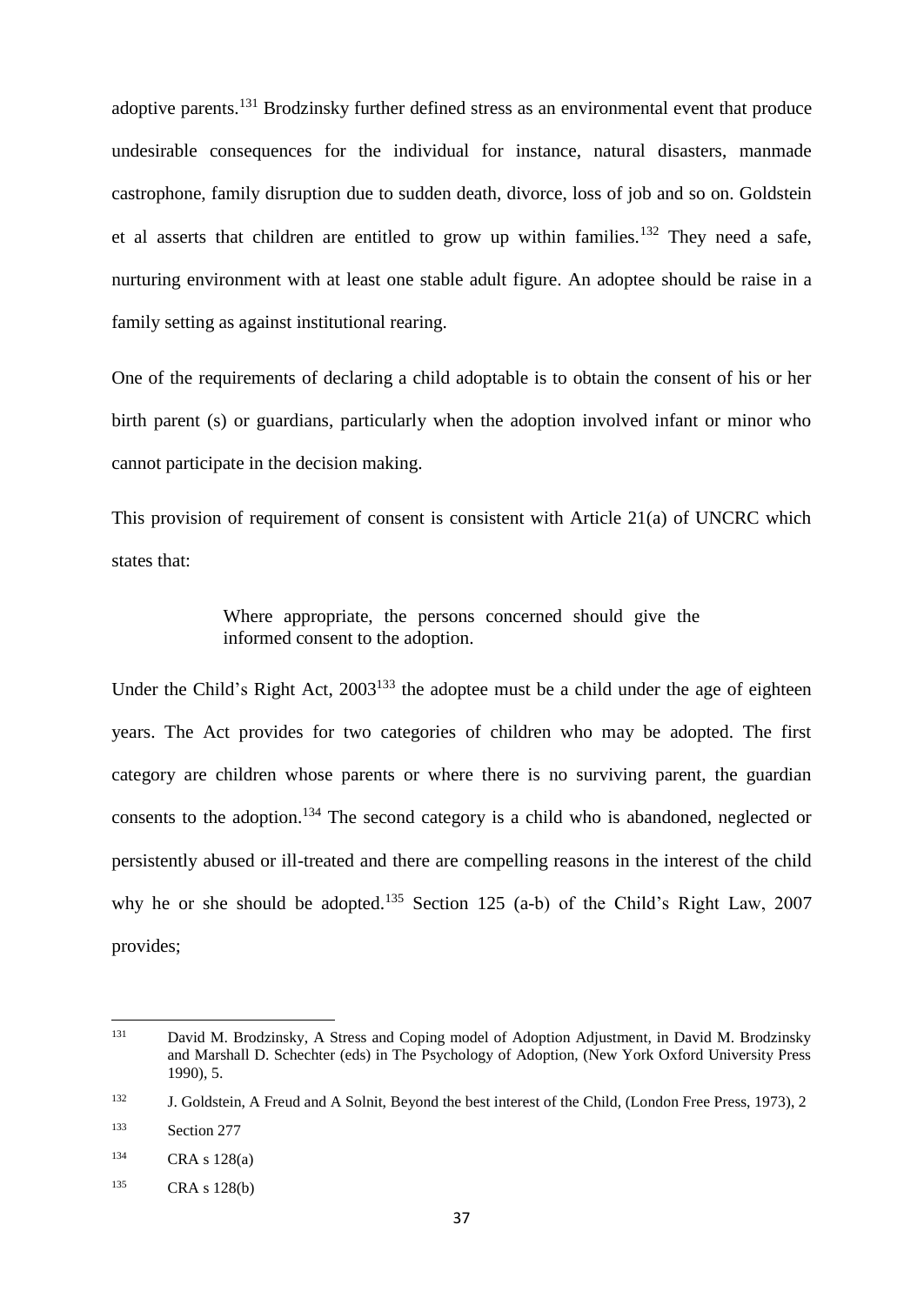adoptive parents.[131] Brodzinsky further defined stress as an environmental event that produce undesirable consequences for the individual for instance, natural disasters, manmade castrophone, family disruption due to sudden death, divorce, loss of job and so on. Goldstein et al asserts that children are entitled to grow up within families.[132] They need a safe, nurturing environment with at least one stable adult figure. An adoptee should be raise in a family setting as against institutional rearing.

One of the requirements of declaring a child adoptable is to obtain the consent of his or her birth parent (s) or guardians, particularly when the adoption involved infant or minor who cannot participate in the decision making.

This provision of requirement of consent is consistent with Article 21(a) of UNCRC which states that:

> Where appropriate, the persons concerned should give the informed consent to the adoption.

Under the Child's Right Act, 2003[133] the adoptee must be a child under the age of eighteen years. The Act provides for two categories of children who may be adopted. The first category are children whose parents or where there is no surviving parent, the guardian consents to the adoption.[134] The second category is a child who is abandoned, neglected or persistently abused or ill-treated and there are compelling reasons in the interest of the child why he or she should be adopted.[135] Section 125 (a-b) of the Child's Right Law, 2007 provides;

---

[131] David M. Brodzinsky, A Stress and Coping model of Adoption Adjustment, in David M. Brodzinsky and Marshall D. Schechter (eds) in The Psychology of Adoption, (New York Oxford University Press 1990), 5.

[132] J. Goldstein, A Freud and A Solnit, Beyond the best interest of the Child, (London Free Press, 1973), 2

[133] Section 277

[134] CRA s 128(a)

[135] CRA s 128(b)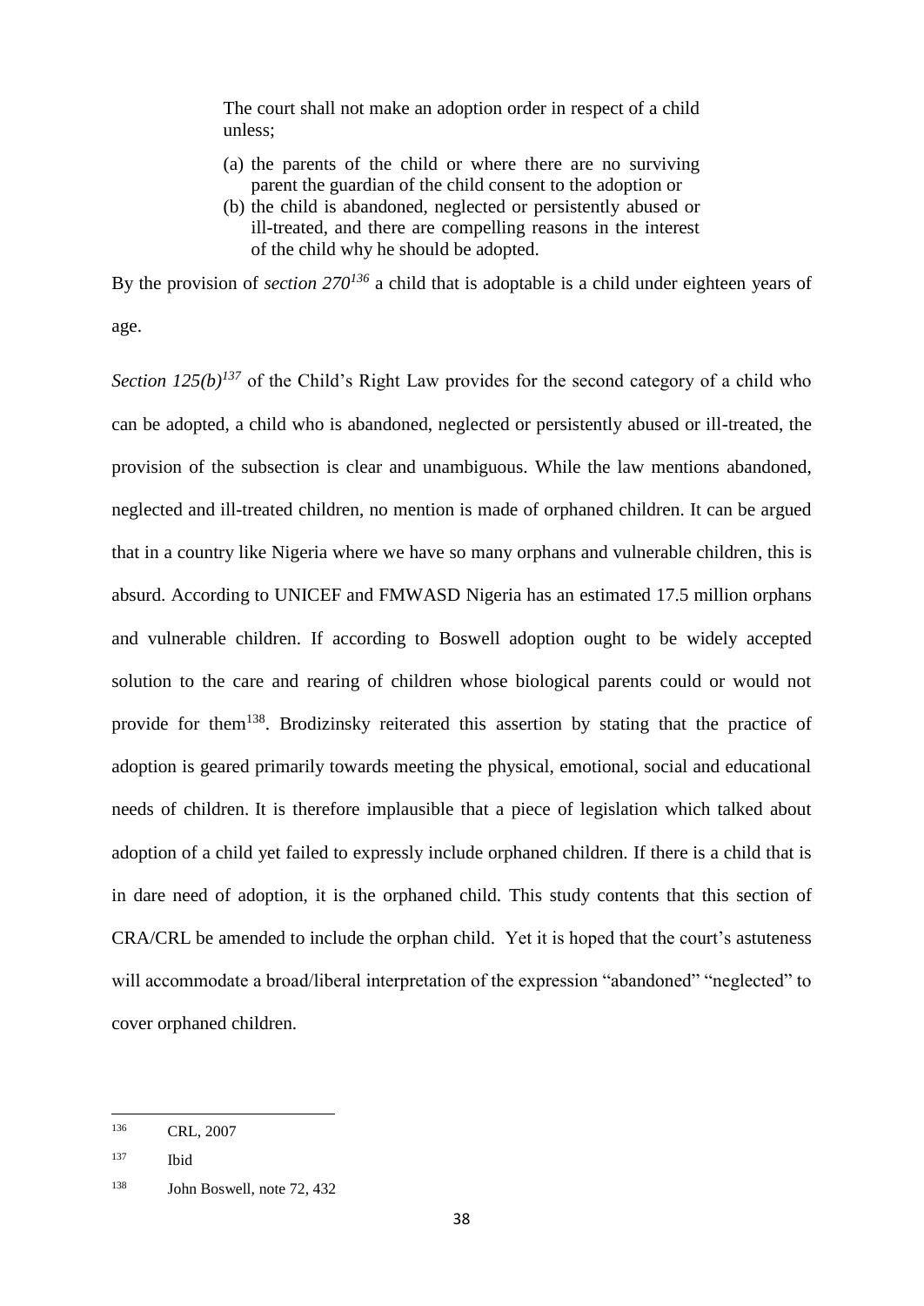> The court shall not make an adoption order in respect of a child unless;
>
> (a) the parents of the child or where there are no surviving parent the guardian of the child consent to the adoption or
>
> (b) the child is abandoned, neglected or persistently abused or ill-treated, and there are compelling reasons in the interest of the child why he should be adopted.

By the provision of *section 270*[136] a child that is adoptable is a child under eighteen years of age.

*Section 125(b)*[137] of the Child's Right Law provides for the second category of a child who can be adopted, a child who is abandoned, neglected or persistently abused or ill-treated, the provision of the subsection is clear and unambiguous. While the law mentions abandoned, neglected and ill-treated children, no mention is made of orphaned children. It can be argued that in a country like Nigeria where we have so many orphans and vulnerable children, this is absurd. According to UNICEF and FMWASD Nigeria has an estimated 17.5 million orphans and vulnerable children. If according to Boswell adoption ought to be widely accepted solution to the care and rearing of children whose biological parents could or would not provide for them[138]. Brodizinsky reiterated this assertion by stating that the practice of adoption is geared primarily towards meeting the physical, emotional, social and educational needs of children. It is therefore implausible that a piece of legislation which talked about adoption of a child yet failed to expressly include orphaned children. If there is a child that is in dare need of adoption, it is the orphaned child. This study contents that this section of CRA/CRL be amended to include the orphan child. Yet it is hoped that the court's astuteness will accommodate a broad/liberal interpretation of the expression "abandoned" "neglected" to cover orphaned children.

---

[136] CRL, 2007

[137] Ibid

[138] John Boswell, note 72, 432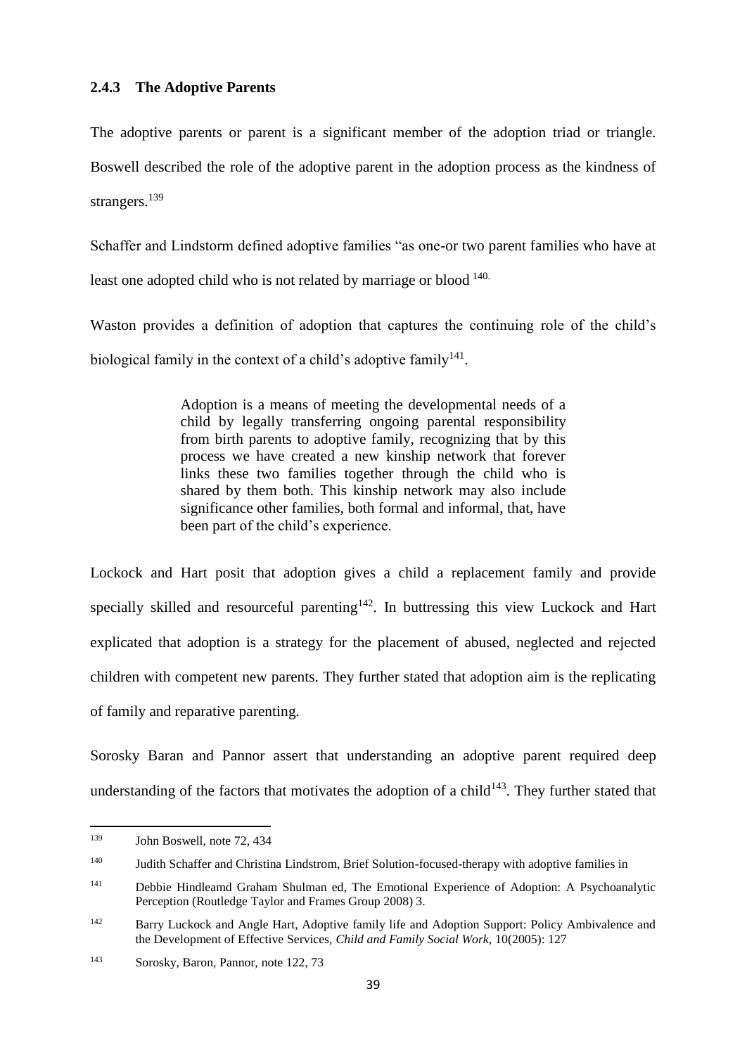### 2.4.3 The Adoptive Parents

The adoptive parents or parent is a significant member of the adoption triad or triangle. Boswell described the role of the adoptive parent in the adoption process as the kindness of strangers.[139]

Schaffer and Lindstorm defined adoptive families "as one-or two parent families who have at least one adopted child who is not related by marriage or blood [140.]

Waston provides a definition of adoption that captures the continuing role of the child's biological family in the context of a child's adoptive family[141].

> Adoption is a means of meeting the developmental needs of a child by legally transferring ongoing parental responsibility from birth parents to adoptive family, recognizing that by this process we have created a new kinship network that forever links these two families together through the child who is shared by them both. This kinship network may also include significance other families, both formal and informal, that, have been part of the child's experience.

Lockock and Hart posit that adoption gives a child a replacement family and provide specially skilled and resourceful parenting[142]. In buttressing this view Luckock and Hart explicated that adoption is a strategy for the placement of abused, neglected and rejected children with competent new parents. They further stated that adoption aim is the replicating of family and reparative parenting.

Sorosky Baran and Pannor assert that understanding an adoptive parent required deep understanding of the factors that motivates the adoption of a child[143]. They further stated that

---

[139] John Boswell, note 72, 434

[140] Judith Schaffer and Christina Lindstrom, Brief Solution-focused-therapy with adoptive families in

[141] Debbie Hindleamd Graham Shulman ed, The Emotional Experience of Adoption: A Psychoanalytic Perception (Routledge Taylor and Frames Group 2008) 3.

[142] Barry Luckock and Angle Hart, Adoptive family life and Adoption Support: Policy Ambivalence and the Development of Effective Services, *Child and Family Social Work*, 10(2005): 127

[143] Sorosky, Baron, Pannor, note 122, 73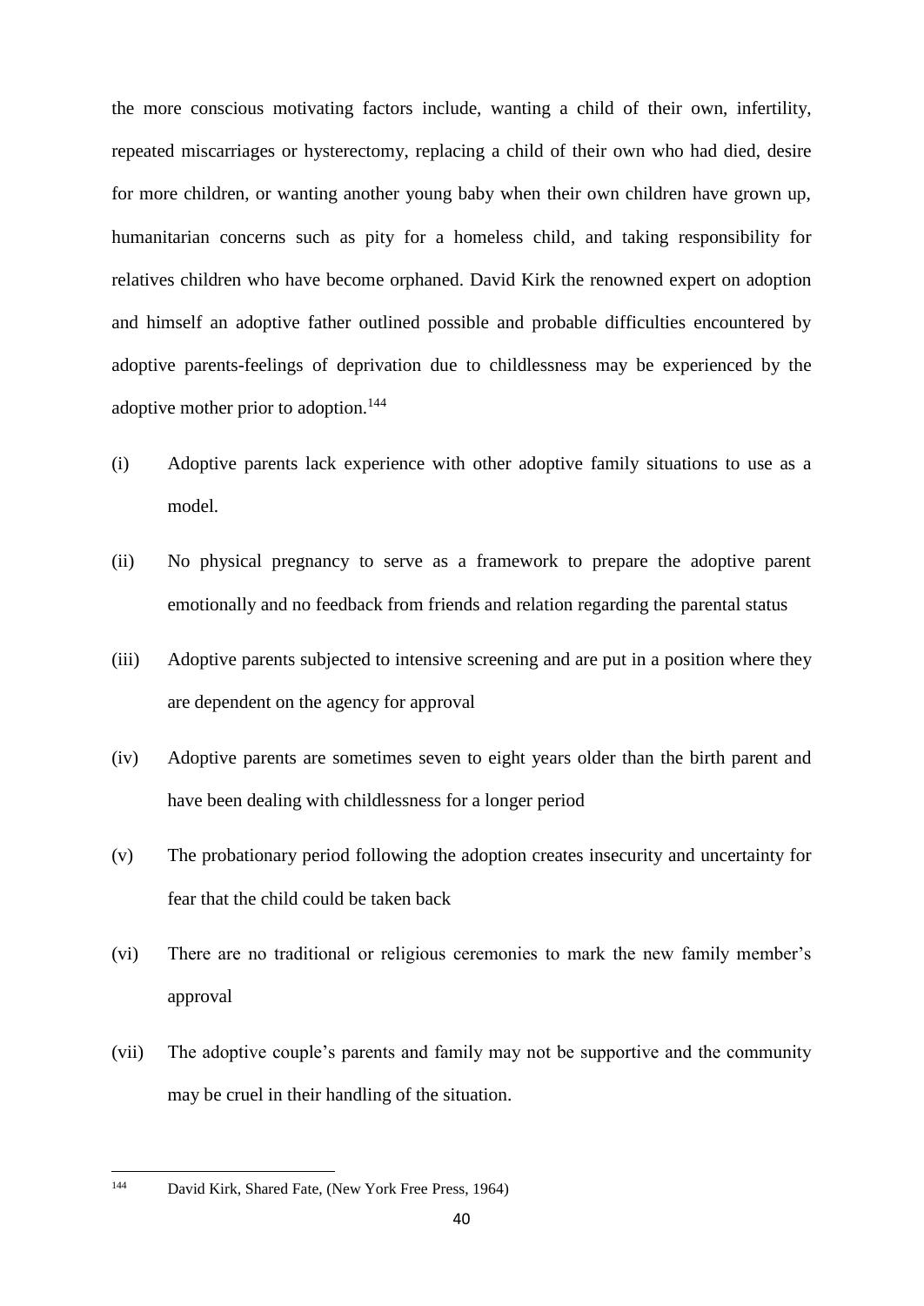the more conscious motivating factors include, wanting a child of their own, infertility, repeated miscarriages or hysterectomy, replacing a child of their own who had died, desire for more children, or wanting another young baby when their own children have grown up, humanitarian concerns such as pity for a homeless child, and taking responsibility for relatives children who have become orphaned. David Kirk the renowned expert on adoption and himself an adoptive father outlined possible and probable difficulties encountered by adoptive parents-feelings of deprivation due to childlessness may be experienced by the adoptive mother prior to adoption.[144]

(i) Adoptive parents lack experience with other adoptive family situations to use as a model.

(ii) No physical pregnancy to serve as a framework to prepare the adoptive parent emotionally and no feedback from friends and relation regarding the parental status

(iii) Adoptive parents subjected to intensive screening and are put in a position where they are dependent on the agency for approval

(iv) Adoptive parents are sometimes seven to eight years older than the birth parent and have been dealing with childlessness for a longer period

(v) The probationary period following the adoption creates insecurity and uncertainty for fear that the child could be taken back

(vi) There are no traditional or religious ceremonies to mark the new family member's approval

(vii) The adoptive couple's parents and family may not be supportive and the community may be cruel in their handling of the situation.

---

[144] David Kirk, Shared Fate, (New York Free Press, 1964)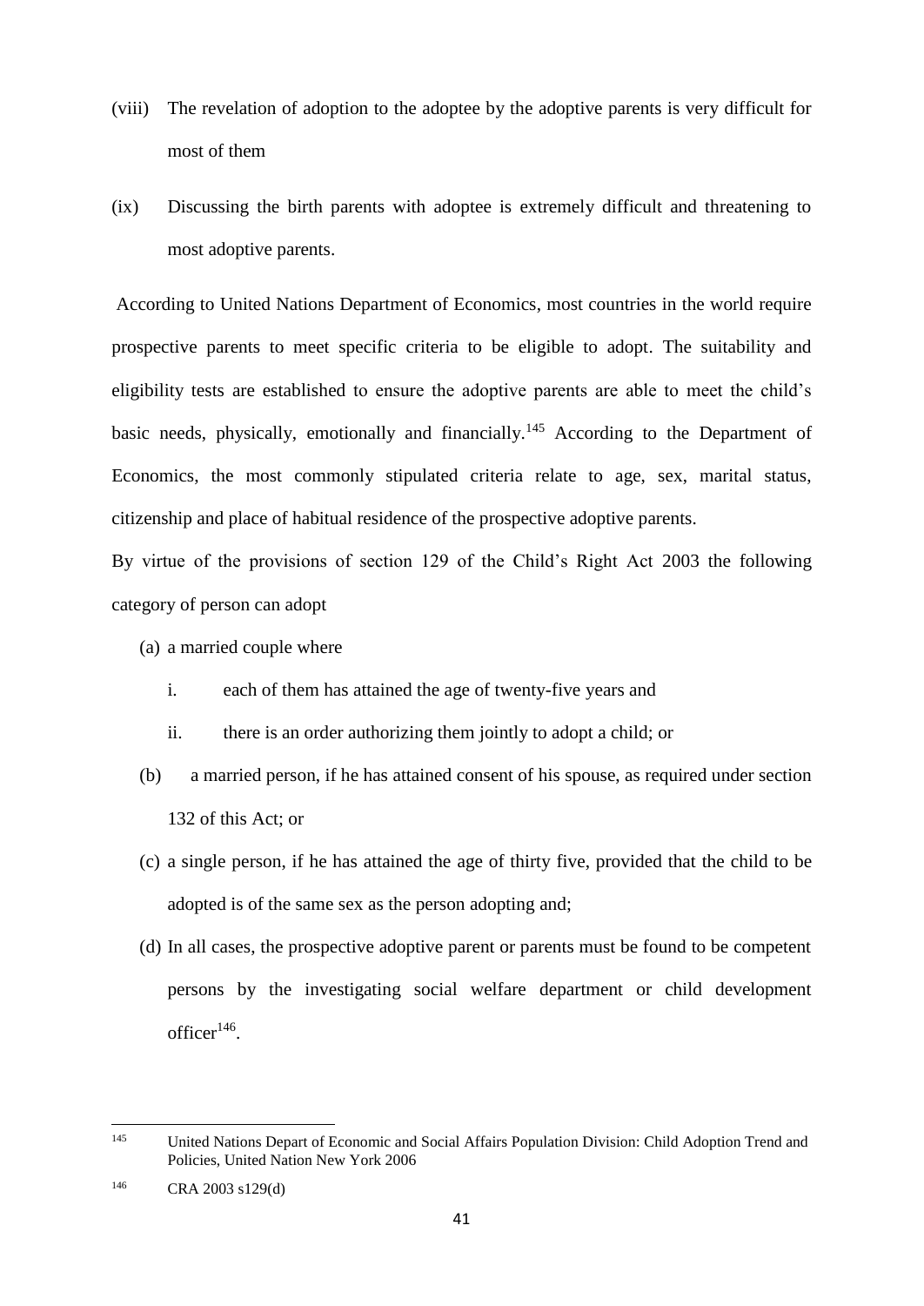(viii) The revelation of adoption to the adoptee by the adoptive parents is very difficult for most of them

(ix) Discussing the birth parents with adoptee is extremely difficult and threatening to most adoptive parents.

According to United Nations Department of Economics, most countries in the world require prospective parents to meet specific criteria to be eligible to adopt. The suitability and eligibility tests are established to ensure the adoptive parents are able to meet the child's basic needs, physically, emotionally and financially.[145] According to the Department of Economics, the most commonly stipulated criteria relate to age, sex, marital status, citizenship and place of habitual residence of the prospective adoptive parents.

By virtue of the provisions of section 129 of the Child's Right Act 2003 the following category of person can adopt

(a) a married couple where
   i. each of them has attained the age of twenty-five years and
   ii. there is an order authorizing them jointly to adopt a child; or
(b) a married person, if he has attained consent of his spouse, as required under section 132 of this Act; or
(c) a single person, if he has attained the age of thirty five, provided that the child to be adopted is of the same sex as the person adopting and;
(d) In all cases, the prospective adoptive parent or parents must be found to be competent persons by the investigating social welfare department or child development officer[146].

---

[145] United Nations Depart of Economic and Social Affairs Population Division: Child Adoption Trend and Policies, United Nation New York 2006

[146] CRA 2003 s129(d)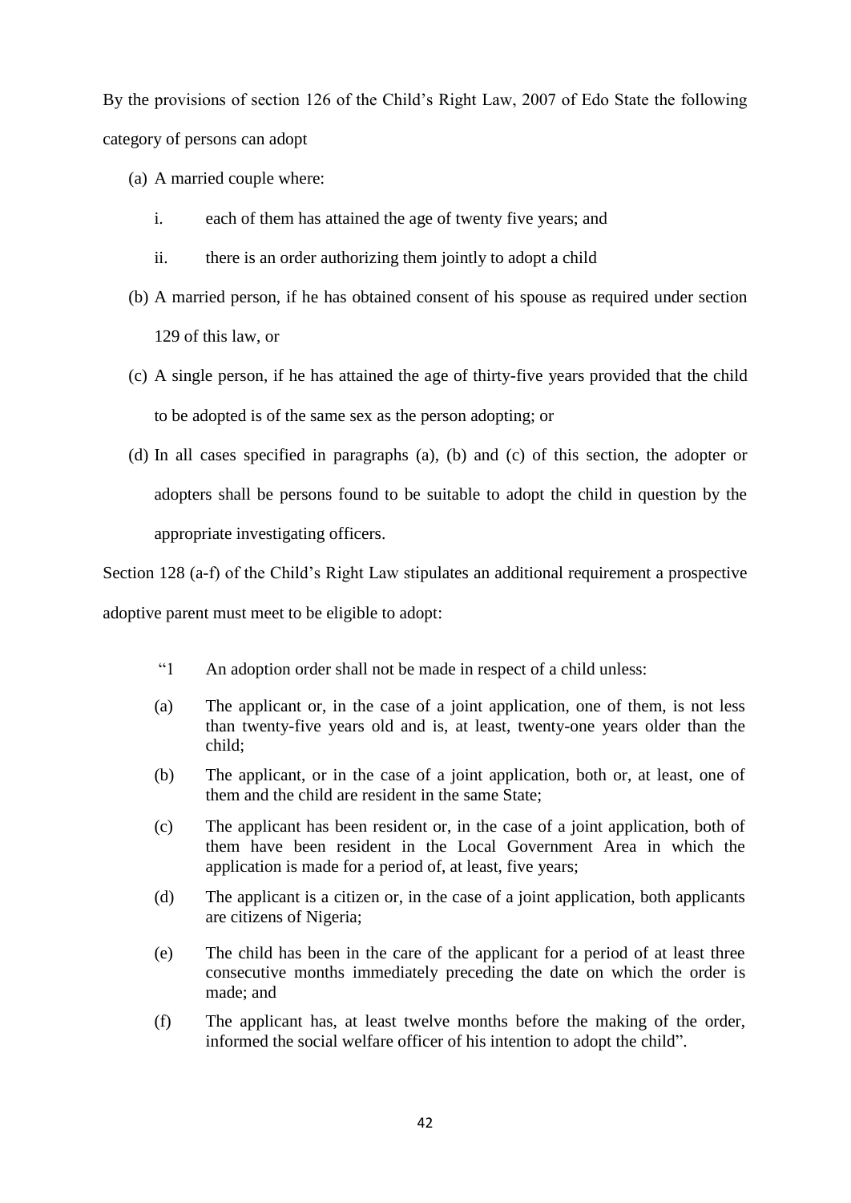By the provisions of section 126 of the Child's Right Law, 2007 of Edo State the following category of persons can adopt

(a) A married couple where:

   i. each of them has attained the age of twenty five years; and

   ii. there is an order authorizing them jointly to adopt a child

(b) A married person, if he has obtained consent of his spouse as required under section 129 of this law, or

(c) A single person, if he has attained the age of thirty-five years provided that the child to be adopted is of the same sex as the person adopting; or

(d) In all cases specified in paragraphs (a), (b) and (c) of this section, the adopter or adopters shall be persons found to be suitable to adopt the child in question by the appropriate investigating officers.

Section 128 (a-f) of the Child's Right Law stipulates an additional requirement a prospective adoptive parent must meet to be eligible to adopt:

> "1 An adoption order shall not be made in respect of a child unless:
>
> (a) The applicant or, in the case of a joint application, one of them, is not less than twenty-five years old and is, at least, twenty-one years older than the child;
>
> (b) The applicant, or in the case of a joint application, both or, at least, one of them and the child are resident in the same State;
>
> (c) The applicant has been resident or, in the case of a joint application, both of them have been resident in the Local Government Area in which the application is made for a period of, at least, five years;
>
> (d) The applicant is a citizen or, in the case of a joint application, both applicants are citizens of Nigeria;
>
> (e) The child has been in the care of the applicant for a period of at least three consecutive months immediately preceding the date on which the order is made; and
>
> (f) The applicant has, at least twelve months before the making of the order, informed the social welfare officer of his intention to adopt the child".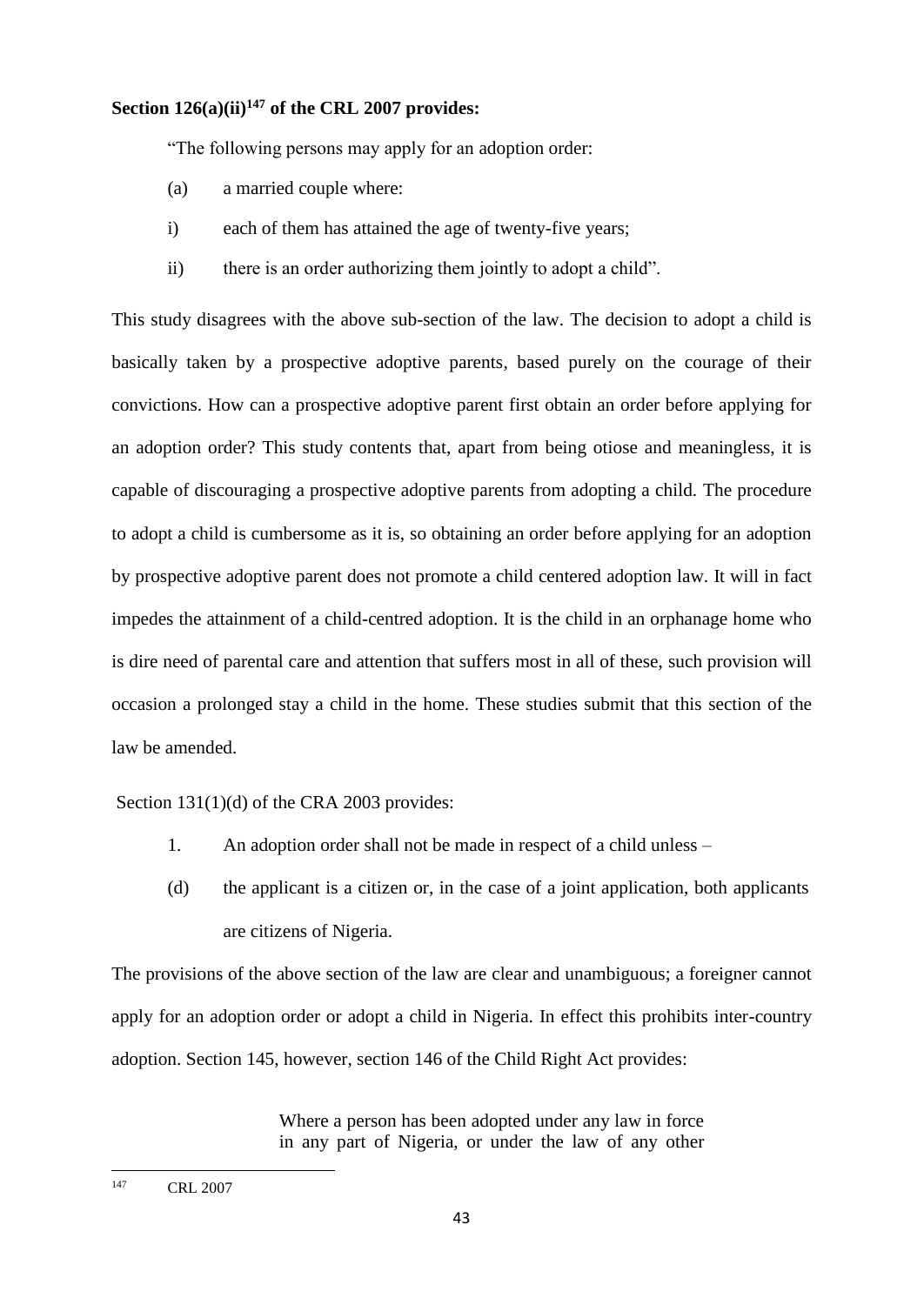**Section 126(a)(ii)[147] of the CRL 2007 provides:**

"The following persons may apply for an adoption order:

(a) a married couple where:

i) each of them has attained the age of twenty-five years;

ii) there is an order authorizing them jointly to adopt a child".

This study disagrees with the above sub-section of the law. The decision to adopt a child is basically taken by a prospective adoptive parents, based purely on the courage of their convictions. How can a prospective adoptive parent first obtain an order before applying for an adoption order? This study contents that, apart from being otiose and meaningless, it is capable of discouraging a prospective adoptive parents from adopting a child. The procedure to adopt a child is cumbersome as it is, so obtaining an order before applying for an adoption by prospective adoptive parent does not promote a child centered adoption law. It will in fact impedes the attainment of a child-centred adoption. It is the child in an orphanage home who is dire need of parental care and attention that suffers most in all of these, such provision will occasion a prolonged stay a child in the home. These studies submit that this section of the law be amended.

Section 131(1)(d) of the CRA 2003 provides:

1. An adoption order shall not be made in respect of a child unless –

(d) the applicant is a citizen or, in the case of a joint application, both applicants are citizens of Nigeria.

The provisions of the above section of the law are clear and unambiguous; a foreigner cannot apply for an adoption order or adopt a child in Nigeria. In effect this prohibits inter-country adoption. Section 145, however, section 146 of the Child Right Act provides:

> Where a person has been adopted under any law in force in any part of Nigeria, or under the law of any other

---

[147] CRL 2007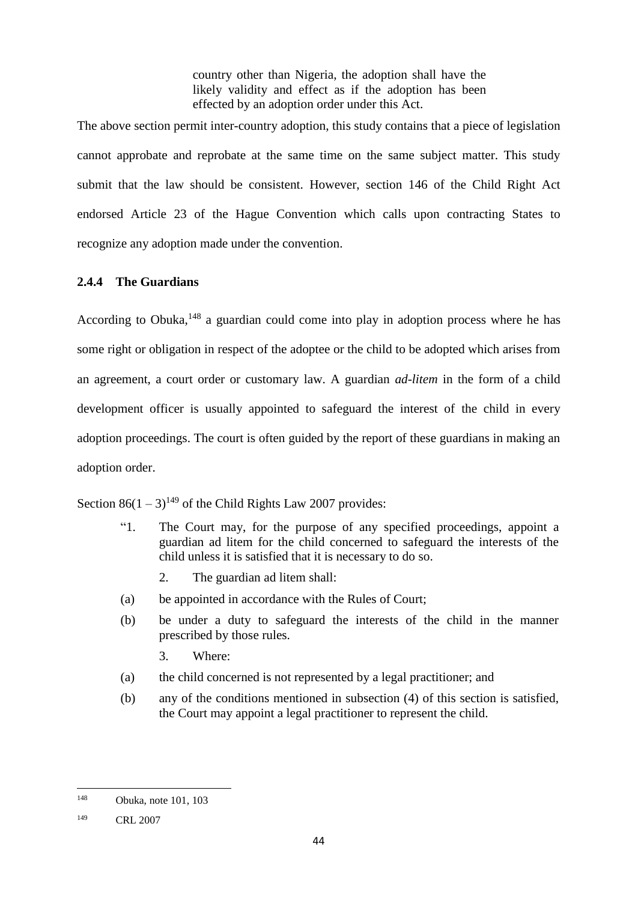> country other than Nigeria, the adoption shall have the likely validity and effect as if the adoption has been effected by an adoption order under this Act.

The above section permit inter-country adoption, this study contains that a piece of legislation cannot approbate and reprobate at the same time on the same subject matter. This study submit that the law should be consistent. However, section 146 of the Child Right Act endorsed Article 23 of the Hague Convention which calls upon contracting States to recognize any adoption made under the convention.

### 2.4.4 The Guardians

According to Obuka,[148] a guardian could come into play in adoption process where he has some right or obligation in respect of the adoptee or the child to be adopted which arises from an agreement, a court order or customary law. A guardian *ad-litem* in the form of a child development officer is usually appointed to safeguard the interest of the child in every adoption proceedings. The court is often guided by the report of these guardians in making an adoption order.

Section 86(1 – 3)[149] of the Child Rights Law 2007 provides:

> "1. The Court may, for the purpose of any specified proceedings, appoint a guardian ad litem for the child concerned to safeguard the interests of the child unless it is satisfied that it is necessary to do so.
>
> 2. The guardian ad litem shall:
>
> (a) be appointed in accordance with the Rules of Court;
>
> (b) be under a duty to safeguard the interests of the child in the manner prescribed by those rules.
>
> 3. Where:
>
> (a) the child concerned is not represented by a legal practitioner; and
>
> (b) any of the conditions mentioned in subsection (4) of this section is satisfied, the Court may appoint a legal practitioner to represent the child.

---

[148] Obuka, note 101, 103

[149] CRL 2007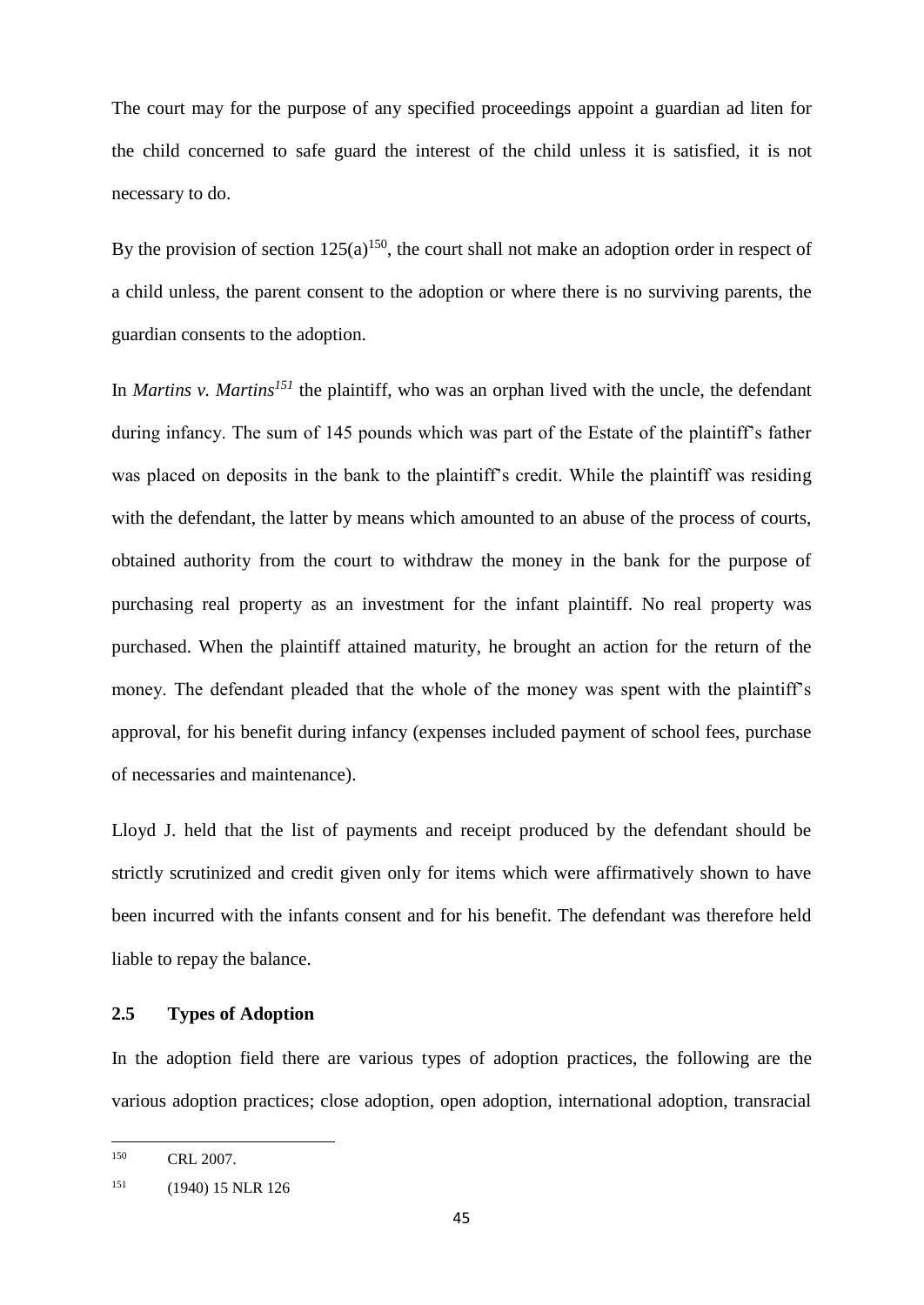The court may for the purpose of any specified proceedings appoint a guardian ad liten for the child concerned to safe guard the interest of the child unless it is satisfied, it is not necessary to do.

By the provision of section 125(a)[150], the court shall not make an adoption order in respect of a child unless, the parent consent to the adoption or where there is no surviving parents, the guardian consents to the adoption.

In *Martins v. Martins*[151] the plaintiff, who was an orphan lived with the uncle, the defendant during infancy. The sum of 145 pounds which was part of the Estate of the plaintiff's father was placed on deposits in the bank to the plaintiff's credit. While the plaintiff was residing with the defendant, the latter by means which amounted to an abuse of the process of courts, obtained authority from the court to withdraw the money in the bank for the purpose of purchasing real property as an investment for the infant plaintiff. No real property was purchased. When the plaintiff attained maturity, he brought an action for the return of the money. The defendant pleaded that the whole of the money was spent with the plaintiff's approval, for his benefit during infancy (expenses included payment of school fees, purchase of necessaries and maintenance).

Lloyd J. held that the list of payments and receipt produced by the defendant should be strictly scrutinized and credit given only for items which were affirmatively shown to have been incurred with the infants consent and for his benefit. The defendant was therefore held liable to repay the balance.

## 2.5 Types of Adoption

In the adoption field there are various types of adoption practices, the following are the various adoption practices; close adoption, open adoption, international adoption, transracial

---

[150] CRL 2007.

[151] (1940) 15 NLR 126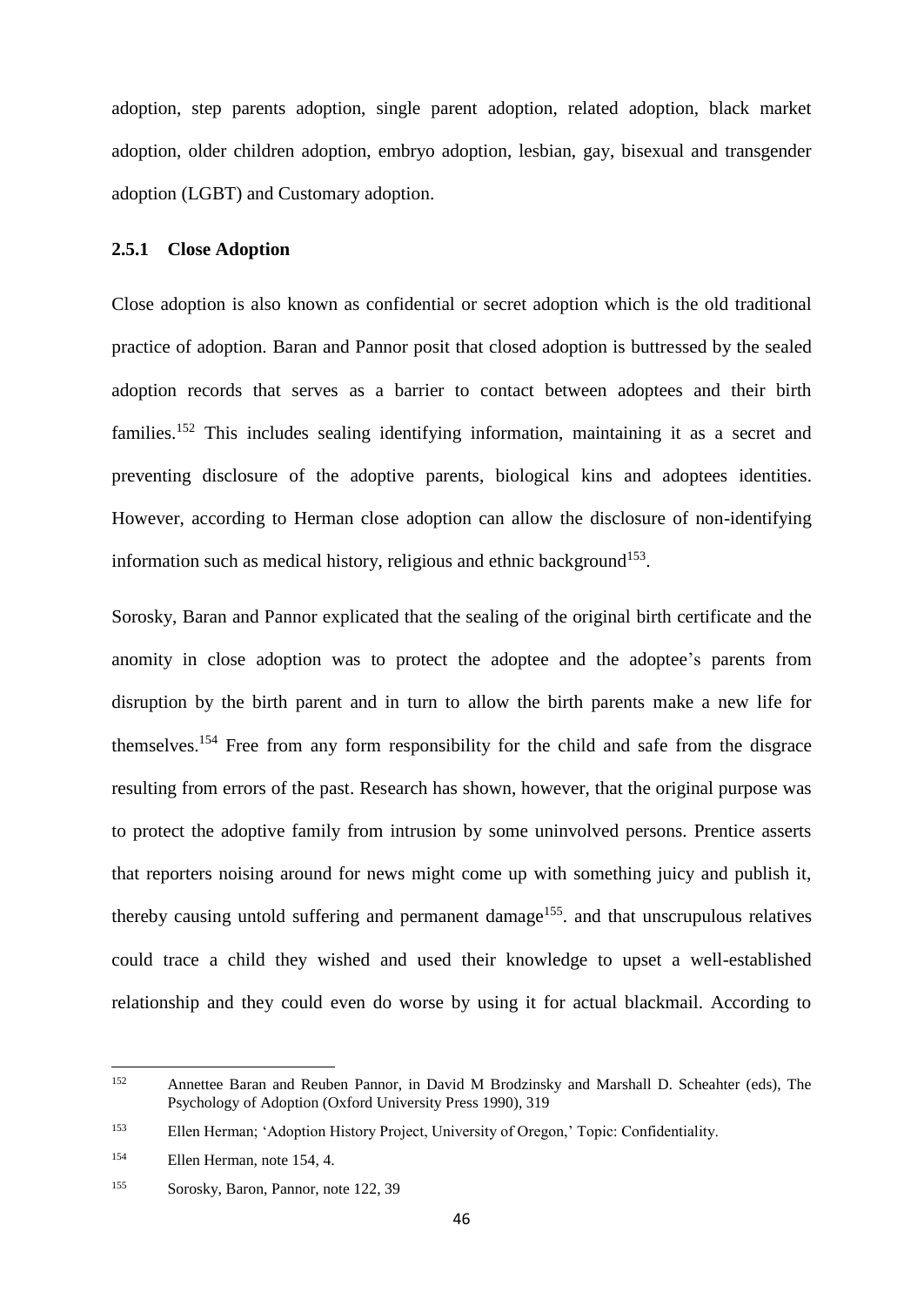adoption, step parents adoption, single parent adoption, related adoption, black market adoption, older children adoption, embryo adoption, lesbian, gay, bisexual and transgender adoption (LGBT) and Customary adoption.

### 2.5.1 Close Adoption

Close adoption is also known as confidential or secret adoption which is the old traditional practice of adoption. Baran and Pannor posit that closed adoption is buttressed by the sealed adoption records that serves as a barrier to contact between adoptees and their birth families.[152] This includes sealing identifying information, maintaining it as a secret and preventing disclosure of the adoptive parents, biological kins and adoptees identities. However, according to Herman close adoption can allow the disclosure of non-identifying information such as medical history, religious and ethnic background[153].

Sorosky, Baran and Pannor explicated that the sealing of the original birth certificate and the anomity in close adoption was to protect the adoptee and the adoptee's parents from disruption by the birth parent and in turn to allow the birth parents make a new life for themselves.[154] Free from any form responsibility for the child and safe from the disgrace resulting from errors of the past. Research has shown, however, that the original purpose was to protect the adoptive family from intrusion by some uninvolved persons. Prentice asserts that reporters noising around for news might come up with something juicy and publish it, thereby causing untold suffering and permanent damage[155]. and that unscrupulous relatives could trace a child they wished and used their knowledge to upset a well-established relationship and they could even do worse by using it for actual blackmail. According to

---

[152] Annettee Baran and Reuben Pannor, in David M Brodzinsky and Marshall D. Scheahter (eds), The Psychology of Adoption (Oxford University Press 1990), 319

[153] Ellen Herman; 'Adoption History Project, University of Oregon,' Topic: Confidentiality.

[154] Ellen Herman, note 154, 4.

[155] Sorosky, Baron, Pannor, note 122, 39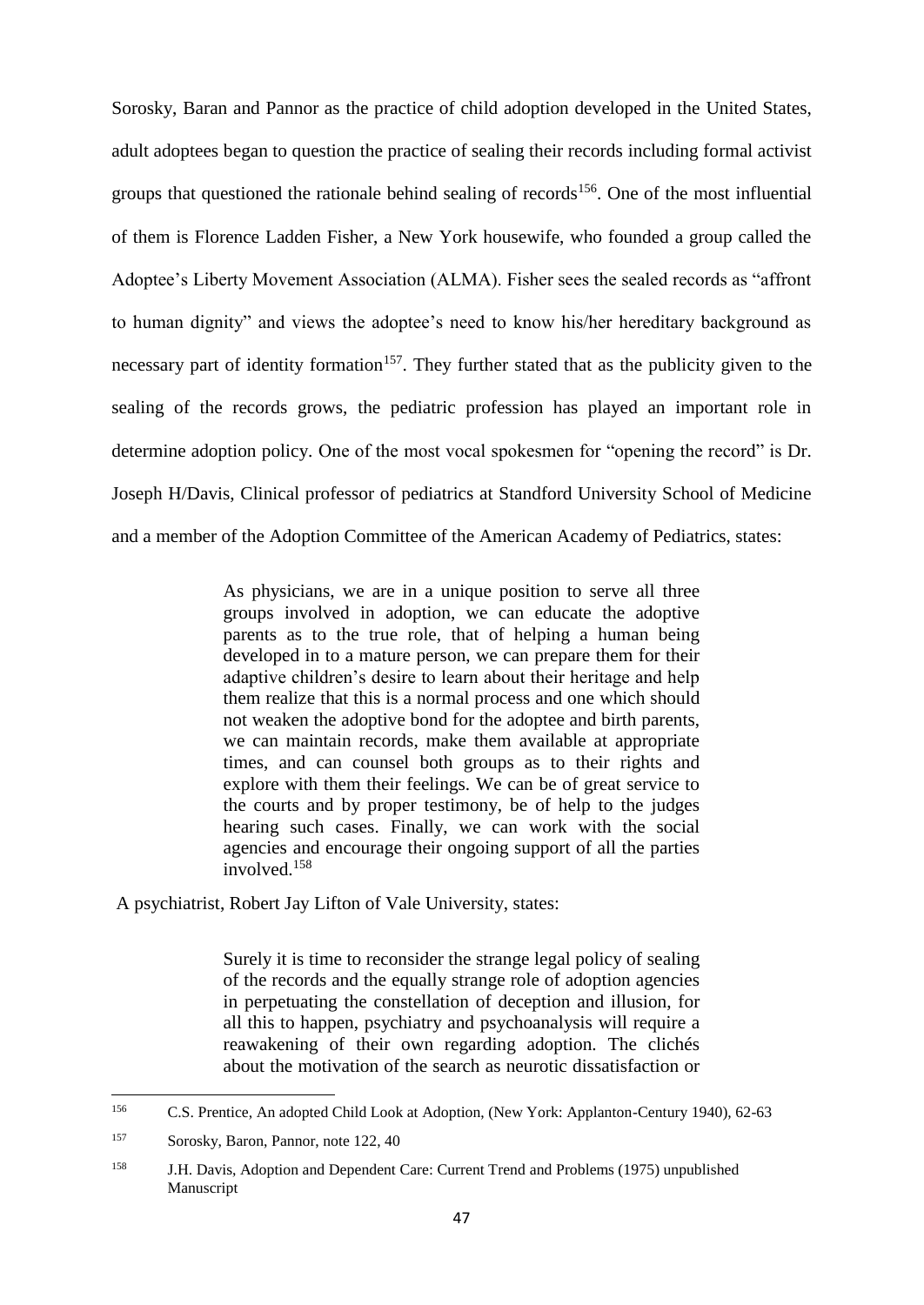Sorosky, Baran and Pannor as the practice of child adoption developed in the United States, adult adoptees began to question the practice of sealing their records including formal activist groups that questioned the rationale behind sealing of records[156]. One of the most influential of them is Florence Ladden Fisher, a New York housewife, who founded a group called the Adoptee's Liberty Movement Association (ALMA). Fisher sees the sealed records as "affront to human dignity" and views the adoptee's need to know his/her hereditary background as necessary part of identity formation[157]. They further stated that as the publicity given to the sealing of the records grows, the pediatric profession has played an important role in determine adoption policy. One of the most vocal spokesmen for "opening the record" is Dr. Joseph H/Davis, Clinical professor of pediatrics at Standford University School of Medicine and a member of the Adoption Committee of the American Academy of Pediatrics, states:

> As physicians, we are in a unique position to serve all three groups involved in adoption, we can educate the adoptive parents as to the true role, that of helping a human being developed in to a mature person, we can prepare them for their adaptive children's desire to learn about their heritage and help them realize that this is a normal process and one which should not weaken the adoptive bond for the adoptee and birth parents, we can maintain records, make them available at appropriate times, and can counsel both groups as to their rights and explore with them their feelings. We can be of great service to the courts and by proper testimony, be of help to the judges hearing such cases. Finally, we can work with the social agencies and encourage their ongoing support of all the parties involved.[158]

A psychiatrist, Robert Jay Lifton of Vale University, states:

> Surely it is time to reconsider the strange legal policy of sealing of the records and the equally strange role of adoption agencies in perpetuating the constellation of deception and illusion, for all this to happen, psychiatry and psychoanalysis will require a reawakening of their own regarding adoption. The clichés about the motivation of the search as neurotic dissatisfaction or

---

[156] C.S. Prentice, An adopted Child Look at Adoption, (New York: Applanton-Century 1940), 62-63

[157] Sorosky, Baron, Pannor, note 122, 40

[158] J.H. Davis, Adoption and Dependent Care: Current Trend and Problems (1975) unpublished Manuscript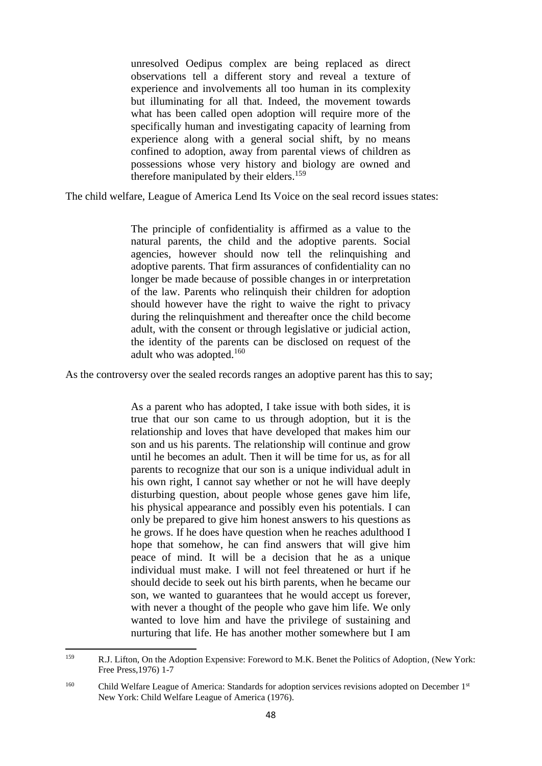> unresolved Oedipus complex are being replaced as direct observations tell a different story and reveal a texture of experience and involvements all too human in its complexity but illuminating for all that. Indeed, the movement towards what has been called open adoption will require more of the specifically human and investigating capacity of learning from experience along with a general social shift, by no means confined to adoption, away from parental views of children as possessions whose very history and biology are owned and therefore manipulated by their elders.[159]

The child welfare, League of America Lend Its Voice on the seal record issues states:

> The principle of confidentiality is affirmed as a value to the natural parents, the child and the adoptive parents. Social agencies, however should now tell the relinquishing and adoptive parents. That firm assurances of confidentiality can no longer be made because of possible changes in or interpretation of the law. Parents who relinquish their children for adoption should however have the right to waive the right to privacy during the relinquishment and thereafter once the child become adult, with the consent or through legislative or judicial action, the identity of the parents can be disclosed on request of the adult who was adopted.[160]

As the controversy over the sealed records ranges an adoptive parent has this to say;

> As a parent who has adopted, I take issue with both sides, it is true that our son came to us through adoption, but it is the relationship and loves that have developed that makes him our son and us his parents. The relationship will continue and grow until he becomes an adult. Then it will be time for us, as for all parents to recognize that our son is a unique individual adult in his own right, I cannot say whether or not he will have deeply disturbing question, about people whose genes gave him life, his physical appearance and possibly even his potentials. I can only be prepared to give him honest answers to his questions as he grows. If he does have question when he reaches adulthood I hope that somehow, he can find answers that will give him peace of mind. It will be a decision that he as a unique individual must make. I will not feel threatened or hurt if he should decide to seek out his birth parents, when he became our son, we wanted to guarantees that he would accept us forever, with never a thought of the people who gave him life. We only wanted to love him and have the privilege of sustaining and nurturing that life. He has another mother somewhere but I am

---

[159] R.J. Lifton, On the Adoption Expensive: Foreword to M.K. Benet the Politics of Adoption, (New York: Free Press,1976) 1-7

[160] Child Welfare League of America: Standards for adoption services revisions adopted on December 1st New York: Child Welfare League of America (1976).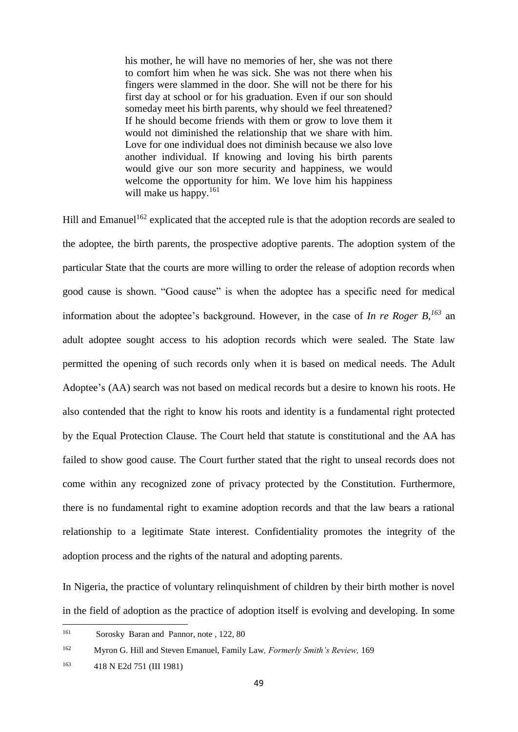> his mother, he will have no memories of her, she was not there to comfort him when he was sick. She was not there when his fingers were slammed in the door. She will not be there for his first day at school or for his graduation. Even if our son should someday meet his birth parents, why should we feel threatened? If he should become friends with them or grow to love them it would not diminished the relationship that we share with him. Love for one individual does not diminish because we also love another individual. If knowing and loving his birth parents would give our son more security and happiness, we would welcome the opportunity for him. We love him his happiness will make us happy.[161]

Hill and Emanuel[162] explicated that the accepted rule is that the adoption records are sealed to the adoptee, the birth parents, the prospective adoptive parents. The adoption system of the particular State that the courts are more willing to order the release of adoption records when good cause is shown. "Good cause" is when the adoptee has a specific need for medical information about the adoptee's background. However, in the case of *In re Roger B,*[163] an adult adoptee sought access to his adoption records which were sealed. The State law permitted the opening of such records only when it is based on medical needs. The Adult Adoptee's (AA) search was not based on medical records but a desire to known his roots. He also contended that the right to know his roots and identity is a fundamental right protected by the Equal Protection Clause. The Court held that statute is constitutional and the AA has failed to show good cause. The Court further stated that the right to unseal records does not come within any recognized zone of privacy protected by the Constitution. Furthermore, there is no fundamental right to examine adoption records and that the law bears a rational relationship to a legitimate State interest. Confidentiality promotes the integrity of the adoption process and the rights of the natural and adopting parents.

In Nigeria, the practice of voluntary relinquishment of children by their birth mother is novel in the field of adoption as the practice of adoption itself is evolving and developing. In some

---

[161] Sorosky Baran and Pannor, note , 122, 80

[162] Myron G. Hill and Steven Emanuel, Family Law*, Formerly Smith's Review,* 169

[163] 418 N E2d 751 (III 1981)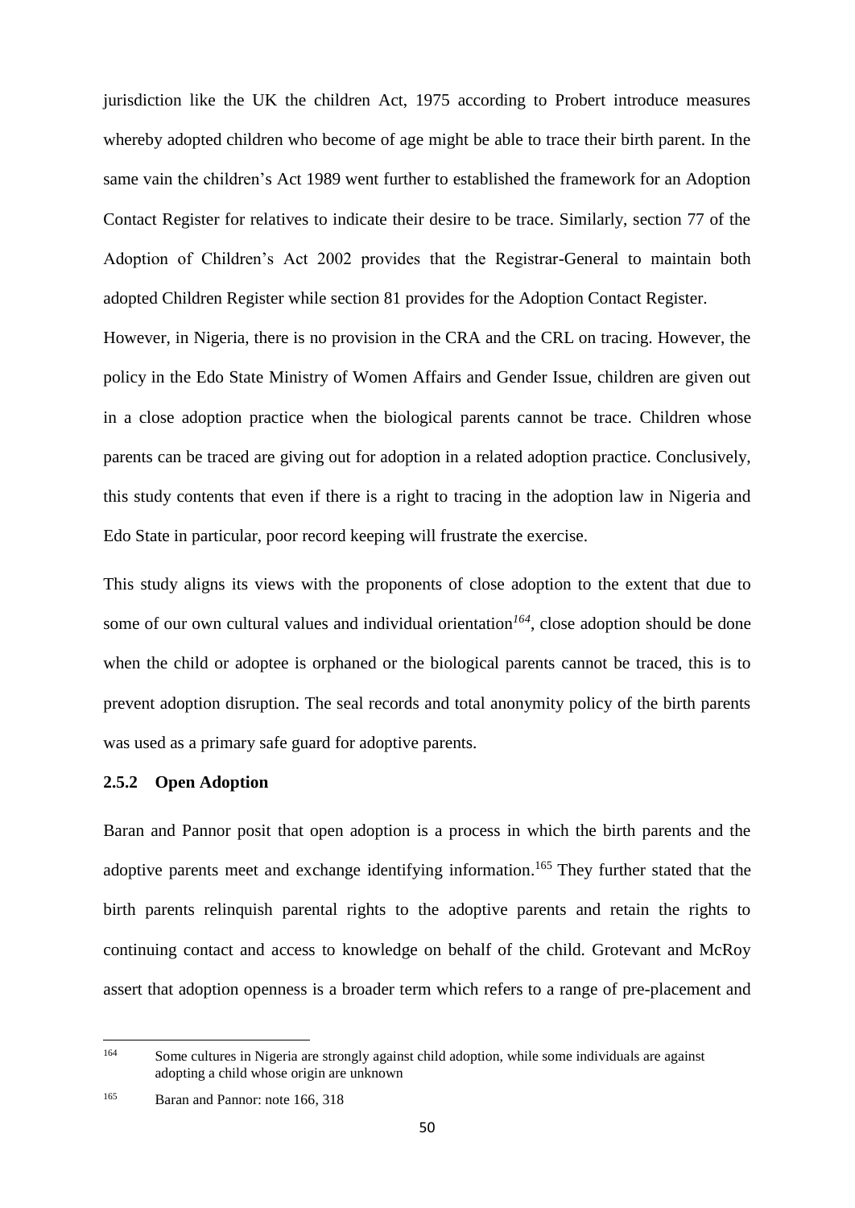jurisdiction like the UK the children Act, 1975 according to Probert introduce measures whereby adopted children who become of age might be able to trace their birth parent. In the same vain the children's Act 1989 went further to established the framework for an Adoption Contact Register for relatives to indicate their desire to be trace. Similarly, section 77 of the Adoption of Children's Act 2002 provides that the Registrar-General to maintain both adopted Children Register while section 81 provides for the Adoption Contact Register.

However, in Nigeria, there is no provision in the CRA and the CRL on tracing. However, the policy in the Edo State Ministry of Women Affairs and Gender Issue, children are given out in a close adoption practice when the biological parents cannot be trace. Children whose parents can be traced are giving out for adoption in a related adoption practice. Conclusively, this study contents that even if there is a right to tracing in the adoption law in Nigeria and Edo State in particular, poor record keeping will frustrate the exercise.

This study aligns its views with the proponents of close adoption to the extent that due to some of our own cultural values and individual orientation[164], close adoption should be done when the child or adoptee is orphaned or the biological parents cannot be traced, this is to prevent adoption disruption. The seal records and total anonymity policy of the birth parents was used as a primary safe guard for adoptive parents.

### 2.5.2 Open Adoption

Baran and Pannor posit that open adoption is a process in which the birth parents and the adoptive parents meet and exchange identifying information.[165] They further stated that the birth parents relinquish parental rights to the adoptive parents and retain the rights to continuing contact and access to knowledge on behalf of the child. Grotevant and McRoy assert that adoption openness is a broader term which refers to a range of pre-placement and

---

164 Some cultures in Nigeria are strongly against child adoption, while some individuals are against adopting a child whose origin are unknown

165 Baran and Pannor: note 166, 318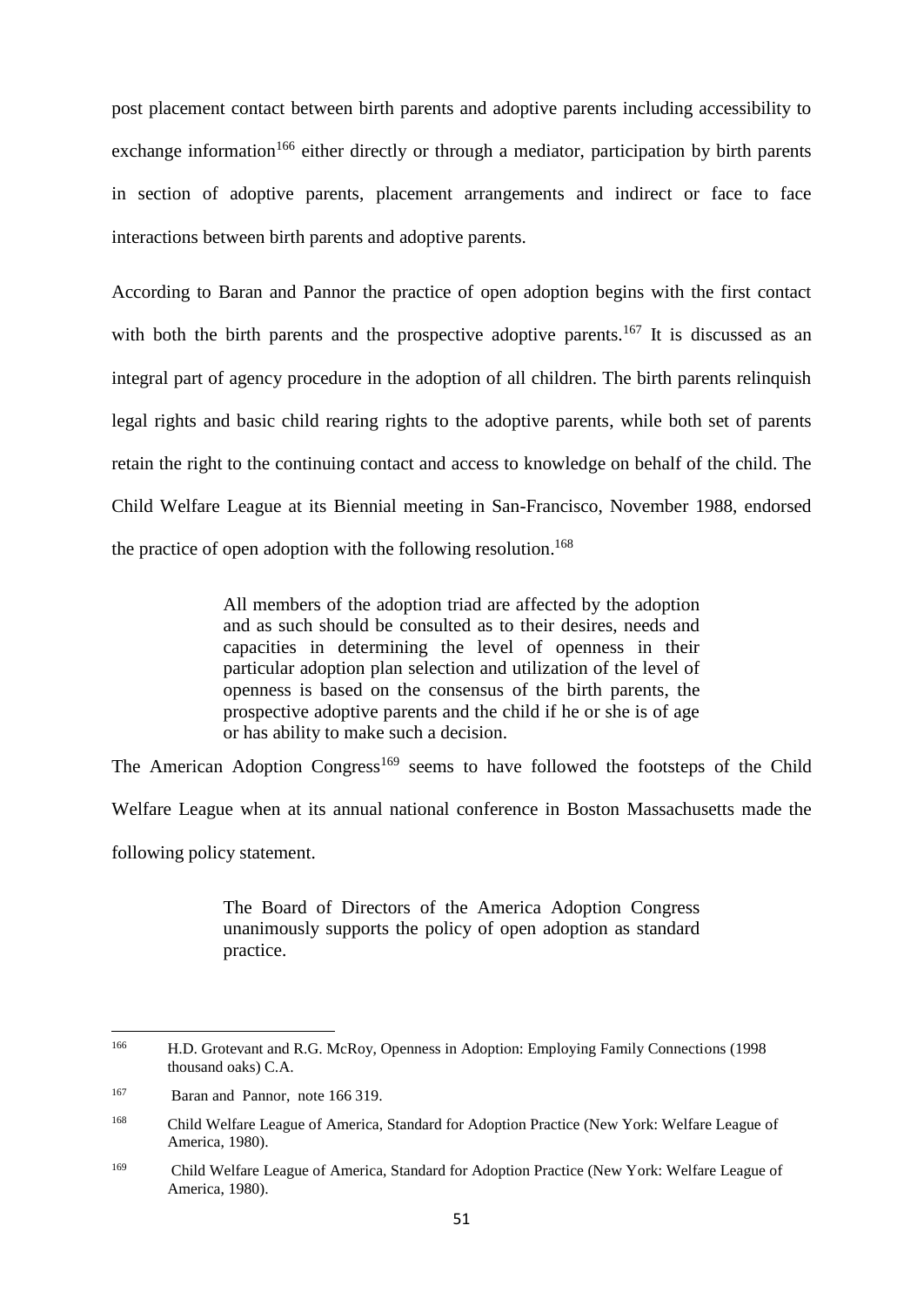post placement contact between birth parents and adoptive parents including accessibility to exchange information[166] either directly or through a mediator, participation by birth parents in section of adoptive parents, placement arrangements and indirect or face to face interactions between birth parents and adoptive parents.

According to Baran and Pannor the practice of open adoption begins with the first contact with both the birth parents and the prospective adoptive parents.[167] It is discussed as an integral part of agency procedure in the adoption of all children. The birth parents relinquish legal rights and basic child rearing rights to the adoptive parents, while both set of parents retain the right to the continuing contact and access to knowledge on behalf of the child. The Child Welfare League at its Biennial meeting in San-Francisco, November 1988, endorsed the practice of open adoption with the following resolution.[168]

> All members of the adoption triad are affected by the adoption and as such should be consulted as to their desires, needs and capacities in determining the level of openness in their particular adoption plan selection and utilization of the level of openness is based on the consensus of the birth parents, the prospective adoptive parents and the child if he or she is of age or has ability to make such a decision.

The American Adoption Congress[169] seems to have followed the footsteps of the Child Welfare League when at its annual national conference in Boston Massachusetts made the following policy statement.

> The Board of Directors of the America Adoption Congress unanimously supports the policy of open adoption as standard practice.

---

[166] H.D. Grotevant and R.G. McRoy, Openness in Adoption: Employing Family Connections (1998 thousand oaks) C.A.

[167] Baran and Pannor, note 166 319.

[168] Child Welfare League of America, Standard for Adoption Practice (New York: Welfare League of America, 1980).

[169] Child Welfare League of America, Standard for Adoption Practice (New York: Welfare League of America, 1980).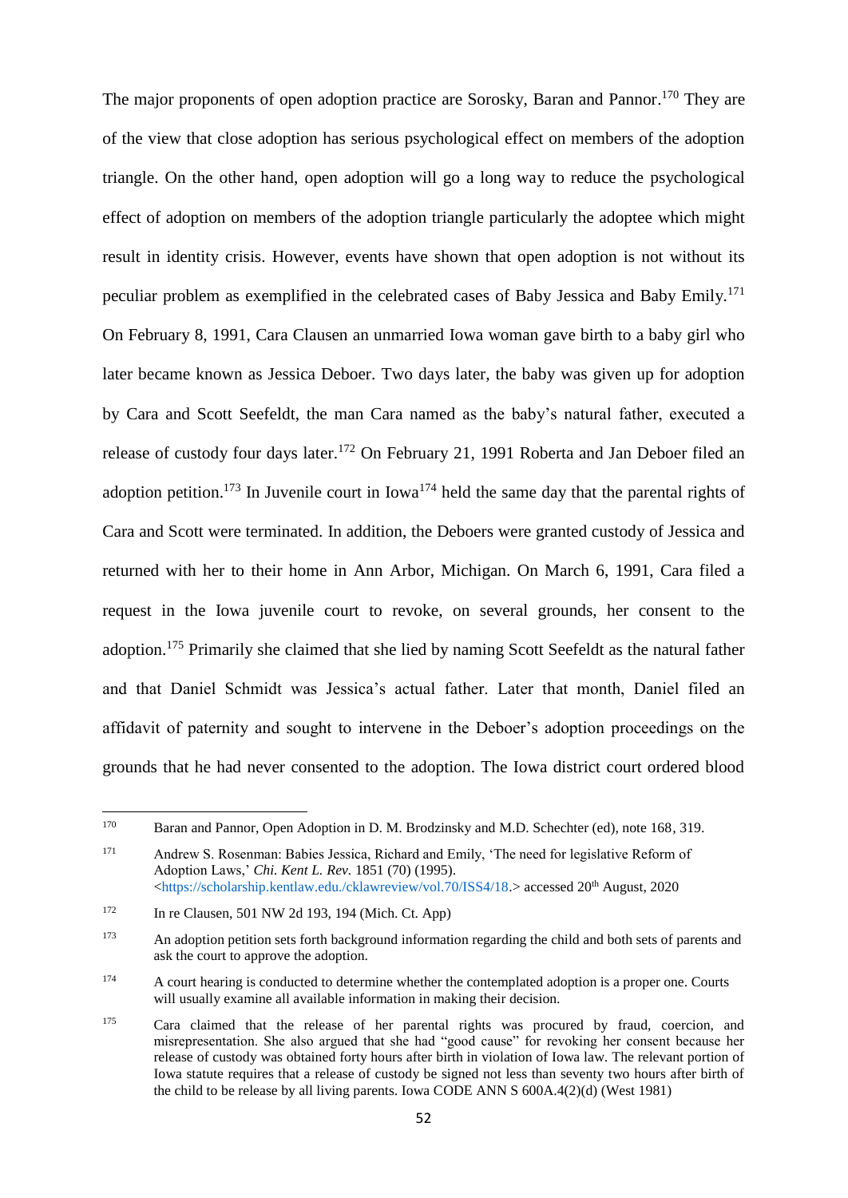The major proponents of open adoption practice are Sorosky, Baran and Pannor.[170] They are of the view that close adoption has serious psychological effect on members of the adoption triangle. On the other hand, open adoption will go a long way to reduce the psychological effect of adoption on members of the adoption triangle particularly the adoptee which might result in identity crisis. However, events have shown that open adoption is not without its peculiar problem as exemplified in the celebrated cases of Baby Jessica and Baby Emily.[171] On February 8, 1991, Cara Clausen an unmarried Iowa woman gave birth to a baby girl who later became known as Jessica Deboer. Two days later, the baby was given up for adoption by Cara and Scott Seefeldt, the man Cara named as the baby's natural father, executed a release of custody four days later.[172] On February 21, 1991 Roberta and Jan Deboer filed an adoption petition.[173] In Juvenile court in Iowa[174] held the same day that the parental rights of Cara and Scott were terminated. In addition, the Deboers were granted custody of Jessica and returned with her to their home in Ann Arbor, Michigan. On March 6, 1991, Cara filed a request in the Iowa juvenile court to revoke, on several grounds, her consent to the adoption.[175] Primarily she claimed that she lied by naming Scott Seefeldt as the natural father and that Daniel Schmidt was Jessica's actual father. Later that month, Daniel filed an affidavit of paternity and sought to intervene in the Deboer's adoption proceedings on the grounds that he had never consented to the adoption. The Iowa district court ordered blood

---

[170] Baran and Pannor, Open Adoption in D. M. Brodzinsky and M.D. Schechter (ed), note 168, 319.

[171] Andrew S. Rosenman: Babies Jessica, Richard and Emily, 'The need for legislative Reform of Adoption Laws,' *Chi. Kent L. Rev.* 1851 (70) (1995). <https://scholarship.kentlaw.edu./cklawreview/vol.70/ISS4/18.> accessed 20th August, 2020

[172] In re Clausen, 501 NW 2d 193, 194 (Mich. Ct. App)

[173] An adoption petition sets forth background information regarding the child and both sets of parents and ask the court to approve the adoption.

[174] A court hearing is conducted to determine whether the contemplated adoption is a proper one. Courts will usually examine all available information in making their decision.

[175] Cara claimed that the release of her parental rights was procured by fraud, coercion, and misrepresentation. She also argued that she had "good cause" for revoking her consent because her release of custody was obtained forty hours after birth in violation of Iowa law. The relevant portion of Iowa statute requires that a release of custody be signed not less than seventy two hours after birth of the child to be release by all living parents. Iowa CODE ANN S 600A.4(2)(d) (West 1981)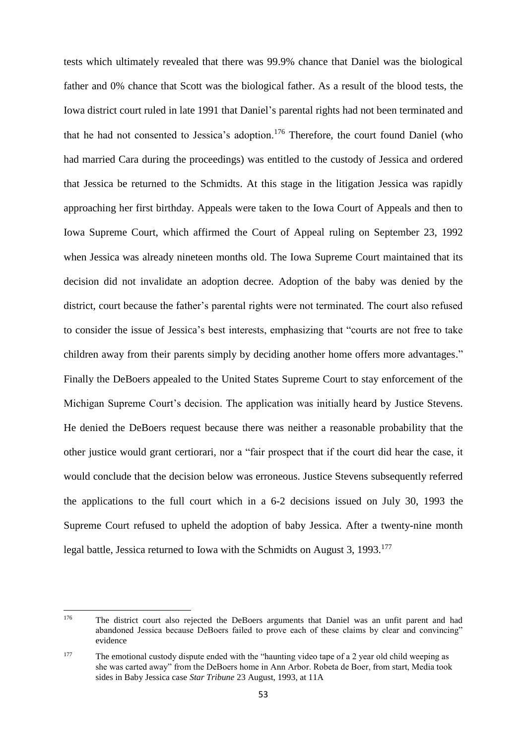tests which ultimately revealed that there was 99.9% chance that Daniel was the biological father and 0% chance that Scott was the biological father. As a result of the blood tests, the Iowa district court ruled in late 1991 that Daniel's parental rights had not been terminated and that he had not consented to Jessica's adoption.[176] Therefore, the court found Daniel (who had married Cara during the proceedings) was entitled to the custody of Jessica and ordered that Jessica be returned to the Schmidts. At this stage in the litigation Jessica was rapidly approaching her first birthday. Appeals were taken to the Iowa Court of Appeals and then to Iowa Supreme Court, which affirmed the Court of Appeal ruling on September 23, 1992 when Jessica was already nineteen months old. The Iowa Supreme Court maintained that its decision did not invalidate an adoption decree. Adoption of the baby was denied by the district, court because the father's parental rights were not terminated. The court also refused to consider the issue of Jessica's best interests, emphasizing that "courts are not free to take children away from their parents simply by deciding another home offers more advantages." Finally the DeBoers appealed to the United States Supreme Court to stay enforcement of the Michigan Supreme Court's decision. The application was initially heard by Justice Stevens. He denied the DeBoers request because there was neither a reasonable probability that the other justice would grant certiorari, nor a "fair prospect that if the court did hear the case, it would conclude that the decision below was erroneous. Justice Stevens subsequently referred the applications to the full court which in a 6-2 decisions issued on July 30, 1993 the Supreme Court refused to upheld the adoption of baby Jessica. After a twenty-nine month legal battle, Jessica returned to Iowa with the Schmidts on August 3, 1993.[177]

---

[176] The district court also rejected the DeBoers arguments that Daniel was an unfit parent and had abandoned Jessica because DeBoers failed to prove each of these claims by clear and convincing" evidence

[177] The emotional custody dispute ended with the "haunting video tape of a 2 year old child weeping as she was carted away" from the DeBoers home in Ann Arbor. Robeta de Boer, from start, Media took sides in Baby Jessica case *Star Tribune* 23 August, 1993, at 11A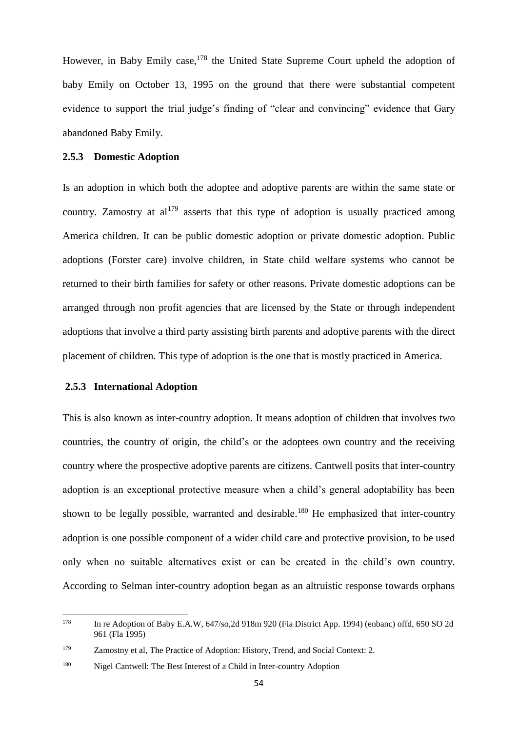However, in Baby Emily case,[178] the United State Supreme Court upheld the adoption of baby Emily on October 13, 1995 on the ground that there were substantial competent evidence to support the trial judge's finding of "clear and convincing" evidence that Gary abandoned Baby Emily.

### 2.5.3 Domestic Adoption

Is an adoption in which both the adoptee and adoptive parents are within the same state or country. Zamostry at al[179] asserts that this type of adoption is usually practiced among America children. It can be public domestic adoption or private domestic adoption. Public adoptions (Forster care) involve children, in State child welfare systems who cannot be returned to their birth families for safety or other reasons. Private domestic adoptions can be arranged through non profit agencies that are licensed by the State or through independent adoptions that involve a third party assisting birth parents and adoptive parents with the direct placement of children. This type of adoption is the one that is mostly practiced in America.

### 2.5.3 International Adoption

This is also known as inter-country adoption. It means adoption of children that involves two countries, the country of origin, the child's or the adoptees own country and the receiving country where the prospective adoptive parents are citizens. Cantwell posits that inter-country adoption is an exceptional protective measure when a child's general adoptability has been shown to be legally possible, warranted and desirable.[180] He emphasized that inter-country adoption is one possible component of a wider child care and protective provision, to be used only when no suitable alternatives exist or can be created in the child's own country. According to Selman inter-country adoption began as an altruistic response towards orphans

---

[178] In re Adoption of Baby E.A.W, 647/so,2d 918m 920 (Fia District App. 1994) (enbanc) offd, 650 SO 2d 961 (Fla 1995)

[179] Zamostny et al, The Practice of Adoption: History, Trend, and Social Context: 2.

[180] Nigel Cantwell: The Best Interest of a Child in Inter-country Adoption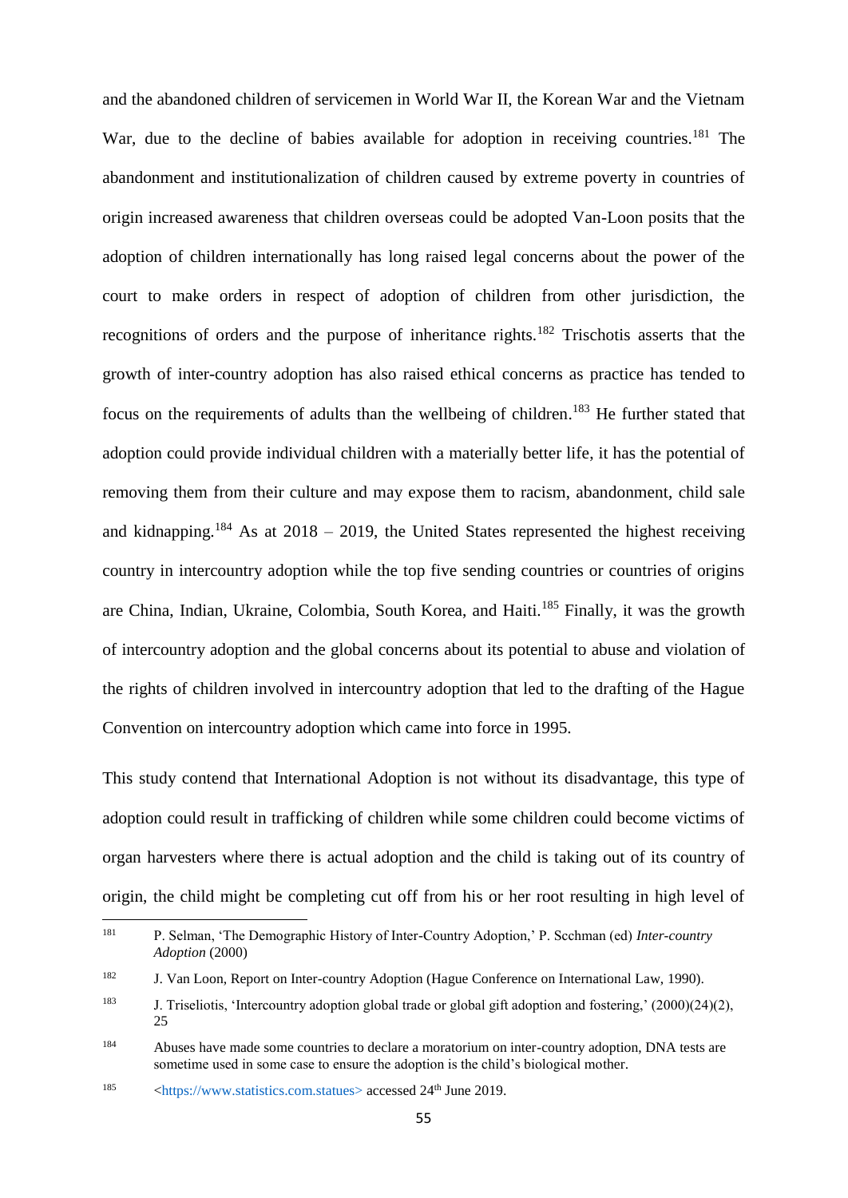and the abandoned children of servicemen in World War II, the Korean War and the Vietnam War, due to the decline of babies available for adoption in receiving countries.[181] The abandonment and institutionalization of children caused by extreme poverty in countries of origin increased awareness that children overseas could be adopted Van-Loon posits that the adoption of children internationally has long raised legal concerns about the power of the court to make orders in respect of adoption of children from other jurisdiction, the recognitions of orders and the purpose of inheritance rights.[182] Trischotis asserts that the growth of inter-country adoption has also raised ethical concerns as practice has tended to focus on the requirements of adults than the wellbeing of children.[183] He further stated that adoption could provide individual children with a materially better life, it has the potential of removing them from their culture and may expose them to racism, abandonment, child sale and kidnapping.[184] As at 2018 – 2019, the United States represented the highest receiving country in intercountry adoption while the top five sending countries or countries of origins are China, Indian, Ukraine, Colombia, South Korea, and Haiti.[185] Finally, it was the growth of intercountry adoption and the global concerns about its potential to abuse and violation of the rights of children involved in intercountry adoption that led to the drafting of the Hague Convention on intercountry adoption which came into force in 1995.

This study contend that International Adoption is not without its disadvantage, this type of adoption could result in trafficking of children while some children could become victims of organ harvesters where there is actual adoption and the child is taking out of its country of origin, the child might be completing cut off from his or her root resulting in high level of

---

[181] P. Selman, 'The Demographic History of Inter-Country Adoption,' P. Scchman (ed) *Inter-country Adoption* (2000)

[182] J. Van Loon, Report on Inter-country Adoption (Hague Conference on International Law, 1990).

[183] J. Triseliotis, 'Intercountry adoption global trade or global gift adoption and fostering,' (2000)(24)(2), 25

[184] Abuses have made some countries to declare a moratorium on inter-country adoption, DNA tests are sometime used in some case to ensure the adoption is the child's biological mother.

[185] <https://www.statistics.com.statues> accessed 24th June 2019.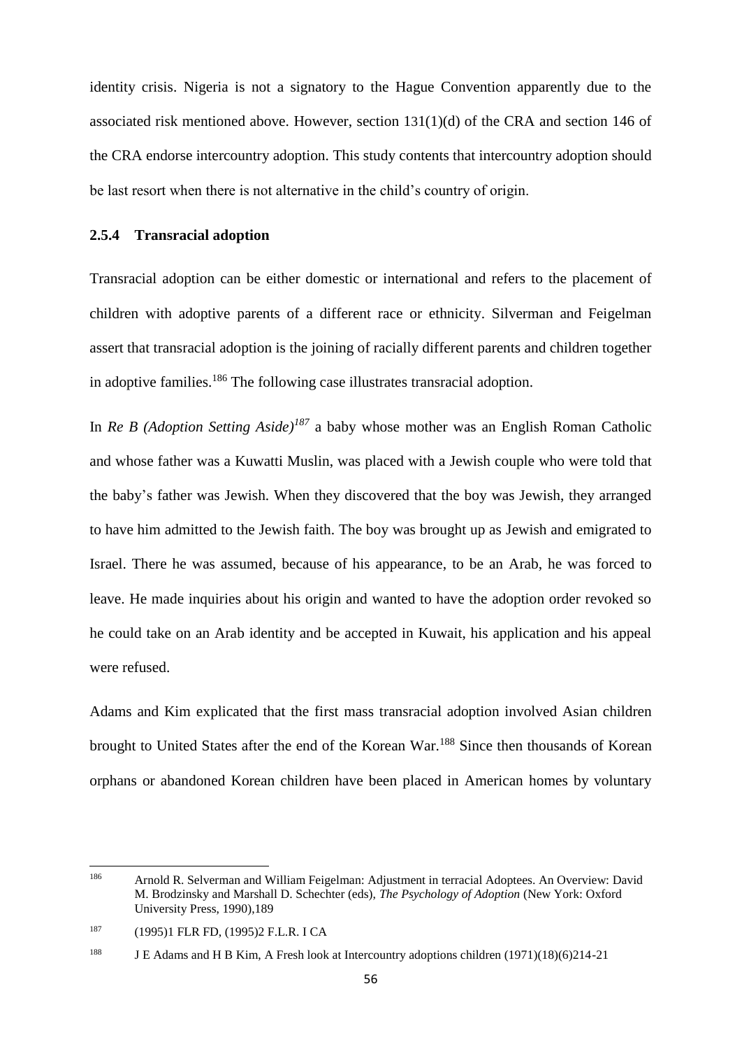identity crisis. Nigeria is not a signatory to the Hague Convention apparently due to the associated risk mentioned above. However, section 131(1)(d) of the CRA and section 146 of the CRA endorse intercountry adoption. This study contents that intercountry adoption should be last resort when there is not alternative in the child's country of origin.

### 2.5.4 Transracial adoption

Transracial adoption can be either domestic or international and refers to the placement of children with adoptive parents of a different race or ethnicity. Silverman and Feigelman assert that transracial adoption is the joining of racially different parents and children together in adoptive families.[186] The following case illustrates transracial adoption.

In *Re B (Adoption Setting Aside)*[187] a baby whose mother was an English Roman Catholic and whose father was a Kuwatti Muslin, was placed with a Jewish couple who were told that the baby's father was Jewish. When they discovered that the boy was Jewish, they arranged to have him admitted to the Jewish faith. The boy was brought up as Jewish and emigrated to Israel. There he was assumed, because of his appearance, to be an Arab, he was forced to leave. He made inquiries about his origin and wanted to have the adoption order revoked so he could take on an Arab identity and be accepted in Kuwait, his application and his appeal were refused.

Adams and Kim explicated that the first mass transracial adoption involved Asian children brought to United States after the end of the Korean War.[188] Since then thousands of Korean orphans or abandoned Korean children have been placed in American homes by voluntary

---

[186] Arnold R. Selverman and William Feigelman: Adjustment in terracial Adoptees. An Overview: David M. Brodzinsky and Marshall D. Schechter (eds), *The Psychology of Adoption* (New York: Oxford University Press, 1990),189

[187] (1995)1 FLR FD, (1995)2 F.L.R. I CA

[188] J E Adams and H B Kim, A Fresh look at Intercountry adoptions children (1971)(18)(6)214-21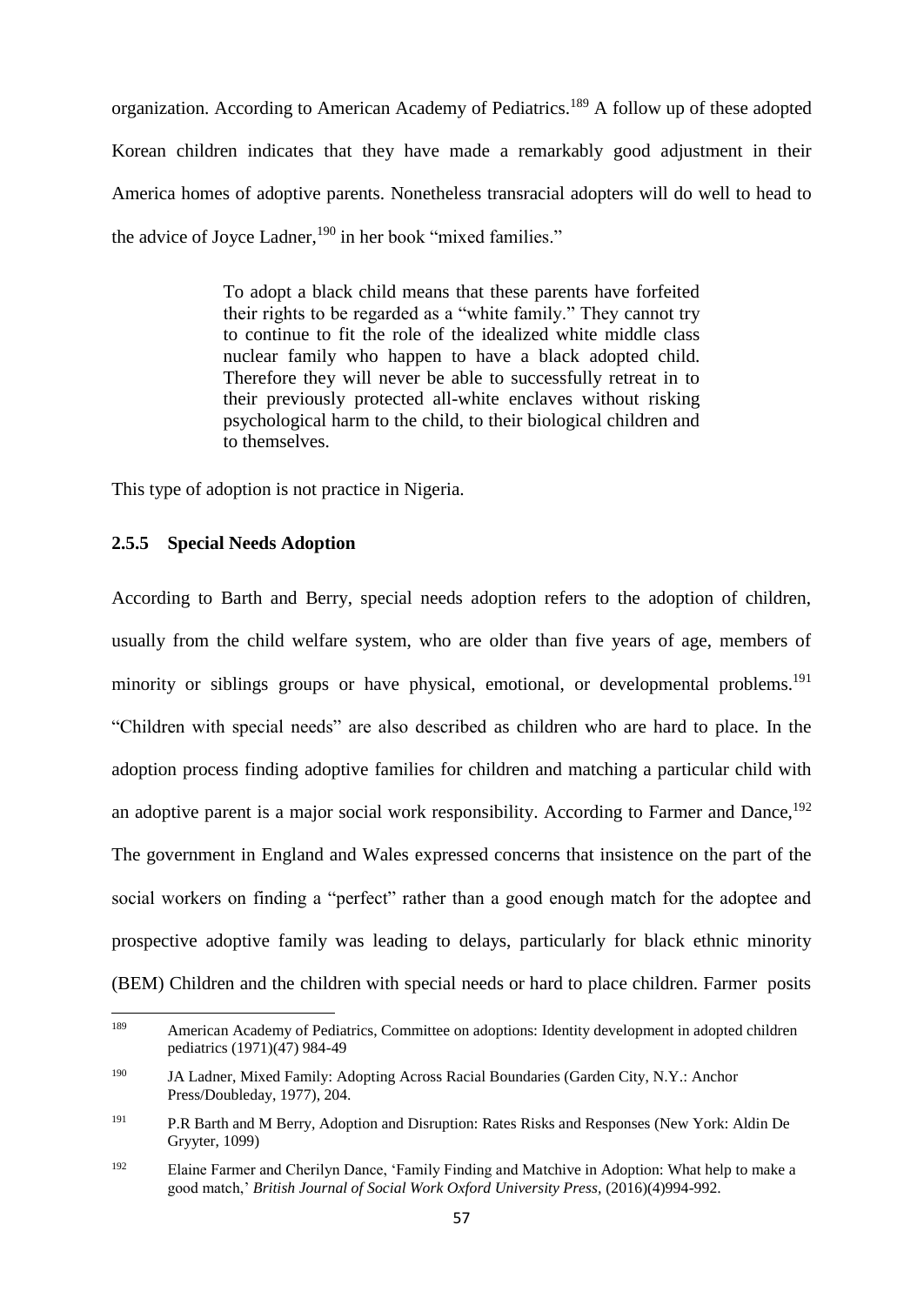organization. According to American Academy of Pediatrics.[189] A follow up of these adopted Korean children indicates that they have made a remarkably good adjustment in their America homes of adoptive parents. Nonetheless transracial adopters will do well to head to the advice of Joyce Ladner,[190] in her book "mixed families."

> To adopt a black child means that these parents have forfeited their rights to be regarded as a "white family." They cannot try to continue to fit the role of the idealized white middle class nuclear family who happen to have a black adopted child. Therefore they will never be able to successfully retreat in to their previously protected all-white enclaves without risking psychological harm to the child, to their biological children and to themselves.

This type of adoption is not practice in Nigeria.

### 2.5.5 Special Needs Adoption

According to Barth and Berry, special needs adoption refers to the adoption of children, usually from the child welfare system, who are older than five years of age, members of minority or siblings groups or have physical, emotional, or developmental problems.[191] "Children with special needs" are also described as children who are hard to place. In the adoption process finding adoptive families for children and matching a particular child with an adoptive parent is a major social work responsibility. According to Farmer and Dance,[192] The government in England and Wales expressed concerns that insistence on the part of the social workers on finding a "perfect" rather than a good enough match for the adoptee and prospective adoptive family was leading to delays, particularly for black ethnic minority (BEM) Children and the children with special needs or hard to place children. Farmer posits

---

[189] American Academy of Pediatrics, Committee on adoptions: Identity development in adopted children pediatrics (1971)(47) 984-49

[190] JA Ladner, Mixed Family: Adopting Across Racial Boundaries (Garden City, N.Y.: Anchor Press/Doubleday, 1977), 204.

[191] P.R Barth and M Berry, Adoption and Disruption: Rates Risks and Responses (New York: Aldin De Gryyter, 1099)

[192] Elaine Farmer and Cherilyn Dance, 'Family Finding and Matchive in Adoption: What help to make a good match,' *British Journal of Social Work Oxford University Press,* (2016)(4)994-992.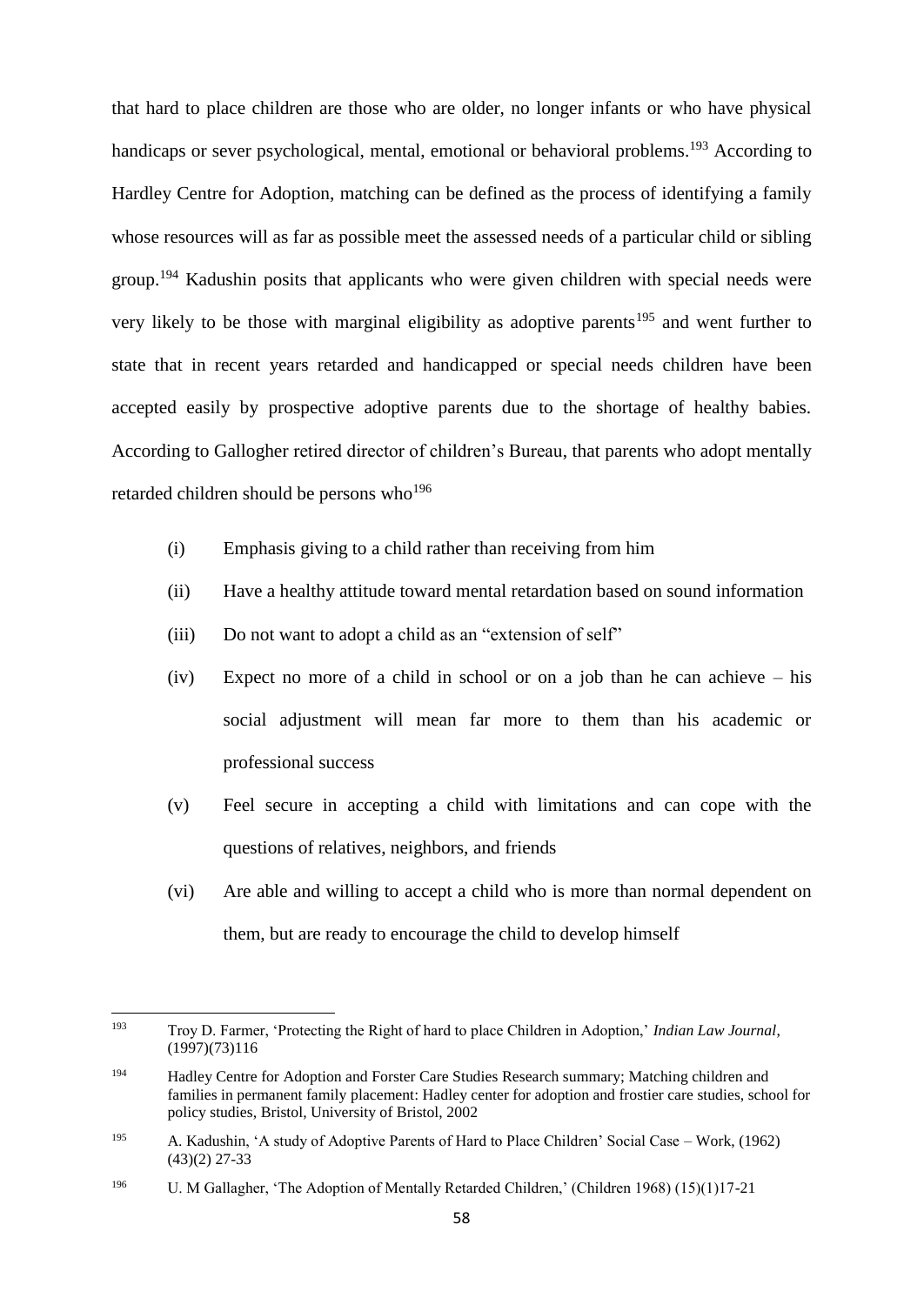that hard to place children are those who are older, no longer infants or who have physical handicaps or sever psychological, mental, emotional or behavioral problems.[193] According to Hardley Centre for Adoption, matching can be defined as the process of identifying a family whose resources will as far as possible meet the assessed needs of a particular child or sibling group.[194] Kadushin posits that applicants who were given children with special needs were very likely to be those with marginal eligibility as adoptive parents[195] and went further to state that in recent years retarded and handicapped or special needs children have been accepted easily by prospective adoptive parents due to the shortage of healthy babies. According to Gallogher retired director of children's Bureau, that parents who adopt mentally retarded children should be persons who[196]

(i) Emphasis giving to a child rather than receiving from him

(ii) Have a healthy attitude toward mental retardation based on sound information

(iii) Do not want to adopt a child as an "extension of self"

(iv) Expect no more of a child in school or on a job than he can achieve – his social adjustment will mean far more to them than his academic or professional success

(v) Feel secure in accepting a child with limitations and can cope with the questions of relatives, neighbors, and friends

(vi) Are able and willing to accept a child who is more than normal dependent on them, but are ready to encourage the child to develop himself

---

[193] Troy D. Farmer, 'Protecting the Right of hard to place Children in Adoption,' *Indian Law Journal*, (1997)(73)116

[194] Hadley Centre for Adoption and Forster Care Studies Research summary; Matching children and families in permanent family placement: Hadley center for adoption and frostier care studies, school for policy studies, Bristol, University of Bristol, 2002

[195] A. Kadushin, 'A study of Adoptive Parents of Hard to Place Children' Social Case – Work, (1962) (43)(2) 27-33

[196] U. M Gallagher, 'The Adoption of Mentally Retarded Children,' (Children 1968) (15)(1)17-21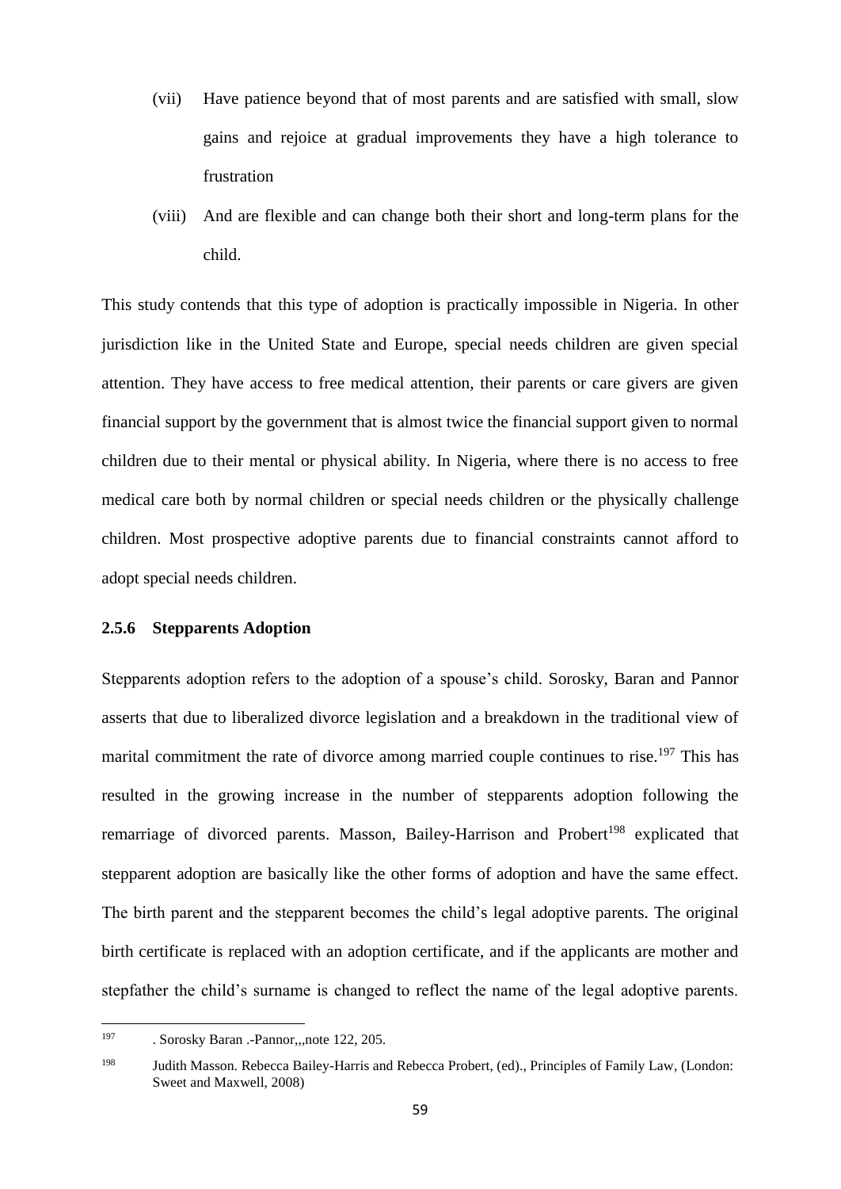(vii) Have patience beyond that of most parents and are satisfied with small, slow gains and rejoice at gradual improvements they have a high tolerance to frustration

(viii) And are flexible and can change both their short and long-term plans for the child.

This study contends that this type of adoption is practically impossible in Nigeria. In other jurisdiction like in the United State and Europe, special needs children are given special attention. They have access to free medical attention, their parents or care givers are given financial support by the government that is almost twice the financial support given to normal children due to their mental or physical ability. In Nigeria, where there is no access to free medical care both by normal children or special needs children or the physically challenge children. Most prospective adoptive parents due to financial constraints cannot afford to adopt special needs children.

### 2.5.6 Stepparents Adoption

Stepparents adoption refers to the adoption of a spouse's child. Sorosky, Baran and Pannor asserts that due to liberalized divorce legislation and a breakdown in the traditional view of marital commitment the rate of divorce among married couple continues to rise.[197] This has resulted in the growing increase in the number of stepparents adoption following the remarriage of divorced parents. Masson, Bailey-Harrison and Probert[198] explicated that stepparent adoption are basically like the other forms of adoption and have the same effect. The birth parent and the stepparent becomes the child's legal adoptive parents. The original birth certificate is replaced with an adoption certificate, and if the applicants are mother and stepfather the child's surname is changed to reflect the name of the legal adoptive parents.

---

[197] . Sorosky Baran .-Pannor,,,note 122, 205.

[198] Judith Masson. Rebecca Bailey-Harris and Rebecca Probert, (ed)., Principles of Family Law, (London: Sweet and Maxwell, 2008)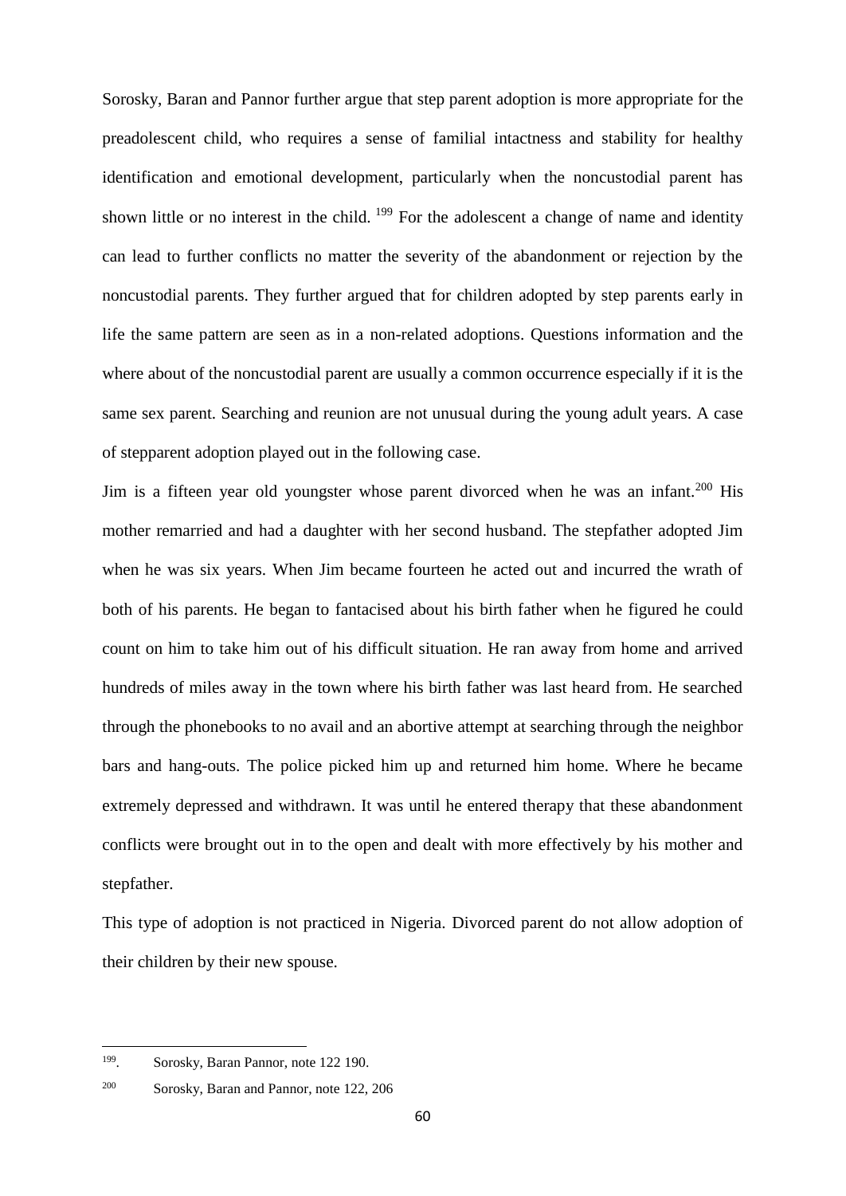Sorosky, Baran and Pannor further argue that step parent adoption is more appropriate for the preadolescent child, who requires a sense of familial intactness and stability for healthy identification and emotional development, particularly when the noncustodial parent has shown little or no interest in the child. [199] For the adolescent a change of name and identity can lead to further conflicts no matter the severity of the abandonment or rejection by the noncustodial parents. They further argued that for children adopted by step parents early in life the same pattern are seen as in a non-related adoptions. Questions information and the where about of the noncustodial parent are usually a common occurrence especially if it is the same sex parent. Searching and reunion are not unusual during the young adult years. A case of stepparent adoption played out in the following case.

Jim is a fifteen year old youngster whose parent divorced when he was an infant.[200] His mother remarried and had a daughter with her second husband. The stepfather adopted Jim when he was six years. When Jim became fourteen he acted out and incurred the wrath of both of his parents. He began to fantacised about his birth father when he figured he could count on him to take him out of his difficult situation. He ran away from home and arrived hundreds of miles away in the town where his birth father was last heard from. He searched through the phonebooks to no avail and an abortive attempt at searching through the neighbor bars and hang-outs. The police picked him up and returned him home. Where he became extremely depressed and withdrawn. It was until he entered therapy that these abandonment conflicts were brought out in to the open and dealt with more effectively by his mother and stepfather.

This type of adoption is not practiced in Nigeria. Divorced parent do not allow adoption of their children by their new spouse.

---

[199]. Sorosky, Baran Pannor, note 122 190.

[200] Sorosky, Baran and Pannor, note 122, 206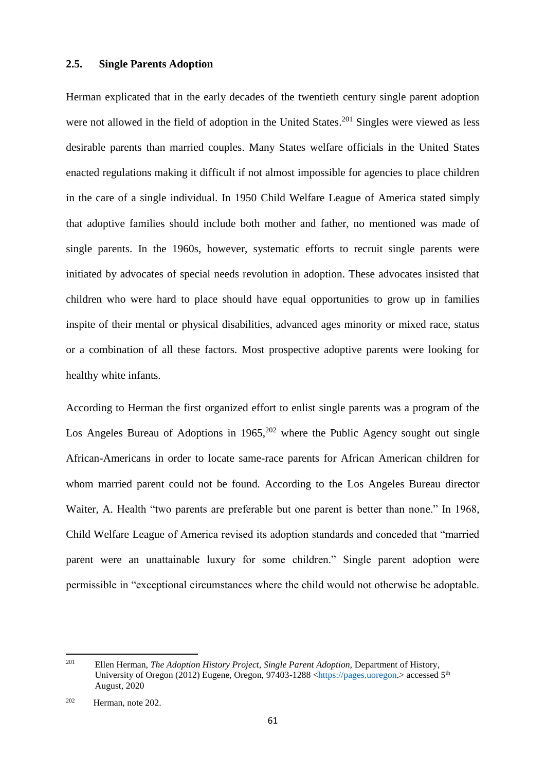### 2.5. Single Parents Adoption

Herman explicated that in the early decades of the twentieth century single parent adoption were not allowed in the field of adoption in the United States.[201] Singles were viewed as less desirable parents than married couples. Many States welfare officials in the United States enacted regulations making it difficult if not almost impossible for agencies to place children in the care of a single individual. In 1950 Child Welfare League of America stated simply that adoptive families should include both mother and father, no mentioned was made of single parents. In the 1960s, however, systematic efforts to recruit single parents were initiated by advocates of special needs revolution in adoption. These advocates insisted that children who were hard to place should have equal opportunities to grow up in families inspite of their mental or physical disabilities, advanced ages minority or mixed race, status or a combination of all these factors. Most prospective adoptive parents were looking for healthy white infants.

According to Herman the first organized effort to enlist single parents was a program of the Los Angeles Bureau of Adoptions in 1965,[202] where the Public Agency sought out single African-Americans in order to locate same-race parents for African American children for whom married parent could not be found. According to the Los Angeles Bureau director Waiter, A. Health "two parents are preferable but one parent is better than none." In 1968, Child Welfare League of America revised its adoption standards and conceded that "married parent were an unattainable luxury for some children." Single parent adoption were permissible in "exceptional circumstances where the child would not otherwise be adoptable.

---

[201] Ellen Herman, *The Adoption History Project, Single Parent Adoption,* Department of History, University of Oregon (2012) Eugene, Oregon, 97403-1288 <https://pages.uoregon.> accessed 5th August, 2020

[202] Herman, note 202.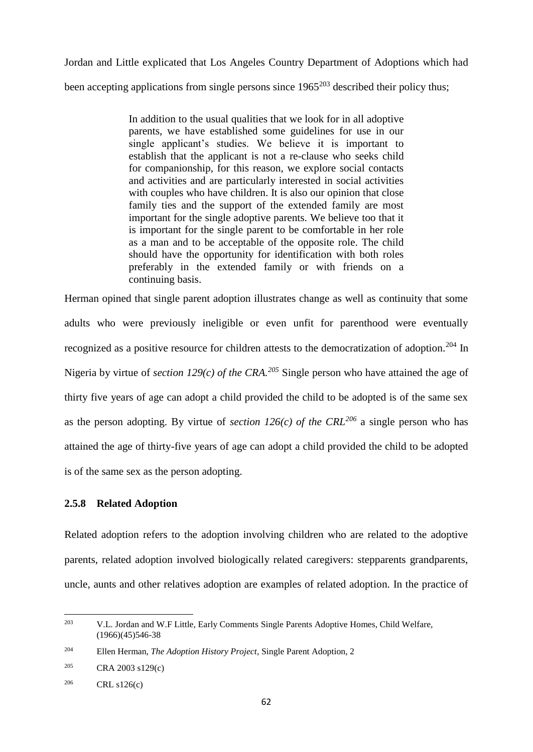Jordan and Little explicated that Los Angeles Country Department of Adoptions which had been accepting applications from single persons since 1965[203] described their policy thus;

> In addition to the usual qualities that we look for in all adoptive parents, we have established some guidelines for use in our single applicant's studies. We believe it is important to establish that the applicant is not a re-clause who seeks child for companionship, for this reason, we explore social contacts and activities and are particularly interested in social activities with couples who have children. It is also our opinion that close family ties and the support of the extended family are most important for the single adoptive parents. We believe too that it is important for the single parent to be comfortable in her role as a man and to be acceptable of the opposite role. The child should have the opportunity for identification with both roles preferably in the extended family or with friends on a continuing basis.

Herman opined that single parent adoption illustrates change as well as continuity that some adults who were previously ineligible or even unfit for parenthood were eventually recognized as a positive resource for children attests to the democratization of adoption.[204] In Nigeria by virtue of *section 129(c) of the CRA.*[205] Single person who have attained the age of thirty five years of age can adopt a child provided the child to be adopted is of the same sex as the person adopting. By virtue of *section 126(c) of the CRL*[206] a single person who has attained the age of thirty-five years of age can adopt a child provided the child to be adopted is of the same sex as the person adopting.

### 2.5.8 Related Adoption

Related adoption refers to the adoption involving children who are related to the adoptive parents, related adoption involved biologically related caregivers: stepparents grandparents, uncle, aunts and other relatives adoption are examples of related adoption. In the practice of

---

[203] V.L. Jordan and W.F Little, Early Comments Single Parents Adoptive Homes, Child Welfare, (1966)(45)546-38

[204] Ellen Herman, *The Adoption History Project*, Single Parent Adoption, 2

[205] CRA 2003 s129(c)

[206] CRL s126(c)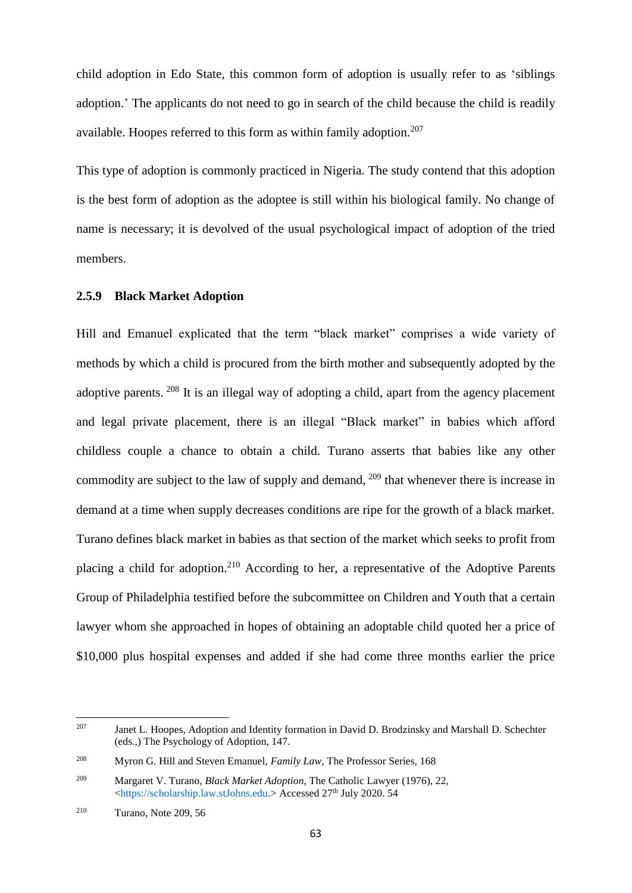child adoption in Edo State, this common form of adoption is usually refer to as 'siblings adoption.' The applicants do not need to go in search of the child because the child is readily available. Hoopes referred to this form as within family adoption.[207]

This type of adoption is commonly practiced in Nigeria. The study contend that this adoption is the best form of adoption as the adoptee is still within his biological family. No change of name is necessary; it is devolved of the usual psychological impact of adoption of the tried members.

### 2.5.9 Black Market Adoption

Hill and Emanuel explicated that the term "black market" comprises a wide variety of methods by which a child is procured from the birth mother and subsequently adopted by the adoptive parents. [208] It is an illegal way of adopting a child, apart from the agency placement and legal private placement, there is an illegal "Black market" in babies which afford childless couple a chance to obtain a child. Turano asserts that babies like any other commodity are subject to the law of supply and demand, [209] that whenever there is increase in demand at a time when supply decreases conditions are ripe for the growth of a black market. Turano defines black market in babies as that section of the market which seeks to profit from placing a child for adoption.[210] According to her, a representative of the Adoptive Parents Group of Philadelphia testified before the subcommittee on Children and Youth that a certain lawyer whom she approached in hopes of obtaining an adoptable child quoted her a price of $10,000 plus hospital expenses and added if she had come three months earlier the price

---

[207] Janet L. Hoopes, Adoption and Identity formation in David D. Brodzinsky and Marshall D. Schechter (eds.,) The Psychology of Adoption, 147.

[208] Myron G. Hill and Steven Emanuel, *Family Law*, The Professor Series, 168

[209] Margaret V. Turano, *Black Market Adoption*, The Catholic Lawyer (1976), 22, <https://scholarship.law.stJohns.edu.> Accessed 27th July 2020. 54

[210] Turano, Note 209, 56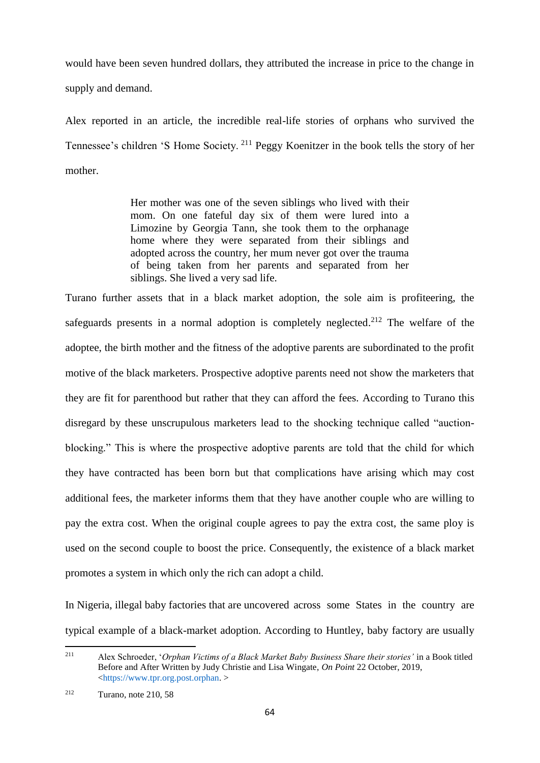would have been seven hundred dollars, they attributed the increase in price to the change in supply and demand.

Alex reported in an article, the incredible real-life stories of orphans who survived the Tennessee's children 'S Home Society. [211] Peggy Koenitzer in the book tells the story of her mother.

> Her mother was one of the seven siblings who lived with their mom. On one fateful day six of them were lured into a Limozine by Georgia Tann, she took them to the orphanage home where they were separated from their siblings and adopted across the country, her mum never got over the trauma of being taken from her parents and separated from her siblings. She lived a very sad life.

Turano further assets that in a black market adoption, the sole aim is profiteering, the safeguards presents in a normal adoption is completely neglected.[212] The welfare of the adoptee, the birth mother and the fitness of the adoptive parents are subordinated to the profit motive of the black marketers. Prospective adoptive parents need not show the marketers that they are fit for parenthood but rather that they can afford the fees. According to Turano this disregard by these unscrupulous marketers lead to the shocking technique called "auction-blocking." This is where the prospective adoptive parents are told that the child for which they have contracted has been born but that complications have arising which may cost additional fees, the marketer informs them that they have another couple who are willing to pay the extra cost. When the original couple agrees to pay the extra cost, the same ploy is used on the second couple to boost the price. Consequently, the existence of a black market promotes a system in which only the rich can adopt a child.

In Nigeria, illegal baby factories that are uncovered across some States in the country are typical example of a black-market adoption. According to Huntley, baby factory are usually

---

[211] Alex Schroeder, '*Orphan Victims of a Black Market Baby Business Share their stories'* in a Book titled Before and After Written by Judy Christie and Lisa Wingate, *On Point* 22 October, 2019, <https://www.tpr.org.post.orphan. >

[212] Turano, note 210, 58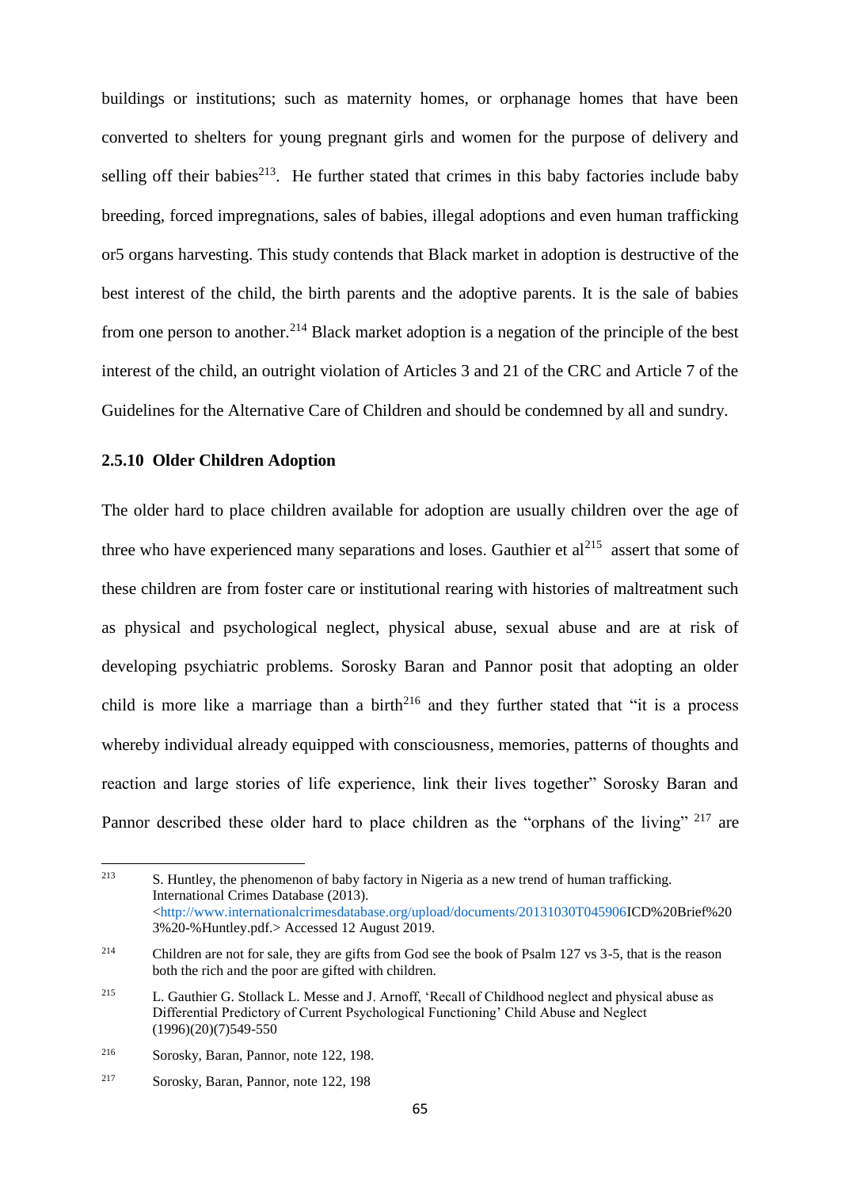buildings or institutions; such as maternity homes, or orphanage homes that have been converted to shelters for young pregnant girls and women for the purpose of delivery and selling off their babies[213]. He further stated that crimes in this baby factories include baby breeding, forced impregnations, sales of babies, illegal adoptions and even human trafficking or5 organs harvesting. This study contends that Black market in adoption is destructive of the best interest of the child, the birth parents and the adoptive parents. It is the sale of babies from one person to another.[214] Black market adoption is a negation of the principle of the best interest of the child, an outright violation of Articles 3 and 21 of the CRC and Article 7 of the Guidelines for the Alternative Care of Children and should be condemned by all and sundry.

### 2.5.10 Older Children Adoption

The older hard to place children available for adoption are usually children over the age of three who have experienced many separations and loses. Gauthier et al[215] assert that some of these children are from foster care or institutional rearing with histories of maltreatment such as physical and psychological neglect, physical abuse, sexual abuse and are at risk of developing psychiatric problems. Sorosky Baran and Pannor posit that adopting an older child is more like a marriage than a birth[216] and they further stated that "it is a process whereby individual already equipped with consciousness, memories, patterns of thoughts and reaction and large stories of life experience, link their lives together" Sorosky Baran and Pannor described these older hard to place children as the "orphans of the living" [217] are

---

[213] S. Huntley, the phenomenon of baby factory in Nigeria as a new trend of human trafficking. International Crimes Database (2013). <http://www.internationalcrimesdatabase.org/upload/documents/20131030T045906ICD%20Brief%203%20-%Huntley.pdf.> Accessed 12 August 2019.

[214] Children are not for sale, they are gifts from God see the book of Psalm 127 vs 3-5, that is the reason both the rich and the poor are gifted with children.

[215] L. Gauthier G. Stollack L. Messe and J. Arnoff, 'Recall of Childhood neglect and physical abuse as Differential Predictory of Current Psychological Functioning' Child Abuse and Neglect (1996)(20)(7)549-550

[216] Sorosky, Baran, Pannor, note 122, 198.

[217] Sorosky, Baran, Pannor, note 122, 198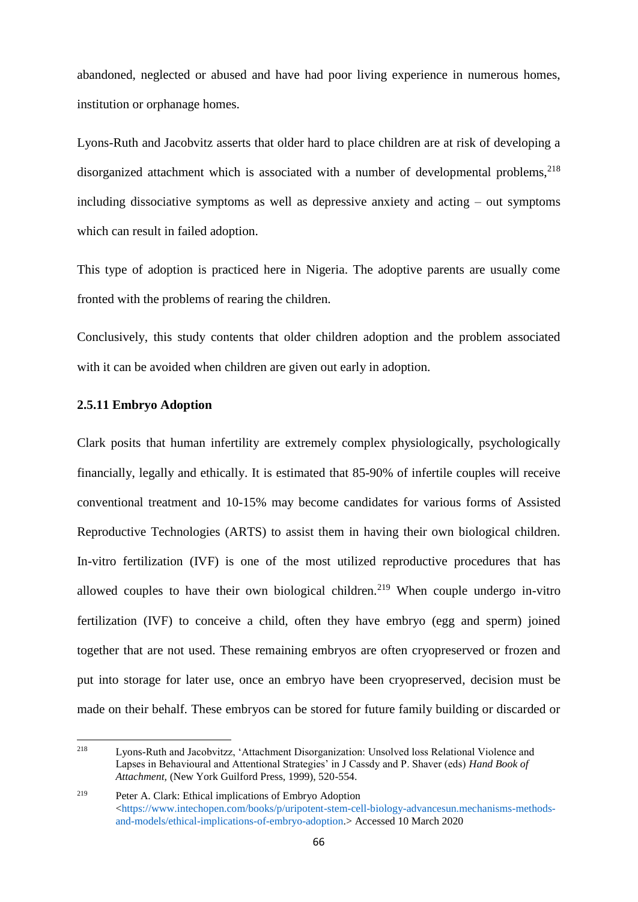abandoned, neglected or abused and have had poor living experience in numerous homes, institution or orphanage homes.

Lyons-Ruth and Jacobvitz asserts that older hard to place children are at risk of developing a disorganized attachment which is associated with a number of developmental problems,[218] including dissociative symptoms as well as depressive anxiety and acting – out symptoms which can result in failed adoption.

This type of adoption is practiced here in Nigeria. The adoptive parents are usually come fronted with the problems of rearing the children.

Conclusively, this study contents that older children adoption and the problem associated with it can be avoided when children are given out early in adoption.

### 2.5.11 Embryo Adoption

Clark posits that human infertility are extremely complex physiologically, psychologically financially, legally and ethically. It is estimated that 85-90% of infertile couples will receive conventional treatment and 10-15% may become candidates for various forms of Assisted Reproductive Technologies (ARTS) to assist them in having their own biological children. In-vitro fertilization (IVF) is one of the most utilized reproductive procedures that has allowed couples to have their own biological children.[219] When couple undergo in-vitro fertilization (IVF) to conceive a child, often they have embryo (egg and sperm) joined together that are not used. These remaining embryos are often cryopreserved or frozen and put into storage for later use, once an embryo have been cryopreserved, decision must be made on their behalf. These embryos can be stored for future family building or discarded or

---

[218] Lyons-Ruth and Jacobvitzz, 'Attachment Disorganization: Unsolved loss Relational Violence and Lapses in Behavioural and Attentional Strategies' in J Cassdy and P. Shaver (eds) *Hand Book of Attachment,* (New York Guilford Press, 1999), 520-554.

[219] Peter A. Clark: Ethical implications of Embryo Adoption <https://www.intechopen.com/books/p/uripotent-stem-cell-biology-advancesun.mechanisms-methods-and-models/ethical-implications-of-embryo-adoption.> Accessed 10 March 2020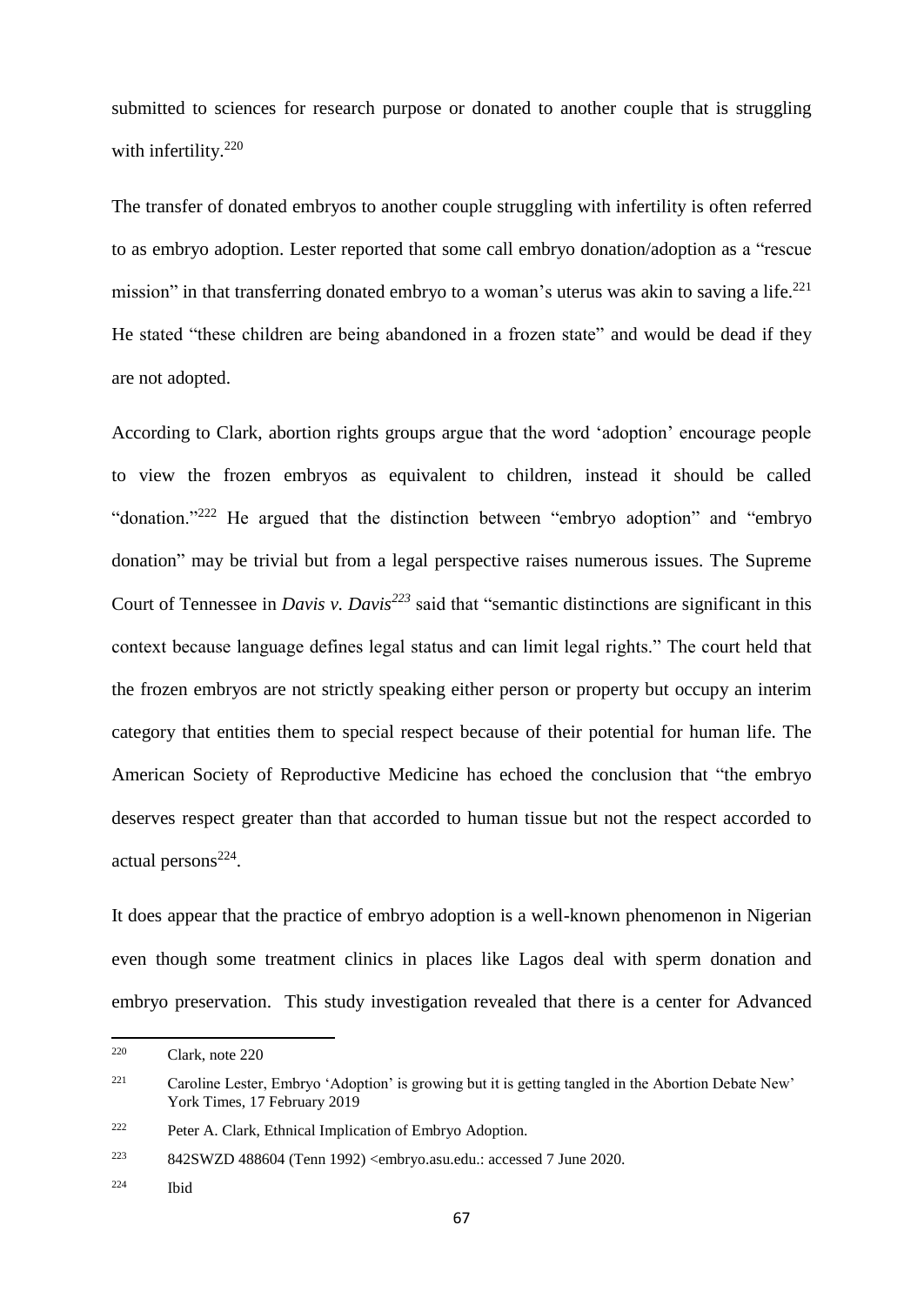submitted to sciences for research purpose or donated to another couple that is struggling with infertility.[220]

The transfer of donated embryos to another couple struggling with infertility is often referred to as embryo adoption. Lester reported that some call embryo donation/adoption as a "rescue mission" in that transferring donated embryo to a woman's uterus was akin to saving a life.[221] He stated "these children are being abandoned in a frozen state" and would be dead if they are not adopted.

According to Clark, abortion rights groups argue that the word 'adoption' encourage people to view the frozen embryos as equivalent to children, instead it should be called "donation."[222] He argued that the distinction between "embryo adoption" and "embryo donation" may be trivial but from a legal perspective raises numerous issues. The Supreme Court of Tennessee in *Davis v. Davis*[223] said that "semantic distinctions are significant in this context because language defines legal status and can limit legal rights." The court held that the frozen embryos are not strictly speaking either person or property but occupy an interim category that entities them to special respect because of their potential for human life. The American Society of Reproductive Medicine has echoed the conclusion that "the embryo deserves respect greater than that accorded to human tissue but not the respect accorded to actual persons[224].

It does appear that the practice of embryo adoption is a well-known phenomenon in Nigerian even though some treatment clinics in places like Lagos deal with sperm donation and embryo preservation. This study investigation revealed that there is a center for Advanced

---

[220] Clark, note 220

[221] Caroline Lester, Embryo 'Adoption' is growing but it is getting tangled in the Abortion Debate New' York Times, 17 February 2019

[222] Peter A. Clark, Ethnical Implication of Embryo Adoption.

[223] 842SWZD 488604 (Tenn 1992) <embryo.asu.edu.: accessed 7 June 2020.

[224] Ibid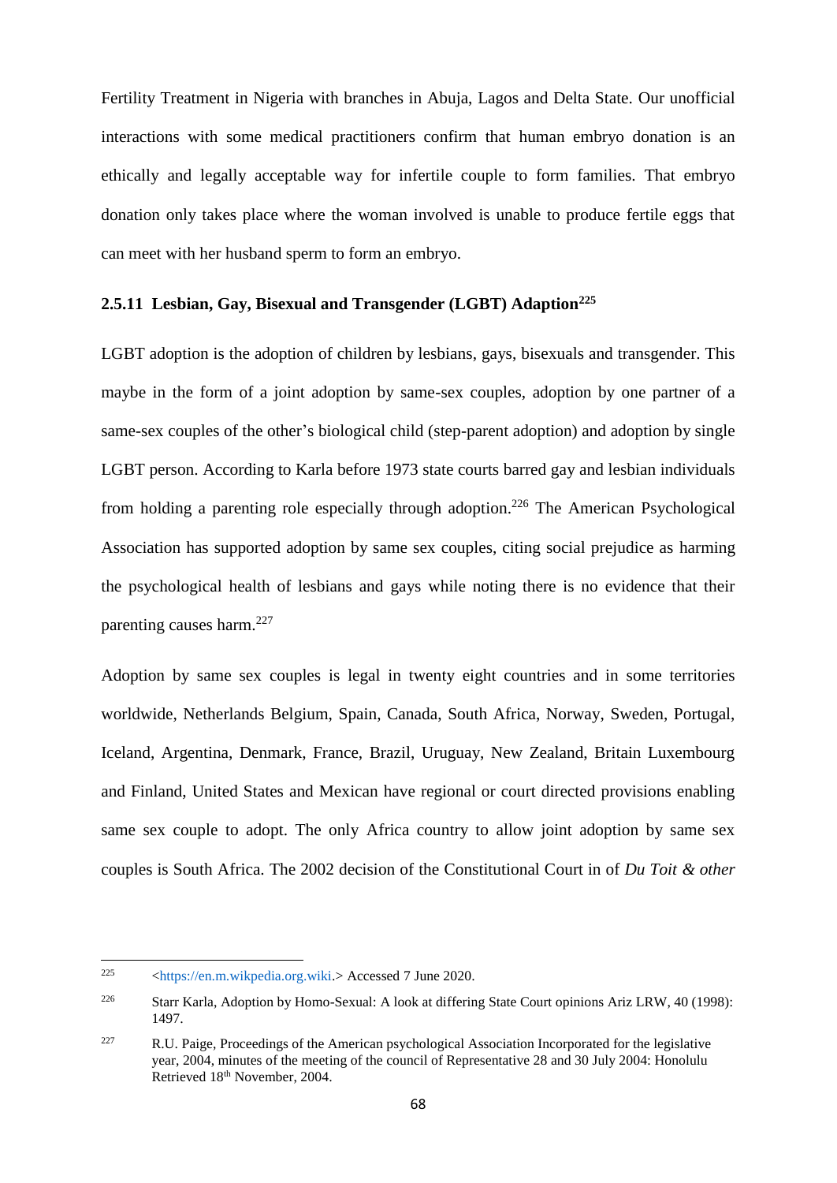Fertility Treatment in Nigeria with branches in Abuja, Lagos and Delta State. Our unofficial interactions with some medical practitioners confirm that human embryo donation is an ethically and legally acceptable way for infertile couple to form families. That embryo donation only takes place where the woman involved is unable to produce fertile eggs that can meet with her husband sperm to form an embryo.

### 2.5.11 Lesbian, Gay, Bisexual and Transgender (LGBT) Adaption[225]

LGBT adoption is the adoption of children by lesbians, gays, bisexuals and transgender. This maybe in the form of a joint adoption by same-sex couples, adoption by one partner of a same-sex couples of the other's biological child (step-parent adoption) and adoption by single LGBT person. According to Karla before 1973 state courts barred gay and lesbian individuals from holding a parenting role especially through adoption.[226] The American Psychological Association has supported adoption by same sex couples, citing social prejudice as harming the psychological health of lesbians and gays while noting there is no evidence that their parenting causes harm.[227]

Adoption by same sex couples is legal in twenty eight countries and in some territories worldwide, Netherlands Belgium, Spain, Canada, South Africa, Norway, Sweden, Portugal, Iceland, Argentina, Denmark, France, Brazil, Uruguay, New Zealand, Britain Luxembourg and Finland, United States and Mexican have regional or court directed provisions enabling same sex couple to adopt. The only Africa country to allow joint adoption by same sex couples is South Africa. The 2002 decision of the Constitutional Court in of *Du Toit & other*

---

[225] <https://en.m.wikpedia.org.wiki.> Accessed 7 June 2020.

[226] Starr Karla, Adoption by Homo-Sexual: A look at differing State Court opinions Ariz LRW, 40 (1998): 1497.

[227] R.U. Paige, Proceedings of the American psychological Association Incorporated for the legislative year, 2004, minutes of the meeting of the council of Representative 28 and 30 July 2004: Honolulu Retrieved 18th November, 2004.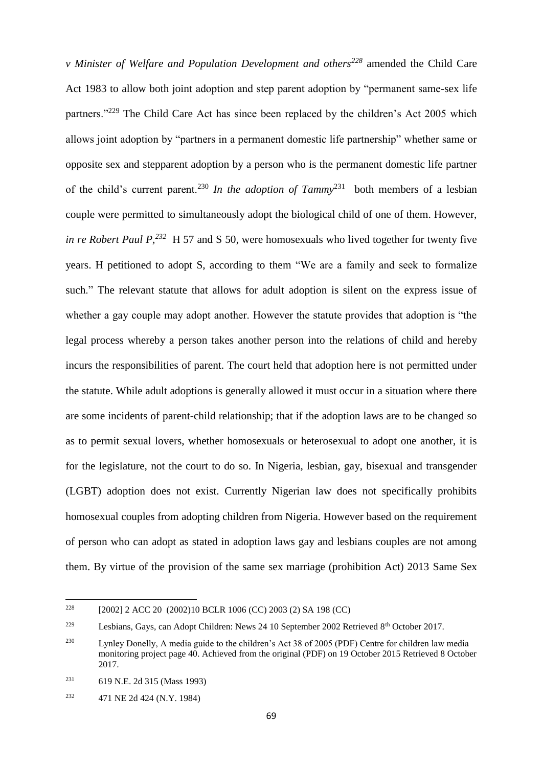*v Minister of Welfare and Population Development and others*[228] amended the Child Care Act 1983 to allow both joint adoption and step parent adoption by "permanent same-sex life partners."[229] The Child Care Act has since been replaced by the children's Act 2005 which allows joint adoption by "partners in a permanent domestic life partnership" whether same or opposite sex and stepparent adoption by a person who is the permanent domestic life partner of the child's current parent.[230] *In the adoption of Tammy*[231] both members of a lesbian couple were permitted to simultaneously adopt the biological child of one of them. However, *in re Robert Paul P,*[232] H 57 and S 50, were homosexuals who lived together for twenty five years. H petitioned to adopt S, according to them "We are a family and seek to formalize such." The relevant statute that allows for adult adoption is silent on the express issue of whether a gay couple may adopt another. However the statute provides that adoption is "the legal process whereby a person takes another person into the relations of child and hereby incurs the responsibilities of parent. The court held that adoption here is not permitted under the statute. While adult adoptions is generally allowed it must occur in a situation where there are some incidents of parent-child relationship; that if the adoption laws are to be changed so as to permit sexual lovers, whether homosexuals or heterosexual to adopt one another, it is for the legislature, not the court to do so. In Nigeria, lesbian, gay, bisexual and transgender (LGBT) adoption does not exist. Currently Nigerian law does not specifically prohibits homosexual couples from adopting children from Nigeria. However based on the requirement of person who can adopt as stated in adoption laws gay and lesbians couples are not among them. By virtue of the provision of the same sex marriage (prohibition Act) 2013 Same Sex

---

[228] [2002] 2 ACC 20 (2002)10 BCLR 1006 (CC) 2003 (2) SA 198 (CC)

[229] Lesbians, Gays, can Adopt Children: News 24 10 September 2002 Retrieved 8th October 2017.

[230] Lynley Donelly, A media guide to the children's Act 38 of 2005 (PDF) Centre for children law media monitoring project page 40. Achieved from the original (PDF) on 19 October 2015 Retrieved 8 October 2017.

[231] 619 N.E. 2d 315 (Mass 1993)

[232] 471 NE 2d 424 (N.Y. 1984)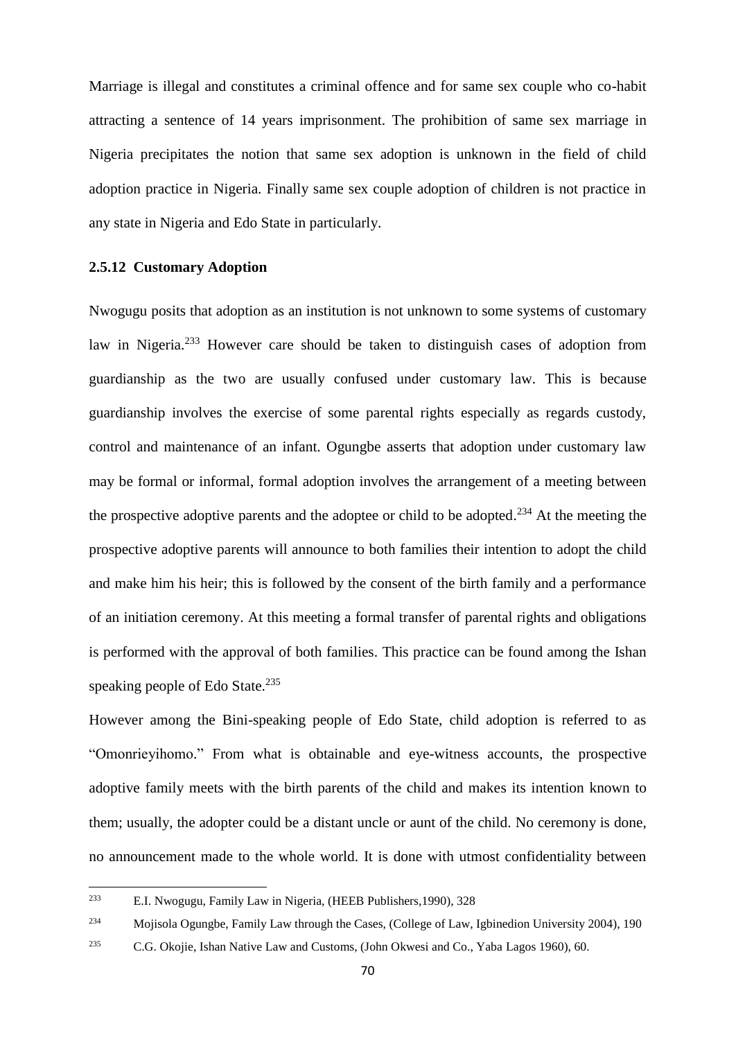Marriage is illegal and constitutes a criminal offence and for same sex couple who co-habit attracting a sentence of 14 years imprisonment. The prohibition of same sex marriage in Nigeria precipitates the notion that same sex adoption is unknown in the field of child adoption practice in Nigeria. Finally same sex couple adoption of children is not practice in any state in Nigeria and Edo State in particularly.

### 2.5.12 Customary Adoption

Nwogugu posits that adoption as an institution is not unknown to some systems of customary law in Nigeria.[233] However care should be taken to distinguish cases of adoption from guardianship as the two are usually confused under customary law. This is because guardianship involves the exercise of some parental rights especially as regards custody, control and maintenance of an infant. Ogungbe asserts that adoption under customary law may be formal or informal, formal adoption involves the arrangement of a meeting between the prospective adoptive parents and the adoptee or child to be adopted.[234] At the meeting the prospective adoptive parents will announce to both families their intention to adopt the child and make him his heir; this is followed by the consent of the birth family and a performance of an initiation ceremony. At this meeting a formal transfer of parental rights and obligations is performed with the approval of both families. This practice can be found among the Ishan speaking people of Edo State.[235]

However among the Bini-speaking people of Edo State, child adoption is referred to as "Omonrieyihomo." From what is obtainable and eye-witness accounts, the prospective adoptive family meets with the birth parents of the child and makes its intention known to them; usually, the adopter could be a distant uncle or aunt of the child. No ceremony is done, no announcement made to the whole world. It is done with utmost confidentiality between

---

[233] E.I. Nwogugu, Family Law in Nigeria, (HEEB Publishers,1990), 328

[234] Mojisola Ogungbe, Family Law through the Cases, (College of Law, Igbinedion University 2004), 190

[235] C.G. Okojie, Ishan Native Law and Customs, (John Okwesi and Co., Yaba Lagos 1960), 60.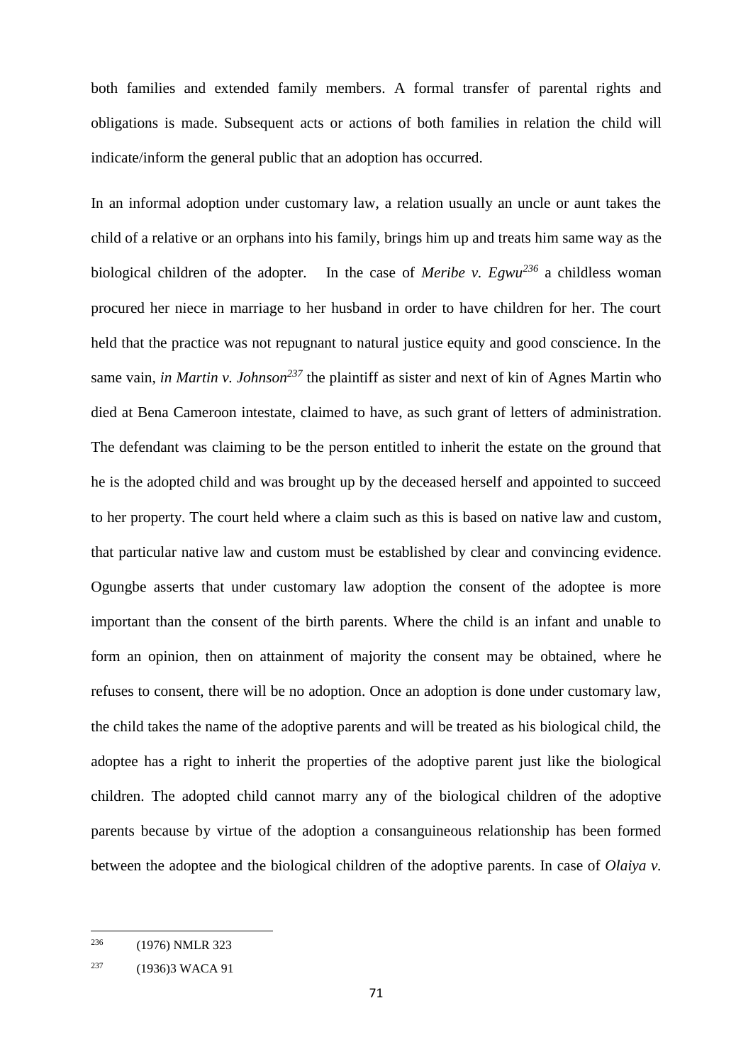both families and extended family members. A formal transfer of parental rights and obligations is made. Subsequent acts or actions of both families in relation the child will indicate/inform the general public that an adoption has occurred.

In an informal adoption under customary law, a relation usually an uncle or aunt takes the child of a relative or an orphans into his family, brings him up and treats him same way as the biological children of the adopter. In the case of *Meribe v. Egwu*[236] a childless woman procured her niece in marriage to her husband in order to have children for her. The court held that the practice was not repugnant to natural justice equity and good conscience. In the same vain, *in Martin v. Johnson*[237] the plaintiff as sister and next of kin of Agnes Martin who died at Bena Cameroon intestate, claimed to have, as such grant of letters of administration. The defendant was claiming to be the person entitled to inherit the estate on the ground that he is the adopted child and was brought up by the deceased herself and appointed to succeed to her property. The court held where a claim such as this is based on native law and custom, that particular native law and custom must be established by clear and convincing evidence. Ogungbe asserts that under customary law adoption the consent of the adoptee is more important than the consent of the birth parents. Where the child is an infant and unable to form an opinion, then on attainment of majority the consent may be obtained, where he refuses to consent, there will be no adoption. Once an adoption is done under customary law, the child takes the name of the adoptive parents and will be treated as his biological child, the adoptee has a right to inherit the properties of the adoptive parent just like the biological children. The adopted child cannot marry any of the biological children of the adoptive parents because by virtue of the adoption a consanguineous relationship has been formed between the adoptee and the biological children of the adoptive parents. In case of *Olaiya v.*

---

[236] (1976) NMLR 323

[237] (1936)3 WACA 91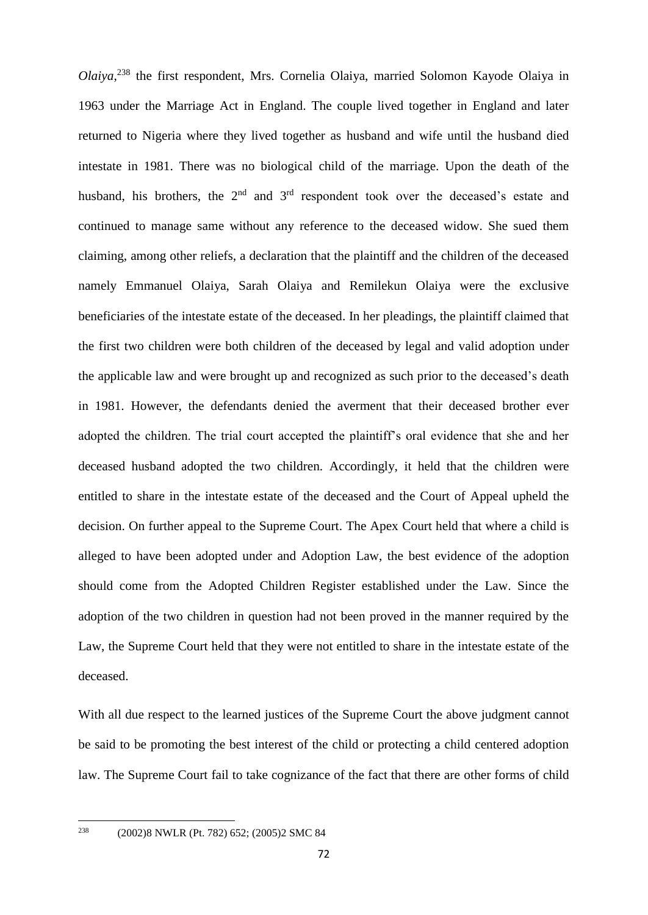*Olaiya*,[238] the first respondent, Mrs. Cornelia Olaiya, married Solomon Kayode Olaiya in 1963 under the Marriage Act in England. The couple lived together in England and later returned to Nigeria where they lived together as husband and wife until the husband died intestate in 1981. There was no biological child of the marriage. Upon the death of the husband, his brothers, the 2nd and 3rd respondent took over the deceased's estate and continued to manage same without any reference to the deceased widow. She sued them claiming, among other reliefs, a declaration that the plaintiff and the children of the deceased namely Emmanuel Olaiya, Sarah Olaiya and Remilekun Olaiya were the exclusive beneficiaries of the intestate estate of the deceased. In her pleadings, the plaintiff claimed that the first two children were both children of the deceased by legal and valid adoption under the applicable law and were brought up and recognized as such prior to the deceased's death in 1981. However, the defendants denied the averment that their deceased brother ever adopted the children. The trial court accepted the plaintiff's oral evidence that she and her deceased husband adopted the two children. Accordingly, it held that the children were entitled to share in the intestate estate of the deceased and the Court of Appeal upheld the decision. On further appeal to the Supreme Court. The Apex Court held that where a child is alleged to have been adopted under and Adoption Law, the best evidence of the adoption should come from the Adopted Children Register established under the Law. Since the adoption of the two children in question had not been proved in the manner required by the Law, the Supreme Court held that they were not entitled to share in the intestate estate of the deceased.

With all due respect to the learned justices of the Supreme Court the above judgment cannot be said to be promoting the best interest of the child or protecting a child centered adoption law. The Supreme Court fail to take cognizance of the fact that there are other forms of child

---

[238] (2002)8 NWLR (Pt. 782) 652; (2005)2 SMC 84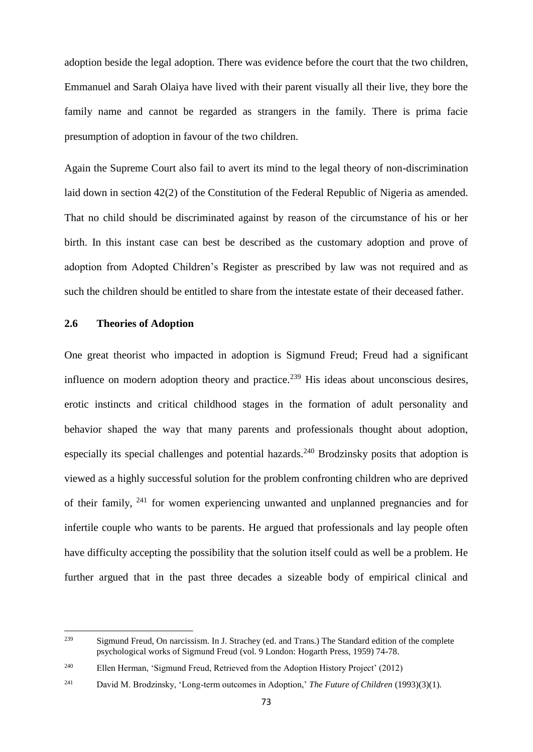adoption beside the legal adoption. There was evidence before the court that the two children, Emmanuel and Sarah Olaiya have lived with their parent visually all their live, they bore the family name and cannot be regarded as strangers in the family. There is prima facie presumption of adoption in favour of the two children.

Again the Supreme Court also fail to avert its mind to the legal theory of non-discrimination laid down in section 42(2) of the Constitution of the Federal Republic of Nigeria as amended. That no child should be discriminated against by reason of the circumstance of his or her birth. In this instant case can best be described as the customary adoption and prove of adoption from Adopted Children's Register as prescribed by law was not required and as such the children should be entitled to share from the intestate estate of their deceased father.

## 2.6 Theories of Adoption

One great theorist who impacted in adoption is Sigmund Freud; Freud had a significant influence on modern adoption theory and practice.[239] His ideas about unconscious desires, erotic instincts and critical childhood stages in the formation of adult personality and behavior shaped the way that many parents and professionals thought about adoption, especially its special challenges and potential hazards.[240] Brodzinsky posits that adoption is viewed as a highly successful solution for the problem confronting children who are deprived of their family, [241] for women experiencing unwanted and unplanned pregnancies and for infertile couple who wants to be parents. He argued that professionals and lay people often have difficulty accepting the possibility that the solution itself could as well be a problem. He further argued that in the past three decades a sizeable body of empirical clinical and

---

[239] Sigmund Freud, On narcissism. In J. Strachey (ed. and Trans.) The Standard edition of the complete psychological works of Sigmund Freud (vol. 9 London: Hogarth Press, 1959) 74-78.

[240] Ellen Herman, 'Sigmund Freud, Retrieved from the Adoption History Project' (2012)

[241] David M. Brodzinsky, 'Long-term outcomes in Adoption,' *The Future of Children* (1993)(3)(1).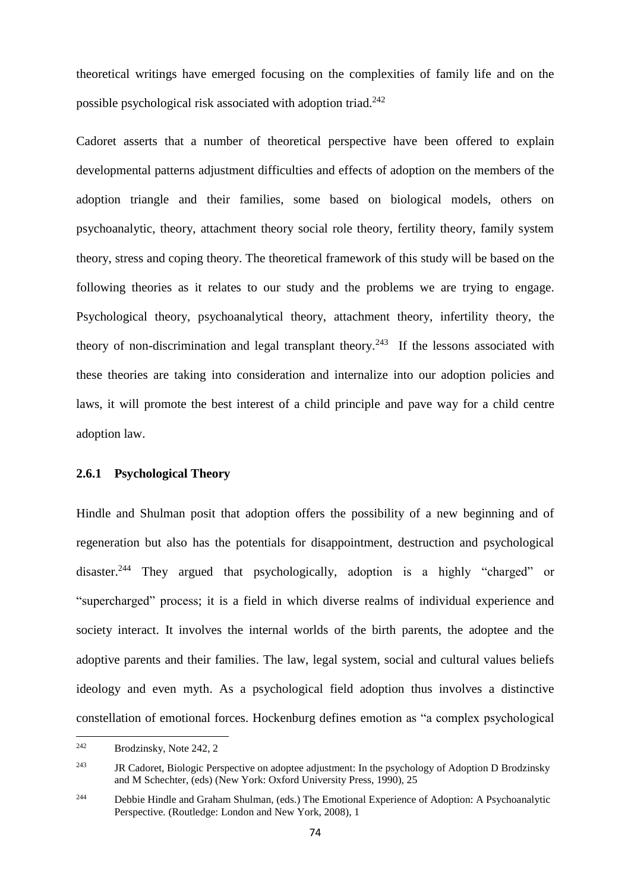theoretical writings have emerged focusing on the complexities of family life and on the possible psychological risk associated with adoption triad.[242]

Cadoret asserts that a number of theoretical perspective have been offered to explain developmental patterns adjustment difficulties and effects of adoption on the members of the adoption triangle and their families, some based on biological models, others on psychoanalytic, theory, attachment theory social role theory, fertility theory, family system theory, stress and coping theory. The theoretical framework of this study will be based on the following theories as it relates to our study and the problems we are trying to engage. Psychological theory, psychoanalytical theory, attachment theory, infertility theory, the theory of non-discrimination and legal transplant theory.[243] If the lessons associated with these theories are taking into consideration and internalize into our adoption policies and laws, it will promote the best interest of a child principle and pave way for a child centre adoption law.

### 2.6.1 Psychological Theory

Hindle and Shulman posit that adoption offers the possibility of a new beginning and of regeneration but also has the potentials for disappointment, destruction and psychological disaster.[244] They argued that psychologically, adoption is a highly "charged" or "supercharged" process; it is a field in which diverse realms of individual experience and society interact. It involves the internal worlds of the birth parents, the adoptee and the adoptive parents and their families. The law, legal system, social and cultural values beliefs ideology and even myth. As a psychological field adoption thus involves a distinctive constellation of emotional forces. Hockenburg defines emotion as "a complex psychological

---

[242] Brodzinsky, Note 242, 2

[243] JR Cadoret, Biologic Perspective on adoptee adjustment: In the psychology of Adoption D Brodzinsky and M Schechter, (eds) (New York: Oxford University Press, 1990), 25

[244] Debbie Hindle and Graham Shulman, (eds.) The Emotional Experience of Adoption: A Psychoanalytic Perspective. (Routledge: London and New York, 2008), 1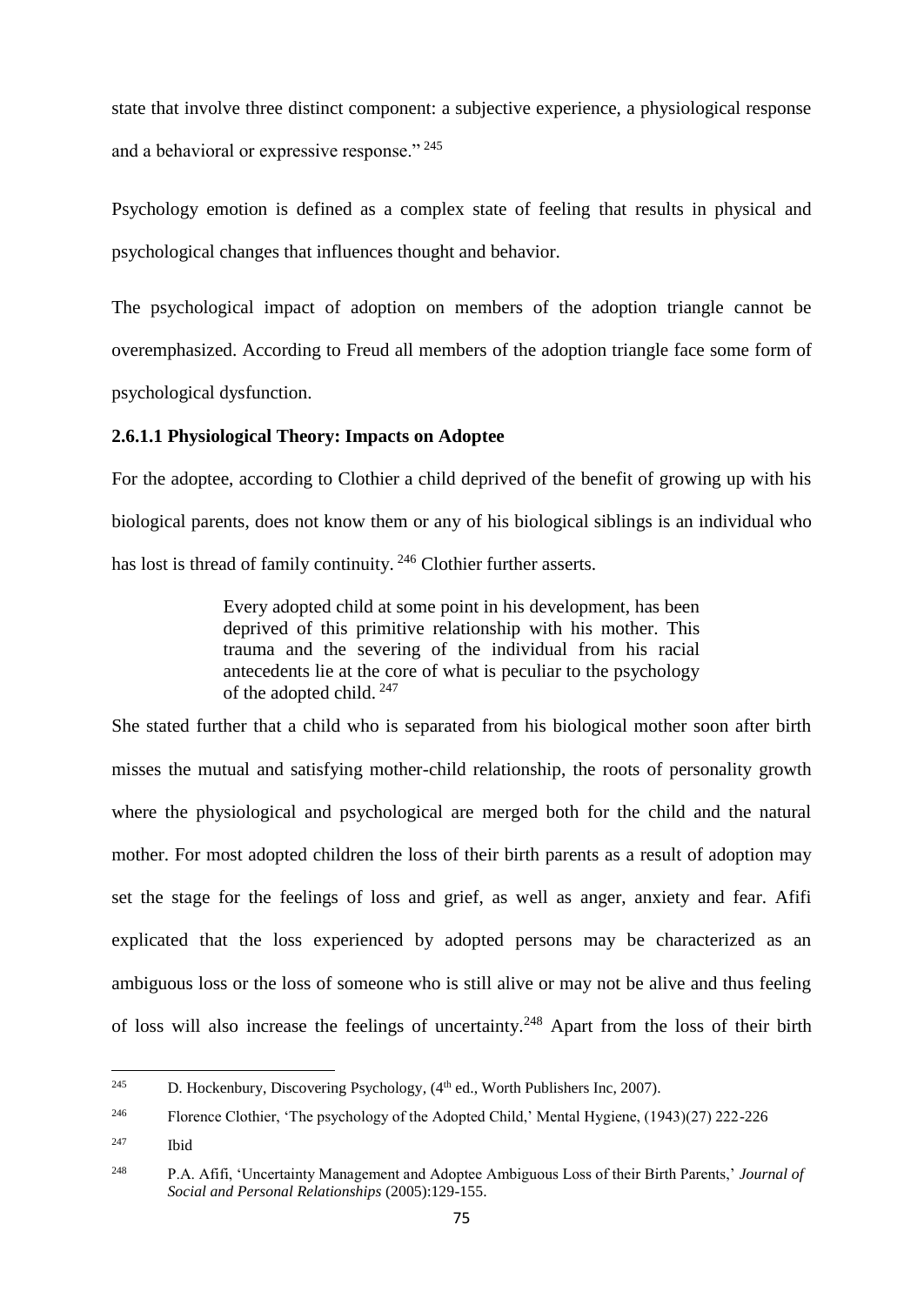state that involve three distinct component: a subjective experience, a physiological response and a behavioral or expressive response." [245]

Psychology emotion is defined as a complex state of feeling that results in physical and psychological changes that influences thought and behavior.

The psychological impact of adoption on members of the adoption triangle cannot be overemphasized. According to Freud all members of the adoption triangle face some form of psychological dysfunction.

#### 2.6.1.1 Physiological Theory: Impacts on Adoptee

For the adoptee, according to Clothier a child deprived of the benefit of growing up with his biological parents, does not know them or any of his biological siblings is an individual who has lost is thread of family continuity. [246] Clothier further asserts.

> Every adopted child at some point in his development, has been deprived of this primitive relationship with his mother. This trauma and the severing of the individual from his racial antecedents lie at the core of what is peculiar to the psychology of the adopted child. [247]

She stated further that a child who is separated from his biological mother soon after birth misses the mutual and satisfying mother-child relationship, the roots of personality growth where the physiological and psychological are merged both for the child and the natural mother. For most adopted children the loss of their birth parents as a result of adoption may set the stage for the feelings of loss and grief, as well as anger, anxiety and fear. Afifi explicated that the loss experienced by adopted persons may be characterized as an ambiguous loss or the loss of someone who is still alive or may not be alive and thus feeling of loss will also increase the feelings of uncertainty.[248] Apart from the loss of their birth

---

[245] D. Hockenbury, Discovering Psychology, (4th ed., Worth Publishers Inc, 2007).

[246] Florence Clothier, 'The psychology of the Adopted Child,' Mental Hygiene, (1943)(27) 222-226

[247] Ibid

[248] P.A. Afifi, 'Uncertainty Management and Adoptee Ambiguous Loss of their Birth Parents,' *Journal of Social and Personal Relationships* (2005):129-155.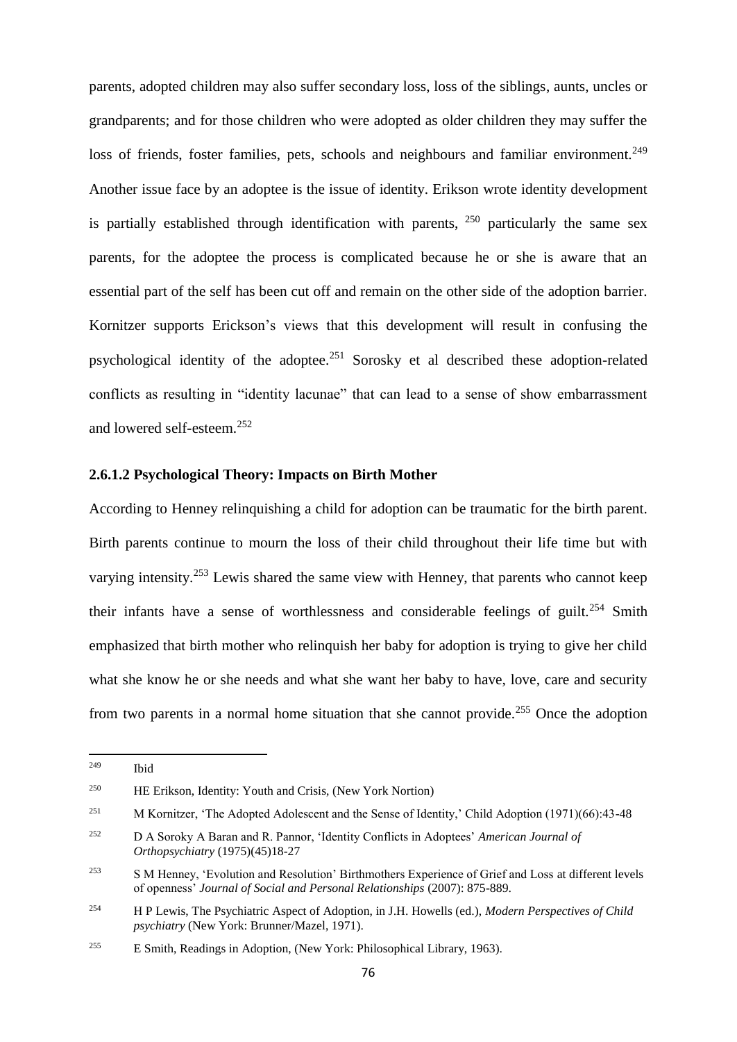parents, adopted children may also suffer secondary loss, loss of the siblings, aunts, uncles or grandparents; and for those children who were adopted as older children they may suffer the loss of friends, foster families, pets, schools and neighbours and familiar environment.[249] Another issue face by an adoptee is the issue of identity. Erikson wrote identity development is partially established through identification with parents, [250] particularly the same sex parents, for the adoptee the process is complicated because he or she is aware that an essential part of the self has been cut off and remain on the other side of the adoption barrier. Kornitzer supports Erickson's views that this development will result in confusing the psychological identity of the adoptee.[251] Sorosky et al described these adoption-related conflicts as resulting in "identity lacunae" that can lead to a sense of show embarrassment and lowered self-esteem.[252]

#### 2.6.1.2 Psychological Theory: Impacts on Birth Mother

According to Henney relinquishing a child for adoption can be traumatic for the birth parent. Birth parents continue to mourn the loss of their child throughout their life time but with varying intensity.[253] Lewis shared the same view with Henney, that parents who cannot keep their infants have a sense of worthlessness and considerable feelings of guilt.[254] Smith emphasized that birth mother who relinquish her baby for adoption is trying to give her child what she know he or she needs and what she want her baby to have, love, care and security from two parents in a normal home situation that she cannot provide.[255] Once the adoption

---

[249] Ibid

[250] HE Erikson, Identity: Youth and Crisis, (New York Nortion)

[251] M Kornitzer, 'The Adopted Adolescent and the Sense of Identity,' Child Adoption (1971)(66):43-48

[252] D A Soroky A Baran and R. Pannor, 'Identity Conflicts in Adoptees' *American Journal of Orthopsychiatry* (1975)(45)18-27

[253] S M Henney, 'Evolution and Resolution' Birthmothers Experience of Grief and Loss at different levels of openness' *Journal of Social and Personal Relationships* (2007): 875-889.

[254] H P Lewis, The Psychiatric Aspect of Adoption, in J.H. Howells (ed.), *Modern Perspectives of Child psychiatry* (New York: Brunner/Mazel, 1971).

[255] E Smith, Readings in Adoption, (New York: Philosophical Library, 1963).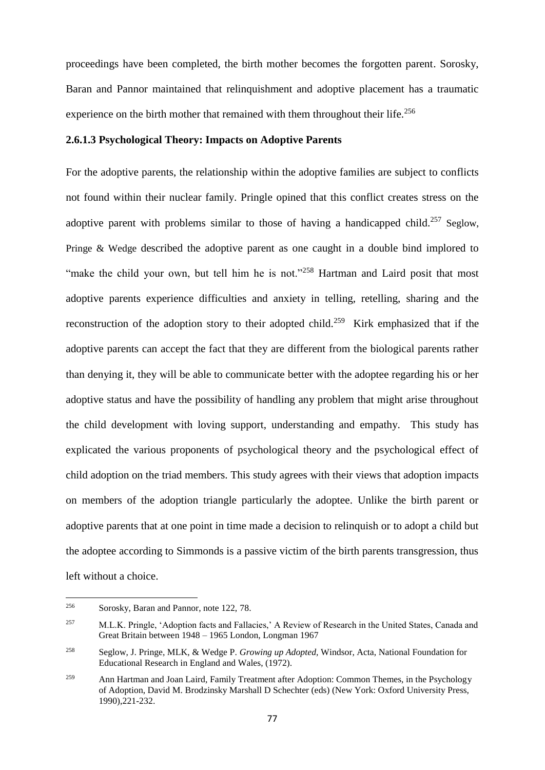proceedings have been completed, the birth mother becomes the forgotten parent. Sorosky, Baran and Pannor maintained that relinquishment and adoptive placement has a traumatic experience on the birth mother that remained with them throughout their life.[256]

### 2.6.1.3 Psychological Theory: Impacts on Adoptive Parents

For the adoptive parents, the relationship within the adoptive families are subject to conflicts not found within their nuclear family. Pringle opined that this conflict creates stress on the adoptive parent with problems similar to those of having a handicapped child.[257] Seglow, Pringe & Wedge described the adoptive parent as one caught in a double bind implored to "make the child your own, but tell him he is not."[258] Hartman and Laird posit that most adoptive parents experience difficulties and anxiety in telling, retelling, sharing and the reconstruction of the adoption story to their adopted child.[259] Kirk emphasized that if the adoptive parents can accept the fact that they are different from the biological parents rather than denying it, they will be able to communicate better with the adoptee regarding his or her adoptive status and have the possibility of handling any problem that might arise throughout the child development with loving support, understanding and empathy. This study has explicated the various proponents of psychological theory and the psychological effect of child adoption on the triad members. This study agrees with their views that adoption impacts on members of the adoption triangle particularly the adoptee. Unlike the birth parent or adoptive parents that at one point in time made a decision to relinquish or to adopt a child but the adoptee according to Simmonds is a passive victim of the birth parents transgression, thus left without a choice.

---

[256] Sorosky, Baran and Pannor, note 122, 78.

[257] M.L.K. Pringle, 'Adoption facts and Fallacies,' A Review of Research in the United States, Canada and Great Britain between 1948 – 1965 London, Longman 1967

[258] Seglow, J. Pringe, MLK, & Wedge P. *Growing up Adopted,* Windsor, Acta, National Foundation for Educational Research in England and Wales, (1972).

[259] Ann Hartman and Joan Laird, Family Treatment after Adoption: Common Themes, in the Psychology of Adoption, David M. Brodzinsky Marshall D Schechter (eds) (New York: Oxford University Press, 1990),221-232.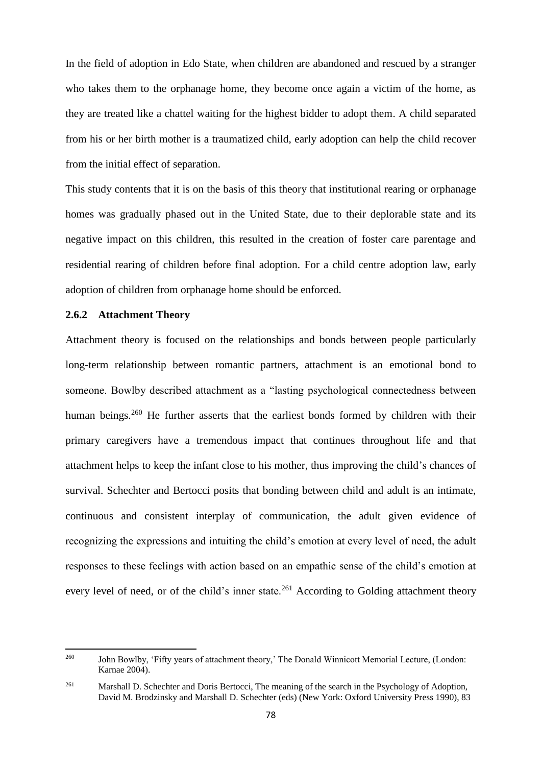In the field of adoption in Edo State, when children are abandoned and rescued by a stranger who takes them to the orphanage home, they become once again a victim of the home, as they are treated like a chattel waiting for the highest bidder to adopt them. A child separated from his or her birth mother is a traumatized child, early adoption can help the child recover from the initial effect of separation.

This study contents that it is on the basis of this theory that institutional rearing or orphanage homes was gradually phased out in the United State, due to their deplorable state and its negative impact on this children, this resulted in the creation of foster care parentage and residential rearing of children before final adoption. For a child centre adoption law, early adoption of children from orphanage home should be enforced.

### 2.6.2 Attachment Theory

Attachment theory is focused on the relationships and bonds between people particularly long-term relationship between romantic partners, attachment is an emotional bond to someone. Bowlby described attachment as a "lasting psychological connectedness between human beings.[260] He further asserts that the earliest bonds formed by children with their primary caregivers have a tremendous impact that continues throughout life and that attachment helps to keep the infant close to his mother, thus improving the child's chances of survival. Schechter and Bertocci posits that bonding between child and adult is an intimate, continuous and consistent interplay of communication, the adult given evidence of recognizing the expressions and intuiting the child's emotion at every level of need, the adult responses to these feelings with action based on an empathic sense of the child's emotion at every level of need, or of the child's inner state.[261] According to Golding attachment theory

---

[260] John Bowlby, 'Fifty years of attachment theory,' The Donald Winnicott Memorial Lecture, (London: Karnae 2004).

[261] Marshall D. Schechter and Doris Bertocci, The meaning of the search in the Psychology of Adoption, David M. Brodzinsky and Marshall D. Schechter (eds) (New York: Oxford University Press 1990), 83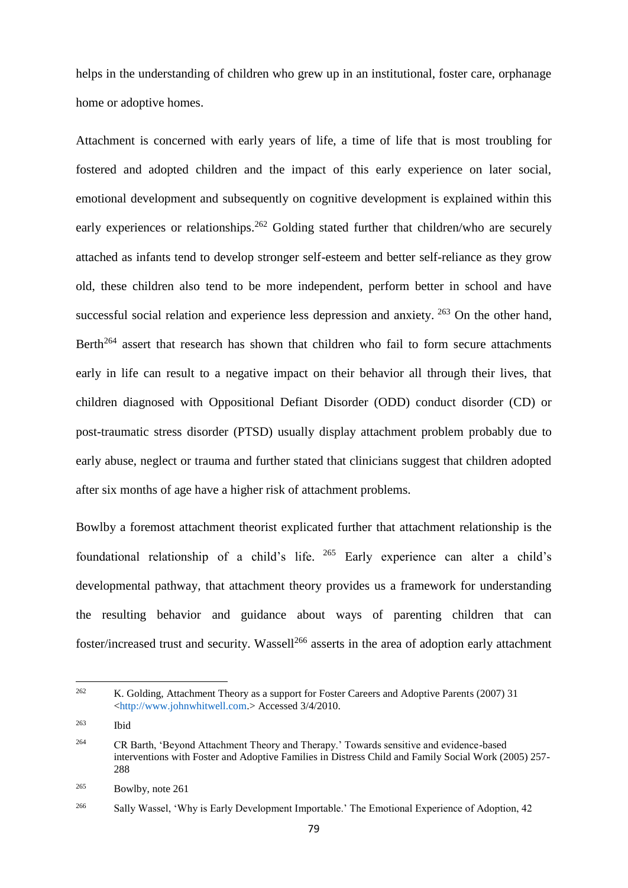helps in the understanding of children who grew up in an institutional, foster care, orphanage home or adoptive homes.

Attachment is concerned with early years of life, a time of life that is most troubling for fostered and adopted children and the impact of this early experience on later social, emotional development and subsequently on cognitive development is explained within this early experiences or relationships.[262] Golding stated further that children/who are securely attached as infants tend to develop stronger self-esteem and better self-reliance as they grow old, these children also tend to be more independent, perform better in school and have successful social relation and experience less depression and anxiety. [263] On the other hand, Berth[264] assert that research has shown that children who fail to form secure attachments early in life can result to a negative impact on their behavior all through their lives, that children diagnosed with Oppositional Defiant Disorder (ODD) conduct disorder (CD) or post-traumatic stress disorder (PTSD) usually display attachment problem probably due to early abuse, neglect or trauma and further stated that clinicians suggest that children adopted after six months of age have a higher risk of attachment problems.

Bowlby a foremost attachment theorist explicated further that attachment relationship is the foundational relationship of a child's life. [265] Early experience can alter a child's developmental pathway, that attachment theory provides us a framework for understanding the resulting behavior and guidance about ways of parenting children that can foster/increased trust and security. Wassell[266] asserts in the area of adoption early attachment

---

[262] K. Golding, Attachment Theory as a support for Foster Careers and Adoptive Parents (2007) 31 <http://www.johnwhitwell.com.> Accessed 3/4/2010.

[263] Ibid

[264] CR Barth, 'Beyond Attachment Theory and Therapy.' Towards sensitive and evidence-based interventions with Foster and Adoptive Families in Distress Child and Family Social Work (2005) 257-288

[265] Bowlby, note 261

[266] Sally Wassel, 'Why is Early Development Importable.' The Emotional Experience of Adoption, 42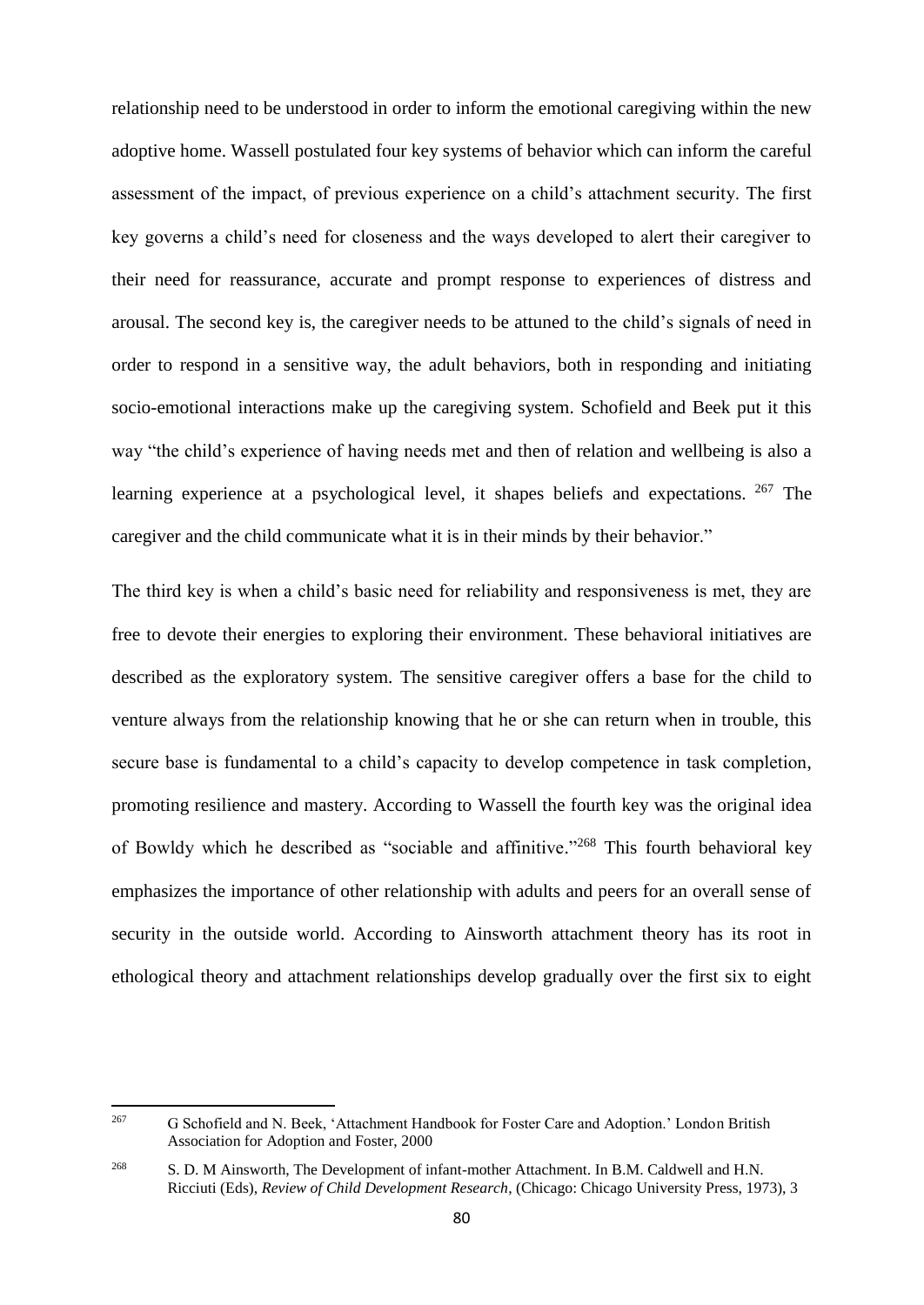relationship need to be understood in order to inform the emotional caregiving within the new adoptive home. Wassell postulated four key systems of behavior which can inform the careful assessment of the impact, of previous experience on a child's attachment security. The first key governs a child's need for closeness and the ways developed to alert their caregiver to their need for reassurance, accurate and prompt response to experiences of distress and arousal. The second key is, the caregiver needs to be attuned to the child's signals of need in order to respond in a sensitive way, the adult behaviors, both in responding and initiating socio-emotional interactions make up the caregiving system. Schofield and Beek put it this way "the child's experience of having needs met and then of relation and wellbeing is also a learning experience at a psychological level, it shapes beliefs and expectations. [267] The caregiver and the child communicate what it is in their minds by their behavior."

The third key is when a child's basic need for reliability and responsiveness is met, they are free to devote their energies to exploring their environment. These behavioral initiatives are described as the exploratory system. The sensitive caregiver offers a base for the child to venture always from the relationship knowing that he or she can return when in trouble, this secure base is fundamental to a child's capacity to develop competence in task completion, promoting resilience and mastery. According to Wassell the fourth key was the original idea of Bowldy which he described as "sociable and affinitive."[268] This fourth behavioral key emphasizes the importance of other relationship with adults and peers for an overall sense of security in the outside world. According to Ainsworth attachment theory has its root in ethological theory and attachment relationships develop gradually over the first six to eight

---

[267] G Schofield and N. Beek, 'Attachment Handbook for Foster Care and Adoption.' London British Association for Adoption and Foster, 2000

[268] S. D. M Ainsworth, The Development of infant-mother Attachment. In B.M. Caldwell and H.N. Ricciuti (Eds), *Review of Child Development Research*, (Chicago: Chicago University Press, 1973), 3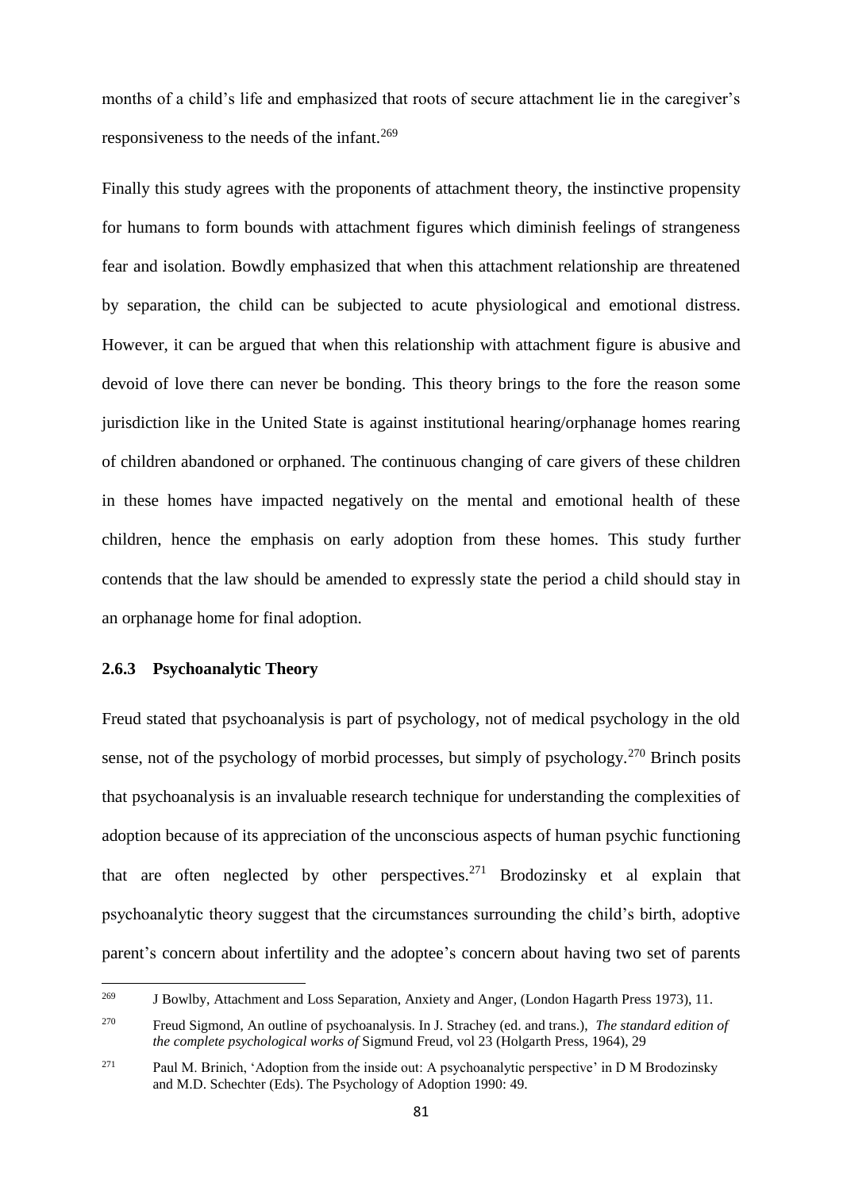months of a child's life and emphasized that roots of secure attachment lie in the caregiver's responsiveness to the needs of the infant.[269]

Finally this study agrees with the proponents of attachment theory, the instinctive propensity for humans to form bounds with attachment figures which diminish feelings of strangeness fear and isolation. Bowdly emphasized that when this attachment relationship are threatened by separation, the child can be subjected to acute physiological and emotional distress. However, it can be argued that when this relationship with attachment figure is abusive and devoid of love there can never be bonding. This theory brings to the fore the reason some jurisdiction like in the United State is against institutional hearing/orphanage homes rearing of children abandoned or orphaned. The continuous changing of care givers of these children in these homes have impacted negatively on the mental and emotional health of these children, hence the emphasis on early adoption from these homes. This study further contends that the law should be amended to expressly state the period a child should stay in an orphanage home for final adoption.

### 2.6.3 Psychoanalytic Theory

Freud stated that psychoanalysis is part of psychology, not of medical psychology in the old sense, not of the psychology of morbid processes, but simply of psychology.[270] Brinch posits that psychoanalysis is an invaluable research technique for understanding the complexities of adoption because of its appreciation of the unconscious aspects of human psychic functioning that are often neglected by other perspectives.[271] Brodozinsky et al explain that psychoanalytic theory suggest that the circumstances surrounding the child's birth, adoptive parent's concern about infertility and the adoptee's concern about having two set of parents

---

[269] J Bowlby, Attachment and Loss Separation, Anxiety and Anger, (London Hagarth Press 1973), 11.

[270] Freud Sigmond, An outline of psychoanalysis. In J. Strachey (ed. and trans.), *The standard edition of the complete psychological works of* Sigmund Freud, vol 23 (Holgarth Press, 1964), 29

[271] Paul M. Brinich, 'Adoption from the inside out: A psychoanalytic perspective' in D M Brodozinsky and M.D. Schechter (Eds). The Psychology of Adoption 1990: 49.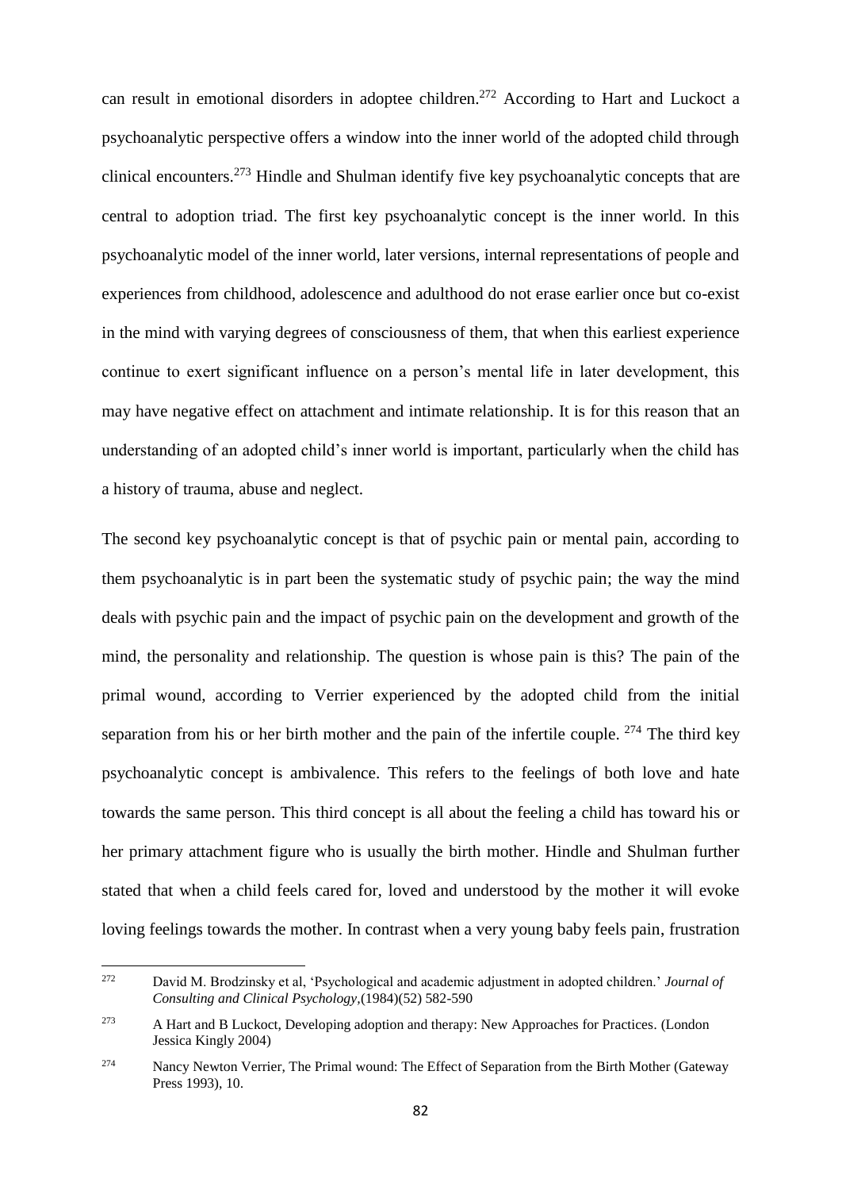can result in emotional disorders in adoptee children.[272] According to Hart and Luckoct a psychoanalytic perspective offers a window into the inner world of the adopted child through clinical encounters.[273] Hindle and Shulman identify five key psychoanalytic concepts that are central to adoption triad. The first key psychoanalytic concept is the inner world. In this psychoanalytic model of the inner world, later versions, internal representations of people and experiences from childhood, adolescence and adulthood do not erase earlier once but co-exist in the mind with varying degrees of consciousness of them, that when this earliest experience continue to exert significant influence on a person's mental life in later development, this may have negative effect on attachment and intimate relationship. It is for this reason that an understanding of an adopted child's inner world is important, particularly when the child has a history of trauma, abuse and neglect.

The second key psychoanalytic concept is that of psychic pain or mental pain, according to them psychoanalytic is in part been the systematic study of psychic pain; the way the mind deals with psychic pain and the impact of psychic pain on the development and growth of the mind, the personality and relationship. The question is whose pain is this? The pain of the primal wound, according to Verrier experienced by the adopted child from the initial separation from his or her birth mother and the pain of the infertile couple. [274] The third key psychoanalytic concept is ambivalence. This refers to the feelings of both love and hate towards the same person. This third concept is all about the feeling a child has toward his or her primary attachment figure who is usually the birth mother. Hindle and Shulman further stated that when a child feels cared for, loved and understood by the mother it will evoke loving feelings towards the mother. In contrast when a very young baby feels pain, frustration

---

[272] David M. Brodzinsky et al, 'Psychological and academic adjustment in adopted children.' *Journal of Consulting and Clinical Psychology*,(1984)(52) 582-590

[273] A Hart and B Luckoct, Developing adoption and therapy: New Approaches for Practices. (London Jessica Kingly 2004)

[274] Nancy Newton Verrier, The Primal wound: The Effect of Separation from the Birth Mother (Gateway Press 1993), 10.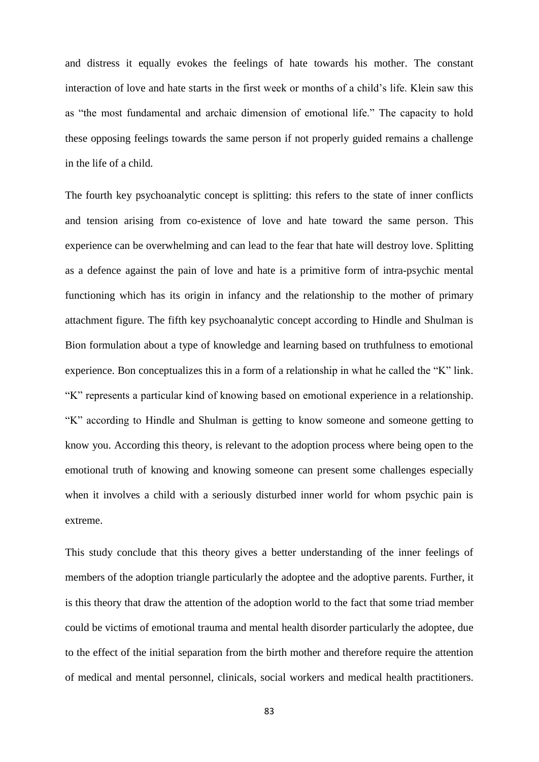and distress it equally evokes the feelings of hate towards his mother. The constant interaction of love and hate starts in the first week or months of a child's life. Klein saw this as "the most fundamental and archaic dimension of emotional life." The capacity to hold these opposing feelings towards the same person if not properly guided remains a challenge in the life of a child.

The fourth key psychoanalytic concept is splitting: this refers to the state of inner conflicts and tension arising from co-existence of love and hate toward the same person. This experience can be overwhelming and can lead to the fear that hate will destroy love. Splitting as a defence against the pain of love and hate is a primitive form of intra-psychic mental functioning which has its origin in infancy and the relationship to the mother of primary attachment figure. The fifth key psychoanalytic concept according to Hindle and Shulman is Bion formulation about a type of knowledge and learning based on truthfulness to emotional experience. Bon conceptualizes this in a form of a relationship in what he called the "K" link. "K" represents a particular kind of knowing based on emotional experience in a relationship. "K" according to Hindle and Shulman is getting to know someone and someone getting to know you. According this theory, is relevant to the adoption process where being open to the emotional truth of knowing and knowing someone can present some challenges especially when it involves a child with a seriously disturbed inner world for whom psychic pain is extreme.

This study conclude that this theory gives a better understanding of the inner feelings of members of the adoption triangle particularly the adoptee and the adoptive parents. Further, it is this theory that draw the attention of the adoption world to the fact that some triad member could be victims of emotional trauma and mental health disorder particularly the adoptee, due to the effect of the initial separation from the birth mother and therefore require the attention of medical and mental personnel, clinicals, social workers and medical health practitioners.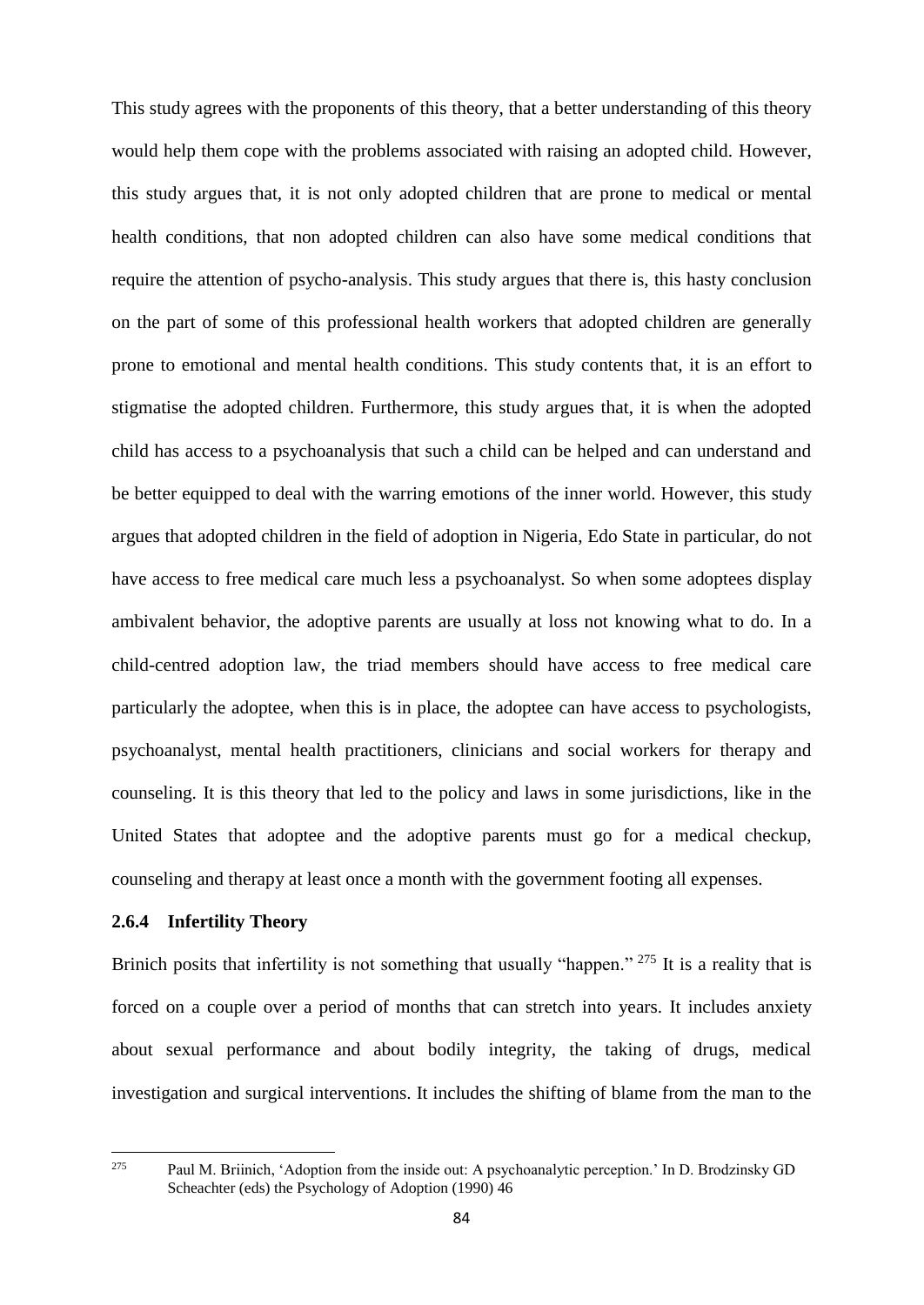This study agrees with the proponents of this theory, that a better understanding of this theory would help them cope with the problems associated with raising an adopted child. However, this study argues that, it is not only adopted children that are prone to medical or mental health conditions, that non adopted children can also have some medical conditions that require the attention of psycho-analysis. This study argues that there is, this hasty conclusion on the part of some of this professional health workers that adopted children are generally prone to emotional and mental health conditions. This study contents that, it is an effort to stigmatise the adopted children. Furthermore, this study argues that, it is when the adopted child has access to a psychoanalysis that such a child can be helped and can understand and be better equipped to deal with the warring emotions of the inner world. However, this study argues that adopted children in the field of adoption in Nigeria, Edo State in particular, do not have access to free medical care much less a psychoanalyst. So when some adoptees display ambivalent behavior, the adoptive parents are usually at loss not knowing what to do. In a child-centred adoption law, the triad members should have access to free medical care particularly the adoptee, when this is in place, the adoptee can have access to psychologists, psychoanalyst, mental health practitioners, clinicians and social workers for therapy and counseling. It is this theory that led to the policy and laws in some jurisdictions, like in the United States that adoptee and the adoptive parents must go for a medical checkup, counseling and therapy at least once a month with the government footing all expenses.

### 2.6.4 Infertility Theory

Brinich posits that infertility is not something that usually "happen." [275] It is a reality that is forced on a couple over a period of months that can stretch into years. It includes anxiety about sexual performance and about bodily integrity, the taking of drugs, medical investigation and surgical interventions. It includes the shifting of blame from the man to the

---

[275] Paul M. Briinich, 'Adoption from the inside out: A psychoanalytic perception.' In D. Brodzinsky GD Scheachter (eds) the Psychology of Adoption (1990) 46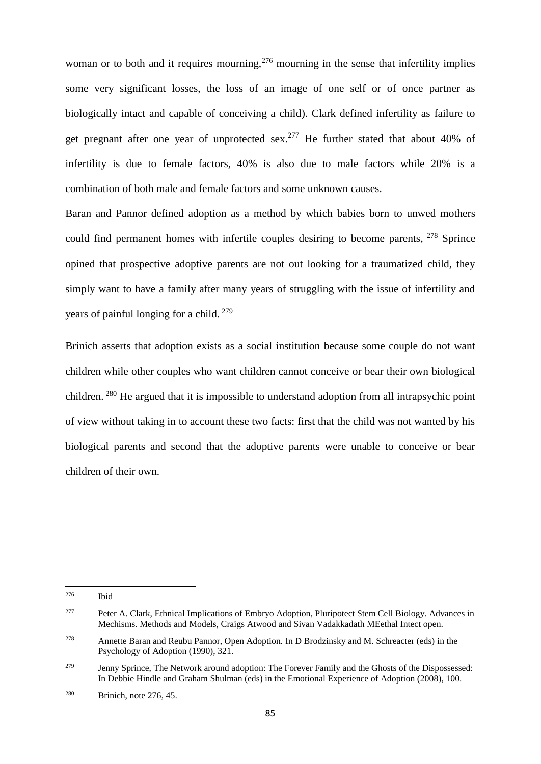woman or to both and it requires mourning,[276] mourning in the sense that infertility implies some very significant losses, the loss of an image of one self or of once partner as biologically intact and capable of conceiving a child). Clark defined infertility as failure to get pregnant after one year of unprotected sex.[277] He further stated that about 40% of infertility is due to female factors, 40% is also due to male factors while 20% is a combination of both male and female factors and some unknown causes.

Baran and Pannor defined adoption as a method by which babies born to unwed mothers could find permanent homes with infertile couples desiring to become parents, [278] Sprince opined that prospective adoptive parents are not out looking for a traumatized child, they simply want to have a family after many years of struggling with the issue of infertility and years of painful longing for a child. [279]

Brinich asserts that adoption exists as a social institution because some couple do not want children while other couples who want children cannot conceive or bear their own biological children. [280] He argued that it is impossible to understand adoption from all intrapsychic point of view without taking in to account these two facts: first that the child was not wanted by his biological parents and second that the adoptive parents were unable to conceive or bear children of their own.

---

[276] Ibid

[277] Peter A. Clark, Ethnical Implications of Embryo Adoption, Pluripotect Stem Cell Biology. Advances in Mechisms. Methods and Models, Craigs Atwood and Sivan Vadakkadath MEethal Intect open.

[278] Annette Baran and Reubu Pannor, Open Adoption. In D Brodzinsky and M. Schreacter (eds) in the Psychology of Adoption (1990), 321.

[279] Jenny Sprince, The Network around adoption: The Forever Family and the Ghosts of the Dispossessed: In Debbie Hindle and Graham Shulman (eds) in the Emotional Experience of Adoption (2008), 100.

[280] Brinich, note 276, 45.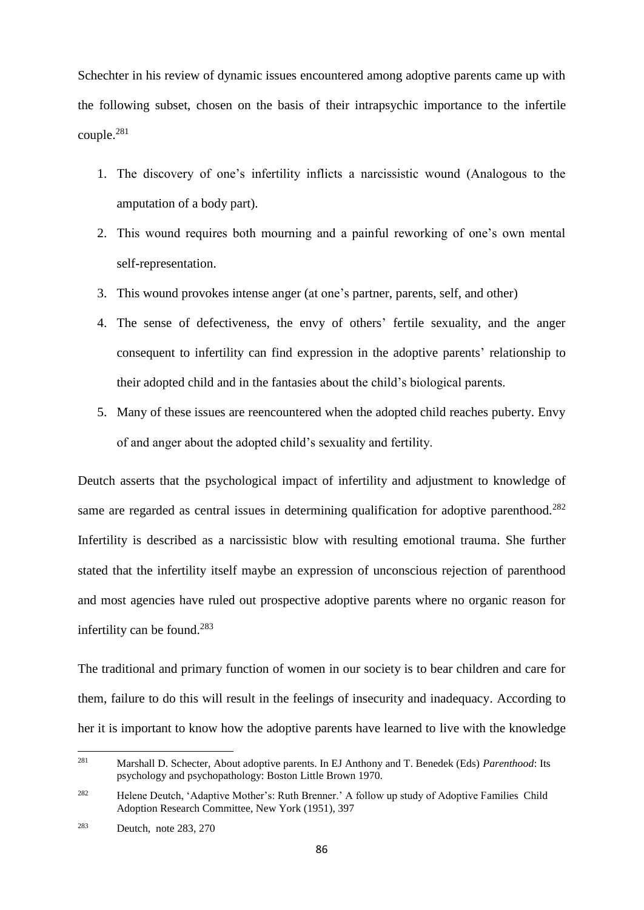Schechter in his review of dynamic issues encountered among adoptive parents came up with the following subset, chosen on the basis of their intrapsychic importance to the infertile couple.[281]

1. The discovery of one's infertility inflicts a narcissistic wound (Analogous to the amputation of a body part).
2. This wound requires both mourning and a painful reworking of one's own mental self-representation.
3. This wound provokes intense anger (at one's partner, parents, self, and other)
4. The sense of defectiveness, the envy of others' fertile sexuality, and the anger consequent to infertility can find expression in the adoptive parents' relationship to their adopted child and in the fantasies about the child's biological parents.
5. Many of these issues are reencountered when the adopted child reaches puberty. Envy of and anger about the adopted child's sexuality and fertility.

Deutch asserts that the psychological impact of infertility and adjustment to knowledge of same are regarded as central issues in determining qualification for adoptive parenthood.[282] Infertility is described as a narcissistic blow with resulting emotional trauma. She further stated that the infertility itself maybe an expression of unconscious rejection of parenthood and most agencies have ruled out prospective adoptive parents where no organic reason for infertility can be found.[283]

The traditional and primary function of women in our society is to bear children and care for them, failure to do this will result in the feelings of insecurity and inadequacy. According to her it is important to know how the adoptive parents have learned to live with the knowledge

---

[281] Marshall D. Schecter, About adoptive parents. In EJ Anthony and T. Benedek (Eds) *Parenthood*: Its psychology and psychopathology: Boston Little Brown 1970.

[282] Helene Deutch, 'Adaptive Mother's: Ruth Brenner.' A follow up study of Adoptive Families Child Adoption Research Committee, New York (1951), 397

[283] Deutch, note 283, 270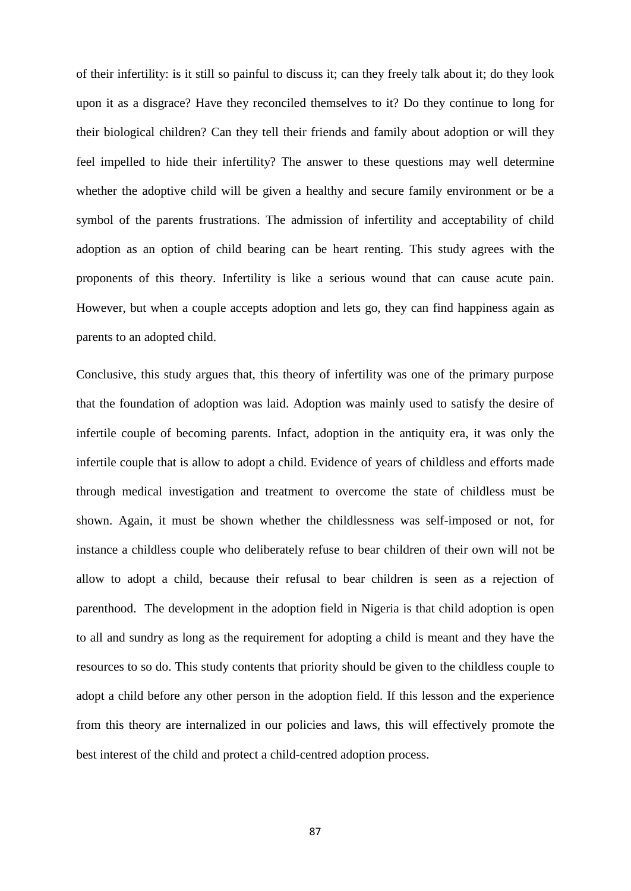of their infertility: is it still so painful to discuss it; can they freely talk about it; do they look upon it as a disgrace? Have they reconciled themselves to it? Do they continue to long for their biological children? Can they tell their friends and family about adoption or will they feel impelled to hide their infertility? The answer to these questions may well determine whether the adoptive child will be given a healthy and secure family environment or be a symbol of the parents frustrations. The admission of infertility and acceptability of child adoption as an option of child bearing can be heart renting. This study agrees with the proponents of this theory. Infertility is like a serious wound that can cause acute pain. However, but when a couple accepts adoption and lets go, they can find happiness again as parents to an adopted child.

Conclusive, this study argues that, this theory of infertility was one of the primary purpose that the foundation of adoption was laid. Adoption was mainly used to satisfy the desire of infertile couple of becoming parents. Infact, adoption in the antiquity era, it was only the infertile couple that is allow to adopt a child. Evidence of years of childless and efforts made through medical investigation and treatment to overcome the state of childless must be shown. Again, it must be shown whether the childlessness was self-imposed or not, for instance a childless couple who deliberately refuse to bear children of their own will not be allow to adopt a child, because their refusal to bear children is seen as a rejection of parenthood. The development in the adoption field in Nigeria is that child adoption is open to all and sundry as long as the requirement for adopting a child is meant and they have the resources to so do. This study contents that priority should be given to the childless couple to adopt a child before any other person in the adoption field. If this lesson and the experience from this theory are internalized in our policies and laws, this will effectively promote the best interest of the child and protect a child-centred adoption process.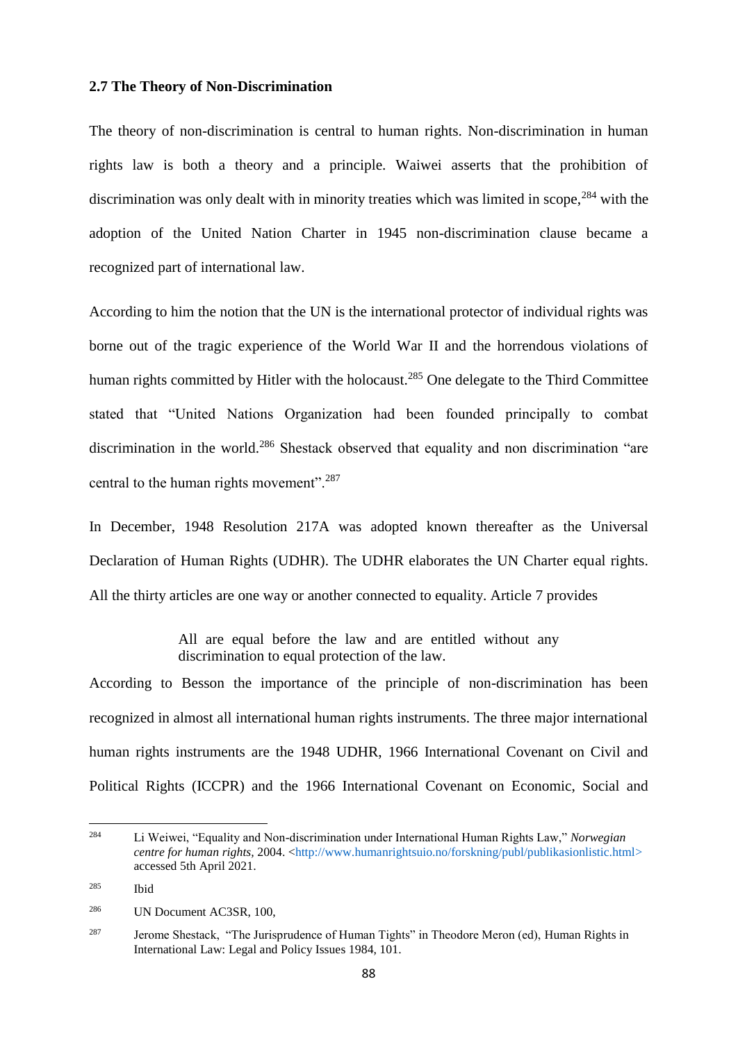### 2.7 The Theory of Non-Discrimination

The theory of non-discrimination is central to human rights. Non-discrimination in human rights law is both a theory and a principle. Waiwei asserts that the prohibition of discrimination was only dealt with in minority treaties which was limited in scope,[284] with the adoption of the United Nation Charter in 1945 non-discrimination clause became a recognized part of international law.

According to him the notion that the UN is the international protector of individual rights was borne out of the tragic experience of the World War II and the horrendous violations of human rights committed by Hitler with the holocaust.[285] One delegate to the Third Committee stated that "United Nations Organization had been founded principally to combat discrimination in the world.[286] Shestack observed that equality and non discrimination "are central to the human rights movement".[287]

In December, 1948 Resolution 217A was adopted known thereafter as the Universal Declaration of Human Rights (UDHR). The UDHR elaborates the UN Charter equal rights. All the thirty articles are one way or another connected to equality. Article 7 provides

> All are equal before the law and are entitled without any discrimination to equal protection of the law.

According to Besson the importance of the principle of non-discrimination has been recognized in almost all international human rights instruments. The three major international human rights instruments are the 1948 UDHR, 1966 International Covenant on Civil and Political Rights (ICCPR) and the 1966 International Covenant on Economic, Social and

---

[284] Li Weiwei, "Equality and Non-discrimination under International Human Rights Law," *Norwegian centre for human rights*, 2004. <http://www.humanrightsuio.no/forskning/publ/publikasionlistic.html> accessed 5th April 2021.

[285] Ibid

[286] UN Document AC3SR, 100,

[287] Jerome Shestack, "The Jurisprudence of Human Tights" in Theodore Meron (ed), Human Rights in International Law: Legal and Policy Issues 1984, 101.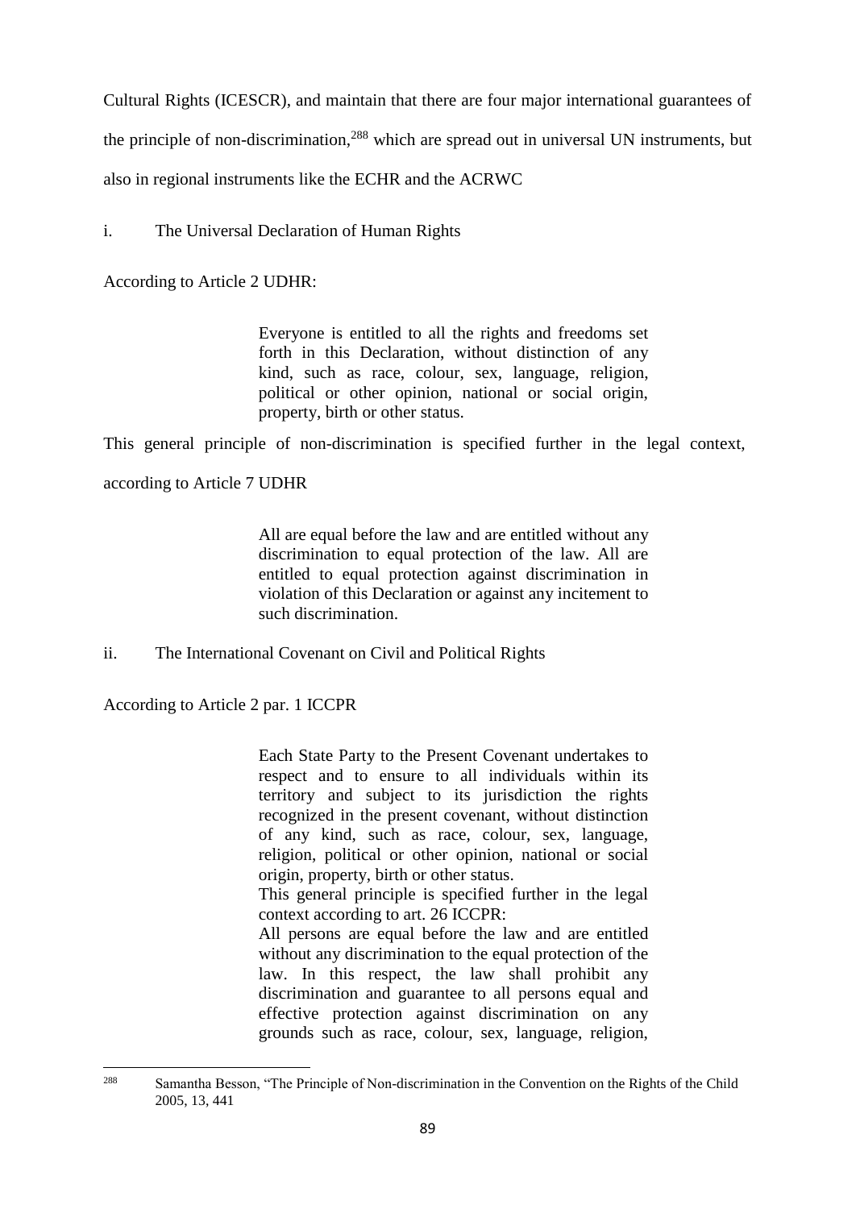Cultural Rights (ICESCR), and maintain that there are four major international guarantees of the principle of non-discrimination,[288] which are spread out in universal UN instruments, but also in regional instruments like the ECHR and the ACRWC

i. The Universal Declaration of Human Rights

According to Article 2 UDHR:

> Everyone is entitled to all the rights and freedoms set forth in this Declaration, without distinction of any kind, such as race, colour, sex, language, religion, political or other opinion, national or social origin, property, birth or other status.

This general principle of non-discrimination is specified further in the legal context, according to Article 7 UDHR

> All are equal before the law and are entitled without any discrimination to equal protection of the law. All are entitled to equal protection against discrimination in violation of this Declaration or against any incitement to such discrimination.

ii. The International Covenant on Civil and Political Rights

According to Article 2 par. 1 ICCPR

> Each State Party to the Present Covenant undertakes to respect and to ensure to all individuals within its territory and subject to its jurisdiction the rights recognized in the present covenant, without distinction of any kind, such as race, colour, sex, language, religion, political or other opinion, national or social origin, property, birth or other status.
>
> This general principle is specified further in the legal context according to art. 26 ICCPR:
>
> All persons are equal before the law and are entitled without any discrimination to the equal protection of the law. In this respect, the law shall prohibit any discrimination and guarantee to all persons equal and effective protection against discrimination on any grounds such as race, colour, sex, language, religion,

[288] Samantha Besson, "The Principle of Non-discrimination in the Convention on the Rights of the Child 2005, 13, 441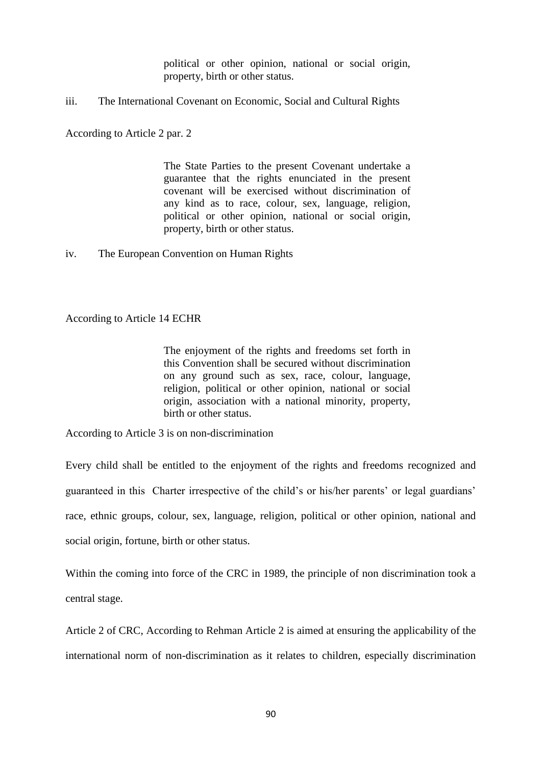> political or other opinion, national or social origin, property, birth or other status.

iii. The International Covenant on Economic, Social and Cultural Rights

According to Article 2 par. 2

> The State Parties to the present Covenant undertake a guarantee that the rights enunciated in the present covenant will be exercised without discrimination of any kind as to race, colour, sex, language, religion, political or other opinion, national or social origin, property, birth or other status.

iv. The European Convention on Human Rights

According to Article 14 ECHR

> The enjoyment of the rights and freedoms set forth in this Convention shall be secured without discrimination on any ground such as sex, race, colour, language, religion, political or other opinion, national or social origin, association with a national minority, property, birth or other status.

According to Article 3 is on non-discrimination

Every child shall be entitled to the enjoyment of the rights and freedoms recognized and guaranteed in this Charter irrespective of the child's or his/her parents' or legal guardians' race, ethnic groups, colour, sex, language, religion, political or other opinion, national and social origin, fortune, birth or other status.

Within the coming into force of the CRC in 1989, the principle of non discrimination took a central stage.

Article 2 of CRC, According to Rehman Article 2 is aimed at ensuring the applicability of the international norm of non-discrimination as it relates to children, especially discrimination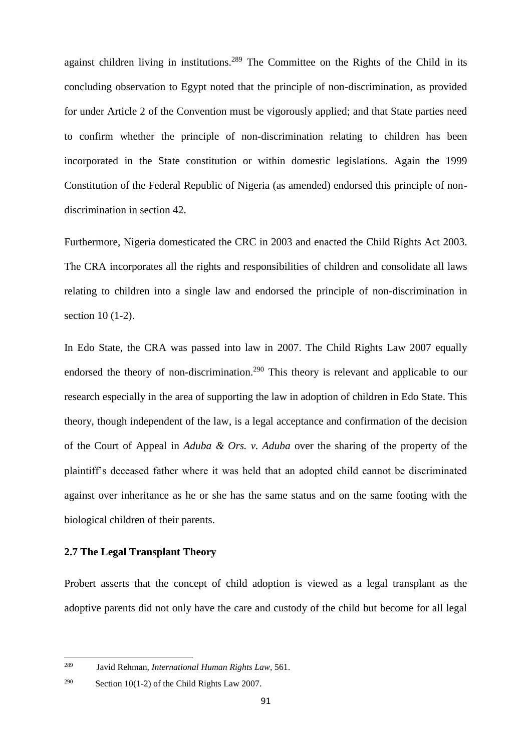against children living in institutions.[289] The Committee on the Rights of the Child in its concluding observation to Egypt noted that the principle of non-discrimination, as provided for under Article 2 of the Convention must be vigorously applied; and that State parties need to confirm whether the principle of non-discrimination relating to children has been incorporated in the State constitution or within domestic legislations. Again the 1999 Constitution of the Federal Republic of Nigeria (as amended) endorsed this principle of non-discrimination in section 42.

Furthermore, Nigeria domesticated the CRC in 2003 and enacted the Child Rights Act 2003. The CRA incorporates all the rights and responsibilities of children and consolidate all laws relating to children into a single law and endorsed the principle of non-discrimination in section 10 (1-2).

In Edo State, the CRA was passed into law in 2007. The Child Rights Law 2007 equally endorsed the theory of non-discrimination.[290] This theory is relevant and applicable to our research especially in the area of supporting the law in adoption of children in Edo State. This theory, though independent of the law, is a legal acceptance and confirmation of the decision of the Court of Appeal in *Aduba & Ors. v. Aduba* over the sharing of the property of the plaintiff's deceased father where it was held that an adopted child cannot be discriminated against over inheritance as he or she has the same status and on the same footing with the biological children of their parents.

### 2.7 The Legal Transplant Theory

Probert asserts that the concept of child adoption is viewed as a legal transplant as the adoptive parents did not only have the care and custody of the child but become for all legal

---

[289] Javid Rehman, *International Human Rights Law*, 561.

[290] Section 10(1-2) of the Child Rights Law 2007.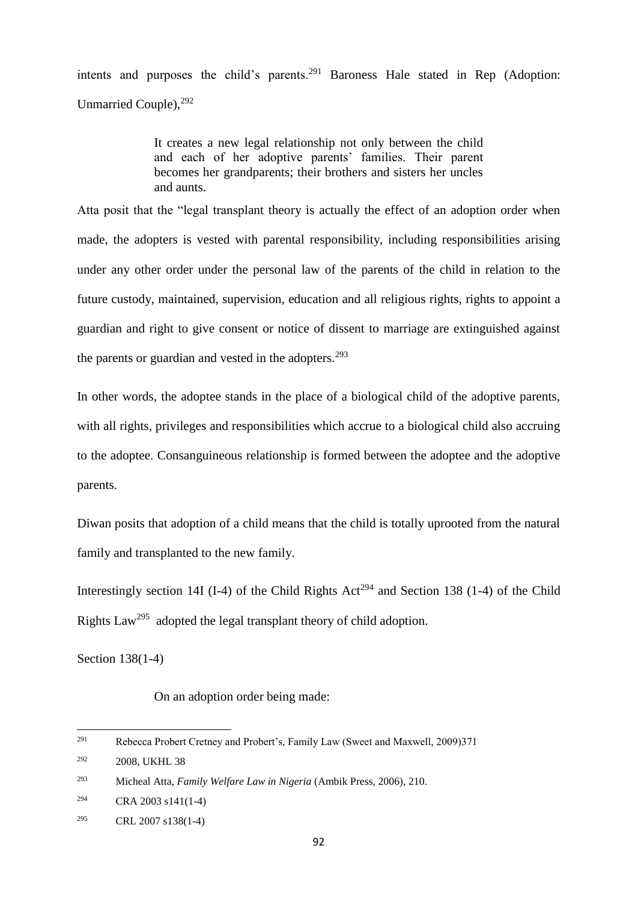intents and purposes the child's parents.[291] Baroness Hale stated in Rep (Adoption: Unmarried Couple),[292]

> It creates a new legal relationship not only between the child and each of her adoptive parents' families. Their parent becomes her grandparents; their brothers and sisters her uncles and aunts.

Atta posit that the "legal transplant theory is actually the effect of an adoption order when made, the adopters is vested with parental responsibility, including responsibilities arising under any other order under the personal law of the parents of the child in relation to the future custody, maintained, supervision, education and all religious rights, rights to appoint a guardian and right to give consent or notice of dissent to marriage are extinguished against the parents or guardian and vested in the adopters.[293]

In other words, the adoptee stands in the place of a biological child of the adoptive parents, with all rights, privileges and responsibilities which accrue to a biological child also accruing to the adoptee. Consanguineous relationship is formed between the adoptee and the adoptive parents.

Diwan posits that adoption of a child means that the child is totally uprooted from the natural family and transplanted to the new family.

Interestingly section 14I (I-4) of the Child Rights Act[294] and Section 138 (1-4) of the Child Rights Law[295] adopted the legal transplant theory of child adoption.

Section 138(1-4)

> On an adoption order being made:

---

[291] Rebecca Probert Cretney and Probert's, Family Law (Sweet and Maxwell, 2009)371

[292] 2008, UKHL 38

[293] Micheal Atta, *Family Welfare Law in Nigeria* (Ambik Press, 2006), 210.

[294] CRA 2003 s141(1-4)

[295] CRL 2007 s138(1-4)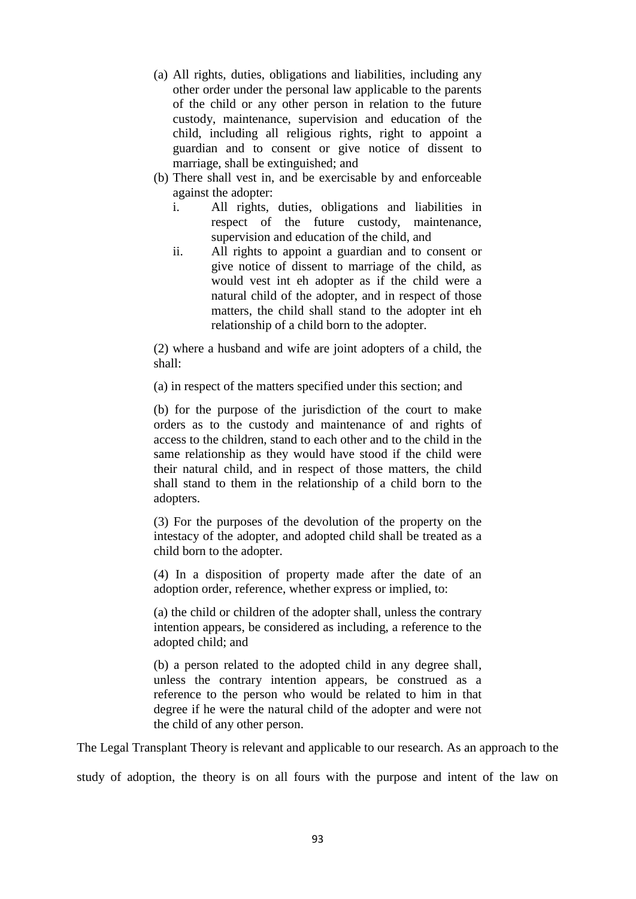(a) All rights, duties, obligations and liabilities, including any other order under the personal law applicable to the parents of the child or any other person in relation to the future custody, maintenance, supervision and education of the child, including all religious rights, right to appoint a guardian and to consent or give notice of dissent to marriage, shall be extinguished; and

(b) There shall vest in, and be exercisable by and enforceable against the adopter:

   i. All rights, duties, obligations and liabilities in respect of the future custody, maintenance, supervision and education of the child, and

   ii. All rights to appoint a guardian and to consent or give notice of dissent to marriage of the child, as would vest int eh adopter as if the child were a natural child of the adopter, and in respect of those matters, the child shall stand to the adopter int eh relationship of a child born to the adopter.

(2) where a husband and wife are joint adopters of a child, the shall:

(a) in respect of the matters specified under this section; and

(b) for the purpose of the jurisdiction of the court to make orders as to the custody and maintenance of and rights of access to the children, stand to each other and to the child in the same relationship as they would have stood if the child were their natural child, and in respect of those matters, the child shall stand to them in the relationship of a child born to the adopters.

(3) For the purposes of the devolution of the property on the intestacy of the adopter, and adopted child shall be treated as a child born to the adopter.

(4) In a disposition of property made after the date of an adoption order, reference, whether express or implied, to:

(a) the child or children of the adopter shall, unless the contrary intention appears, be considered as including, a reference to the adopted child; and

(b) a person related to the adopted child in any degree shall, unless the contrary intention appears, be construed as a reference to the person who would be related to him in that degree if he were the natural child of the adopter and were not the child of any other person.

The Legal Transplant Theory is relevant and applicable to our research. As an approach to the study of adoption, the theory is on all fours with the purpose and intent of the law on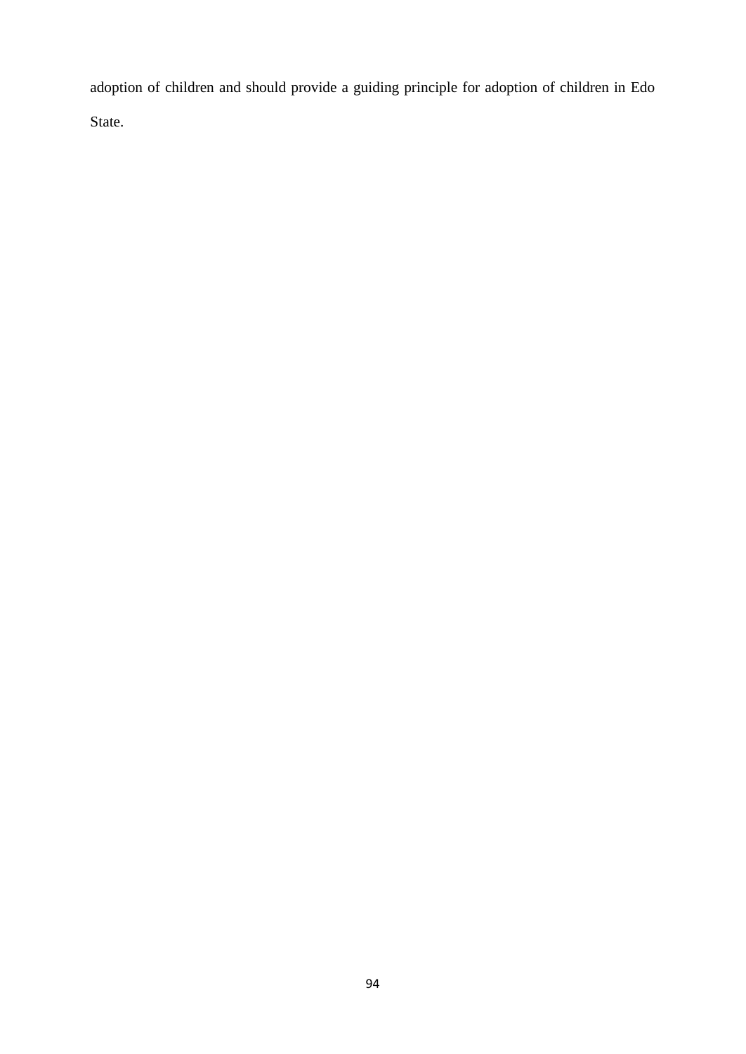adoption of children and should provide a guiding principle for adoption of children in Edo State.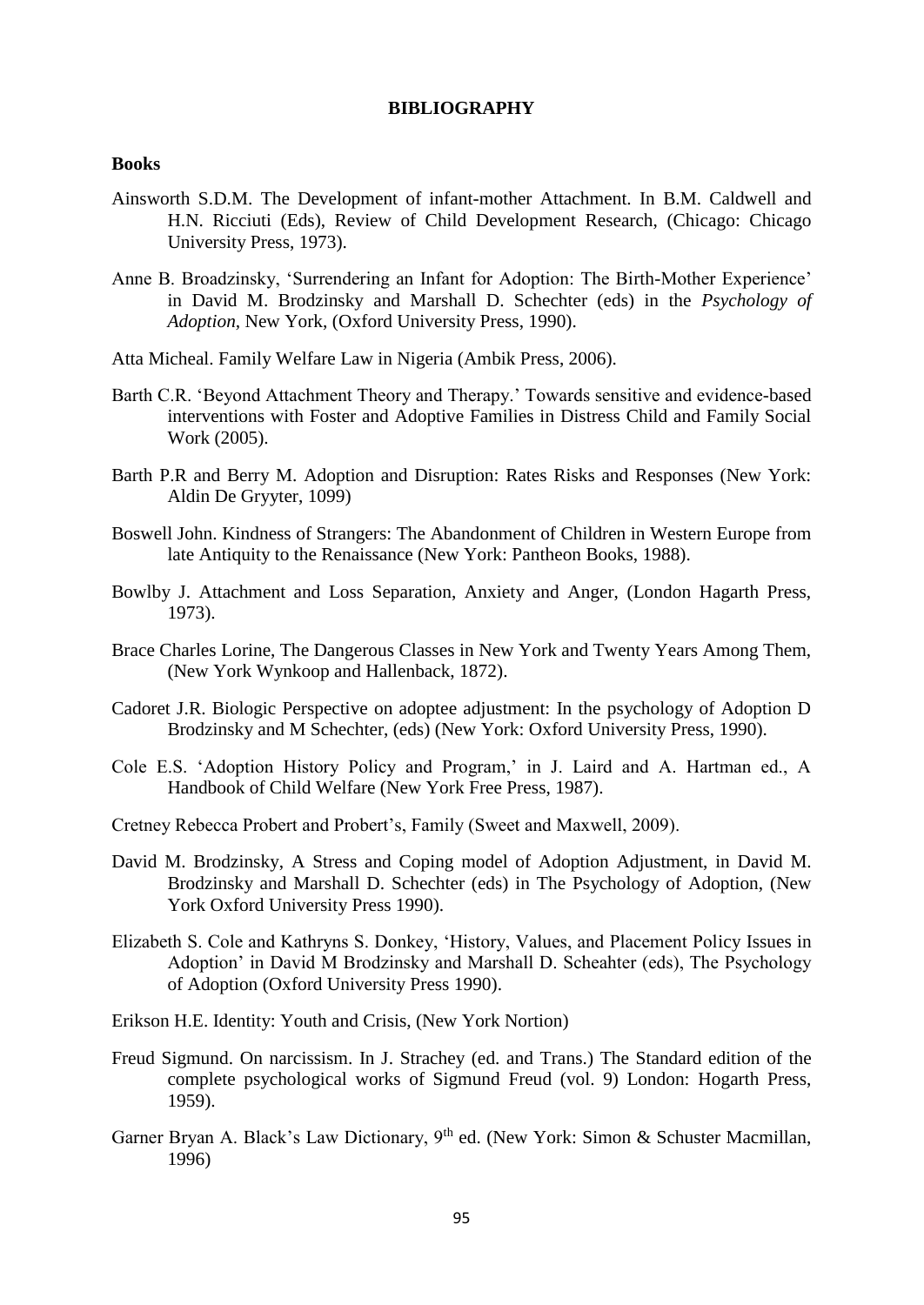**BIBLIOGRAPHY**

**Books**

Ainsworth S.D.M. The Development of infant-mother Attachment. In B.M. Caldwell and H.N. Ricciuti (Eds), Review of Child Development Research, (Chicago: Chicago University Press, 1973).

Anne B. Broadzinsky, 'Surrendering an Infant for Adoption: The Birth-Mother Experience' in David M. Brodzinsky and Marshall D. Schechter (eds) in the *Psychology of Adoption*, New York, (Oxford University Press, 1990).

Atta Micheal. Family Welfare Law in Nigeria (Ambik Press, 2006).

Barth C.R. 'Beyond Attachment Theory and Therapy.' Towards sensitive and evidence-based interventions with Foster and Adoptive Families in Distress Child and Family Social Work (2005).

Barth P.R and Berry M. Adoption and Disruption: Rates Risks and Responses (New York: Aldin De Gryyter, 1099)

Boswell John. Kindness of Strangers: The Abandonment of Children in Western Europe from late Antiquity to the Renaissance (New York: Pantheon Books, 1988).

Bowlby J. Attachment and Loss Separation, Anxiety and Anger, (London Hagarth Press, 1973).

Brace Charles Lorine, The Dangerous Classes in New York and Twenty Years Among Them, (New York Wynkoop and Hallenback, 1872).

Cadoret J.R. Biologic Perspective on adoptee adjustment: In the psychology of Adoption D Brodzinsky and M Schechter, (eds) (New York: Oxford University Press, 1990).

Cole E.S. 'Adoption History Policy and Program,' in J. Laird and A. Hartman ed., A Handbook of Child Welfare (New York Free Press, 1987).

Cretney Rebecca Probert and Probert's, Family (Sweet and Maxwell, 2009).

David M. Brodzinsky, A Stress and Coping model of Adoption Adjustment, in David M. Brodzinsky and Marshall D. Schechter (eds) in The Psychology of Adoption, (New York Oxford University Press 1990).

Elizabeth S. Cole and Kathryns S. Donkey, 'History, Values, and Placement Policy Issues in Adoption' in David M Brodzinsky and Marshall D. Scheahter (eds), The Psychology of Adoption (Oxford University Press 1990).

Erikson H.E. Identity: Youth and Crisis, (New York Nortion)

Freud Sigmund. On narcissism. In J. Strachey (ed. and Trans.) The Standard edition of the complete psychological works of Sigmund Freud (vol. 9) London: Hogarth Press, 1959).

Garner Bryan A. Black's Law Dictionary, 9th ed. (New York: Simon & Schuster Macmillan, 1996)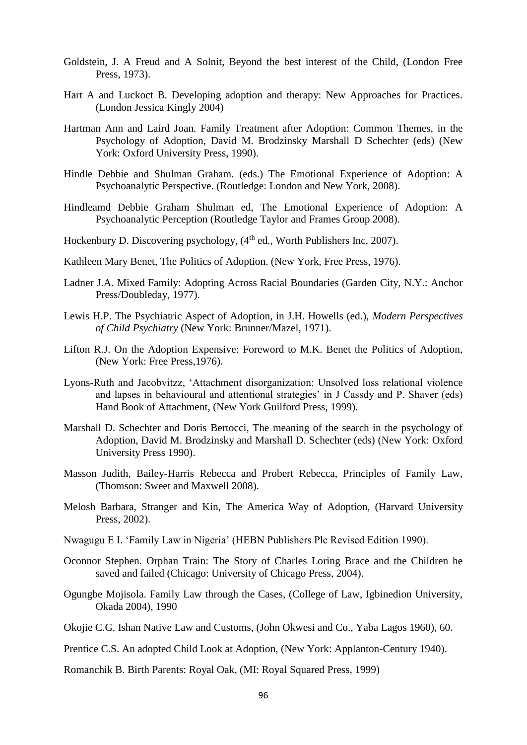Goldstein, J. A Freud and A Solnit, Beyond the best interest of the Child, (London Free Press, 1973).

Hart A and Luckoct B. Developing adoption and therapy: New Approaches for Practices. (London Jessica Kingly 2004)

Hartman Ann and Laird Joan. Family Treatment after Adoption: Common Themes, in the Psychology of Adoption, David M. Brodzinsky Marshall D Schechter (eds) (New York: Oxford University Press, 1990).

Hindle Debbie and Shulman Graham. (eds.) The Emotional Experience of Adoption: A Psychoanalytic Perspective. (Routledge: London and New York, 2008).

Hindleamd Debbie Graham Shulman ed, The Emotional Experience of Adoption: A Psychoanalytic Perception (Routledge Taylor and Frames Group 2008).

Hockenbury D. Discovering psychology, (4th ed., Worth Publishers Inc, 2007).

Kathleen Mary Benet, The Politics of Adoption. (New York, Free Press, 1976).

Ladner J.A. Mixed Family: Adopting Across Racial Boundaries (Garden City, N.Y.: Anchor Press/Doubleday, 1977).

Lewis H.P. The Psychiatric Aspect of Adoption, in J.H. Howells (ed.), *Modern Perspectives of Child Psychiatry* (New York: Brunner/Mazel, 1971).

Lifton R.J. On the Adoption Expensive: Foreword to M.K. Benet the Politics of Adoption, (New York: Free Press,1976).

Lyons-Ruth and Jacobvitzz, 'Attachment disorganization: Unsolved loss relational violence and lapses in behavioural and attentional strategies' in J Cassdy and P. Shaver (eds) Hand Book of Attachment, (New York Guilford Press, 1999).

Marshall D. Schechter and Doris Bertocci, The meaning of the search in the psychology of Adoption, David M. Brodzinsky and Marshall D. Schechter (eds) (New York: Oxford University Press 1990).

Masson Judith, Bailey-Harris Rebecca and Probert Rebecca, Principles of Family Law, (Thomson: Sweet and Maxwell 2008).

Melosh Barbara, Stranger and Kin, The America Way of Adoption, (Harvard University Press, 2002).

Nwagugu E I. 'Family Law in Nigeria' (HEBN Publishers Plc Revised Edition 1990).

Oconnor Stephen. Orphan Train: The Story of Charles Loring Brace and the Children he saved and failed (Chicago: University of Chicago Press, 2004).

Ogungbe Mojisola. Family Law through the Cases, (College of Law, Igbinedion University, Okada 2004), 1990

Okojie C.G. Ishan Native Law and Customs, (John Okwesi and Co., Yaba Lagos 1960), 60.

Prentice C.S. An adopted Child Look at Adoption, (New York: Applanton-Century 1940).

Romanchik B. Birth Parents: Royal Oak, (MI: Royal Squared Press, 1999)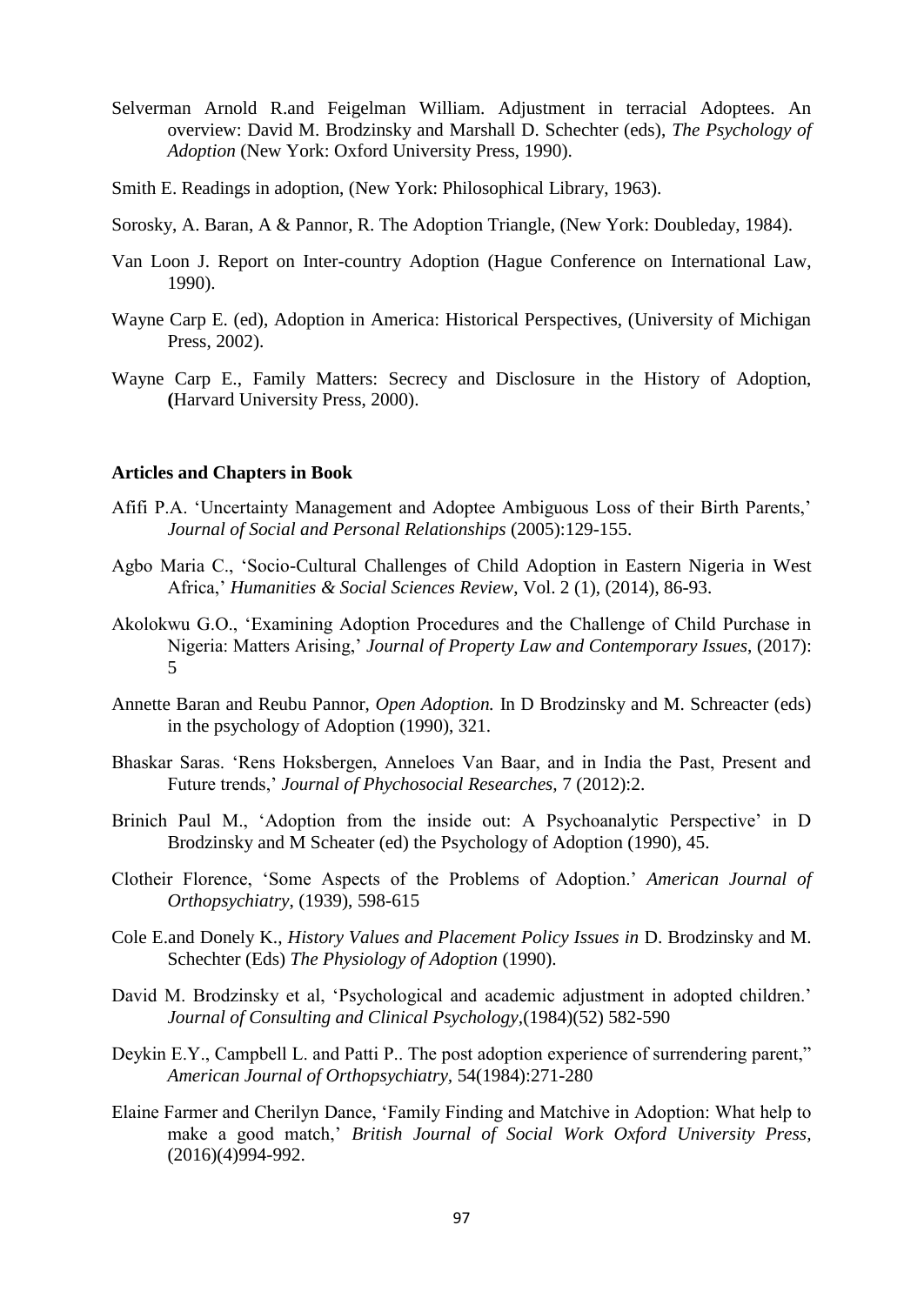Selverman Arnold R.and Feigelman William. Adjustment in terracial Adoptees. An overview: David M. Brodzinsky and Marshall D. Schechter (eds), *The Psychology of Adoption* (New York: Oxford University Press, 1990).

Smith E. Readings in adoption, (New York: Philosophical Library, 1963).

Sorosky, A. Baran, A & Pannor, R. The Adoption Triangle, (New York: Doubleday, 1984).

Van Loon J. Report on Inter-country Adoption (Hague Conference on International Law, 1990).

Wayne Carp E. (ed), Adoption in America: Historical Perspectives, (University of Michigan Press, 2002).

Wayne Carp E., Family Matters: Secrecy and Disclosure in the History of Adoption, **(**Harvard University Press, 2000).

**Articles and Chapters in Book**

Afifi P.A. 'Uncertainty Management and Adoptee Ambiguous Loss of their Birth Parents,' *Journal of Social and Personal Relationships* (2005):129-155.

Agbo Maria C., 'Socio-Cultural Challenges of Child Adoption in Eastern Nigeria in West Africa,' *Humanities & Social Sciences Review*, Vol. 2 (1), (2014), 86-93.

Akolokwu G.O., 'Examining Adoption Procedures and the Challenge of Child Purchase in Nigeria: Matters Arising,' *Journal of Property Law and Contemporary Issues*, (2017): 5

Annette Baran and Reubu Pannor, *Open Adoption.* In D Brodzinsky and M. Schreacter (eds) in the psychology of Adoption (1990), 321.

Bhaskar Saras. 'Rens Hoksbergen, Anneloes Van Baar, and in India the Past, Present and Future trends,' *Journal of Phychosocial Researches,* 7 (2012):2.

Brinich Paul M., 'Adoption from the inside out: A Psychoanalytic Perspective' in D Brodzinsky and M Scheater (ed) the Psychology of Adoption (1990), 45.

Clotheir Florence, 'Some Aspects of the Problems of Adoption.' *American Journal of Orthopsychiatry*, (1939), 598-615

Cole E.and Donely K., *History Values and Placement Policy Issues in* D. Brodzinsky and M. Schechter (Eds) *The Physiology of Adoption* (1990).

David M. Brodzinsky et al, 'Psychological and academic adjustment in adopted children.' *Journal of Consulting and Clinical Psychology,*(1984)(52) 582-590

Deykin E.Y., Campbell L. and Patti P.. The post adoption experience of surrendering parent," *American Journal of Orthopsychiatry,* 54(1984):271-280

Elaine Farmer and Cherilyn Dance, 'Family Finding and Matchive in Adoption: What help to make a good match,' *British Journal of Social Work Oxford University Press*, (2016)(4)994-992.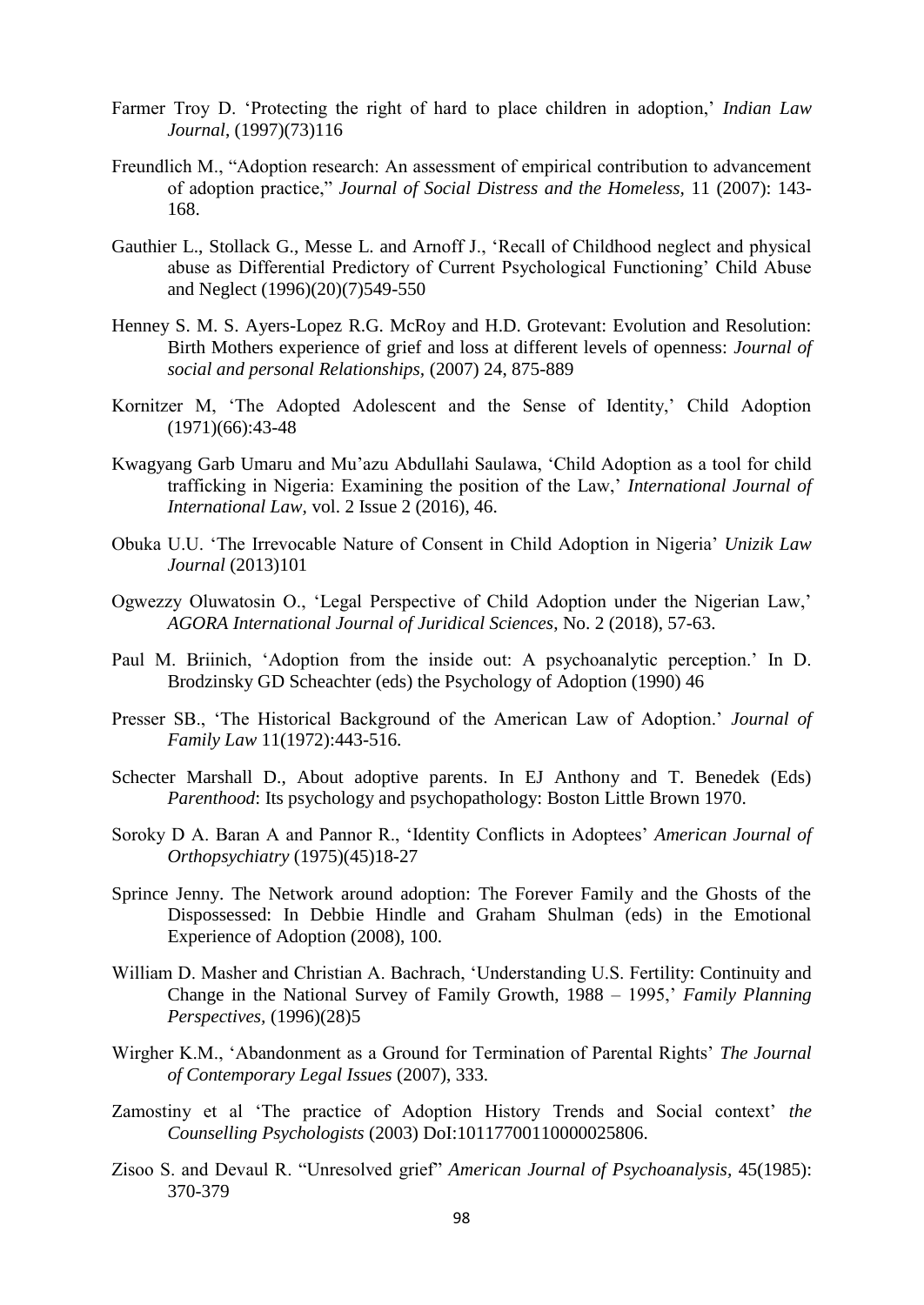Farmer Troy D. 'Protecting the right of hard to place children in adoption,' *Indian Law Journal*, (1997)(73)116

Freundlich M., "Adoption research: An assessment of empirical contribution to advancement of adoption practice," *Journal of Social Distress and the Homeless,* 11 (2007): 143-168.

Gauthier L., Stollack G., Messe L. and Arnoff J., 'Recall of Childhood neglect and physical abuse as Differential Predictory of Current Psychological Functioning' Child Abuse and Neglect (1996)(20)(7)549-550

Henney S. M. S. Ayers-Lopez R.G. McRoy and H.D. Grotevant: Evolution and Resolution: Birth Mothers experience of grief and loss at different levels of openness: *Journal of social and personal Relationships,* (2007) 24, 875-889

Kornitzer M, 'The Adopted Adolescent and the Sense of Identity,' Child Adoption (1971)(66):43-48

Kwagyang Garb Umaru and Mu'azu Abdullahi Saulawa, 'Child Adoption as a tool for child trafficking in Nigeria: Examining the position of the Law,' *International Journal of International Law,* vol. 2 Issue 2 (2016), 46.

Obuka U.U. 'The Irrevocable Nature of Consent in Child Adoption in Nigeria' *Unizik Law Journal* (2013)101

Ogwezzy Oluwatosin O., 'Legal Perspective of Child Adoption under the Nigerian Law,' *AGORA International Journal of Juridical Sciences*, No. 2 (2018), 57-63.

Paul M. Briinich, 'Adoption from the inside out: A psychoanalytic perception.' In D. Brodzinsky GD Scheachter (eds) the Psychology of Adoption (1990) 46

Presser SB., 'The Historical Background of the American Law of Adoption.' *Journal of Family Law* 11(1972):443-516.

Schecter Marshall D., About adoptive parents. In EJ Anthony and T. Benedek (Eds) *Parenthood*: Its psychology and psychopathology: Boston Little Brown 1970.

Soroky D A. Baran A and Pannor R., 'Identity Conflicts in Adoptees' *American Journal of Orthopsychiatry* (1975)(45)18-27

Sprince Jenny. The Network around adoption: The Forever Family and the Ghosts of the Dispossessed: In Debbie Hindle and Graham Shulman (eds) in the Emotional Experience of Adoption (2008), 100.

William D. Masher and Christian A. Bachrach, 'Understanding U.S. Fertility: Continuity and Change in the National Survey of Family Growth, 1988 – 1995,' *Family Planning Perspectives,* (1996)(28)5

Wirgher K.M., 'Abandonment as a Ground for Termination of Parental Rights' *The Journal of Contemporary Legal Issues* (2007), 333.

Zamostiny et al 'The practice of Adoption History Trends and Social context' *the Counselling Psychologists* (2003) DoI:10117700110000025806.

Zisoo S. and Devaul R. "Unresolved grief" *American Journal of Psychoanalysis,* 45(1985): 370-379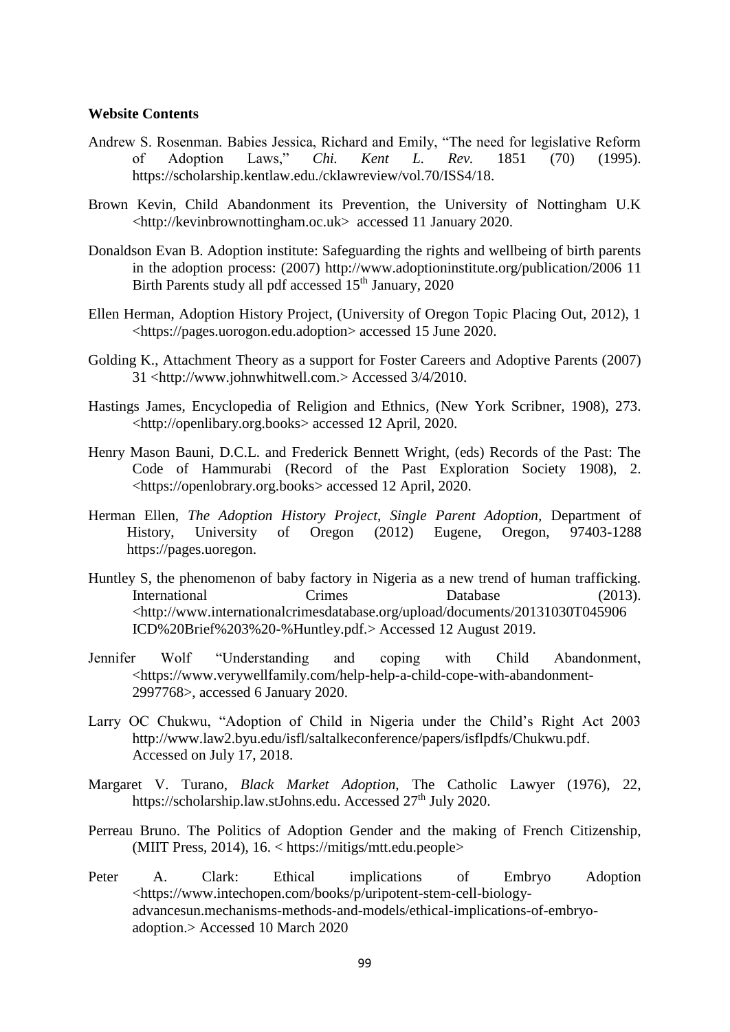**Website Contents**

Andrew S. Rosenman. Babies Jessica, Richard and Emily, "The need for legislative Reform of Adoption Laws," *Chi. Kent L. Rev.* 1851 (70) (1995). https://scholarship.kentlaw.edu./cklawreview/vol.70/ISS4/18.

Brown Kevin, Child Abandonment its Prevention, the University of Nottingham U.K <http://kevinbrownottingham.oc.uk> accessed 11 January 2020.

Donaldson Evan B. Adoption institute: Safeguarding the rights and wellbeing of birth parents in the adoption process: (2007) http://www.adoptioninstitute.org/publication/2006 11 Birth Parents study all pdf accessed 15th January, 2020

Ellen Herman, Adoption History Project, (University of Oregon Topic Placing Out, 2012), 1 <https://pages.uorogon.edu.adoption> accessed 15 June 2020.

Golding K., Attachment Theory as a support for Foster Careers and Adoptive Parents (2007) 31 <http://www.johnwhitwell.com.> Accessed 3/4/2010.

Hastings James, Encyclopedia of Religion and Ethnics, (New York Scribner, 1908), 273. <http://openlibary.org.books> accessed 12 April, 2020.

Henry Mason Bauni, D.C.L. and Frederick Bennett Wright, (eds) Records of the Past: The Code of Hammurabi (Record of the Past Exploration Society 1908), 2. <https://openlobrary.org.books> accessed 12 April, 2020.

Herman Ellen, *The Adoption History Project, Single Parent Adoption*, Department of History, University of Oregon (2012) Eugene, Oregon, 97403-1288 https://pages.uoregon.

Huntley S, the phenomenon of baby factory in Nigeria as a new trend of human trafficking. International Crimes Database (2013). <http://www.internationalcrimesdatabase.org/upload/documents/20131030T045906 ICD%20Brief%203%20-%Huntley.pdf.> Accessed 12 August 2019.

Jennifer Wolf "Understanding and coping with Child Abandonment, <https://www.verywellfamily.com/help-help-a-child-cope-with-abandonment-2997768>, accessed 6 January 2020.

Larry OC Chukwu, "Adoption of Child in Nigeria under the Child's Right Act 2003 http://www.law2.byu.edu/isfl/saltalkeconference/papers/isflpdfs/Chukwu.pdf. Accessed on July 17, 2018.

Margaret V. Turano, *Black Market Adoption*, The Catholic Lawyer (1976), 22, https://scholarship.law.stJohns.edu. Accessed 27th July 2020.

Perreau Bruno. The Politics of Adoption Gender and the making of French Citizenship, (MIIT Press, 2014), 16. < https://mitigs/mtt.edu.people>

Peter A. Clark: Ethical implications of Embryo Adoption <https://www.intechopen.com/books/p/uripotent-stem-cell-biology-advancesun.mechanisms-methods-and-models/ethical-implications-of-embryo-adoption.> Accessed 10 March 2020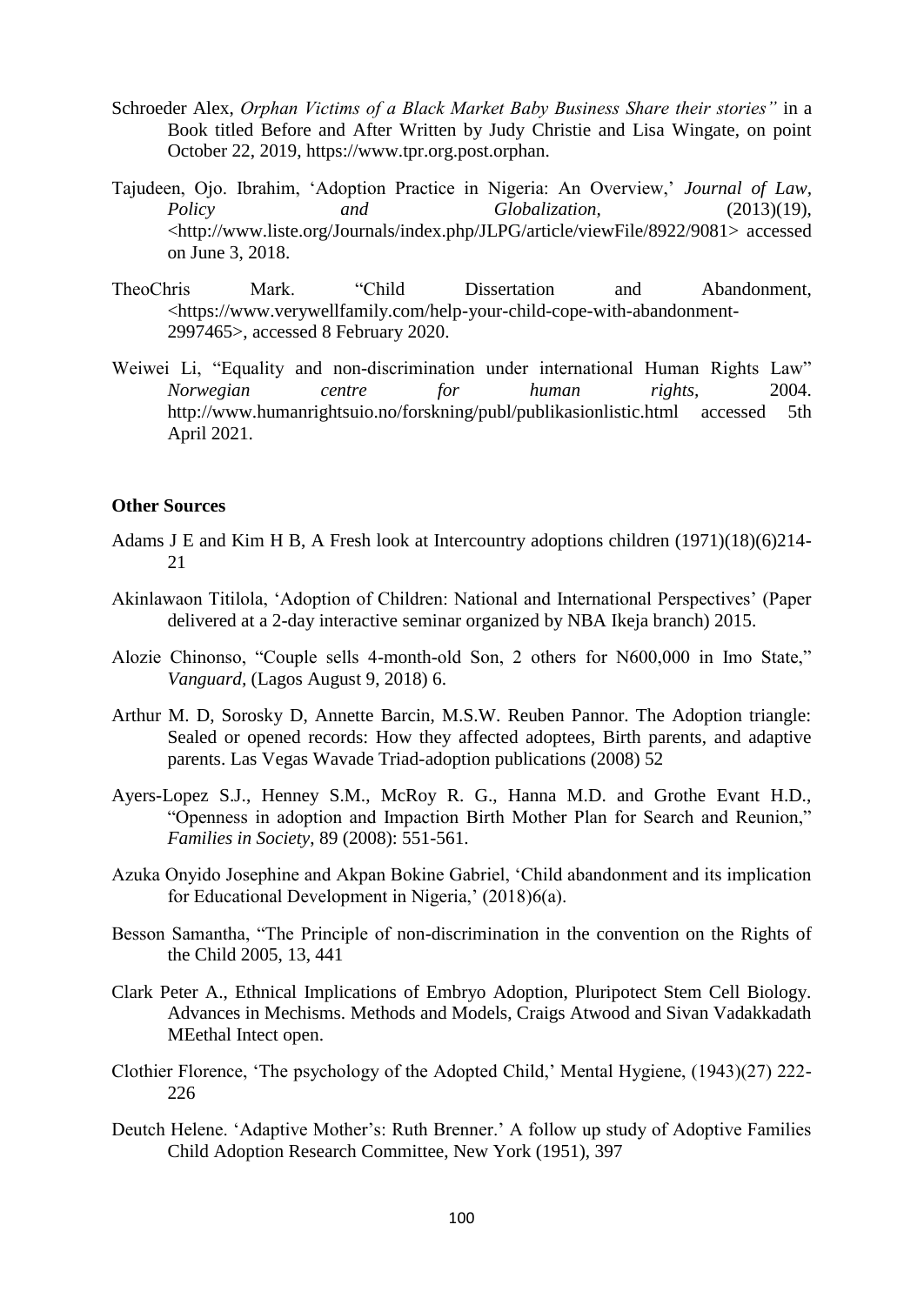Schroeder Alex, *Orphan Victims of a Black Market Baby Business Share their stories"* in a Book titled Before and After Written by Judy Christie and Lisa Wingate, on point October 22, 2019, https://www.tpr.org.post.orphan.

Tajudeen, Ojo. Ibrahim, 'Adoption Practice in Nigeria: An Overview,' *Journal of Law, Policy and Globalization*, (2013)(19), <http://www.liste.org/Journals/index.php/JLPG/article/viewFile/8922/9081> accessed on June 3, 2018.

TheoChris Mark. "Child Dissertation and Abandonment, <https://www.verywellfamily.com/help-your-child-cope-with-abandonment-2997465>, accessed 8 February 2020.

Weiwei Li, "Equality and non-discrimination under international Human Rights Law" *Norwegian centre for human rights,* 2004. http://www.humanrightsuio.no/forskning/publ/publikasionlistic.html accessed 5th April 2021.

**Other Sources**

Adams J E and Kim H B, A Fresh look at Intercountry adoptions children (1971)(18)(6)214-21

Akinlawaon Titilola, 'Adoption of Children: National and International Perspectives' (Paper delivered at a 2-day interactive seminar organized by NBA Ikeja branch) 2015.

Alozie Chinonso, "Couple sells 4-month-old Son, 2 others for N600,000 in Imo State," *Vanguard,* (Lagos August 9, 2018) 6.

Arthur M. D, Sorosky D, Annette Barcin, M.S.W. Reuben Pannor. The Adoption triangle: Sealed or opened records: How they affected adoptees, Birth parents, and adaptive parents. Las Vegas Wavade Triad-adoption publications (2008) 52

Ayers-Lopez S.J., Henney S.M., McRoy R. G., Hanna M.D. and Grothe Evant H.D., "Openness in adoption and Impaction Birth Mother Plan for Search and Reunion," *Families in Society*, 89 (2008): 551-561.

Azuka Onyido Josephine and Akpan Bokine Gabriel, 'Child abandonment and its implication for Educational Development in Nigeria,' (2018)6(a).

Besson Samantha, "The Principle of non-discrimination in the convention on the Rights of the Child 2005, 13, 441

Clark Peter A., Ethnical Implications of Embryo Adoption, Pluripotect Stem Cell Biology. Advances in Mechisms. Methods and Models, Craigs Atwood and Sivan Vadakkadath MEethal Intect open.

Clothier Florence, 'The psychology of the Adopted Child,' Mental Hygiene, (1943)(27) 222-226

Deutch Helene. 'Adaptive Mother's: Ruth Brenner.' A follow up study of Adoptive Families Child Adoption Research Committee, New York (1951), 397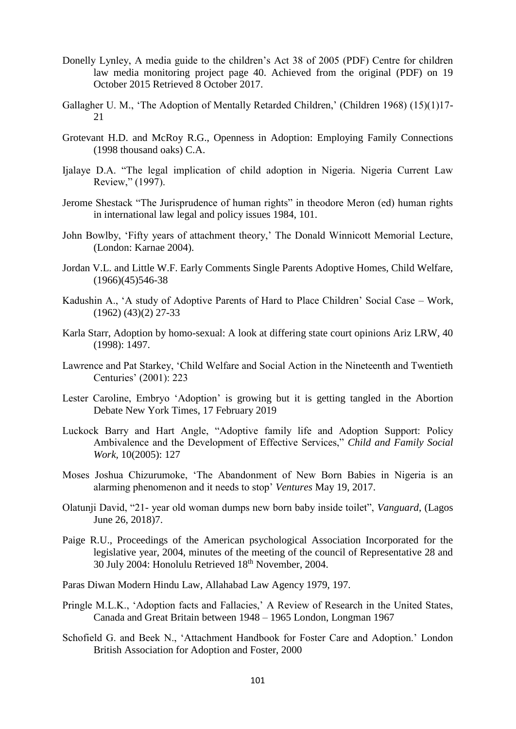Donelly Lynley, A media guide to the children's Act 38 of 2005 (PDF) Centre for children law media monitoring project page 40. Achieved from the original (PDF) on 19 October 2015 Retrieved 8 October 2017.

Gallagher U. M., 'The Adoption of Mentally Retarded Children,' (Children 1968) (15)(1)17-21

Grotevant H.D. and McRoy R.G., Openness in Adoption: Employing Family Connections (1998 thousand oaks) C.A.

Ijalaye D.A. "The legal implication of child adoption in Nigeria. Nigeria Current Law Review," (1997).

Jerome Shestack "The Jurisprudence of human rights" in theodore Meron (ed) human rights in international law legal and policy issues 1984, 101.

John Bowlby, 'Fifty years of attachment theory,' The Donald Winnicott Memorial Lecture, (London: Karnae 2004).

Jordan V.L. and Little W.F. Early Comments Single Parents Adoptive Homes, Child Welfare, (1966)(45)546-38

Kadushin A., 'A study of Adoptive Parents of Hard to Place Children' Social Case – Work, (1962) (43)(2) 27-33

Karla Starr, Adoption by homo-sexual: A look at differing state court opinions Ariz LRW, 40 (1998): 1497.

Lawrence and Pat Starkey, 'Child Welfare and Social Action in the Nineteenth and Twentieth Centuries' (2001): 223

Lester Caroline, Embryo 'Adoption' is growing but it is getting tangled in the Abortion Debate New York Times, 17 February 2019

Luckock Barry and Hart Angle, "Adoptive family life and Adoption Support: Policy Ambivalence and the Development of Effective Services," *Child and Family Social Work,* 10(2005): 127

Moses Joshua Chizurumoke, 'The Abandonment of New Born Babies in Nigeria is an alarming phenomenon and it needs to stop' *Ventures* May 19, 2017.

Olatunji David, "21- year old woman dumps new born baby inside toilet", *Vanguard*, (Lagos June 26, 2018)7.

Paige R.U., Proceedings of the American psychological Association Incorporated for the legislative year, 2004, minutes of the meeting of the council of Representative 28 and 30 July 2004: Honolulu Retrieved 18th November, 2004.

Paras Diwan Modern Hindu Law, Allahabad Law Agency 1979, 197.

Pringle M.L.K., 'Adoption facts and Fallacies,' A Review of Research in the United States, Canada and Great Britain between 1948 – 1965 London, Longman 1967

Schofield G. and Beek N., 'Attachment Handbook for Foster Care and Adoption.' London British Association for Adoption and Foster, 2000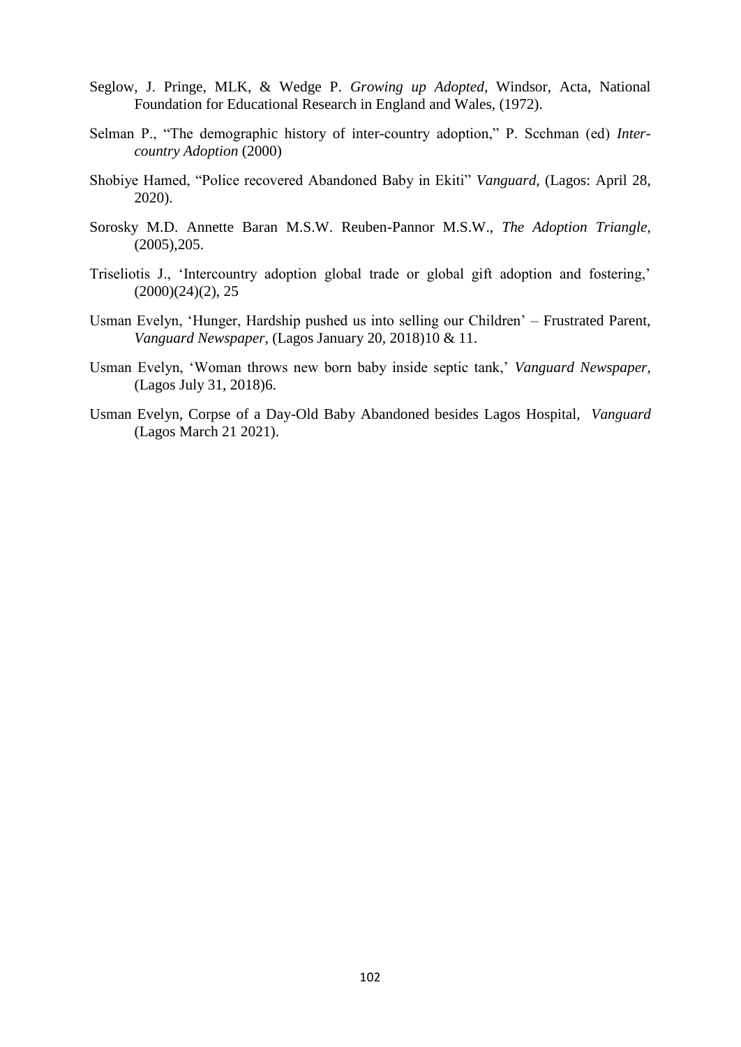Seglow, J. Pringe, MLK, & Wedge P. *Growing up Adopted,* Windsor, Acta, National Foundation for Educational Research in England and Wales, (1972).

Selman P., "The demographic history of inter-country adoption," P. Scchman (ed) *Inter-country Adoption* (2000)

Shobiye Hamed, "Police recovered Abandoned Baby in Ekiti" *Vanguard,* (Lagos: April 28, 2020).

Sorosky M.D. Annette Baran M.S.W. Reuben-Pannor M.S.W., *The Adoption Triangle*, (2005),205.

Triseliotis J., 'Intercountry adoption global trade or global gift adoption and fostering,' (2000)(24)(2), 25

Usman Evelyn, 'Hunger, Hardship pushed us into selling our Children' – Frustrated Parent, *Vanguard Newspaper,* (Lagos January 20, 2018)10 & 11.

Usman Evelyn, 'Woman throws new born baby inside septic tank,' *Vanguard Newspaper,* (Lagos July 31, 2018)6.

Usman Evelyn, Corpse of a Day-Old Baby Abandoned besides Lagos Hospital, *Vanguard* (Lagos March 21 2021).